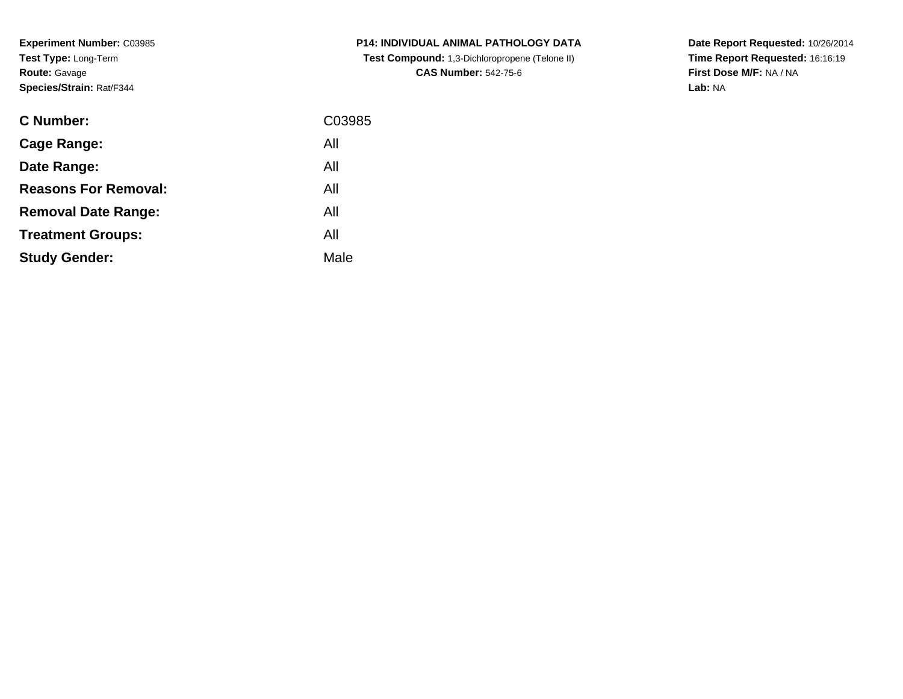**Experiment Number:** C03985
**Test Type:** Long-Term
**Route:** Gavage
**Species/Strain:** Rat/F344

**P14: INDIVIDUAL ANIMAL PATHOLOGY DATA**
**Test Compound:** 1,3-Dichloropropene (Telone II)
**CAS Number:** 542-75-6

**Date Report Requested:** 10/26/2014
**Time Report Requested:** 16:16:19
**First Dose M/F:** NA / NA
**Lab:** NA

| | |
|---|---|
| **C Number:** | C03985 |
| **Cage Range:** | All |
| **Date Range:** | All |
| **Reasons For Removal:** | All |
| **Removal Date Range:** | All |
| **Treatment Groups:** | All |
| **Study Gender:** | Male |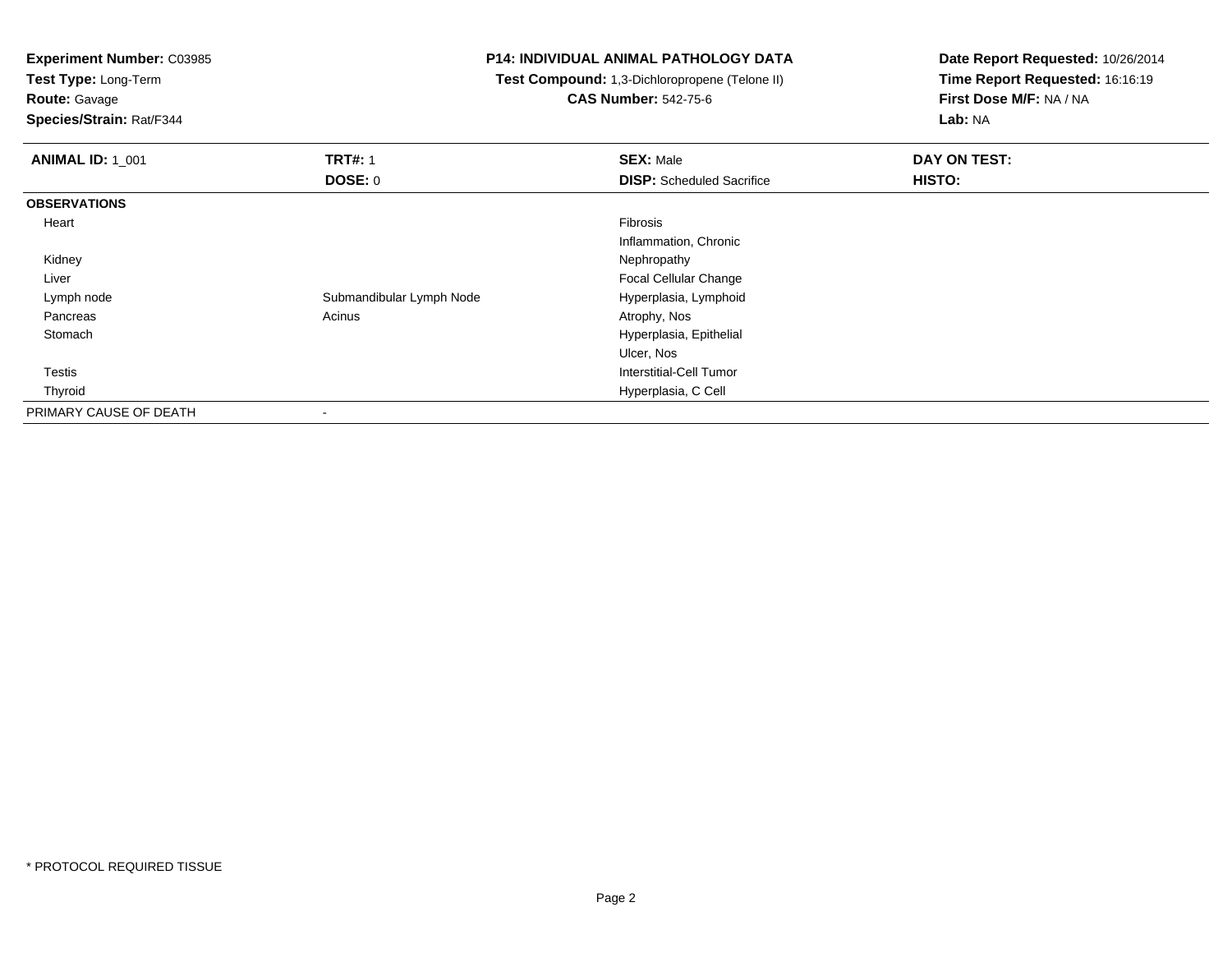**Experiment Number:** C03985
**Test Type:** Long-Term
**Route:** Gavage
**Species/Strain:** Rat/F344

**P14: INDIVIDUAL ANIMAL PATHOLOGY DATA**
**Test Compound:** 1,3-Dichloropropene (Telone II)
**CAS Number:** 542-75-6

**Date Report Requested:** 10/26/2014
**Time Report Requested:** 16:16:19
**First Dose M/F:** NA / NA
**Lab:** NA

| **ANIMAL ID:** 1_001 | **TRT#:** 1 | **SEX:** Male | **DAY ON TEST:** |
|---|---|---|---|
| | **DOSE:** 0 | **DISP:** Scheduled Sacrifice | **HISTO:** |
| **OBSERVATIONS** | | | |
| Heart | | Fibrosis | |
| | | Inflammation, Chronic | |
| Kidney | | Nephropathy | |
| Liver | | Focal Cellular Change | |
| Lymph node | Submandibular Lymph Node | Hyperplasia, Lymphoid | |
| Pancreas | Acinus | Atrophy, Nos | |
| Stomach | | Hyperplasia, Epithelial | |
| | | Ulcer, Nos | |
| Testis | | Interstitial-Cell Tumor | |
| Thyroid | | Hyperplasia, C Cell | |
| PRIMARY CAUSE OF DEATH | - | | |

* PROTOCOL REQUIRED TISSUE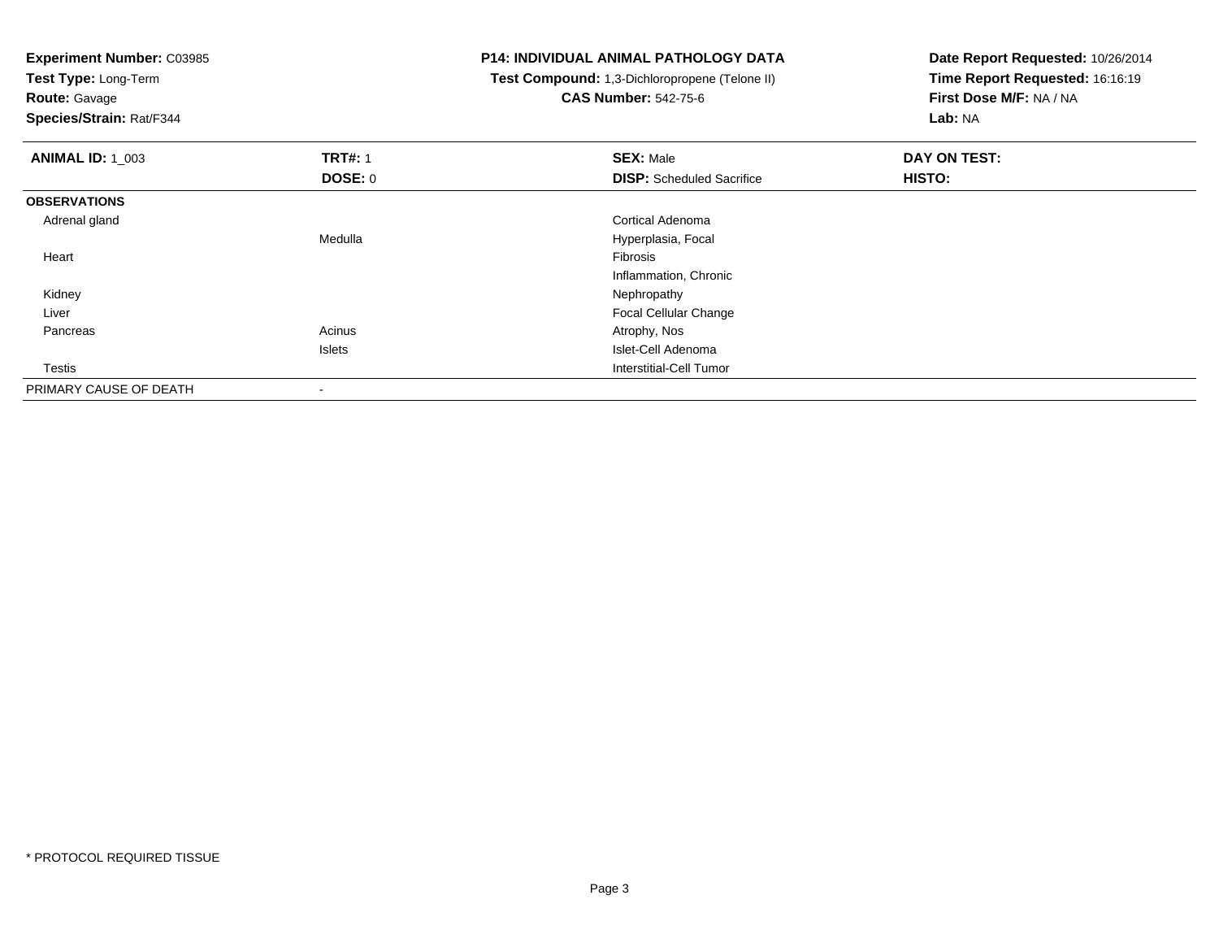**Experiment Number:** C03985
**Test Type:** Long-Term
**Route:** Gavage
**Species/Strain:** Rat/F344

**P14: INDIVIDUAL ANIMAL PATHOLOGY DATA**
**Test Compound:** 1,3-Dichloropropene (Telone II)
**CAS Number:** 542-75-6

**Date Report Requested:** 10/26/2014
**Time Report Requested:** 16:16:19
**First Dose M/F:** NA / NA
**Lab:** NA

| **ANIMAL ID:** 1_003 | **TRT#:** 1 | **SEX:** Male | **DAY ON TEST:** |
|---|---|---|---|
| | **DOSE:** 0 | **DISP:** Scheduled Sacrifice | **HISTO:** |
| **OBSERVATIONS** | | | |
| Adrenal gland | | Cortical Adenoma | |
| | Medulla | Hyperplasia, Focal | |
| Heart | | Fibrosis | |
| | | Inflammation, Chronic | |
| Kidney | | Nephropathy | |
| Liver | | Focal Cellular Change | |
| Pancreas | Acinus | Atrophy, Nos | |
| | Islets | Islet-Cell Adenoma | |
| Testis | | Interstitial-Cell Tumor | |
| PRIMARY CAUSE OF DEATH | - | | |

* PROTOCOL REQUIRED TISSUE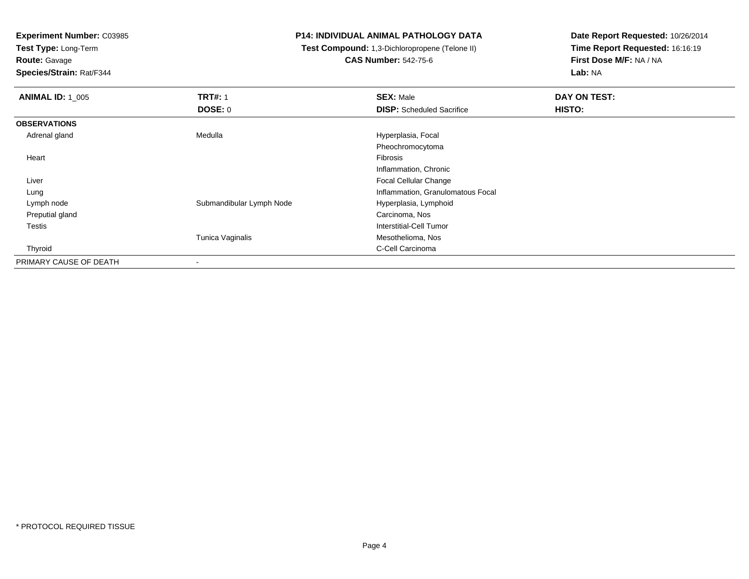**Experiment Number:** C03985
**Test Type:** Long-Term
**Route:** Gavage
**Species/Strain:** Rat/F344

**P14: INDIVIDUAL ANIMAL PATHOLOGY DATA**
**Test Compound:** 1,3-Dichloropropene (Telone II)
**CAS Number:** 542-75-6

**Date Report Requested:** 10/26/2014
**Time Report Requested:** 16:16:19
**First Dose M/F:** NA / NA
**Lab:** NA

| **ANIMAL ID:** 1_005 | **TRT#:** 1 | **SEX:** Male | **DAY ON TEST:** |
|---|---|---|---|
| | **DOSE:** 0 | **DISP:** Scheduled Sacrifice | **HISTO:** |
| **OBSERVATIONS** | | | |
| Adrenal gland | Medulla | Hyperplasia, Focal | |
| | | Pheochromocytoma | |
| Heart | | Fibrosis | |
| | | Inflammation, Chronic | |
| Liver | | Focal Cellular Change | |
| Lung | | Inflammation, Granulomatous Focal | |
| Lymph node | Submandibular Lymph Node | Hyperplasia, Lymphoid | |
| Preputial gland | | Carcinoma, Nos | |
| Testis | | Interstitial-Cell Tumor | |
| | Tunica Vaginalis | Mesothelioma, Nos | |
| Thyroid | | C-Cell Carcinoma | |
| PRIMARY CAUSE OF DEATH | - | | |

* PROTOCOL REQUIRED TISSUE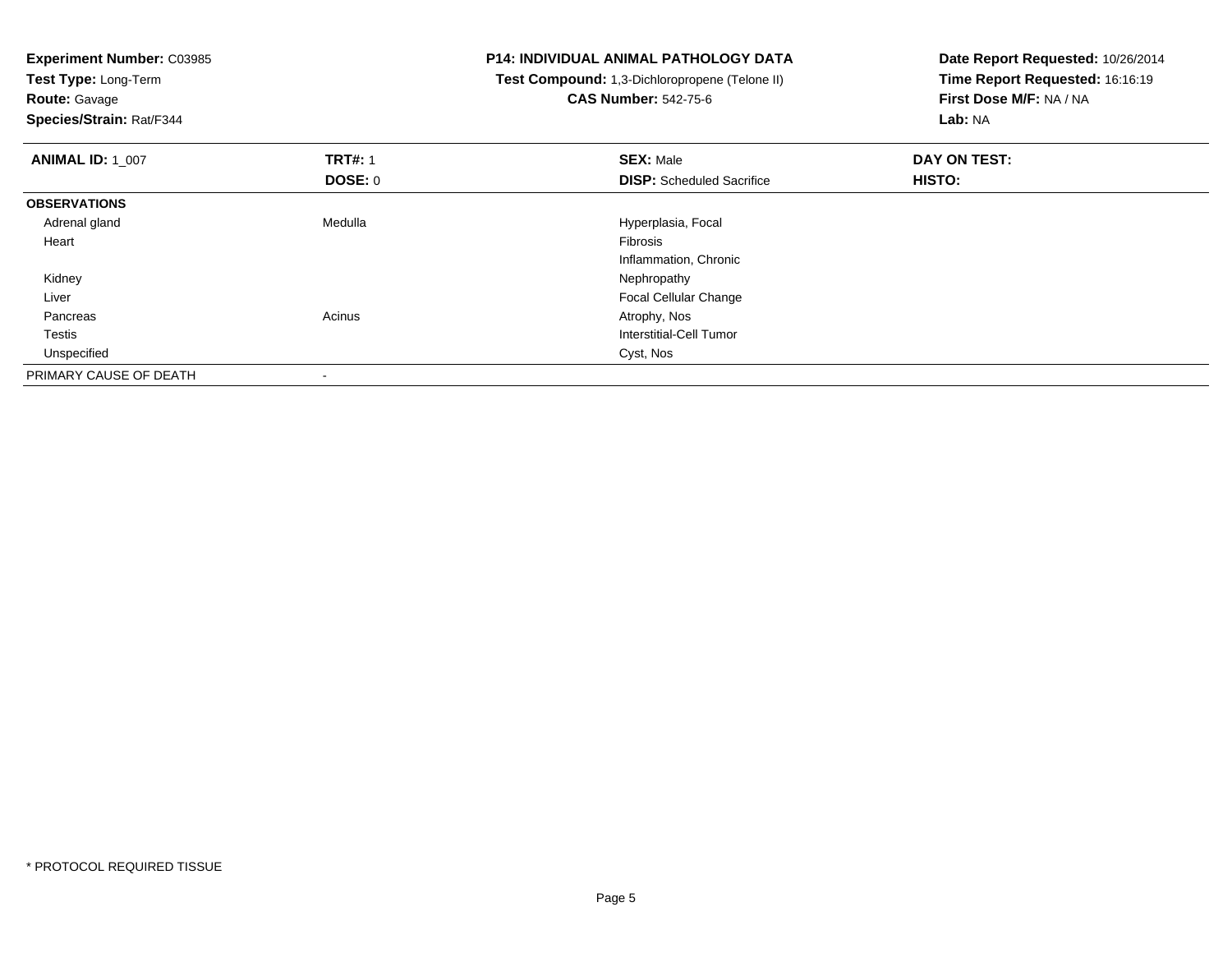**Experiment Number:** C03985
**Test Type:** Long-Term
**Route:** Gavage
**Species/Strain:** Rat/F344

**P14: INDIVIDUAL ANIMAL PATHOLOGY DATA**
**Test Compound:** 1,3-Dichloropropene (Telone II)
**CAS Number:** 542-75-6

**Date Report Requested:** 10/26/2014
**Time Report Requested:** 16:16:19
**First Dose M/F:** NA / NA
**Lab:** NA

| **ANIMAL ID:** 1_007 | **TRT#:** 1 | **SEX:** Male | **DAY ON TEST:** |
|---|---|---|---|
| | **DOSE:** 0 | **DISP:** Scheduled Sacrifice | **HISTO:** |
| **OBSERVATIONS** | | | |
| Adrenal gland | Medulla | Hyperplasia, Focal | |
| Heart | | Fibrosis | |
| | | Inflammation, Chronic | |
| Kidney | | Nephropathy | |
| Liver | | Focal Cellular Change | |
| Pancreas | Acinus | Atrophy, Nos | |
| Testis | | Interstitial-Cell Tumor | |
| Unspecified | | Cyst, Nos | |
| PRIMARY CAUSE OF DEATH | - | | |

* PROTOCOL REQUIRED TISSUE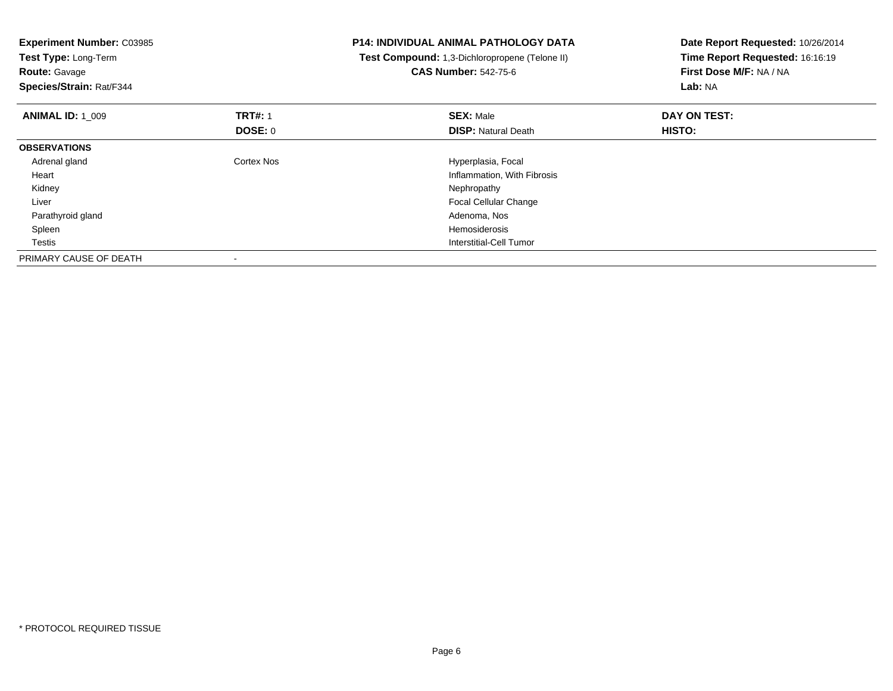**Experiment Number:** C03985
**Test Type:** Long-Term
**Route:** Gavage
**Species/Strain:** Rat/F344

**P14: INDIVIDUAL ANIMAL PATHOLOGY DATA**
**Test Compound:** 1,3-Dichloropropene (Telone II)
**CAS Number:** 542-75-6

**Date Report Requested:** 10/26/2014
**Time Report Requested:** 16:16:19
**First Dose M/F:** NA / NA
**Lab:** NA

| **ANIMAL ID:** 1_009 | **TRT#:** 1 | **SEX:** Male | **DAY ON TEST:** |
|---|---|---|---|
| | **DOSE:** 0 | **DISP:** Natural Death | **HISTO:** |
| **OBSERVATIONS** | | | |
| Adrenal gland | Cortex Nos | Hyperplasia, Focal | |
| Heart | | Inflammation, With Fibrosis | |
| Kidney | | Nephropathy | |
| Liver | | Focal Cellular Change | |
| Parathyroid gland | | Adenoma, Nos | |
| Spleen | | Hemosiderosis | |
| Testis | | Interstitial-Cell Tumor | |
| PRIMARY CAUSE OF DEATH | - | | |

* PROTOCOL REQUIRED TISSUE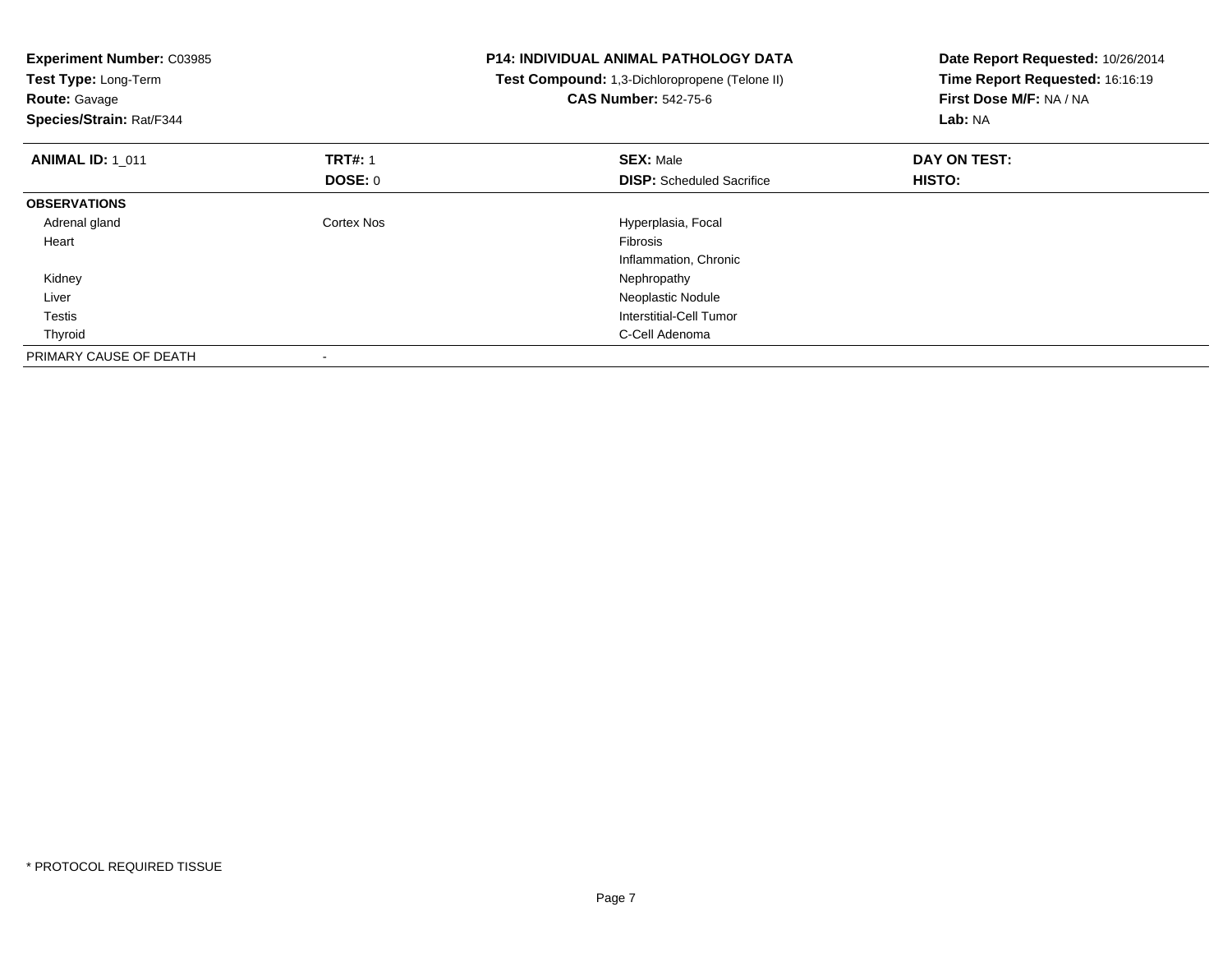**Experiment Number:** C03985
**Test Type:** Long-Term
**Route:** Gavage
**Species/Strain:** Rat/F344

**P14: INDIVIDUAL ANIMAL PATHOLOGY DATA**
**Test Compound:** 1,3-Dichloropropene (Telone II)
**CAS Number:** 542-75-6

**Date Report Requested:** 10/26/2014
**Time Report Requested:** 16:16:19
**First Dose M/F:** NA / NA
**Lab:** NA

| **ANIMAL ID:** 1_011 | **TRT#:** 1 | **SEX:** Male | **DAY ON TEST:** |
|---|---|---|---|
| | **DOSE:** 0 | **DISP:** Scheduled Sacrifice | **HISTO:** |
| **OBSERVATIONS** | | | |
| Adrenal gland | Cortex Nos | Hyperplasia, Focal | |
| Heart | | Fibrosis | |
| | | Inflammation, Chronic | |
| Kidney | | Nephropathy | |
| Liver | | Neoplastic Nodule | |
| Testis | | Interstitial-Cell Tumor | |
| Thyroid | | C-Cell Adenoma | |
| PRIMARY CAUSE OF DEATH | - | | |

* PROTOCOL REQUIRED TISSUE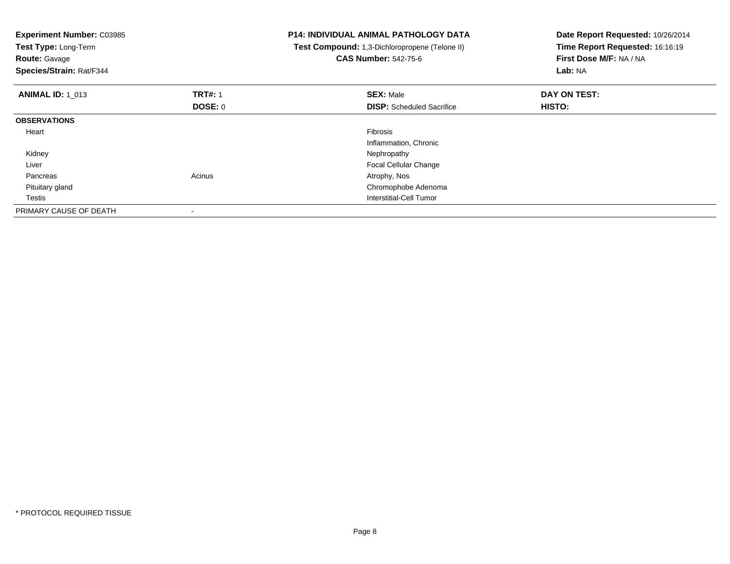**Experiment Number:** C03985
**Test Type:** Long-Term
**Route:** Gavage
**Species/Strain:** Rat/F344

**P14: INDIVIDUAL ANIMAL PATHOLOGY DATA**
**Test Compound:** 1,3-Dichloropropene (Telone II)
**CAS Number:** 542-75-6

**Date Report Requested:** 10/26/2014
**Time Report Requested:** 16:16:19
**First Dose M/F:** NA / NA
**Lab:** NA

| **ANIMAL ID:** 1_013 | **TRT#:** 1 | **SEX:** Male | **DAY ON TEST:** |
|---|---|---|---|
| | **DOSE:** 0 | **DISP:** Scheduled Sacrifice | **HISTO:** |
| **OBSERVATIONS** | | | |
| Heart | | Fibrosis | |
| | | Inflammation, Chronic | |
| Kidney | | Nephropathy | |
| Liver | | Focal Cellular Change | |
| Pancreas | Acinus | Atrophy, Nos | |
| Pituitary gland | | Chromophobe Adenoma | |
| Testis | | Interstitial-Cell Tumor | |
| PRIMARY CAUSE OF DEATH | - | | |

* PROTOCOL REQUIRED TISSUE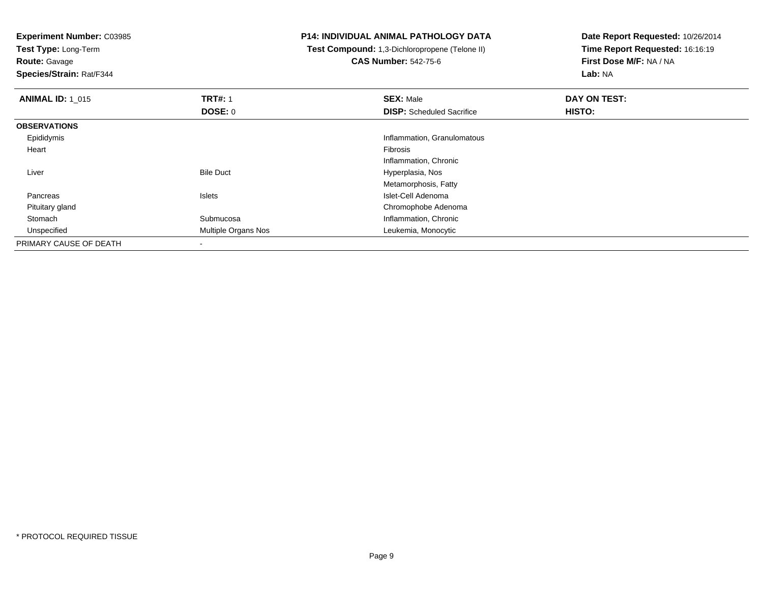**Experiment Number:** C03985
**Test Type:** Long-Term
**Route:** Gavage
**Species/Strain:** Rat/F344

**P14: INDIVIDUAL ANIMAL PATHOLOGY DATA**
**Test Compound:** 1,3-Dichloropropene (Telone II)
**CAS Number:** 542-75-6

**Date Report Requested:** 10/26/2014
**Time Report Requested:** 16:16:19
**First Dose M/F:** NA / NA
**Lab:** NA

| **ANIMAL ID:** 1_015 | **TRT#:** 1 | **SEX:** Male | **DAY ON TEST:** |
|---|---|---|---|
| | **DOSE:** 0 | **DISP:** Scheduled Sacrifice | **HISTO:** |
| **OBSERVATIONS** | | | |
| Epididymis | | Inflammation, Granulomatous | |
| Heart | | Fibrosis | |
| | | Inflammation, Chronic | |
| Liver | Bile Duct | Hyperplasia, Nos | |
| | | Metamorphosis, Fatty | |
| Pancreas | Islets | Islet-Cell Adenoma | |
| Pituitary gland | | Chromophobe Adenoma | |
| Stomach | Submucosa | Inflammation, Chronic | |
| Unspecified | Multiple Organs Nos | Leukemia, Monocytic | |
| PRIMARY CAUSE OF DEATH | - | | |

* PROTOCOL REQUIRED TISSUE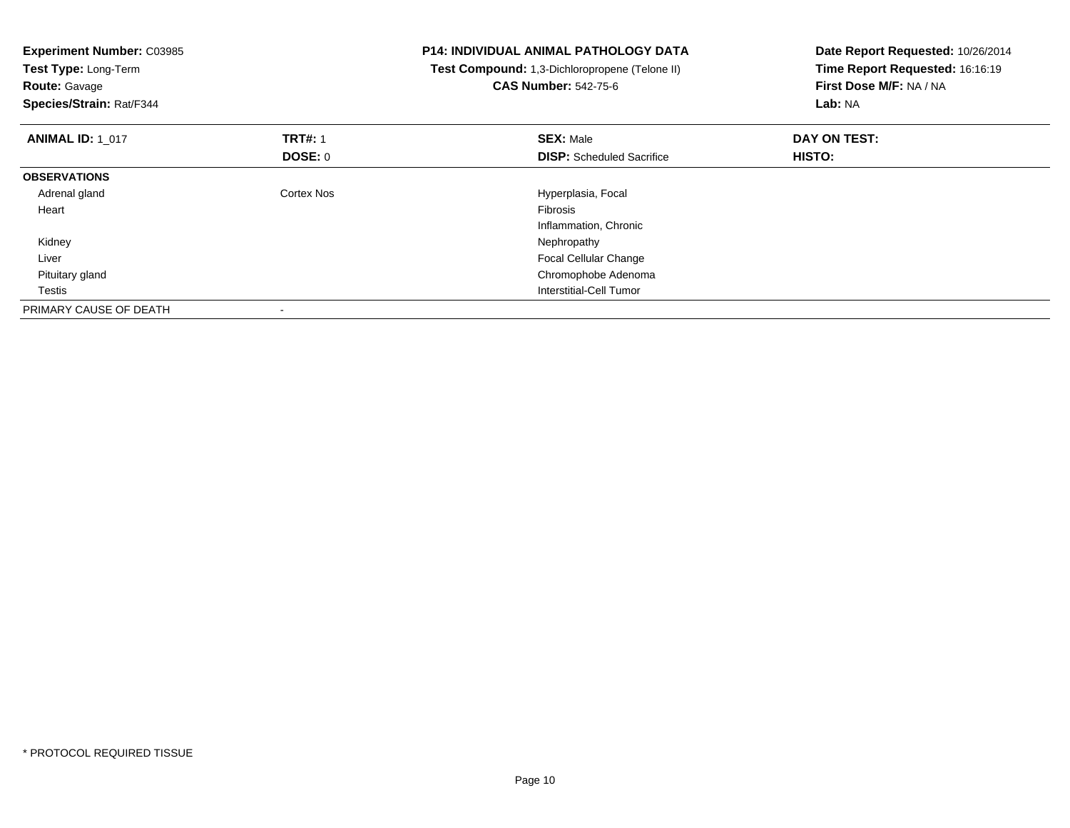**Experiment Number:** C03985
**Test Type:** Long-Term
**Route:** Gavage
**Species/Strain:** Rat/F344

**P14: INDIVIDUAL ANIMAL PATHOLOGY DATA**
**Test Compound:** 1,3-Dichloropropene (Telone II)
**CAS Number:** 542-75-6

**Date Report Requested:** 10/26/2014
**Time Report Requested:** 16:16:19
**First Dose M/F:** NA / NA
**Lab:** NA

| **ANIMAL ID:** 1_017 | **TRT#:** 1 | **SEX:** Male | **DAY ON TEST:** |
|---|---|---|---|
| | **DOSE:** 0 | **DISP:** Scheduled Sacrifice | **HISTO:** |
| **OBSERVATIONS** | | | |
| Adrenal gland | Cortex Nos | Hyperplasia, Focal | |
| Heart | | Fibrosis | |
| | | Inflammation, Chronic | |
| Kidney | | Nephropathy | |
| Liver | | Focal Cellular Change | |
| Pituitary gland | | Chromophobe Adenoma | |
| Testis | | Interstitial-Cell Tumor | |
| PRIMARY CAUSE OF DEATH | - | | |

* PROTOCOL REQUIRED TISSUE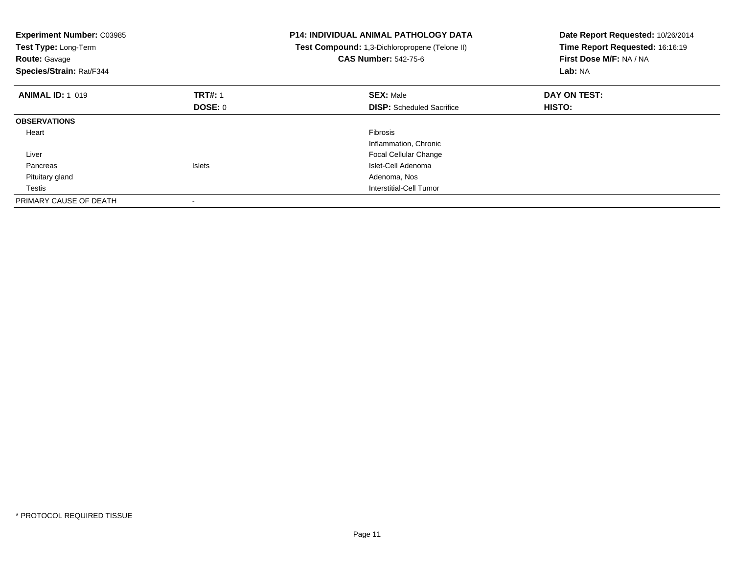**Experiment Number:** C03985
**Test Type:** Long-Term
**Route:** Gavage
**Species/Strain:** Rat/F344

**P14: INDIVIDUAL ANIMAL PATHOLOGY DATA**
**Test Compound:** 1,3-Dichloropropene (Telone II)
**CAS Number:** 542-75-6

**Date Report Requested:** 10/26/2014
**Time Report Requested:** 16:16:19
**First Dose M/F:** NA / NA
**Lab:** NA

| **ANIMAL ID:** 1_019 | **TRT#:** 1 | **SEX:** Male | **DAY ON TEST:** |
|---|---|---|---|
| | **DOSE:** 0 | **DISP:** Scheduled Sacrifice | **HISTO:** |
| **OBSERVATIONS** | | | |
| Heart | | Fibrosis | |
| | | Inflammation, Chronic | |
| Liver | | Focal Cellular Change | |
| Pancreas | Islets | Islet-Cell Adenoma | |
| Pituitary gland | | Adenoma, Nos | |
| Testis | | Interstitial-Cell Tumor | |
| PRIMARY CAUSE OF DEATH | - | | |

* PROTOCOL REQUIRED TISSUE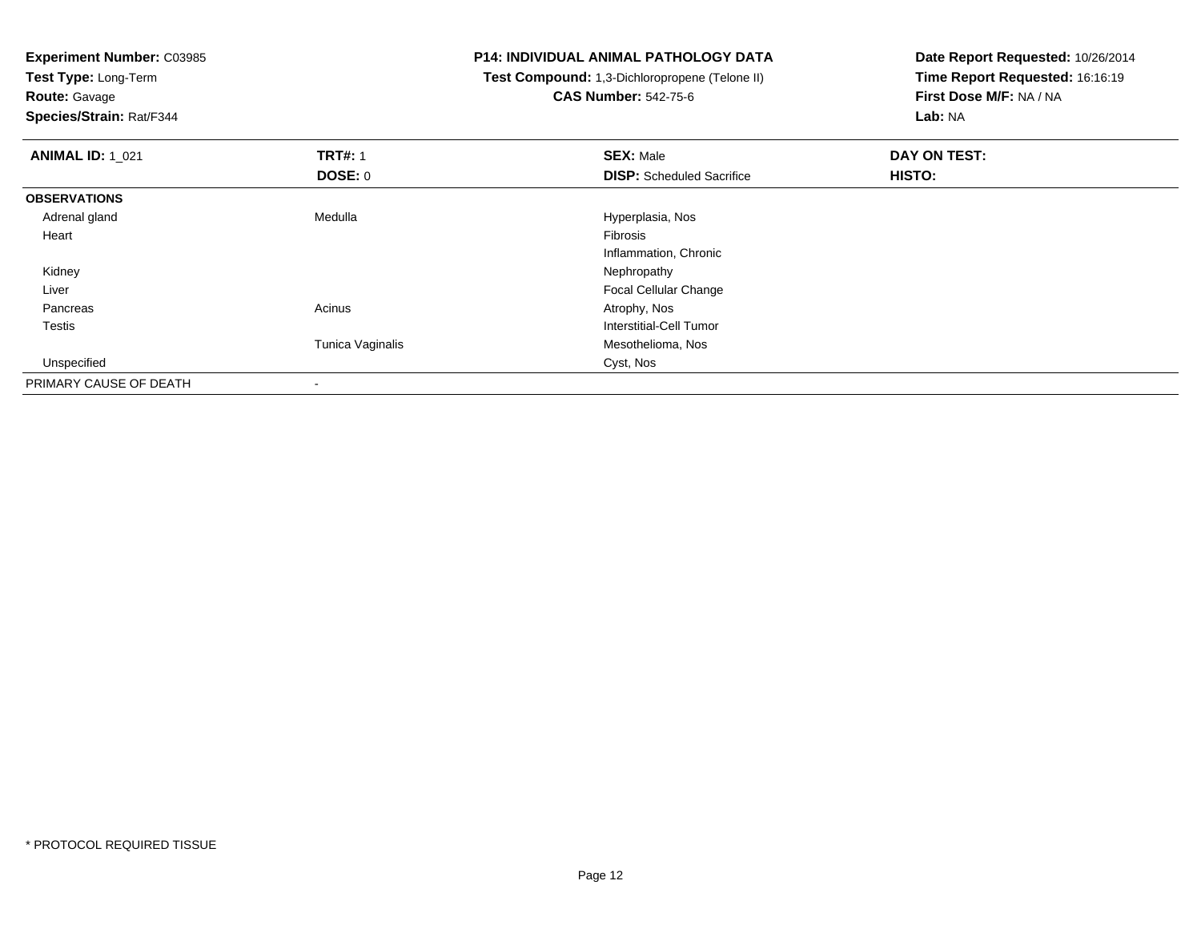**Experiment Number:** C03985
**Test Type:** Long-Term
**Route:** Gavage
**Species/Strain:** Rat/F344

**P14: INDIVIDUAL ANIMAL PATHOLOGY DATA**
**Test Compound:** 1,3-Dichloropropene (Telone II)
**CAS Number:** 542-75-6

**Date Report Requested:** 10/26/2014
**Time Report Requested:** 16:16:19
**First Dose M/F:** NA / NA
**Lab:** NA

| **ANIMAL ID:** 1_021 | **TRT#:** 1 | **SEX:** Male | **DAY ON TEST:** |
|---|---|---|---|
| | **DOSE:** 0 | **DISP:** Scheduled Sacrifice | **HISTO:** |
| **OBSERVATIONS** | | | |
| Adrenal gland | Medulla | Hyperplasia, Nos | |
| Heart | | Fibrosis | |
| | | Inflammation, Chronic | |
| Kidney | | Nephropathy | |
| Liver | | Focal Cellular Change | |
| Pancreas | Acinus | Atrophy, Nos | |
| Testis | | Interstitial-Cell Tumor | |
| | Tunica Vaginalis | Mesothelioma, Nos | |
| Unspecified | | Cyst, Nos | |
| PRIMARY CAUSE OF DEATH | - | | |

* PROTOCOL REQUIRED TISSUE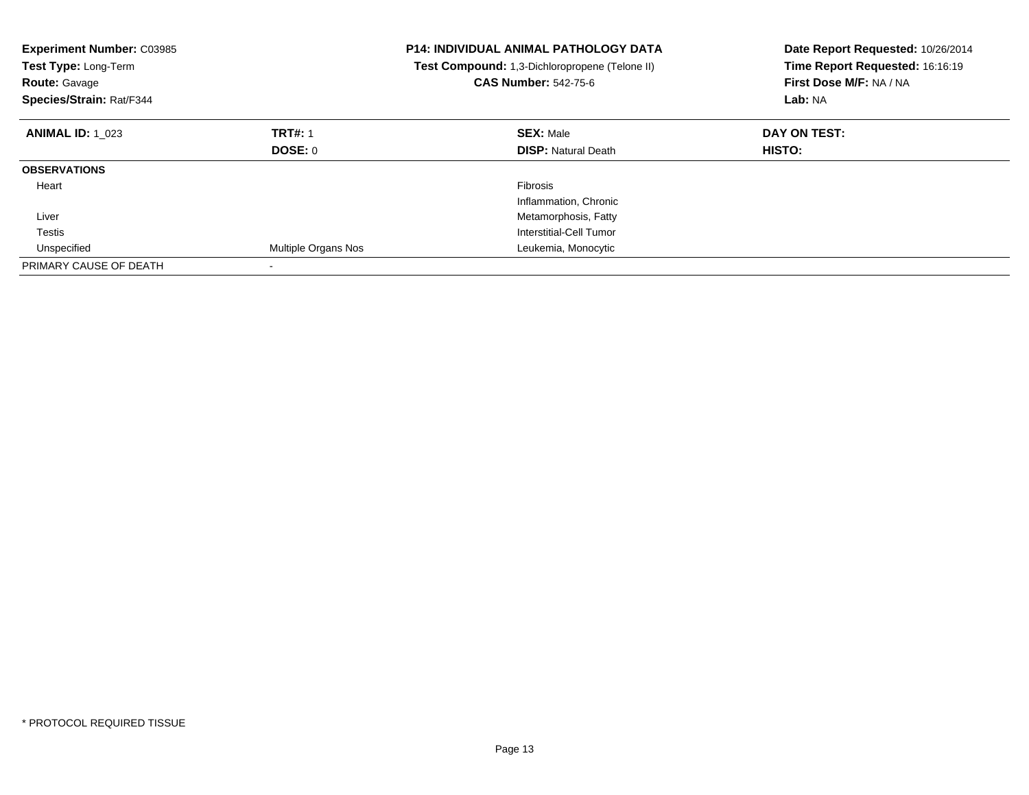**Experiment Number:** C03985
**Test Type:** Long-Term
**Route:** Gavage
**Species/Strain:** Rat/F344

**P14: INDIVIDUAL ANIMAL PATHOLOGY DATA**
**Test Compound:** 1,3-Dichloropropene (Telone II)
**CAS Number:** 542-75-6

**Date Report Requested:** 10/26/2014
**Time Report Requested:** 16:16:19
**First Dose M/F:** NA / NA
**Lab:** NA

| **ANIMAL ID:** 1_023 | **TRT#:** 1 | **SEX:** Male | **DAY ON TEST:** |
|---|---|---|---|
| | **DOSE:** 0 | **DISP:** Natural Death | **HISTO:** |
| **OBSERVATIONS** | | | |
| Heart | | Fibrosis | |
| | | Inflammation, Chronic | |
| Liver | | Metamorphosis, Fatty | |
| Testis | | Interstitial-Cell Tumor | |
| Unspecified | Multiple Organs Nos | Leukemia, Monocytic | |
| PRIMARY CAUSE OF DEATH | - | | |

\* PROTOCOL REQUIRED TISSUE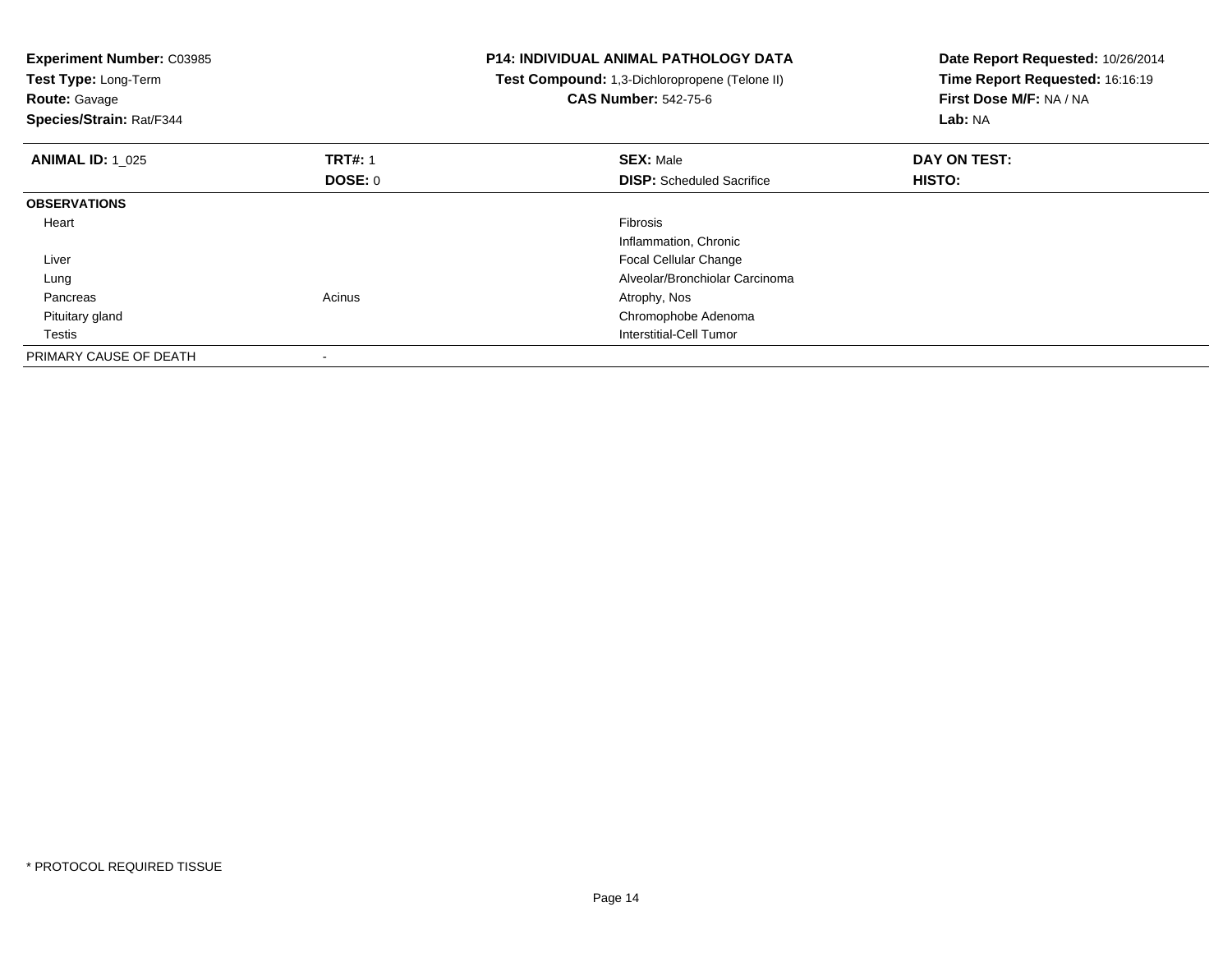**Experiment Number:** C03985
**Test Type:** Long-Term
**Route:** Gavage
**Species/Strain:** Rat/F344

**P14: INDIVIDUAL ANIMAL PATHOLOGY DATA**
**Test Compound:** 1,3-Dichloropropene (Telone II)
**CAS Number:** 542-75-6

**Date Report Requested:** 10/26/2014
**Time Report Requested:** 16:16:19
**First Dose M/F:** NA / NA
**Lab:** NA

| **ANIMAL ID:** 1_025 | **TRT#:** 1 | **SEX:** Male | **DAY ON TEST:** |
|---|---|---|---|
| | **DOSE:** 0 | **DISP:** Scheduled Sacrifice | **HISTO:** |
| **OBSERVATIONS** | | | |
| Heart | | Fibrosis | |
| | | Inflammation, Chronic | |
| Liver | | Focal Cellular Change | |
| Lung | | Alveolar/Bronchiolar Carcinoma | |
| Pancreas | Acinus | Atrophy, Nos | |
| Pituitary gland | | Chromophobe Adenoma | |
| Testis | | Interstitial-Cell Tumor | |
| PRIMARY CAUSE OF DEATH | - | | |

* PROTOCOL REQUIRED TISSUE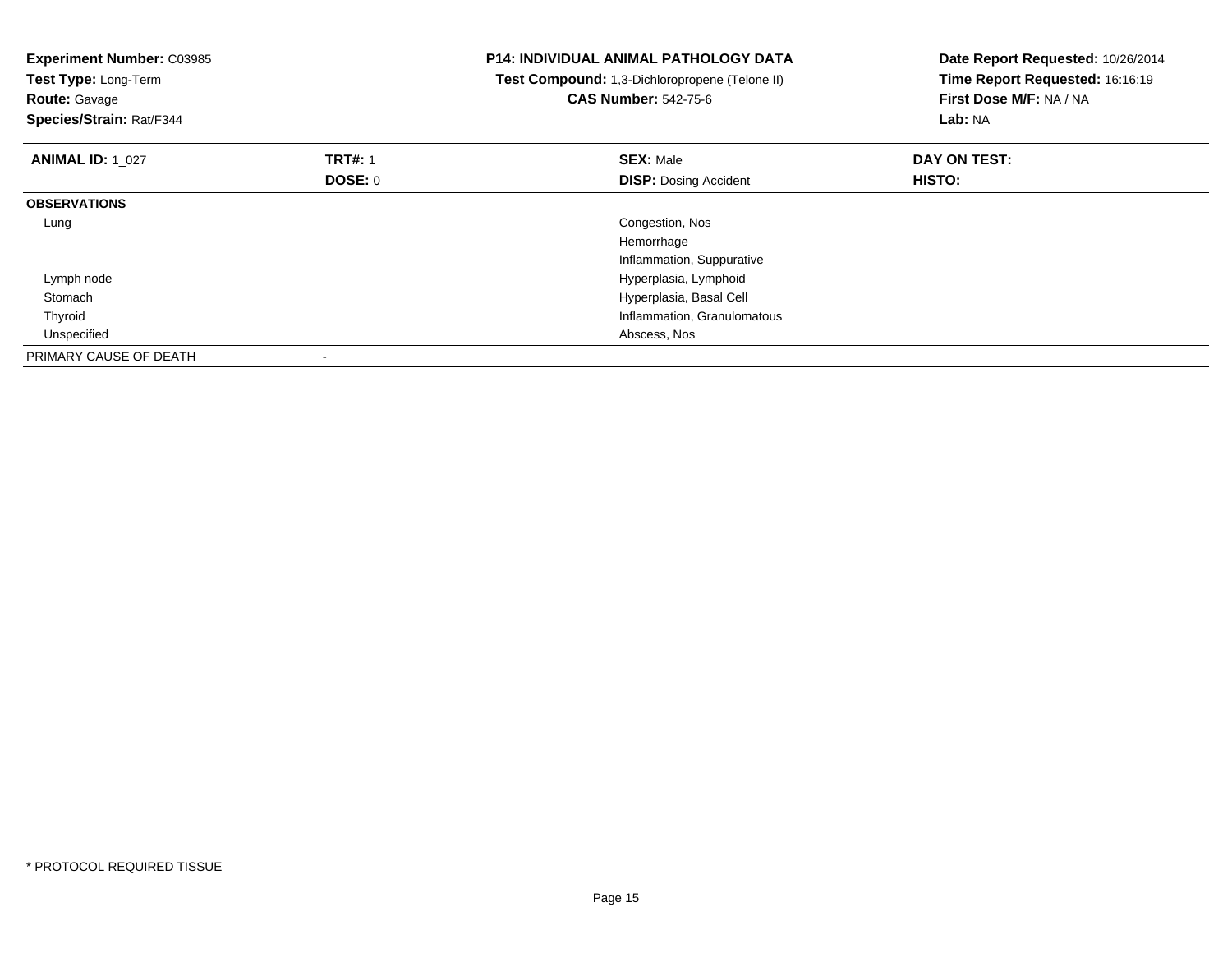**Experiment Number:** C03985
**Test Type:** Long-Term
**Route:** Gavage
**Species/Strain:** Rat/F344

**P14: INDIVIDUAL ANIMAL PATHOLOGY DATA**
**Test Compound:** 1,3-Dichloropropene (Telone II)
**CAS Number:** 542-75-6

**Date Report Requested:** 10/26/2014
**Time Report Requested:** 16:16:19
**First Dose M/F:** NA / NA
**Lab:** NA

| **ANIMAL ID:** 1_027 | **TRT#:** 1 | **SEX:** Male | **DAY ON TEST:** |
|---|---|---|---|
| | **DOSE:** 0 | **DISP:** Dosing Accident | **HISTO:** |
| **OBSERVATIONS** | | | |
| Lung | | Congestion, Nos | |
| | | Hemorrhage | |
| | | Inflammation, Suppurative | |
| Lymph node | | Hyperplasia, Lymphoid | |
| Stomach | | Hyperplasia, Basal Cell | |
| Thyroid | | Inflammation, Granulomatous | |
| Unspecified | | Abscess, Nos | |
| PRIMARY CAUSE OF DEATH | - | | |

* PROTOCOL REQUIRED TISSUE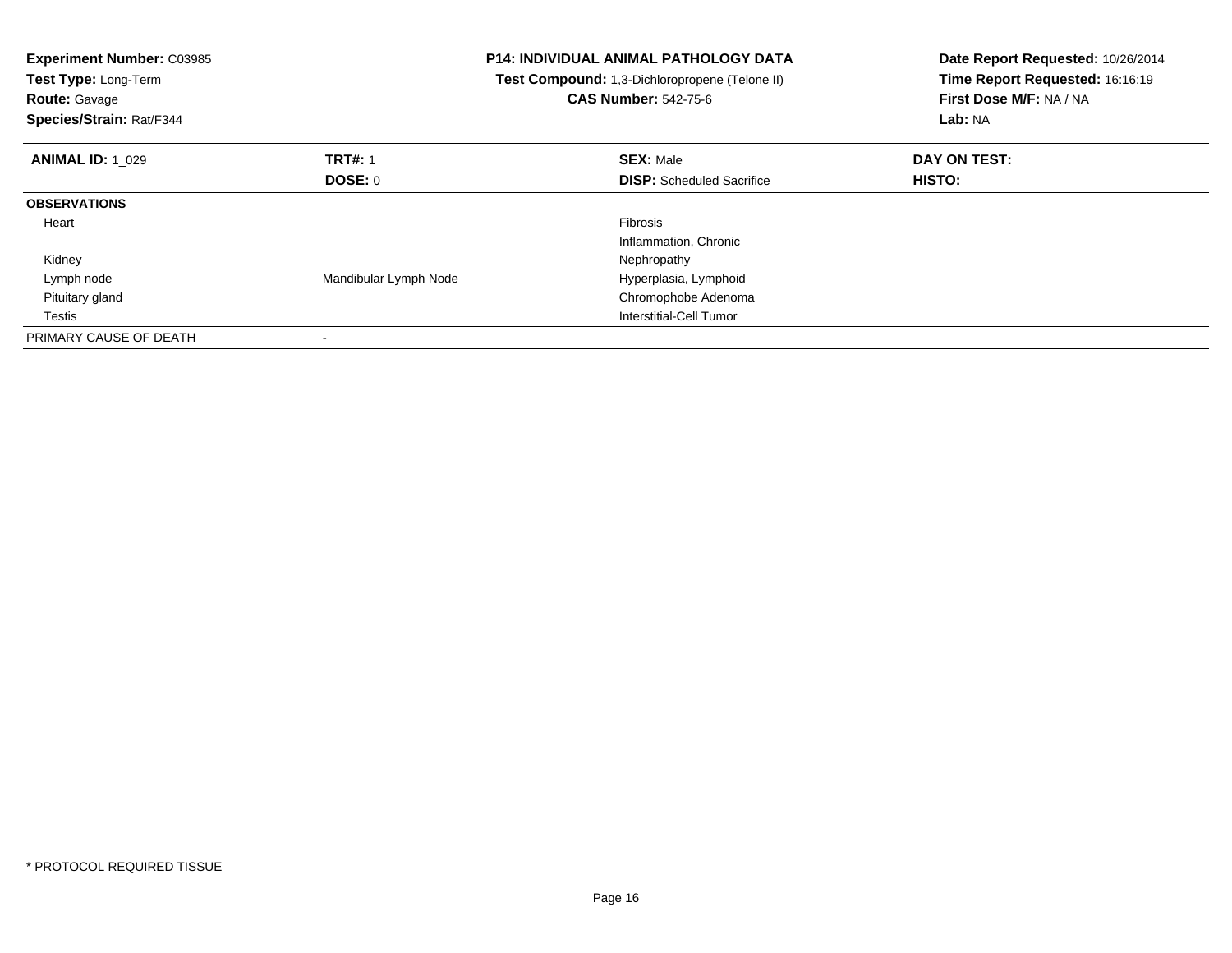**Experiment Number:** C03985
**Test Type:** Long-Term
**Route:** Gavage
**Species/Strain:** Rat/F344

**P14: INDIVIDUAL ANIMAL PATHOLOGY DATA**
**Test Compound:** 1,3-Dichloropropene (Telone II)
**CAS Number:** 542-75-6

**Date Report Requested:** 10/26/2014
**Time Report Requested:** 16:16:19
**First Dose M/F:** NA / NA
**Lab:** NA

| **ANIMAL ID:** 1_029 | **TRT#:** 1 | **SEX:** Male | **DAY ON TEST:** |
|---|---|---|---|
| | **DOSE:** 0 | **DISP:** Scheduled Sacrifice | **HISTO:** |
| **OBSERVATIONS** | | | |
| Heart | | Fibrosis | |
| | | Inflammation, Chronic | |
| Kidney | | Nephropathy | |
| Lymph node | Mandibular Lymph Node | Hyperplasia, Lymphoid | |
| Pituitary gland | | Chromophobe Adenoma | |
| Testis | | Interstitial-Cell Tumor | |
| PRIMARY CAUSE OF DEATH | - | | |

* PROTOCOL REQUIRED TISSUE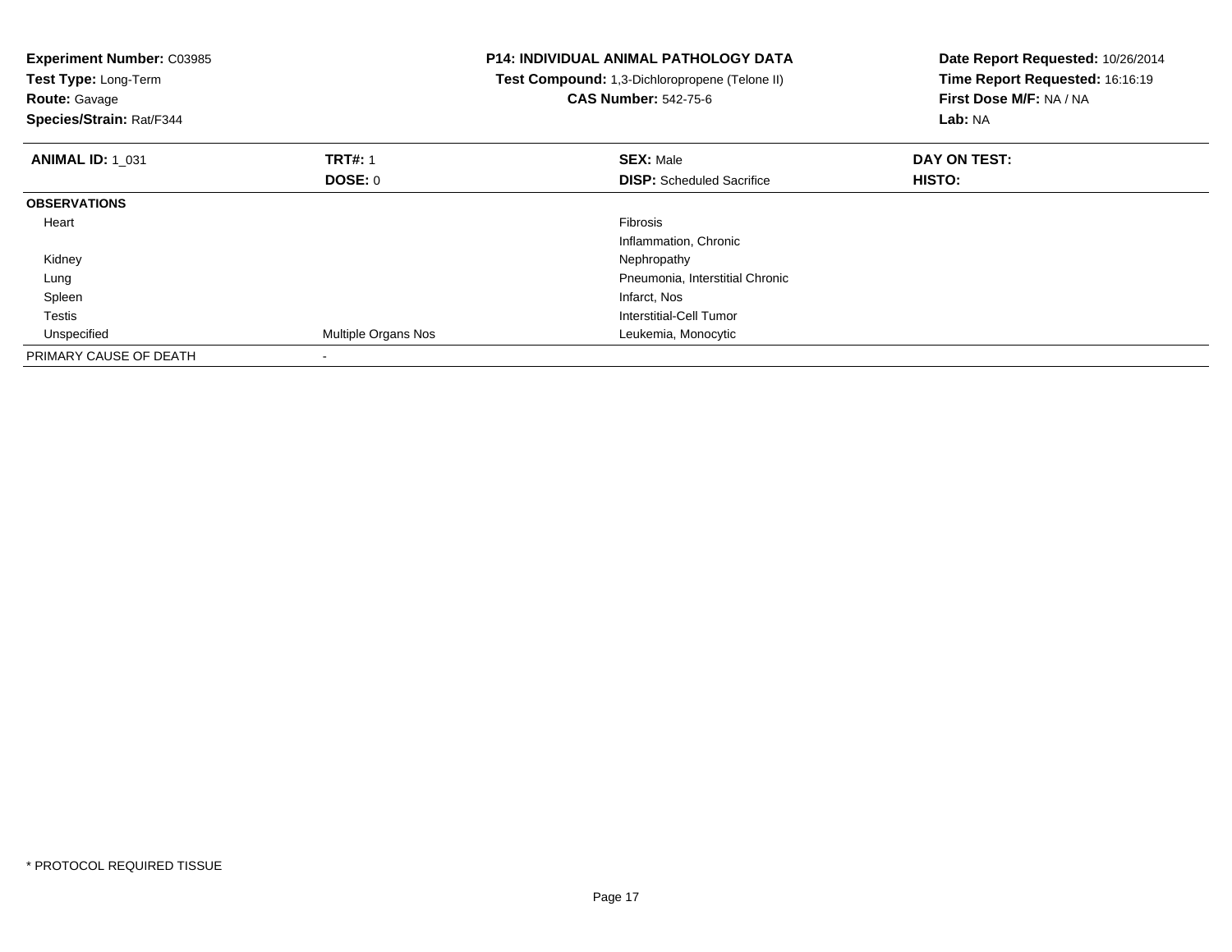**Experiment Number:** C03985
**Test Type:** Long-Term
**Route:** Gavage
**Species/Strain:** Rat/F344

**P14: INDIVIDUAL ANIMAL PATHOLOGY DATA**
**Test Compound:** 1,3-Dichloropropene (Telone II)
**CAS Number:** 542-75-6

**Date Report Requested:** 10/26/2014
**Time Report Requested:** 16:16:19
**First Dose M/F:** NA / NA
**Lab:** NA

| **ANIMAL ID:** 1_031 | **TRT#:** 1 | **SEX:** Male | **DAY ON TEST:** |
|---|---|---|---|
| | **DOSE:** 0 | **DISP:** Scheduled Sacrifice | **HISTO:** |
| **OBSERVATIONS** | | | |
| Heart | | Fibrosis | |
| | | Inflammation, Chronic | |
| Kidney | | Nephropathy | |
| Lung | | Pneumonia, Interstitial Chronic | |
| Spleen | | Infarct, Nos | |
| Testis | | Interstitial-Cell Tumor | |
| Unspecified | Multiple Organs Nos | Leukemia, Monocytic | |
| PRIMARY CAUSE OF DEATH | - | | |

* PROTOCOL REQUIRED TISSUE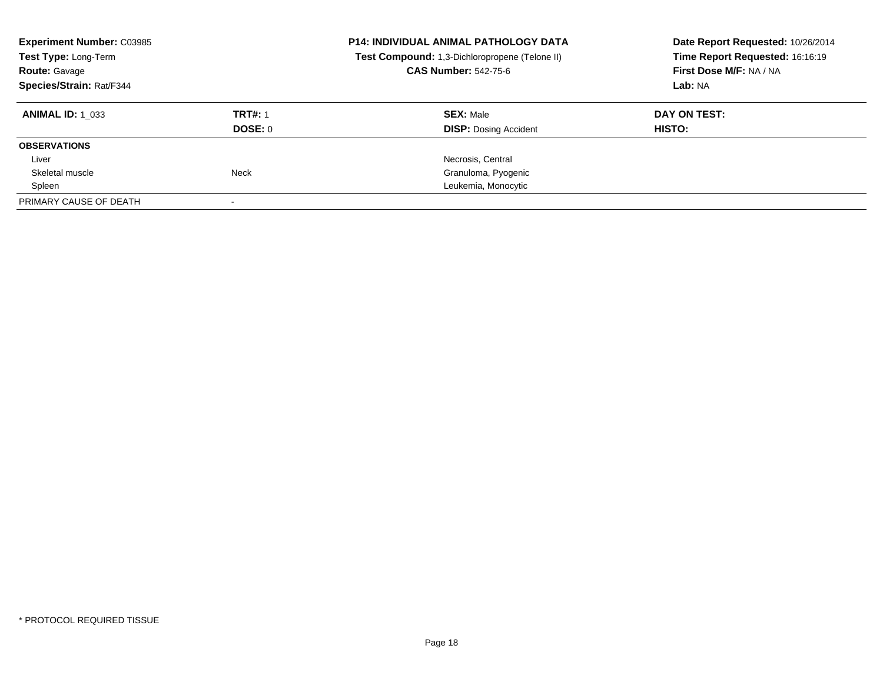**Experiment Number:** C03985
**Test Type:** Long-Term
**Route:** Gavage
**Species/Strain:** Rat/F344

**P14: INDIVIDUAL ANIMAL PATHOLOGY DATA**
**Test Compound:** 1,3-Dichloropropene (Telone II)
**CAS Number:** 542-75-6

**Date Report Requested:** 10/26/2014
**Time Report Requested:** 16:16:19
**First Dose M/F:** NA / NA
**Lab:** NA

| **ANIMAL ID:** 1_033 | **TRT#:** 1 | **SEX:** Male | **DAY ON TEST:** |
|---|---|---|---|
| | **DOSE:** 0 | **DISP:** Dosing Accident | **HISTO:** |
| **OBSERVATIONS** | | | |
| Liver | | Necrosis, Central | |
| Skeletal muscle | Neck | Granuloma, Pyogenic | |
| Spleen | | Leukemia, Monocytic | |
| PRIMARY CAUSE OF DEATH | - | | |

* PROTOCOL REQUIRED TISSUE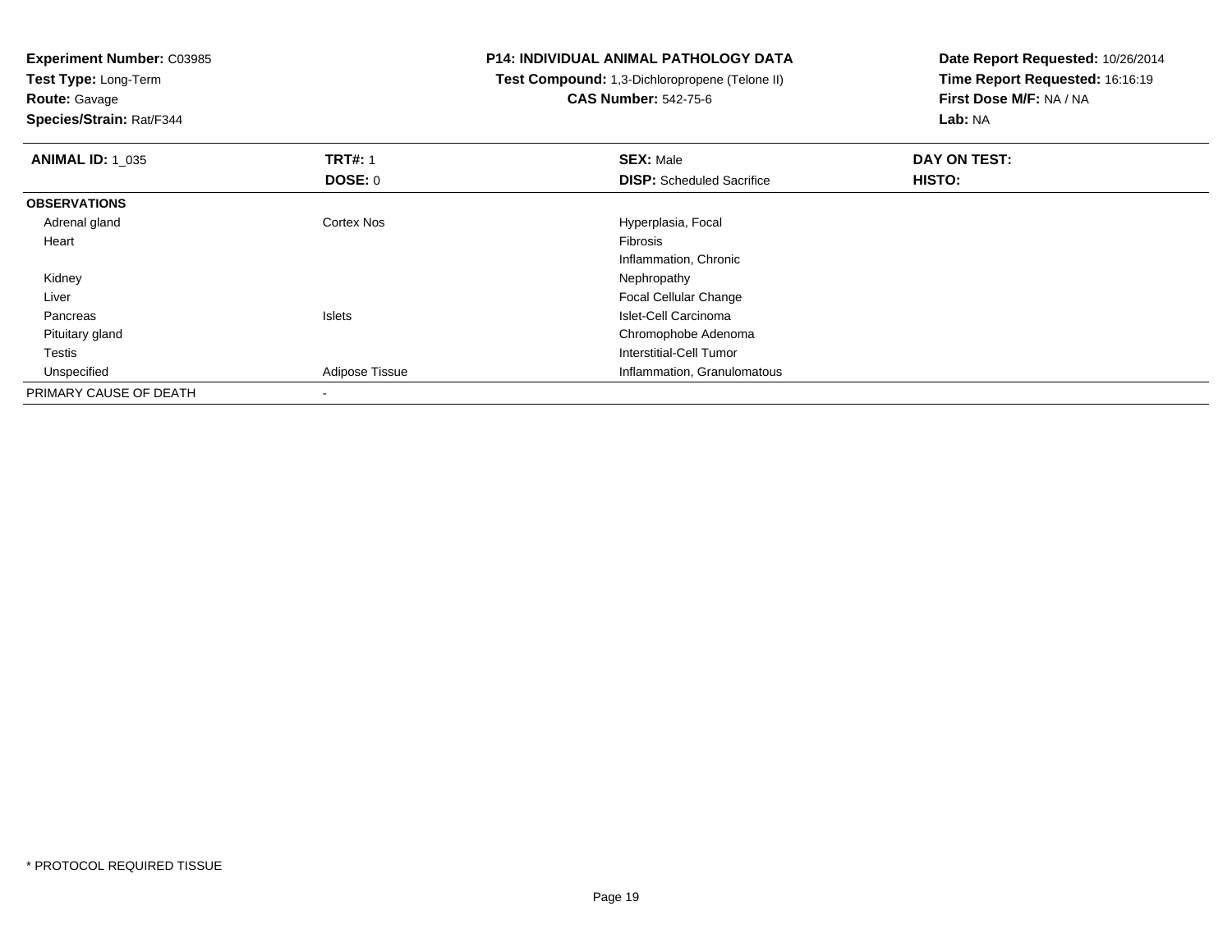**Experiment Number:** C03985
**Test Type:** Long-Term
**Route:** Gavage
**Species/Strain:** Rat/F344

**P14: INDIVIDUAL ANIMAL PATHOLOGY DATA**
**Test Compound:** 1,3-Dichloropropene (Telone II)
**CAS Number:** 542-75-6

**Date Report Requested:** 10/26/2014
**Time Report Requested:** 16:16:19
**First Dose M/F:** NA / NA
**Lab:** NA

| **ANIMAL ID:** 1_035 | **TRT#:** 1 | **SEX:** Male | **DAY ON TEST:** |
|---|---|---|---|
| | **DOSE:** 0 | **DISP:** Scheduled Sacrifice | **HISTO:** |
| **OBSERVATIONS** | | | |
| Adrenal gland | Cortex Nos | Hyperplasia, Focal | |
| Heart | | Fibrosis | |
| | | Inflammation, Chronic | |
| Kidney | | Nephropathy | |
| Liver | | Focal Cellular Change | |
| Pancreas | Islets | Islet-Cell Carcinoma | |
| Pituitary gland | | Chromophobe Adenoma | |
| Testis | | Interstitial-Cell Tumor | |
| Unspecified | Adipose Tissue | Inflammation, Granulomatous | |
| PRIMARY CAUSE OF DEATH | - | | |

* PROTOCOL REQUIRED TISSUE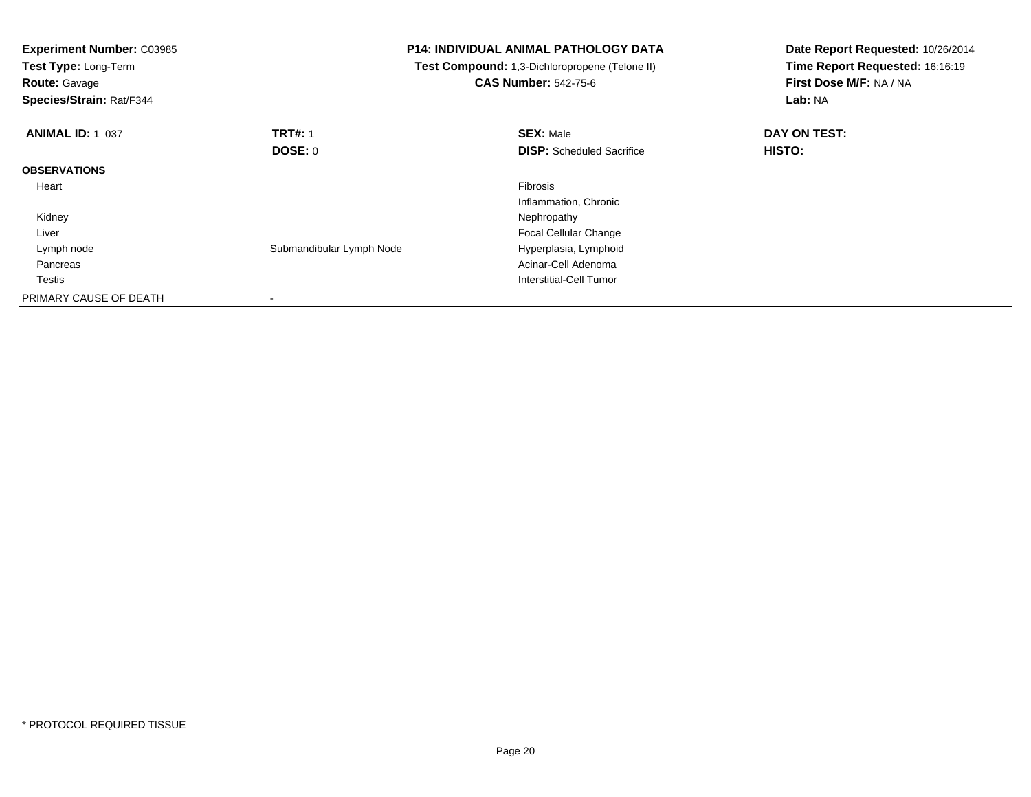**Experiment Number:** C03985
**Test Type:** Long-Term
**Route:** Gavage
**Species/Strain:** Rat/F344

**P14: INDIVIDUAL ANIMAL PATHOLOGY DATA**
**Test Compound:** 1,3-Dichloropropene (Telone II)
**CAS Number:** 542-75-6

**Date Report Requested:** 10/26/2014
**Time Report Requested:** 16:16:19
**First Dose M/F:** NA / NA
**Lab:** NA

| **ANIMAL ID:** 1_037 | **TRT#:** 1 | **SEX:** Male | **DAY ON TEST:** |
|---|---|---|---|
| | **DOSE:** 0 | **DISP:** Scheduled Sacrifice | **HISTO:** |
| **OBSERVATIONS** | | | |
| Heart | | Fibrosis | |
| | | Inflammation, Chronic | |
| Kidney | | Nephropathy | |
| Liver | | Focal Cellular Change | |
| Lymph node | Submandibular Lymph Node | Hyperplasia, Lymphoid | |
| Pancreas | | Acinar-Cell Adenoma | |
| Testis | | Interstitial-Cell Tumor | |
| PRIMARY CAUSE OF DEATH | - | | |

* PROTOCOL REQUIRED TISSUE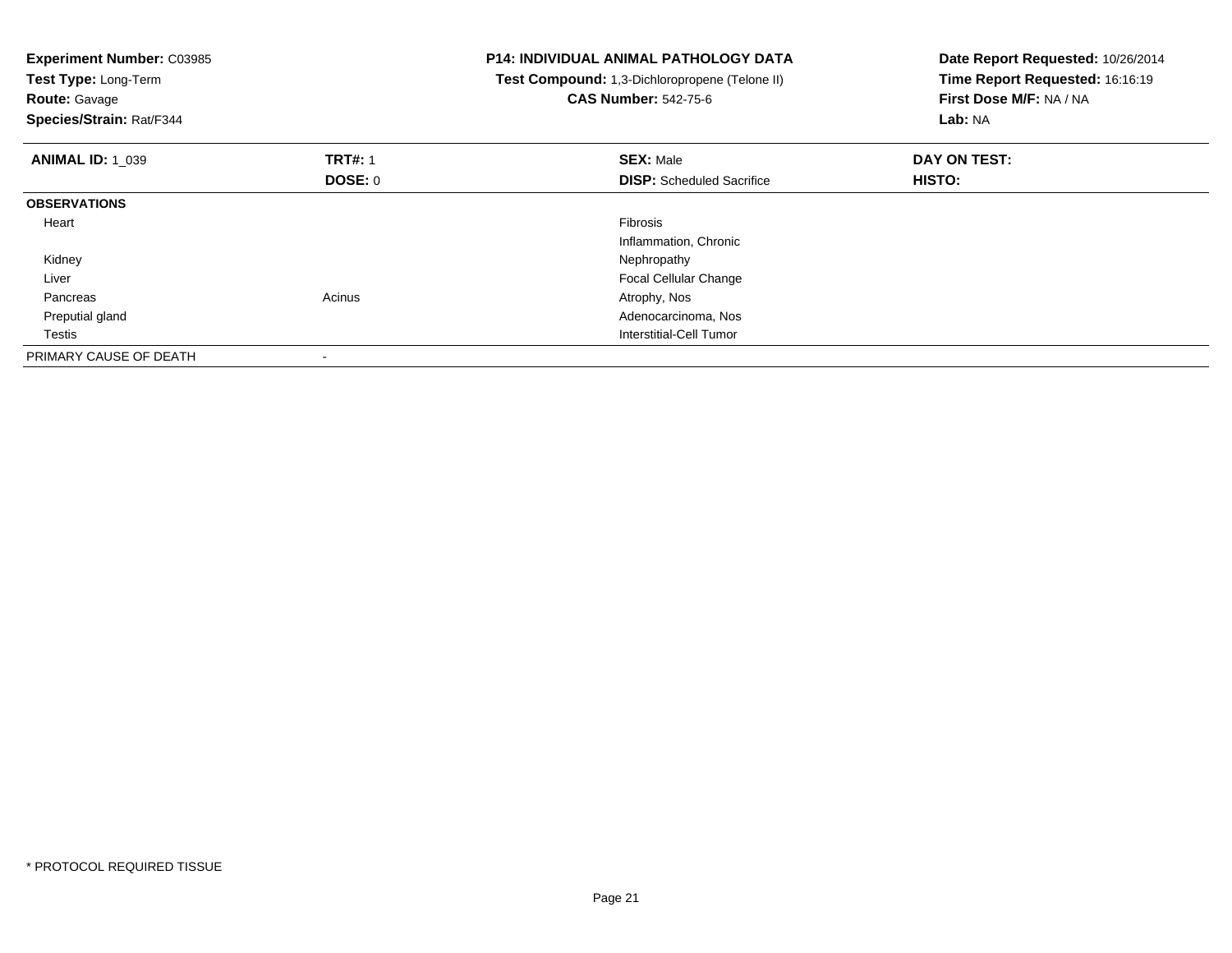**Experiment Number:** C03985
**Test Type:** Long-Term
**Route:** Gavage
**Species/Strain:** Rat/F344

**P14: INDIVIDUAL ANIMAL PATHOLOGY DATA**
**Test Compound:** 1,3-Dichloropropene (Telone II)
**CAS Number:** 542-75-6

**Date Report Requested:** 10/26/2014
**Time Report Requested:** 16:16:19
**First Dose M/F:** NA / NA
**Lab:** NA

| **ANIMAL ID:** 1_039 | **TRT#:** 1 | **SEX:** Male | **DAY ON TEST:** |
|---|---|---|---|
| | **DOSE:** 0 | **DISP:** Scheduled Sacrifice | **HISTO:** |
| **OBSERVATIONS** | | | |
| Heart | | Fibrosis | |
| | | Inflammation, Chronic | |
| Kidney | | Nephropathy | |
| Liver | | Focal Cellular Change | |
| Pancreas | Acinus | Atrophy, Nos | |
| Preputial gland | | Adenocarcinoma, Nos | |
| Testis | | Interstitial-Cell Tumor | |
| PRIMARY CAUSE OF DEATH | - | | |

* PROTOCOL REQUIRED TISSUE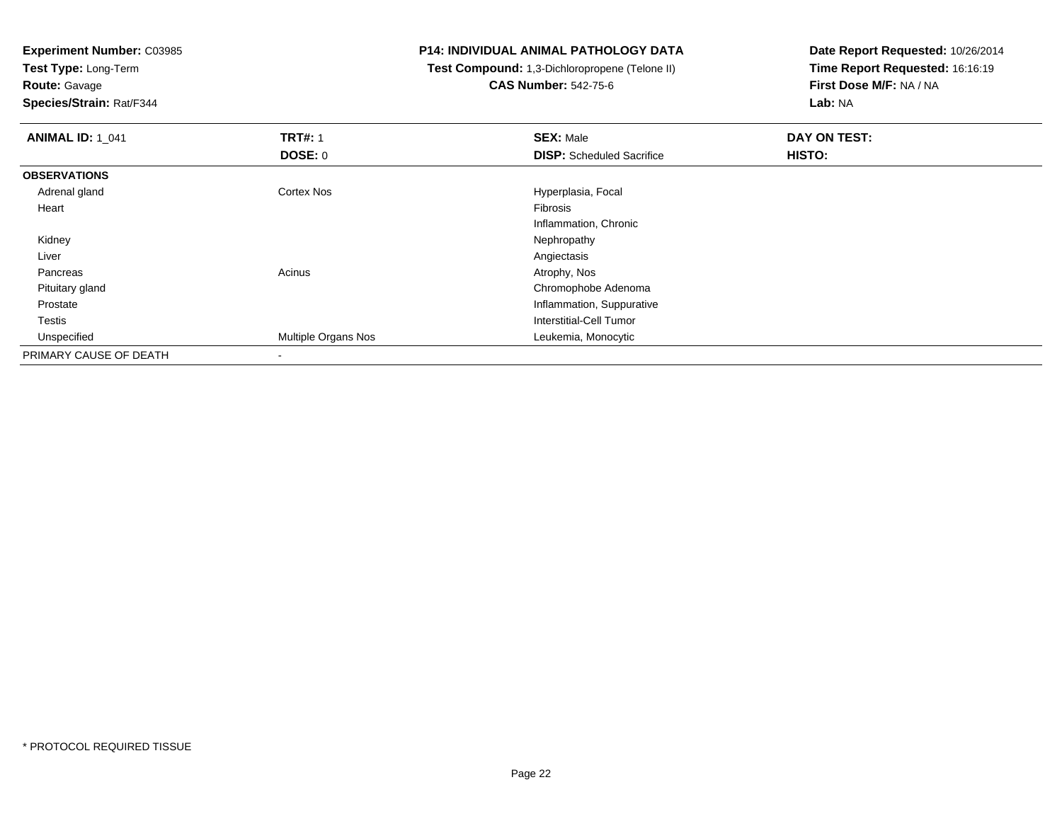**Experiment Number:** C03985
**Test Type:** Long-Term
**Route:** Gavage
**Species/Strain:** Rat/F344

**P14: INDIVIDUAL ANIMAL PATHOLOGY DATA**
**Test Compound:** 1,3-Dichloropropene (Telone II)
**CAS Number:** 542-75-6

**Date Report Requested:** 10/26/2014
**Time Report Requested:** 16:16:19
**First Dose M/F:** NA / NA
**Lab:** NA

| **ANIMAL ID:** 1_041 | **TRT#:** 1 | **SEX:** Male | **DAY ON TEST:** |
|---|---|---|---|
| | **DOSE:** 0 | **DISP:** Scheduled Sacrifice | **HISTO:** |
| **OBSERVATIONS** | | | |
| Adrenal gland | Cortex Nos | Hyperplasia, Focal | |
| Heart | | Fibrosis | |
| | | Inflammation, Chronic | |
| Kidney | | Nephropathy | |
| Liver | | Angiectasis | |
| Pancreas | Acinus | Atrophy, Nos | |
| Pituitary gland | | Chromophobe Adenoma | |
| Prostate | | Inflammation, Suppurative | |
| Testis | | Interstitial-Cell Tumor | |
| Unspecified | Multiple Organs Nos | Leukemia, Monocytic | |
| PRIMARY CAUSE OF DEATH | - | | |

* PROTOCOL REQUIRED TISSUE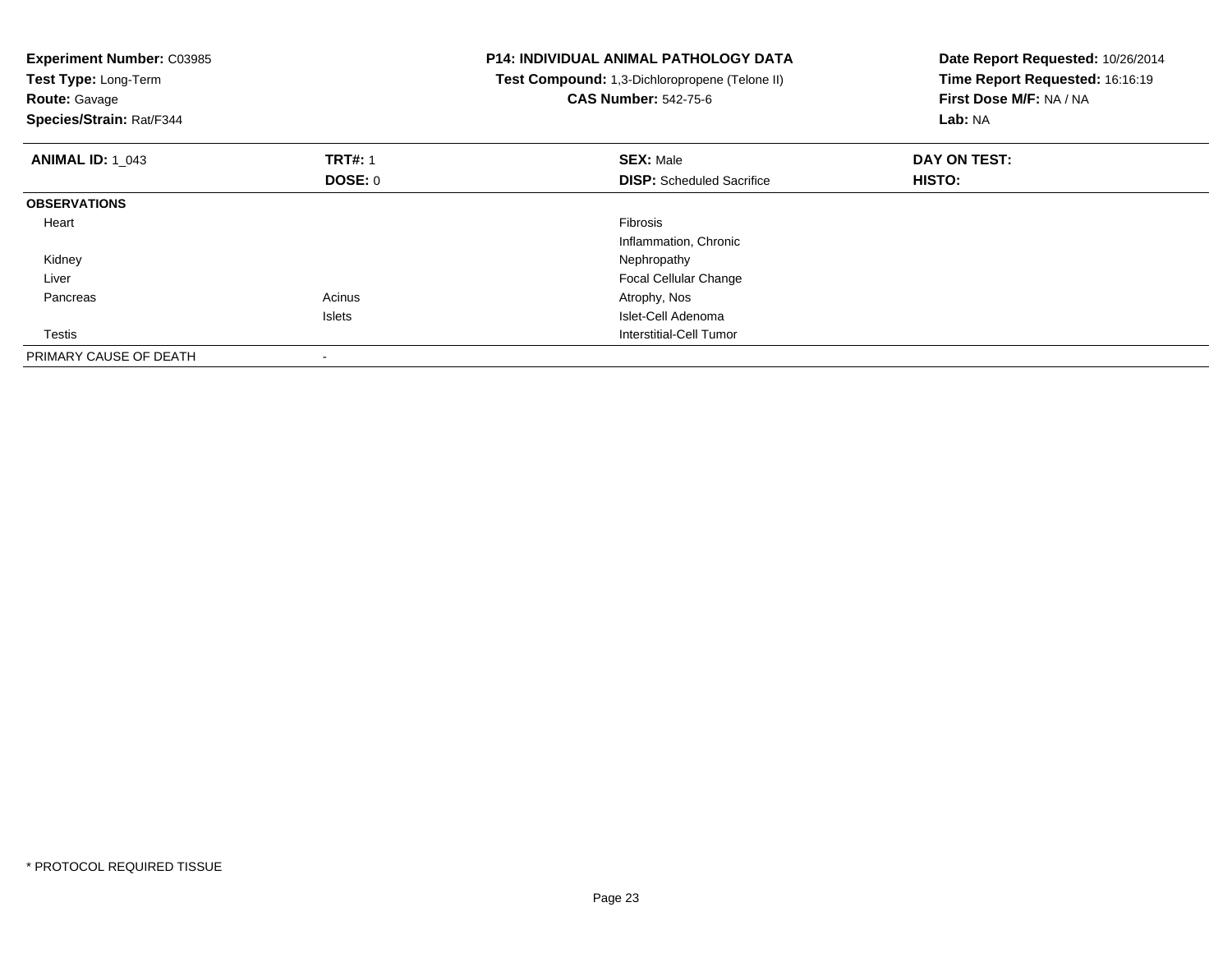**Experiment Number:** C03985
**Test Type:** Long-Term
**Route:** Gavage
**Species/Strain:** Rat/F344

**P14: INDIVIDUAL ANIMAL PATHOLOGY DATA**
**Test Compound:** 1,3-Dichloropropene (Telone II)
**CAS Number:** 542-75-6

**Date Report Requested:** 10/26/2014
**Time Report Requested:** 16:16:19
**First Dose M/F:** NA / NA
**Lab:** NA

| **ANIMAL ID:** 1_043 | **TRT#:** 1 | **SEX:** Male | **DAY ON TEST:** |
|---|---|---|---|
| | **DOSE:** 0 | **DISP:** Scheduled Sacrifice | **HISTO:** |
| **OBSERVATIONS** | | | |
| Heart | | Fibrosis | |
| | | Inflammation, Chronic | |
| Kidney | | Nephropathy | |
| Liver | | Focal Cellular Change | |
| Pancreas | Acinus | Atrophy, Nos | |
| | Islets | Islet-Cell Adenoma | |
| Testis | | Interstitial-Cell Tumor | |
| PRIMARY CAUSE OF DEATH | - | | |

* PROTOCOL REQUIRED TISSUE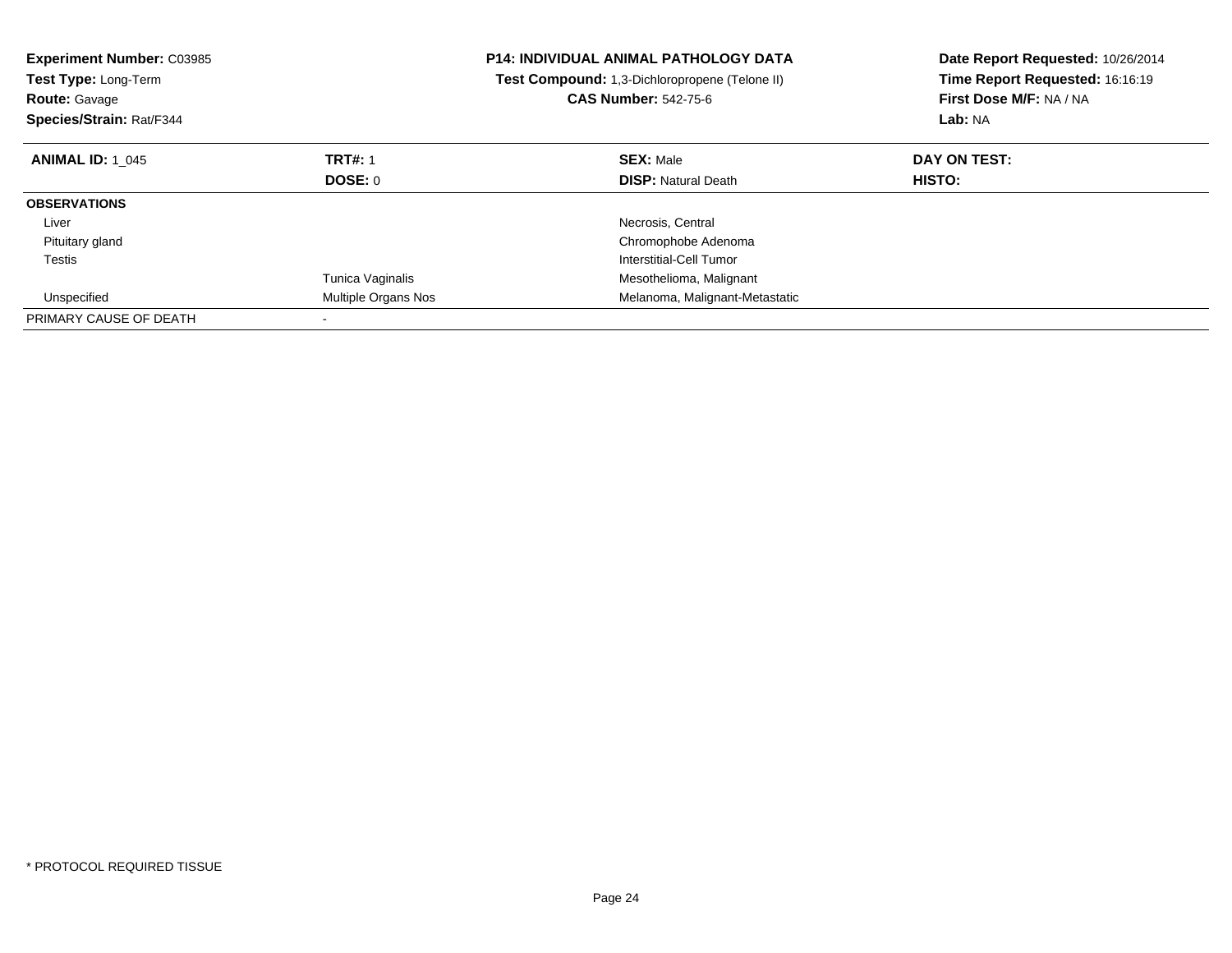**Experiment Number:** C03985
**Test Type:** Long-Term
**Route:** Gavage
**Species/Strain:** Rat/F344

**P14: INDIVIDUAL ANIMAL PATHOLOGY DATA**
**Test Compound:** 1,3-Dichloropropene (Telone II)
**CAS Number:** 542-75-6

**Date Report Requested:** 10/26/2014
**Time Report Requested:** 16:16:19
**First Dose M/F:** NA / NA
**Lab:** NA

| **ANIMAL ID:** 1_045 | **TRT#:** 1 | **SEX:** Male | **DAY ON TEST:** |
|---|---|---|---|
| | **DOSE:** 0 | **DISP:** Natural Death | **HISTO:** |
| **OBSERVATIONS** | | | |
| Liver | | Necrosis, Central | |
| Pituitary gland | | Chromophobe Adenoma | |
| Testis | | Interstitial-Cell Tumor | |
| | Tunica Vaginalis | Mesothelioma, Malignant | |
| Unspecified | Multiple Organs Nos | Melanoma, Malignant-Metastatic | |
| PRIMARY CAUSE OF DEATH | - | | |

* PROTOCOL REQUIRED TISSUE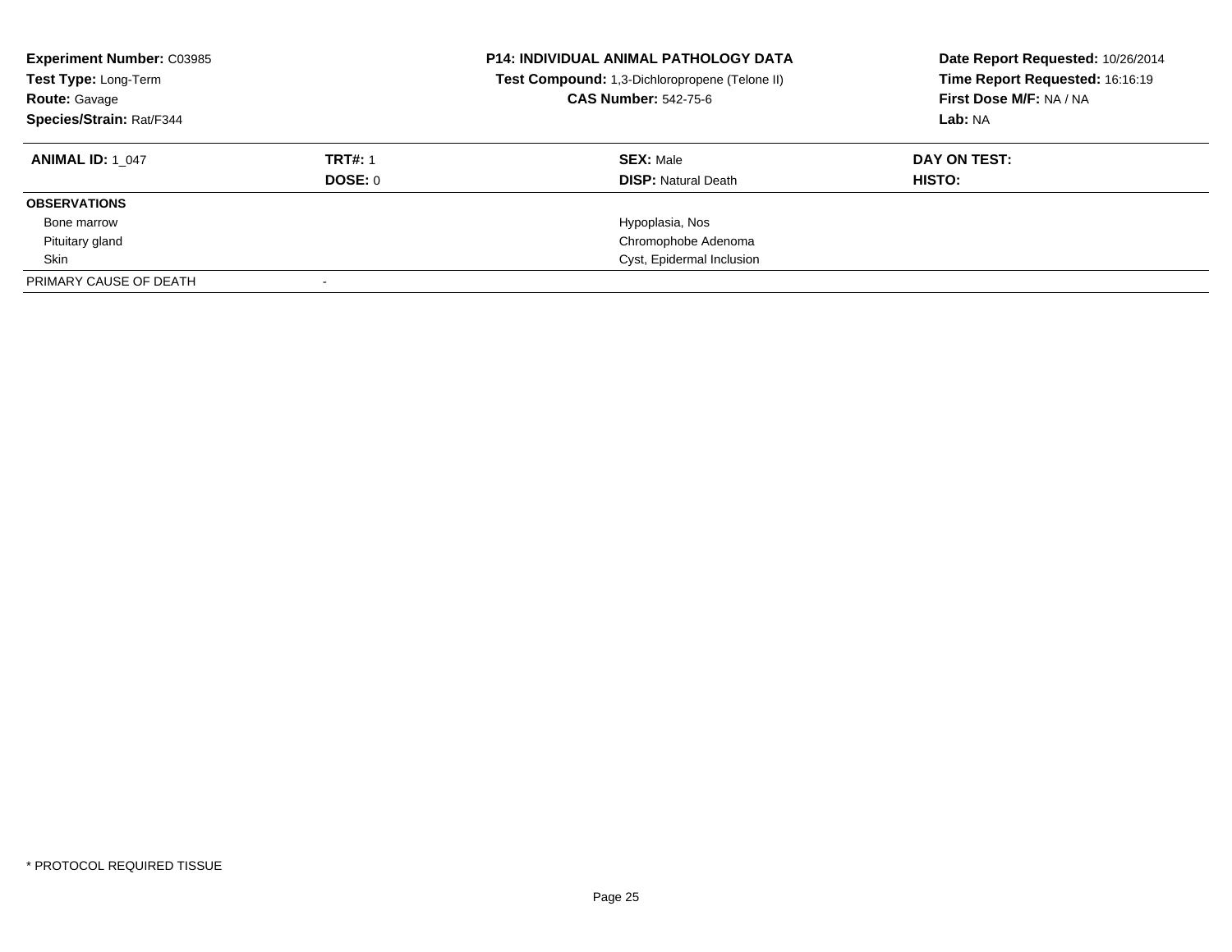**Experiment Number:** C03985
**Test Type:** Long-Term
**Route:** Gavage
**Species/Strain:** Rat/F344

**P14: INDIVIDUAL ANIMAL PATHOLOGY DATA**
**Test Compound:** 1,3-Dichloropropene (Telone II)
**CAS Number:** 542-75-6

**Date Report Requested:** 10/26/2014
**Time Report Requested:** 16:16:19
**First Dose M/F:** NA / NA
**Lab:** NA

| **ANIMAL ID:** 1_047 | **TRT#:** 1 | **SEX:** Male | **DAY ON TEST:** |
|---|---|---|---|
| | **DOSE:** 0 | **DISP:** Natural Death | **HISTO:** |
| **OBSERVATIONS** | | | |
| Bone marrow | | Hypoplasia, Nos | |
| Pituitary gland | | Chromophobe Adenoma | |
| Skin | | Cyst, Epidermal Inclusion | |
| PRIMARY CAUSE OF DEATH | - | | |

* PROTOCOL REQUIRED TISSUE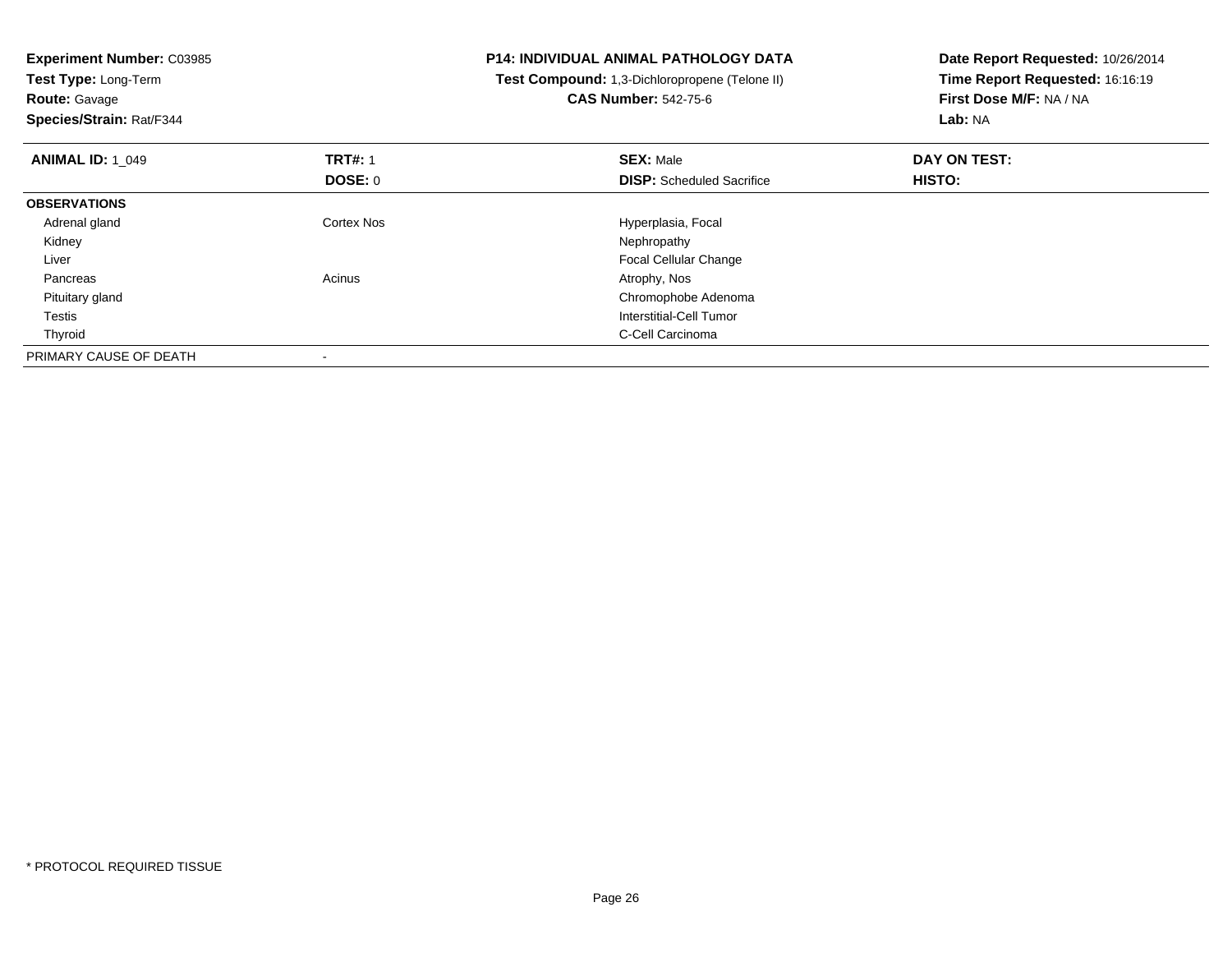**Experiment Number:** C03985
**Test Type:** Long-Term
**Route:** Gavage
**Species/Strain:** Rat/F344

**P14: INDIVIDUAL ANIMAL PATHOLOGY DATA**
**Test Compound:** 1,3-Dichloropropene (Telone II)
**CAS Number:** 542-75-6

**Date Report Requested:** 10/26/2014
**Time Report Requested:** 16:16:19
**First Dose M/F:** NA / NA
**Lab:** NA

| **ANIMAL ID:** 1_049 | **TRT#:** 1 | **SEX:** Male | **DAY ON TEST:** |
|---|---|---|---|
| | **DOSE:** 0 | **DISP:** Scheduled Sacrifice | **HISTO:** |
| **OBSERVATIONS** | | | |
| Adrenal gland | Cortex Nos | Hyperplasia, Focal | |
| Kidney | | Nephropathy | |
| Liver | | Focal Cellular Change | |
| Pancreas | Acinus | Atrophy, Nos | |
| Pituitary gland | | Chromophobe Adenoma | |
| Testis | | Interstitial-Cell Tumor | |
| Thyroid | | C-Cell Carcinoma | |
| PRIMARY CAUSE OF DEATH | - | | |

* PROTOCOL REQUIRED TISSUE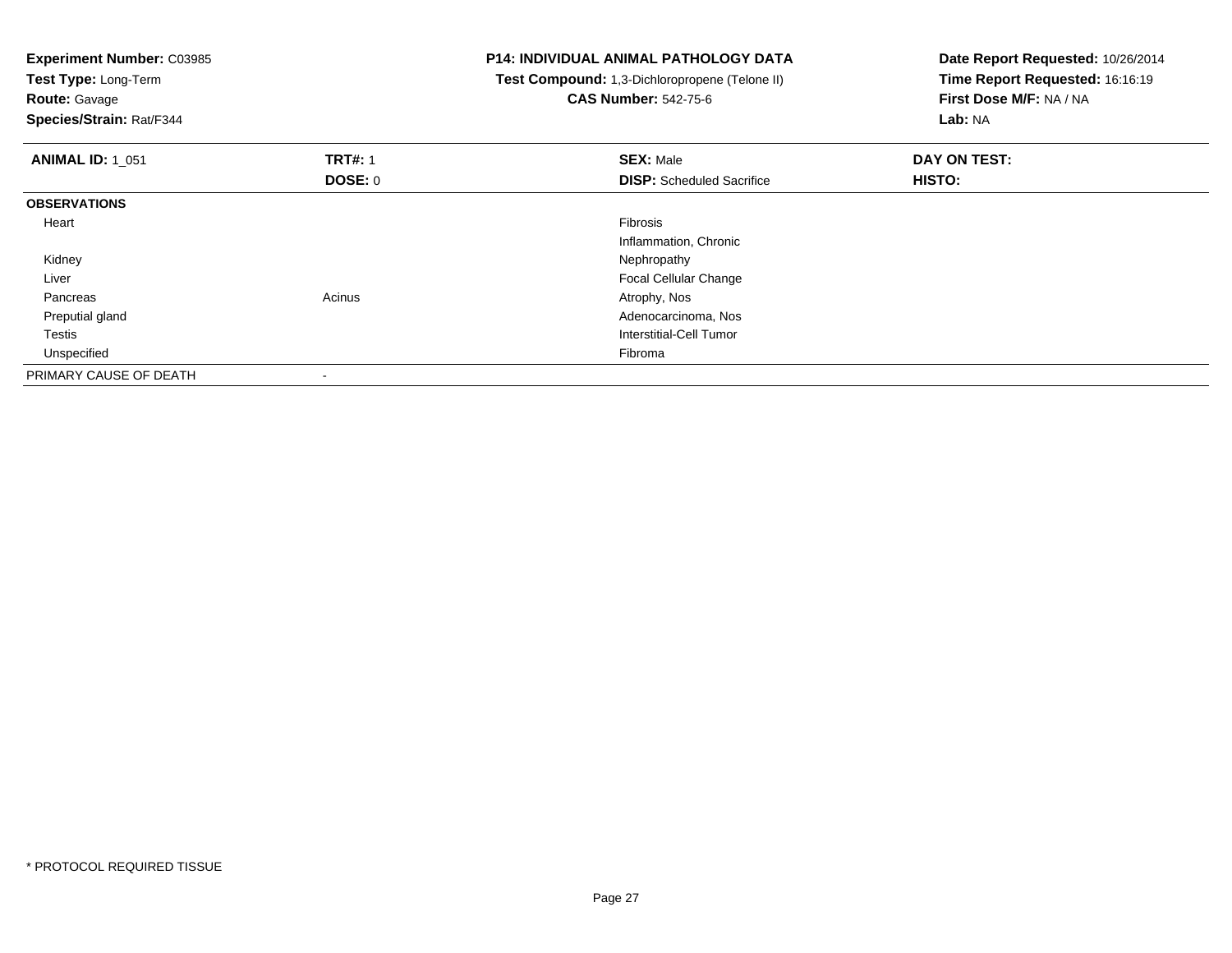**Experiment Number:** C03985
**Test Type:** Long-Term
**Route:** Gavage
**Species/Strain:** Rat/F344

**P14: INDIVIDUAL ANIMAL PATHOLOGY DATA**
**Test Compound:** 1,3-Dichloropropene (Telone II)
**CAS Number:** 542-75-6

**Date Report Requested:** 10/26/2014
**Time Report Requested:** 16:16:19
**First Dose M/F:** NA / NA
**Lab:** NA

| **ANIMAL ID:** 1_051 | **TRT#:** 1 | **SEX:** Male | **DAY ON TEST:** |
|---|---|---|---|
| | **DOSE:** 0 | **DISP:** Scheduled Sacrifice | **HISTO:** |
| **OBSERVATIONS** | | | |
| Heart | | Fibrosis | |
| | | Inflammation, Chronic | |
| Kidney | | Nephropathy | |
| Liver | | Focal Cellular Change | |
| Pancreas | Acinus | Atrophy, Nos | |
| Preputial gland | | Adenocarcinoma, Nos | |
| Testis | | Interstitial-Cell Tumor | |
| Unspecified | | Fibroma | |
| PRIMARY CAUSE OF DEATH | - | | |

* PROTOCOL REQUIRED TISSUE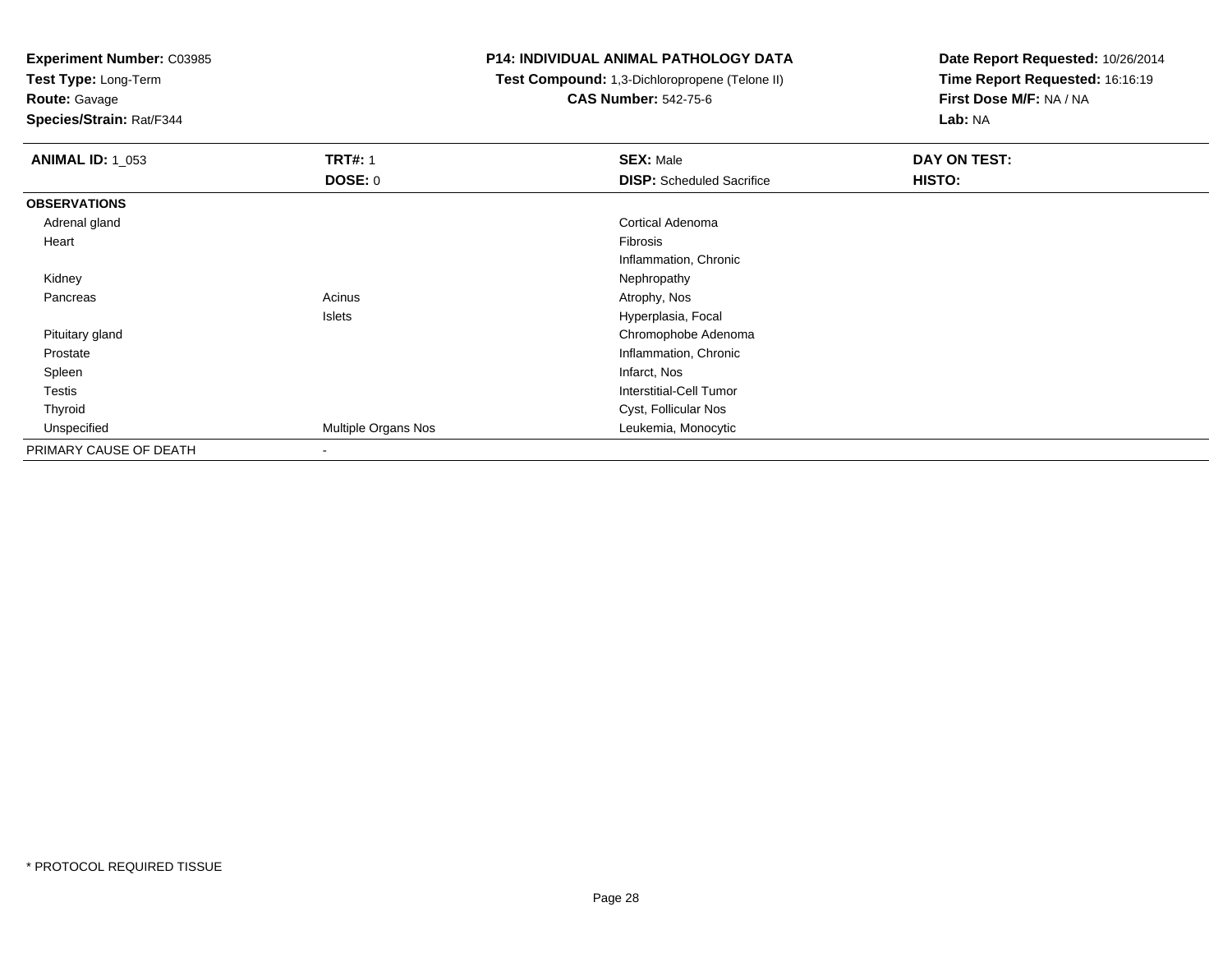**Experiment Number:** C03985
**Test Type:** Long-Term
**Route:** Gavage
**Species/Strain:** Rat/F344

**P14: INDIVIDUAL ANIMAL PATHOLOGY DATA**
**Test Compound:** 1,3-Dichloropropene (Telone II)
**CAS Number:** 542-75-6

**Date Report Requested:** 10/26/2014
**Time Report Requested:** 16:16:19
**First Dose M/F:** NA / NA
**Lab:** NA

| **ANIMAL ID:** 1_053 | **TRT#:** 1 | **SEX:** Male | **DAY ON TEST:** |
|---|---|---|---|
| | **DOSE:** 0 | **DISP:** Scheduled Sacrifice | **HISTO:** |
| **OBSERVATIONS** | | | |
| Adrenal gland | | Cortical Adenoma | |
| Heart | | Fibrosis | |
| | | Inflammation, Chronic | |
| Kidney | | Nephropathy | |
| Pancreas | Acinus | Atrophy, Nos | |
| | Islets | Hyperplasia, Focal | |
| Pituitary gland | | Chromophobe Adenoma | |
| Prostate | | Inflammation, Chronic | |
| Spleen | | Infarct, Nos | |
| Testis | | Interstitial-Cell Tumor | |
| Thyroid | | Cyst, Follicular Nos | |
| Unspecified | Multiple Organs Nos | Leukemia, Monocytic | |
| PRIMARY CAUSE OF DEATH | - | | |

* PROTOCOL REQUIRED TISSUE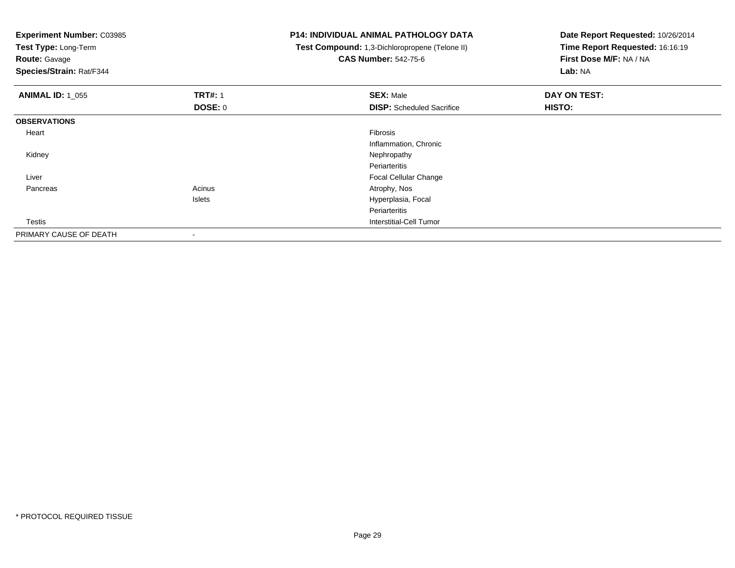**Experiment Number:** C03985
**Test Type:** Long-Term
**Route:** Gavage
**Species/Strain:** Rat/F344

## P14: INDIVIDUAL ANIMAL PATHOLOGY DATA

**Test Compound:** 1,3-Dichloropropene (Telone II)
**CAS Number:** 542-75-6

**Date Report Requested:** 10/26/2014
**Time Report Requested:** 16:16:19
**First Dose M/F:** NA / NA
**Lab:** NA

| **ANIMAL ID:** 1_055 | **TRT#:** 1 | **SEX:** Male | **DAY ON TEST:** |
|---|---|---|---|
| | **DOSE:** 0 | **DISP:** Scheduled Sacrifice | **HISTO:** |
| **OBSERVATIONS** | | | |
| Heart | | Fibrosis | |
| | | Inflammation, Chronic | |
| Kidney | | Nephropathy | |
| | | Periarteritis | |
| Liver | | Focal Cellular Change | |
| Pancreas | Acinus | Atrophy, Nos | |
| | Islets | Hyperplasia, Focal | |
| | | Periarteritis | |
| Testis | | Interstitial-Cell Tumor | |
| PRIMARY CAUSE OF DEATH | - | | |

* PROTOCOL REQUIRED TISSUE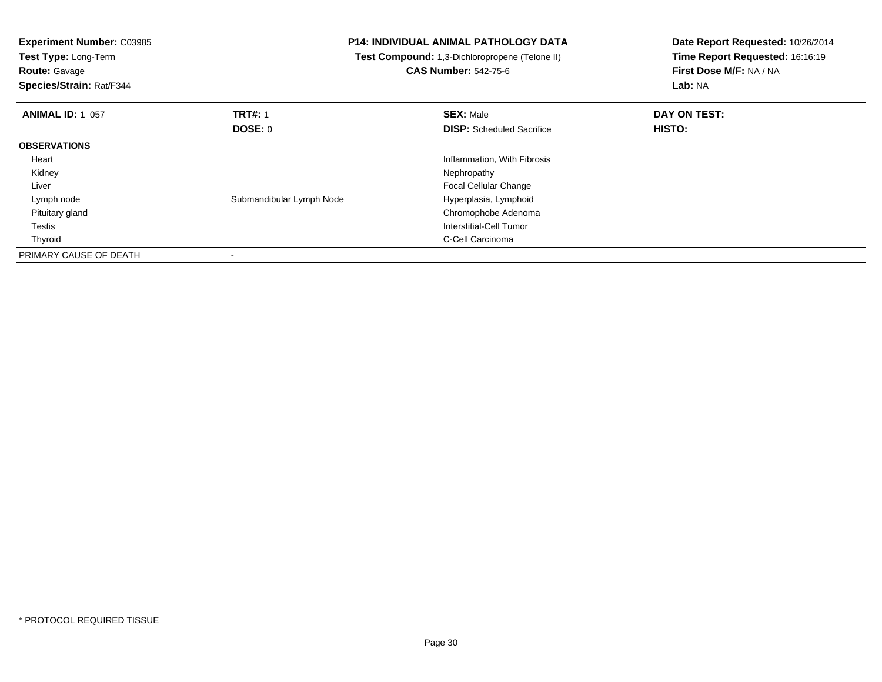**Experiment Number:** C03985
**Test Type:** Long-Term
**Route:** Gavage
**Species/Strain:** Rat/F344

**P14: INDIVIDUAL ANIMAL PATHOLOGY DATA**
**Test Compound:** 1,3-Dichloropropene (Telone II)
**CAS Number:** 542-75-6

**Date Report Requested:** 10/26/2014
**Time Report Requested:** 16:16:19
**First Dose M/F:** NA / NA
**Lab:** NA

| **ANIMAL ID:** 1_057 | **TRT#:** 1 | **SEX:** Male | **DAY ON TEST:** |
|---|---|---|---|
| | **DOSE:** 0 | **DISP:** Scheduled Sacrifice | **HISTO:** |
| **OBSERVATIONS** | | | |
| Heart | | Inflammation, With Fibrosis | |
| Kidney | | Nephropathy | |
| Liver | | Focal Cellular Change | |
| Lymph node | Submandibular Lymph Node | Hyperplasia, Lymphoid | |
| Pituitary gland | | Chromophobe Adenoma | |
| Testis | | Interstitial-Cell Tumor | |
| Thyroid | | C-Cell Carcinoma | |
| PRIMARY CAUSE OF DEATH | - | | |

* PROTOCOL REQUIRED TISSUE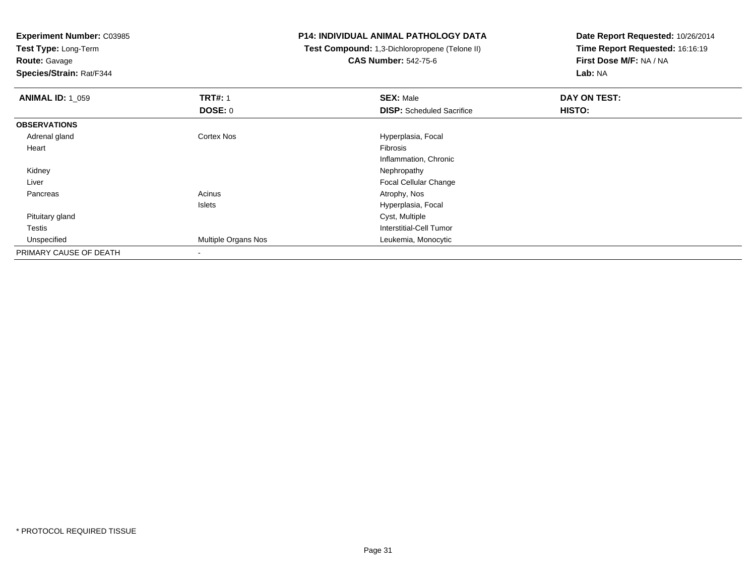**Experiment Number:** C03985
**Test Type:** Long-Term
**Route:** Gavage
**Species/Strain:** Rat/F344

**P14: INDIVIDUAL ANIMAL PATHOLOGY DATA**
**Test Compound:** 1,3-Dichloropropene (Telone II)
**CAS Number:** 542-75-6

**Date Report Requested:** 10/26/2014
**Time Report Requested:** 16:16:19
**First Dose M/F:** NA / NA
**Lab:** NA

| **ANIMAL ID:** 1_059 | **TRT#:** 1 | **SEX:** Male | **DAY ON TEST:** |
|---|---|---|---|
| | **DOSE:** 0 | **DISP:** Scheduled Sacrifice | **HISTO:** |
| **OBSERVATIONS** | | | |
| Adrenal gland | Cortex Nos | Hyperplasia, Focal | |
| Heart | | Fibrosis | |
| | | Inflammation, Chronic | |
| Kidney | | Nephropathy | |
| Liver | | Focal Cellular Change | |
| Pancreas | Acinus | Atrophy, Nos | |
| | Islets | Hyperplasia, Focal | |
| Pituitary gland | | Cyst, Multiple | |
| Testis | | Interstitial-Cell Tumor | |
| Unspecified | Multiple Organs Nos | Leukemia, Monocytic | |
| PRIMARY CAUSE OF DEATH | - | | |

* PROTOCOL REQUIRED TISSUE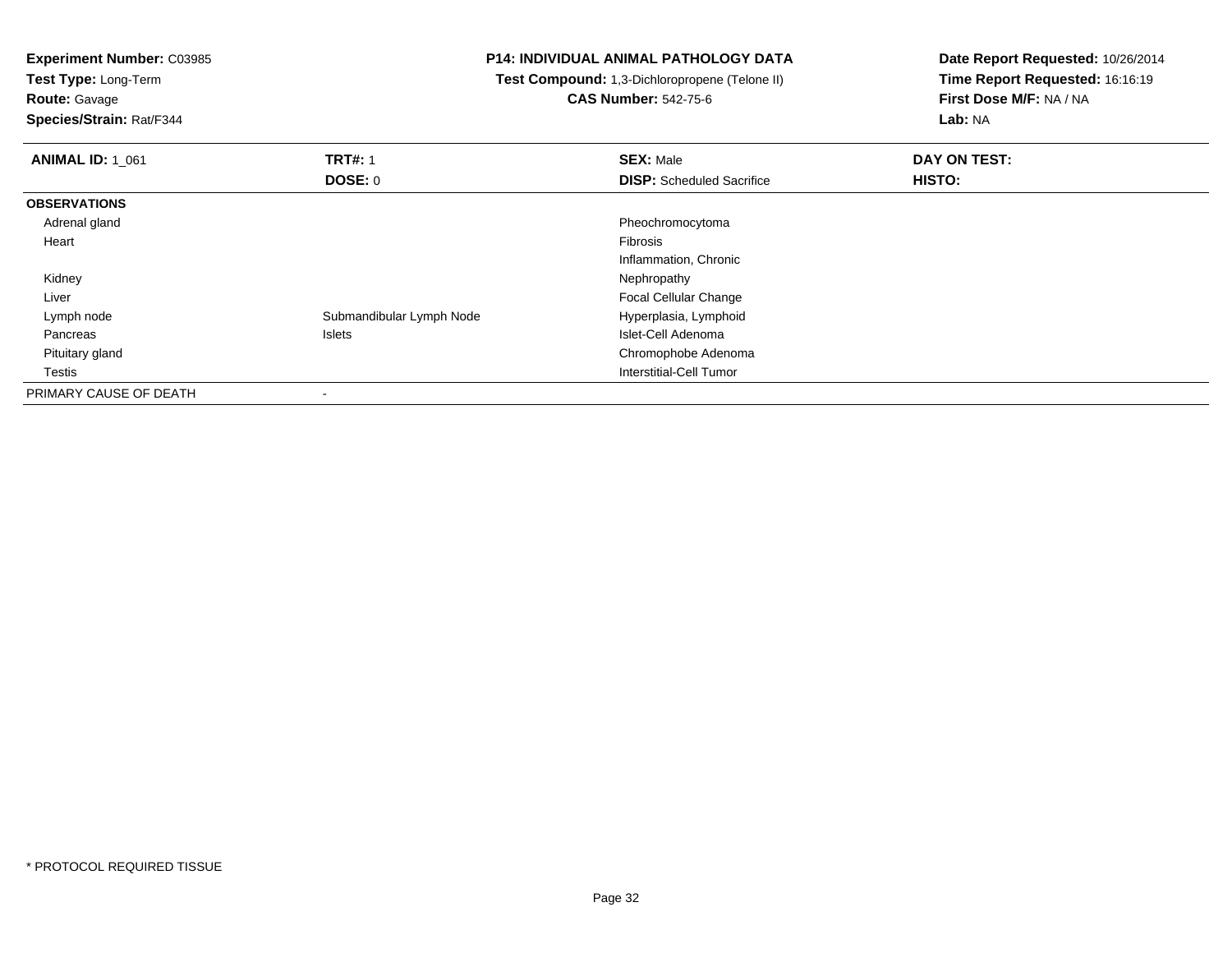**Experiment Number:** C03985
**Test Type:** Long-Term
**Route:** Gavage
**Species/Strain:** Rat/F344

**P14: INDIVIDUAL ANIMAL PATHOLOGY DATA**
**Test Compound:** 1,3-Dichloropropene (Telone II)
**CAS Number:** 542-75-6

**Date Report Requested:** 10/26/2014
**Time Report Requested:** 16:16:19
**First Dose M/F:** NA / NA
**Lab:** NA

| **ANIMAL ID:** 1_061 | **TRT#:** 1 | **SEX:** Male | **DAY ON TEST:** |
|---|---|---|---|
| | **DOSE:** 0 | **DISP:** Scheduled Sacrifice | **HISTO:** |
| **OBSERVATIONS** | | | |
| Adrenal gland | | Pheochromocytoma | |
| Heart | | Fibrosis | |
| | | Inflammation, Chronic | |
| Kidney | | Nephropathy | |
| Liver | | Focal Cellular Change | |
| Lymph node | Submandibular Lymph Node | Hyperplasia, Lymphoid | |
| Pancreas | Islets | Islet-Cell Adenoma | |
| Pituitary gland | | Chromophobe Adenoma | |
| Testis | | Interstitial-Cell Tumor | |
| PRIMARY CAUSE OF DEATH | - | | |

* PROTOCOL REQUIRED TISSUE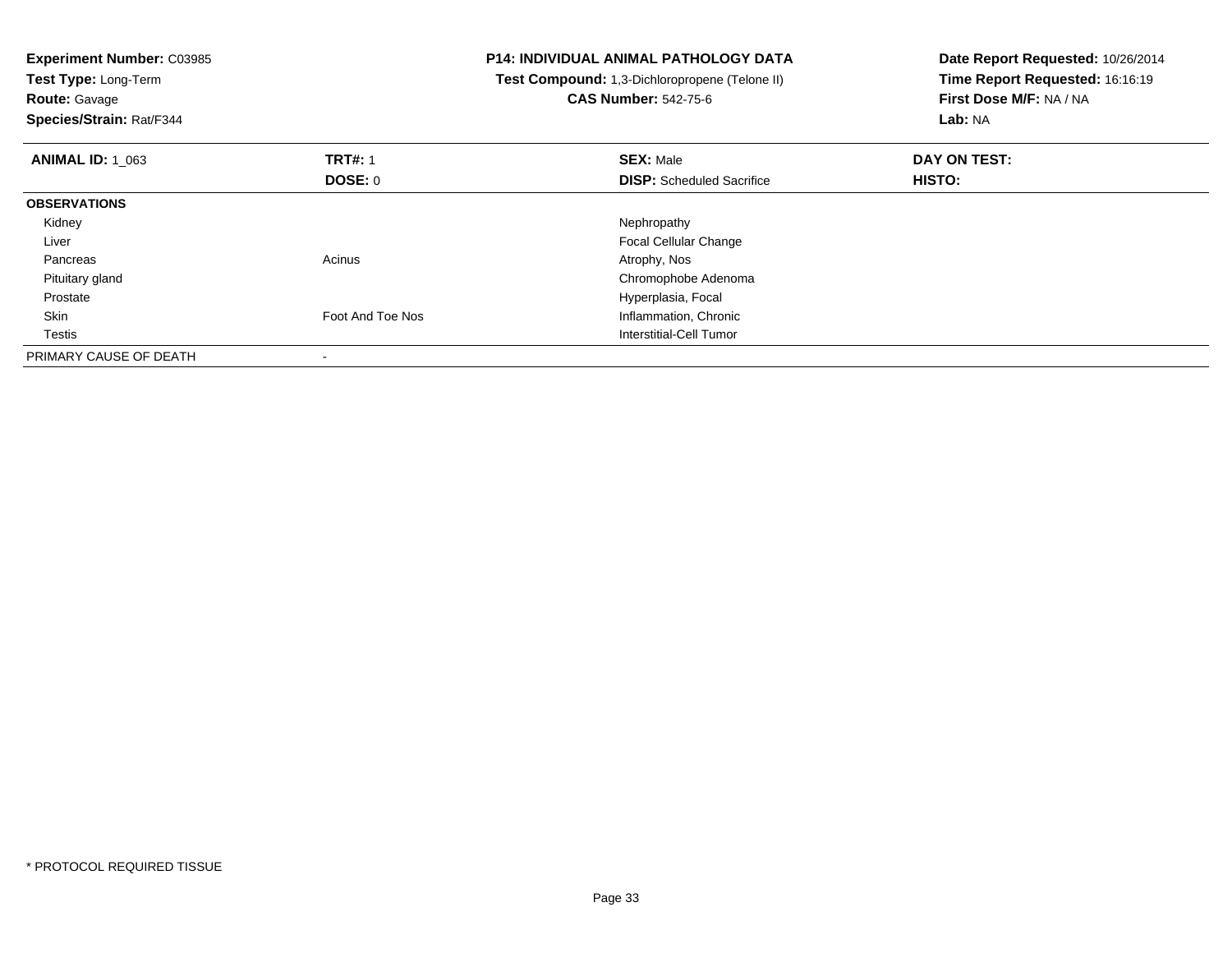**Experiment Number:** C03985
**Test Type:** Long-Term
**Route:** Gavage
**Species/Strain:** Rat/F344

**P14: INDIVIDUAL ANIMAL PATHOLOGY DATA**
**Test Compound:** 1,3-Dichloropropene (Telone II)
**CAS Number:** 542-75-6

**Date Report Requested:** 10/26/2014
**Time Report Requested:** 16:16:19
**First Dose M/F:** NA / NA
**Lab:** NA

| **ANIMAL ID:** 1_063 | **TRT#:** 1 | **SEX:** Male | **DAY ON TEST:** |
|---|---|---|---|
| | **DOSE:** 0 | **DISP:** Scheduled Sacrifice | **HISTO:** |
| **OBSERVATIONS** | | | |
| Kidney | | Nephropathy | |
| Liver | | Focal Cellular Change | |
| Pancreas | Acinus | Atrophy, Nos | |
| Pituitary gland | | Chromophobe Adenoma | |
| Prostate | | Hyperplasia, Focal | |
| Skin | Foot And Toe Nos | Inflammation, Chronic | |
| Testis | | Interstitial-Cell Tumor | |
| PRIMARY CAUSE OF DEATH | - | | |

* PROTOCOL REQUIRED TISSUE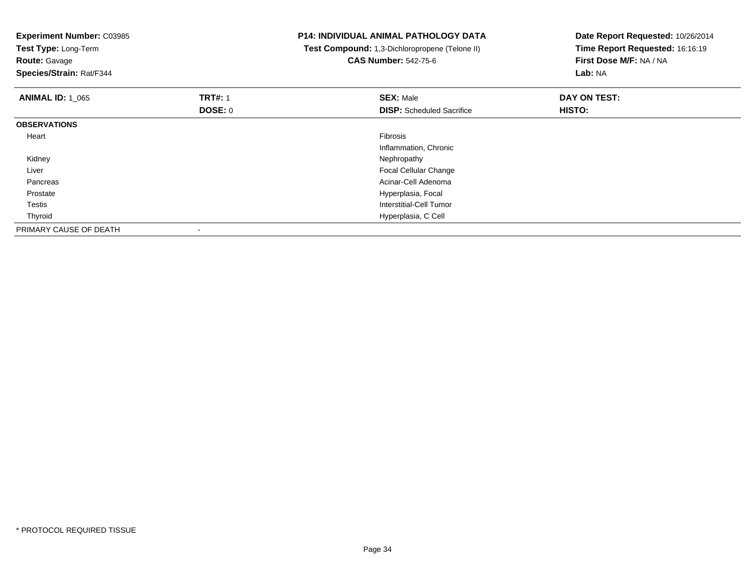**Experiment Number:** C03985
**Test Type:** Long-Term
**Route:** Gavage
**Species/Strain:** Rat/F344

**P14: INDIVIDUAL ANIMAL PATHOLOGY DATA**
**Test Compound:** 1,3-Dichloropropene (Telone II)
**CAS Number:** 542-75-6

**Date Report Requested:** 10/26/2014
**Time Report Requested:** 16:16:19
**First Dose M/F:** NA / NA
**Lab:** NA

| **ANIMAL ID:** 1_065 | **TRT#:** 1 | **SEX:** Male | **DAY ON TEST:** |
|---|---|---|---|
| | **DOSE:** 0 | **DISP:** Scheduled Sacrifice | **HISTO:** |
| **OBSERVATIONS** | | | |
| Heart | | Fibrosis | |
| | | Inflammation, Chronic | |
| Kidney | | Nephropathy | |
| Liver | | Focal Cellular Change | |
| Pancreas | | Acinar-Cell Adenoma | |
| Prostate | | Hyperplasia, Focal | |
| Testis | | Interstitial-Cell Tumor | |
| Thyroid | | Hyperplasia, C Cell | |
| PRIMARY CAUSE OF DEATH | - | | |

* PROTOCOL REQUIRED TISSUE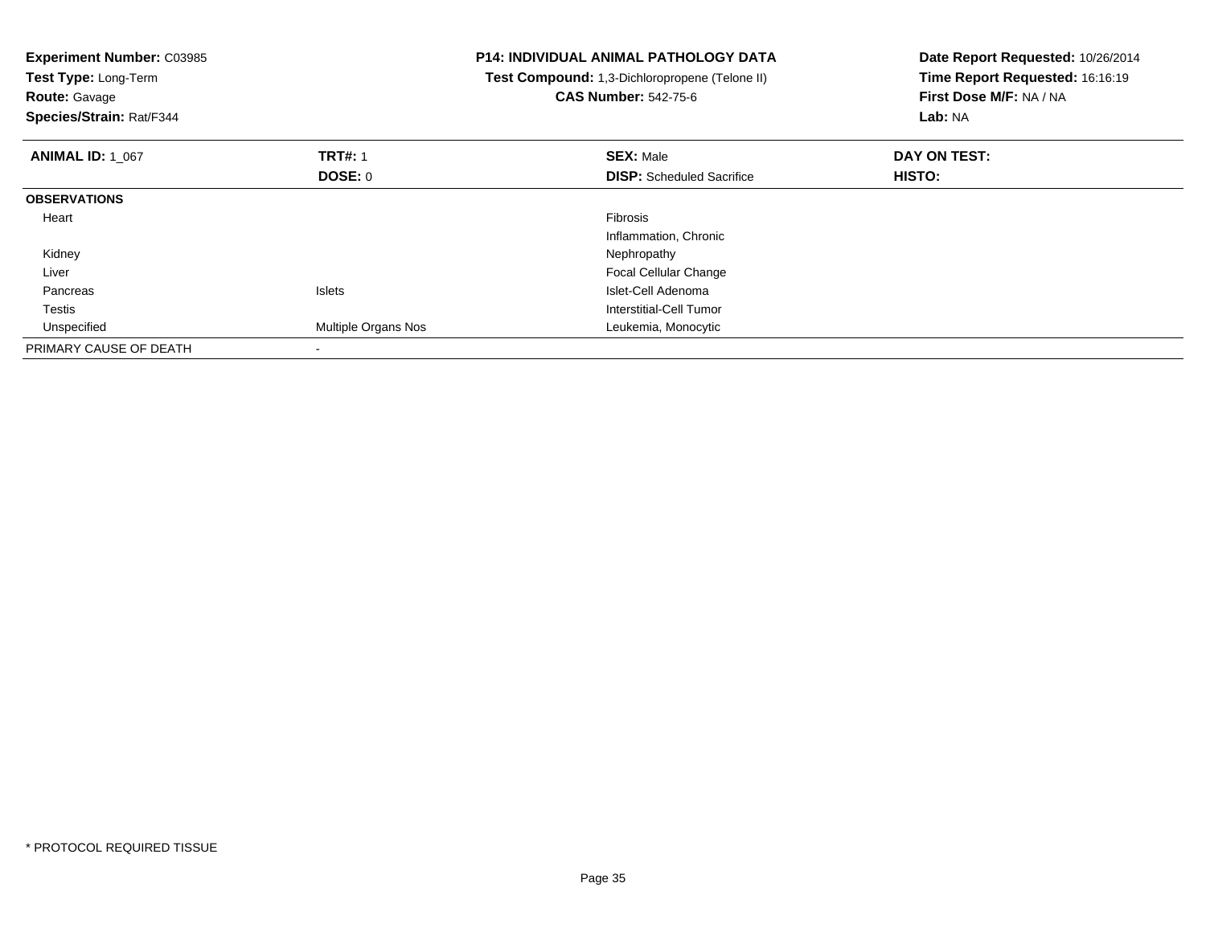**Experiment Number:** C03985
**Test Type:** Long-Term
**Route:** Gavage
**Species/Strain:** Rat/F344

**P14: INDIVIDUAL ANIMAL PATHOLOGY DATA**
**Test Compound:** 1,3-Dichloropropene (Telone II)
**CAS Number:** 542-75-6

**Date Report Requested:** 10/26/2014
**Time Report Requested:** 16:16:19
**First Dose M/F:** NA / NA
**Lab:** NA

| **ANIMAL ID:** 1_067 | **TRT#:** 1 | **SEX:** Male | **DAY ON TEST:** |
|---|---|---|---|
| | **DOSE:** 0 | **DISP:** Scheduled Sacrifice | **HISTO:** |
| **OBSERVATIONS** | | | |
| Heart | | Fibrosis | |
| | | Inflammation, Chronic | |
| Kidney | | Nephropathy | |
| Liver | | Focal Cellular Change | |
| Pancreas | Islets | Islet-Cell Adenoma | |
| Testis | | Interstitial-Cell Tumor | |
| Unspecified | Multiple Organs Nos | Leukemia, Monocytic | |
| PRIMARY CAUSE OF DEATH | - | | |

* PROTOCOL REQUIRED TISSUE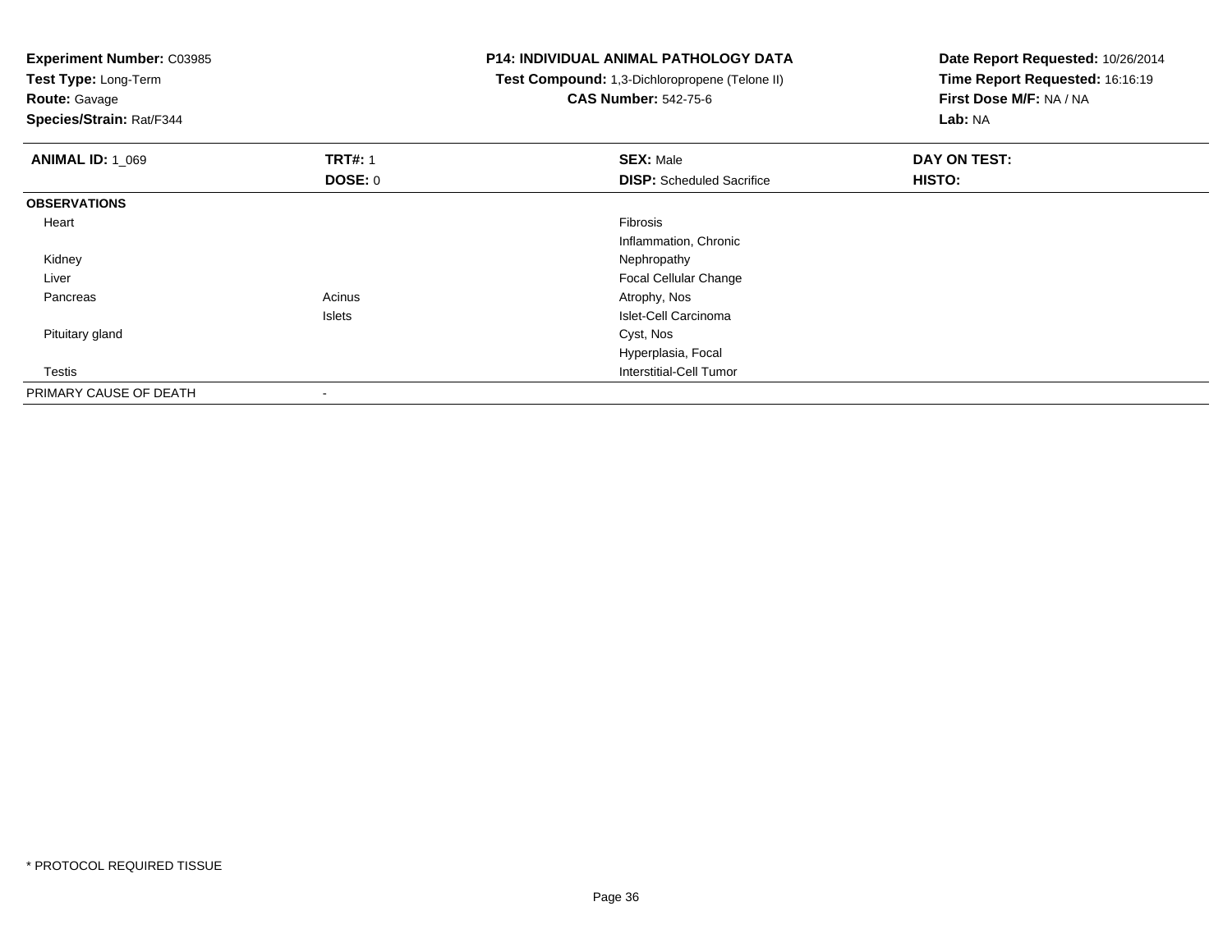**Experiment Number:** C03985
**Test Type:** Long-Term
**Route:** Gavage
**Species/Strain:** Rat/F344

**P14: INDIVIDUAL ANIMAL PATHOLOGY DATA**
**Test Compound:** 1,3-Dichloropropene (Telone II)
**CAS Number:** 542-75-6

**Date Report Requested:** 10/26/2014
**Time Report Requested:** 16:16:19
**First Dose M/F:** NA / NA
**Lab:** NA

| **ANIMAL ID:** 1_069 | **TRT#:** 1 | **SEX:** Male | **DAY ON TEST:** |
|---|---|---|---|
| | **DOSE:** 0 | **DISP:** Scheduled Sacrifice | **HISTO:** |
| **OBSERVATIONS** | | | |
| Heart | | Fibrosis | |
| | | Inflammation, Chronic | |
| Kidney | | Nephropathy | |
| Liver | | Focal Cellular Change | |
| Pancreas | Acinus | Atrophy, Nos | |
| | Islets | Islet-Cell Carcinoma | |
| Pituitary gland | | Cyst, Nos | |
| | | Hyperplasia, Focal | |
| Testis | | Interstitial-Cell Tumor | |
| PRIMARY CAUSE OF DEATH | - | | |

* PROTOCOL REQUIRED TISSUE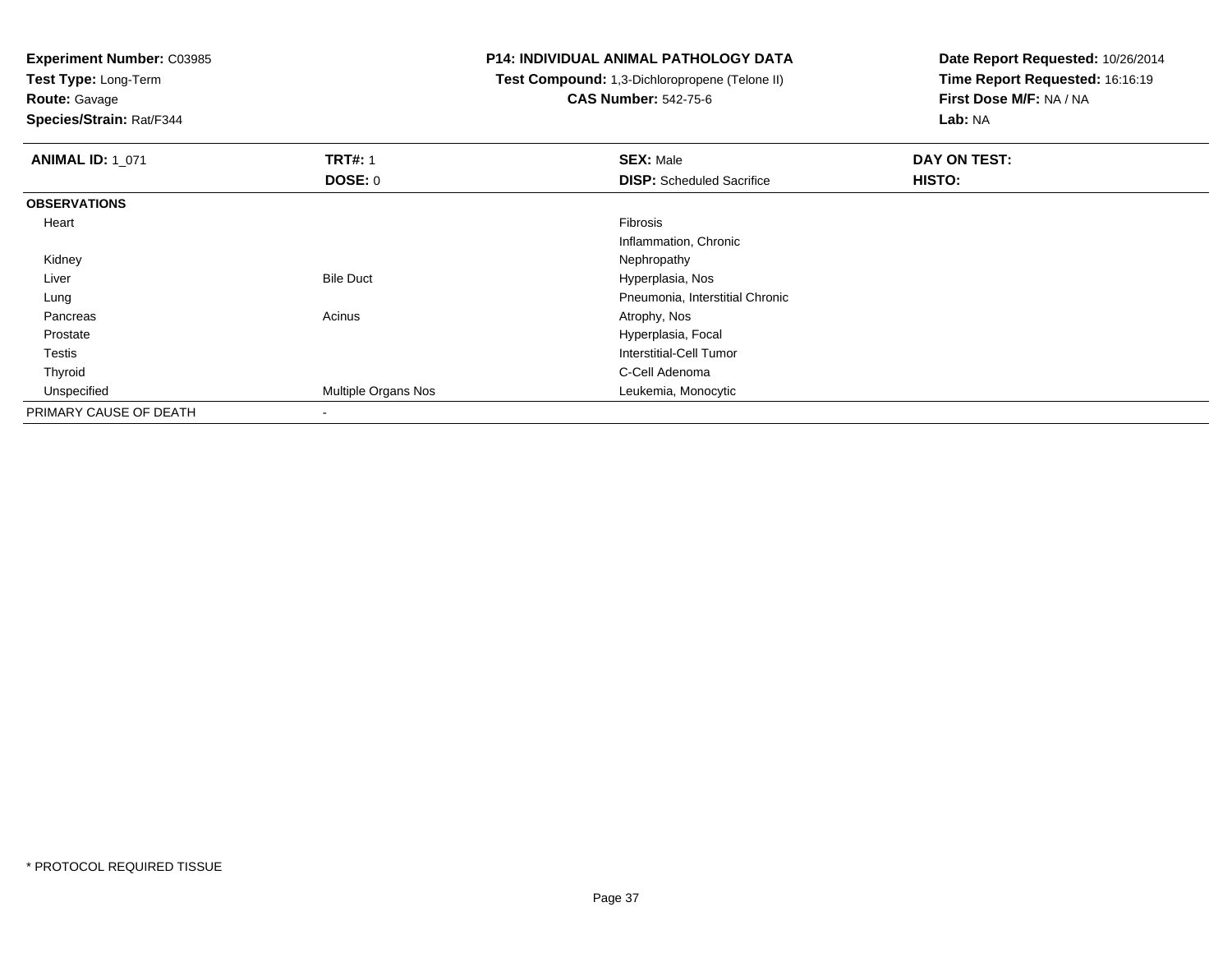**Experiment Number:** C03985
**Test Type:** Long-Term
**Route:** Gavage
**Species/Strain:** Rat/F344

**P14: INDIVIDUAL ANIMAL PATHOLOGY DATA**
**Test Compound:** 1,3-Dichloropropene (Telone II)
**CAS Number:** 542-75-6

**Date Report Requested:** 10/26/2014
**Time Report Requested:** 16:16:19
**First Dose M/F:** NA / NA
**Lab:** NA

| **ANIMAL ID:** 1_071 | **TRT#:** 1 | **SEX:** Male | **DAY ON TEST:** |
|---|---|---|---|
| | **DOSE:** 0 | **DISP:** Scheduled Sacrifice | **HISTO:** |
| **OBSERVATIONS** | | | |
| Heart | | Fibrosis | |
| | | Inflammation, Chronic | |
| Kidney | | Nephropathy | |
| Liver | Bile Duct | Hyperplasia, Nos | |
| Lung | | Pneumonia, Interstitial Chronic | |
| Pancreas | Acinus | Atrophy, Nos | |
| Prostate | | Hyperplasia, Focal | |
| Testis | | Interstitial-Cell Tumor | |
| Thyroid | | C-Cell Adenoma | |
| Unspecified | Multiple Organs Nos | Leukemia, Monocytic | |
| PRIMARY CAUSE OF DEATH | - | | |

* PROTOCOL REQUIRED TISSUE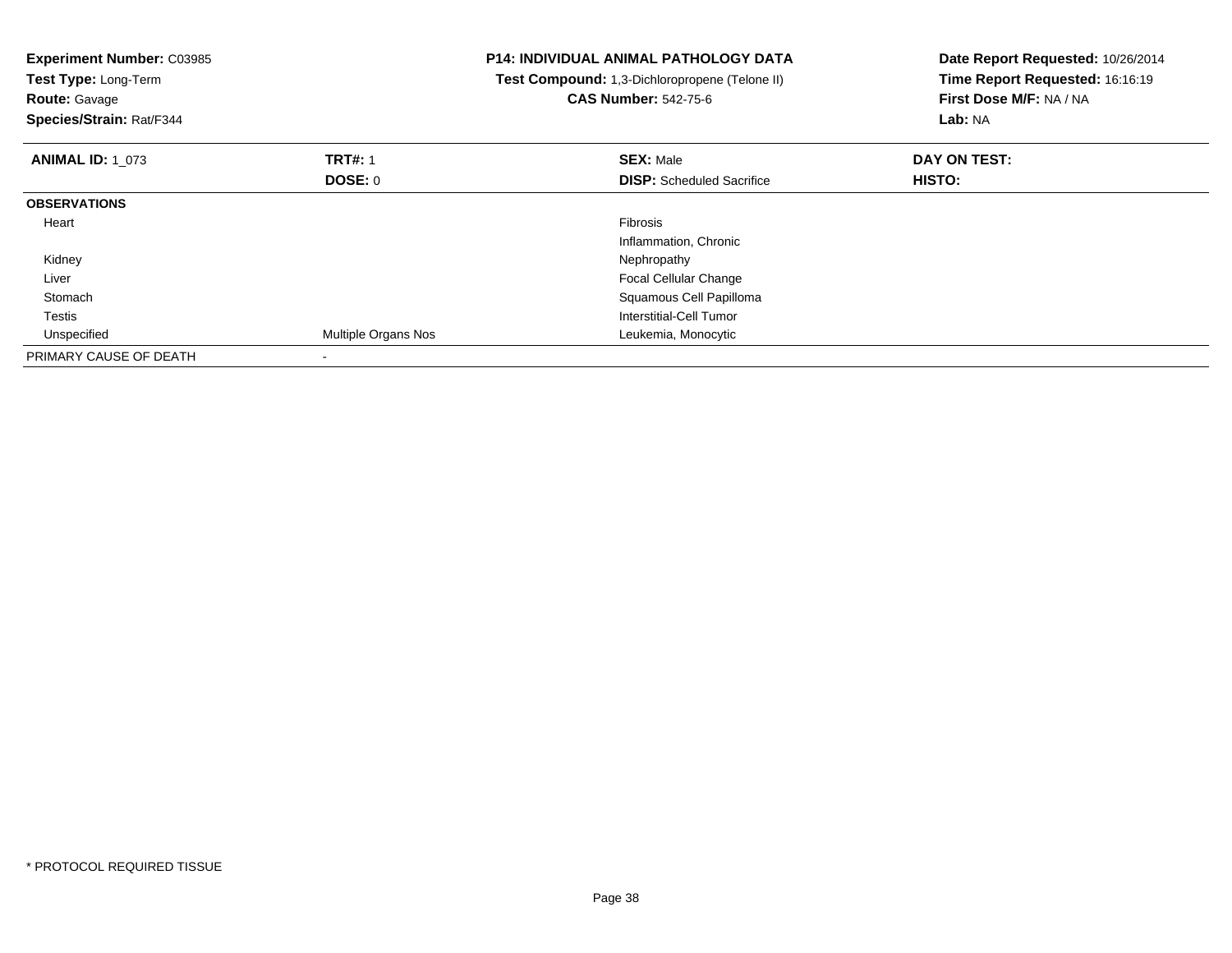**Experiment Number:** C03985
**Test Type:** Long-Term
**Route:** Gavage
**Species/Strain:** Rat/F344

**P14: INDIVIDUAL ANIMAL PATHOLOGY DATA**
**Test Compound:** 1,3-Dichloropropene (Telone II)
**CAS Number:** 542-75-6

**Date Report Requested:** 10/26/2014
**Time Report Requested:** 16:16:19
**First Dose M/F:** NA / NA
**Lab:** NA

| **ANIMAL ID:** 1_073 | **TRT#:** 1 | **SEX:** Male | **DAY ON TEST:** |
|---|---|---|---|
| | **DOSE:** 0 | **DISP:** Scheduled Sacrifice | **HISTO:** |
| **OBSERVATIONS** | | | |
| Heart | | Fibrosis | |
| | | Inflammation, Chronic | |
| Kidney | | Nephropathy | |
| Liver | | Focal Cellular Change | |
| Stomach | | Squamous Cell Papilloma | |
| Testis | | Interstitial-Cell Tumor | |
| Unspecified | Multiple Organs Nos | Leukemia, Monocytic | |
| PRIMARY CAUSE OF DEATH | - | | |

* PROTOCOL REQUIRED TISSUE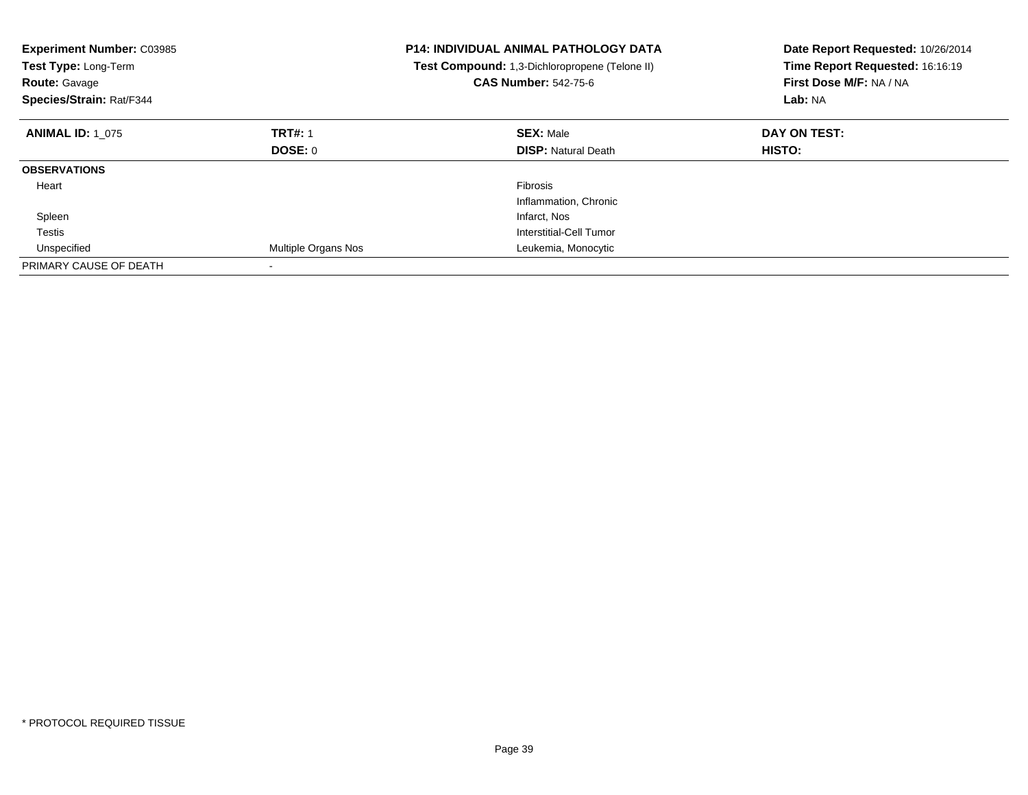**Experiment Number:** C03985
**Test Type:** Long-Term
**Route:** Gavage
**Species/Strain:** Rat/F344

**P14: INDIVIDUAL ANIMAL PATHOLOGY DATA**
**Test Compound:** 1,3-Dichloropropene (Telone II)
**CAS Number:** 542-75-6

**Date Report Requested:** 10/26/2014
**Time Report Requested:** 16:16:19
**First Dose M/F:** NA / NA
**Lab:** NA

| **ANIMAL ID:** 1_075 | **TRT#:** 1 | **SEX:** Male | **DAY ON TEST:** |
|---|---|---|---|
| | **DOSE:** 0 | **DISP:** Natural Death | **HISTO:** |
| **OBSERVATIONS** | | | |
| Heart | | Fibrosis | |
| | | Inflammation, Chronic | |
| Spleen | | Infarct, Nos | |
| Testis | | Interstitial-Cell Tumor | |
| Unspecified | Multiple Organs Nos | Leukemia, Monocytic | |
| PRIMARY CAUSE OF DEATH | - | | |

* PROTOCOL REQUIRED TISSUE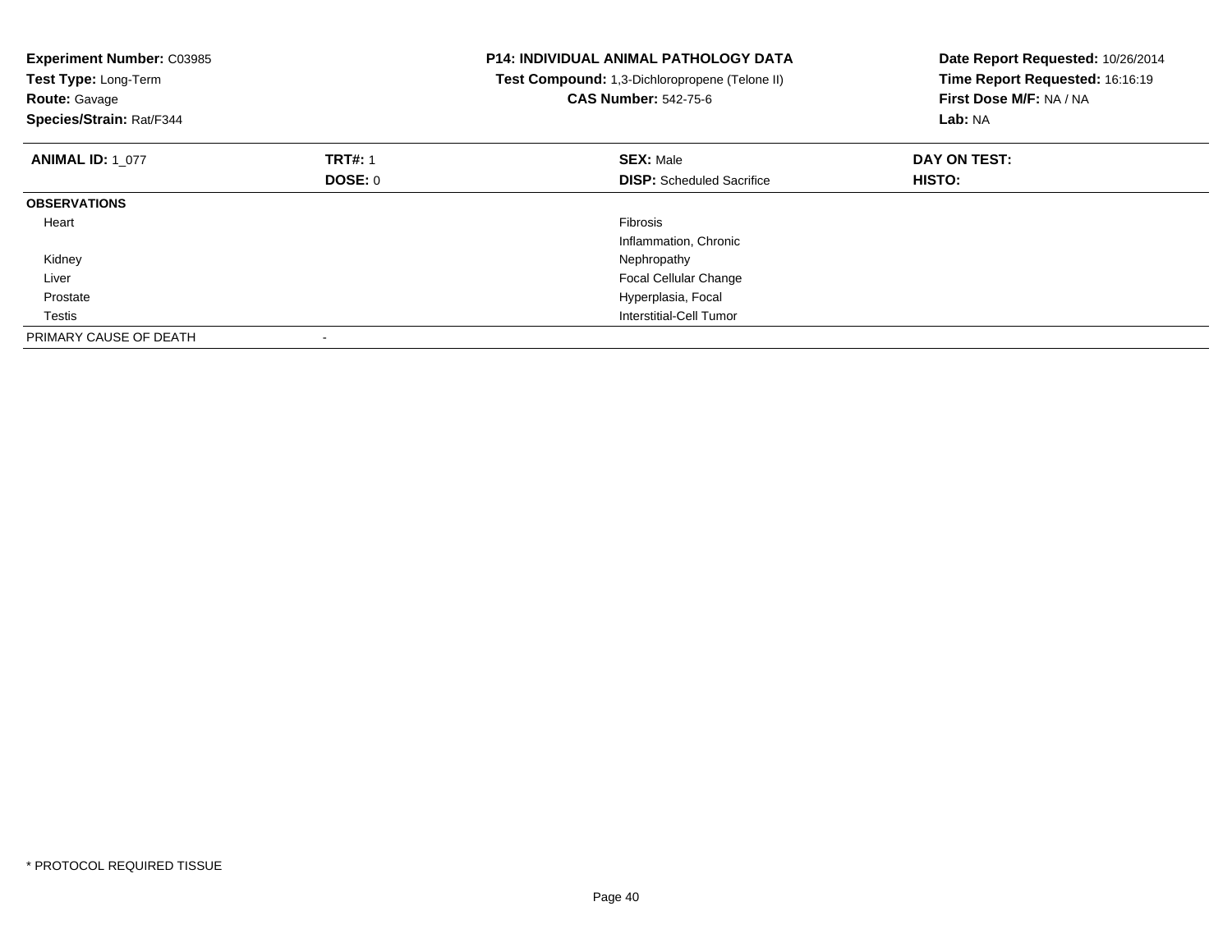**Experiment Number:** C03985
**Test Type:** Long-Term
**Route:** Gavage
**Species/Strain:** Rat/F344

**P14: INDIVIDUAL ANIMAL PATHOLOGY DATA**
**Test Compound:** 1,3-Dichloropropene (Telone II)
**CAS Number:** 542-75-6

**Date Report Requested:** 10/26/2014
**Time Report Requested:** 16:16:19
**First Dose M/F:** NA / NA
**Lab:** NA

| **ANIMAL ID:** 1_077 | **TRT#:** 1 | **SEX:** Male | **DAY ON TEST:** |
|---|---|---|---|
| | **DOSE:** 0 | **DISP:** Scheduled Sacrifice | **HISTO:** |
| **OBSERVATIONS** | | | |
| Heart | | Fibrosis | |
| | | Inflammation, Chronic | |
| Kidney | | Nephropathy | |
| Liver | | Focal Cellular Change | |
| Prostate | | Hyperplasia, Focal | |
| Testis | | Interstitial-Cell Tumor | |
| PRIMARY CAUSE OF DEATH | - | | |

* PROTOCOL REQUIRED TISSUE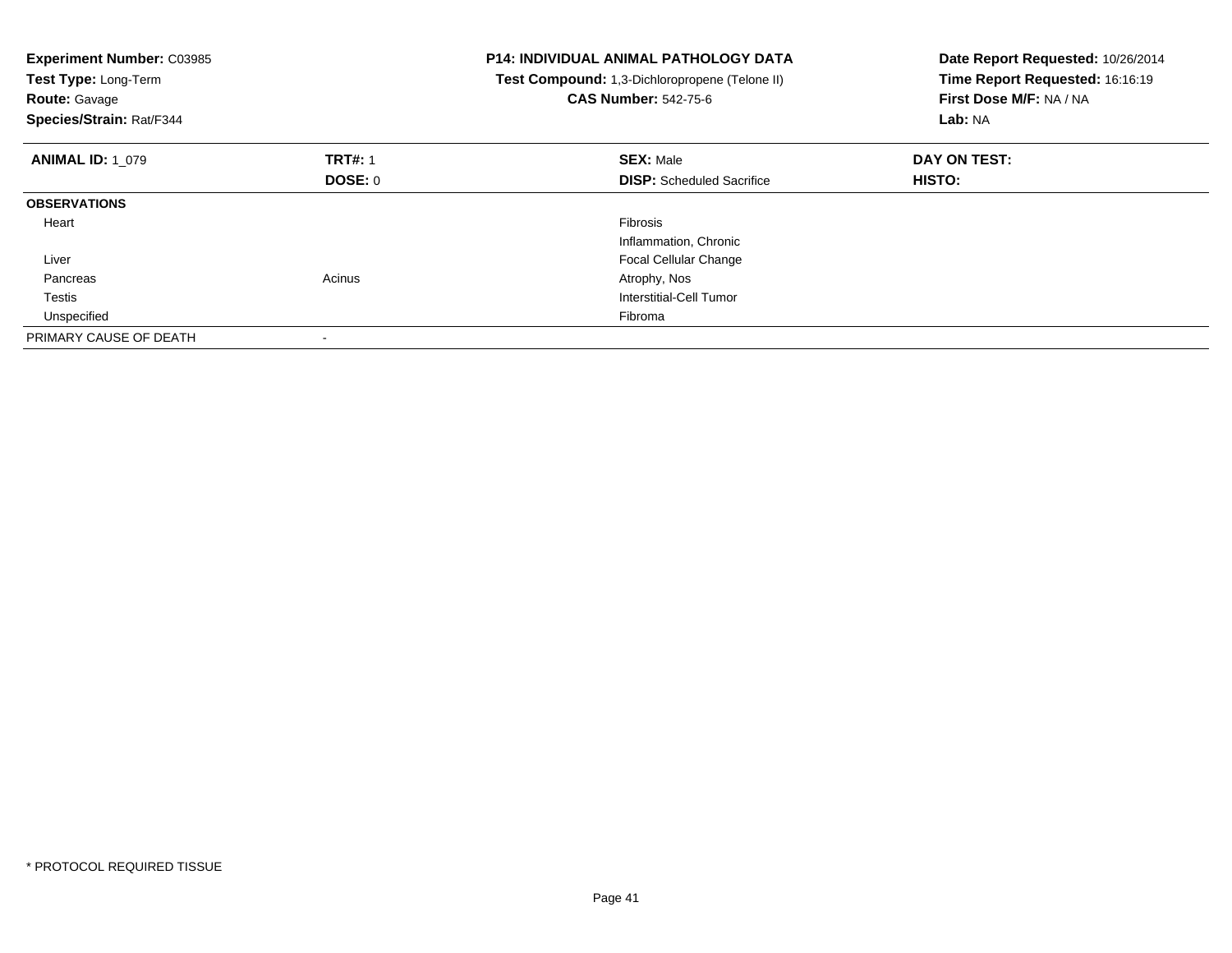**Experiment Number:** C03985
**Test Type:** Long-Term
**Route:** Gavage
**Species/Strain:** Rat/F344

**P14: INDIVIDUAL ANIMAL PATHOLOGY DATA**
**Test Compound:** 1,3-Dichloropropene (Telone II)
**CAS Number:** 542-75-6

**Date Report Requested:** 10/26/2014
**Time Report Requested:** 16:16:19
**First Dose M/F:** NA / NA
**Lab:** NA

| **ANIMAL ID:** 1_079 | **TRT#:** 1 | **SEX:** Male | **DAY ON TEST:** |
|---|---|---|---|
| | **DOSE:** 0 | **DISP:** Scheduled Sacrifice | **HISTO:** |
| **OBSERVATIONS** | | | |
| Heart | | Fibrosis | |
| | | Inflammation, Chronic | |
| Liver | | Focal Cellular Change | |
| Pancreas | Acinus | Atrophy, Nos | |
| Testis | | Interstitial-Cell Tumor | |
| Unspecified | | Fibroma | |
| PRIMARY CAUSE OF DEATH | - | | |

* PROTOCOL REQUIRED TISSUE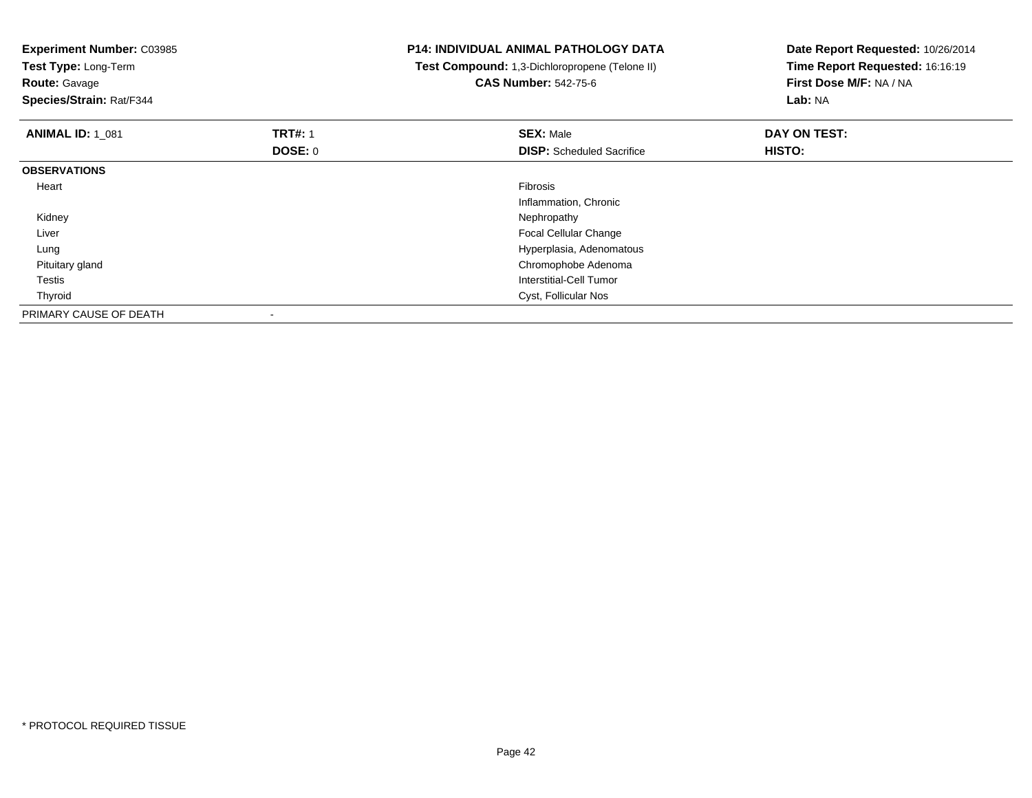**Experiment Number:** C03985
**Test Type:** Long-Term
**Route:** Gavage
**Species/Strain:** Rat/F344

**P14: INDIVIDUAL ANIMAL PATHOLOGY DATA**
**Test Compound:** 1,3-Dichloropropene (Telone II)
**CAS Number:** 542-75-6

**Date Report Requested:** 10/26/2014
**Time Report Requested:** 16:16:19
**First Dose M/F:** NA / NA
**Lab:** NA

| **ANIMAL ID:** 1_081 | **TRT#:** 1 | **SEX:** Male | **DAY ON TEST:** |
|---|---|---|---|
| | **DOSE:** 0 | **DISP:** Scheduled Sacrifice | **HISTO:** |
| **OBSERVATIONS** | | | |
| Heart | | Fibrosis | |
| | | Inflammation, Chronic | |
| Kidney | | Nephropathy | |
| Liver | | Focal Cellular Change | |
| Lung | | Hyperplasia, Adenomatous | |
| Pituitary gland | | Chromophobe Adenoma | |
| Testis | | Interstitial-Cell Tumor | |
| Thyroid | | Cyst, Follicular Nos | |
| PRIMARY CAUSE OF DEATH | - | | |

* PROTOCOL REQUIRED TISSUE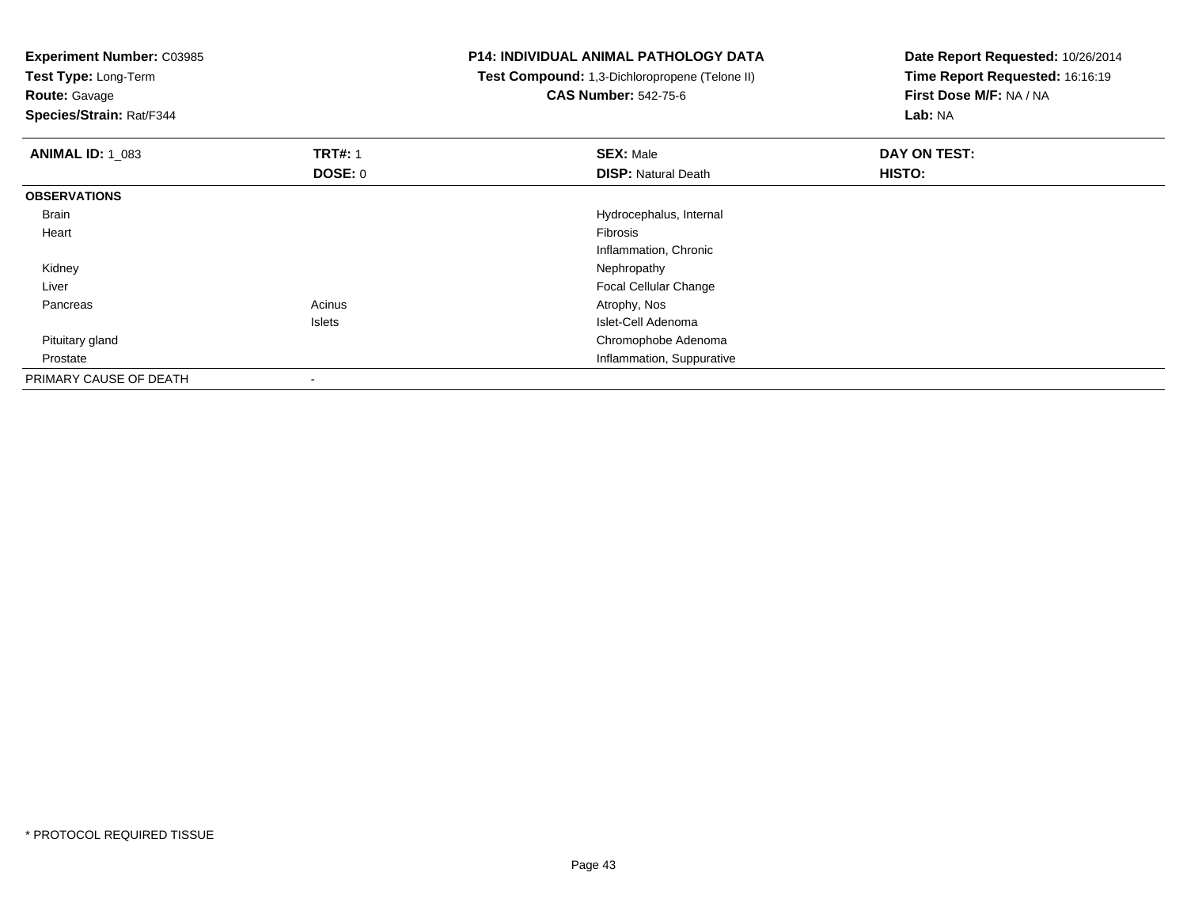**Experiment Number:** C03985
**Test Type:** Long-Term
**Route:** Gavage
**Species/Strain:** Rat/F344

**P14: INDIVIDUAL ANIMAL PATHOLOGY DATA**
**Test Compound:** 1,3-Dichloropropene (Telone II)
**CAS Number:** 542-75-6

**Date Report Requested:** 10/26/2014
**Time Report Requested:** 16:16:19
**First Dose M/F:** NA / NA
**Lab:** NA

| **ANIMAL ID:** 1_083 | **TRT#:** 1<br>**DOSE:** 0 | **SEX:** Male<br>**DISP:** Natural Death | **DAY ON TEST:**<br>**HISTO:** |
|---|---|---|---|
| **OBSERVATIONS** | | | |
| Brain | | Hydrocephalus, Internal | |
| Heart | | Fibrosis | |
| | | Inflammation, Chronic | |
| Kidney | | Nephropathy | |
| Liver | | Focal Cellular Change | |
| Pancreas | Acinus | Atrophy, Nos | |
| | Islets | Islet-Cell Adenoma | |
| Pituitary gland | | Chromophobe Adenoma | |
| Prostate | | Inflammation, Suppurative | |
| PRIMARY CAUSE OF DEATH | - | | |

* PROTOCOL REQUIRED TISSUE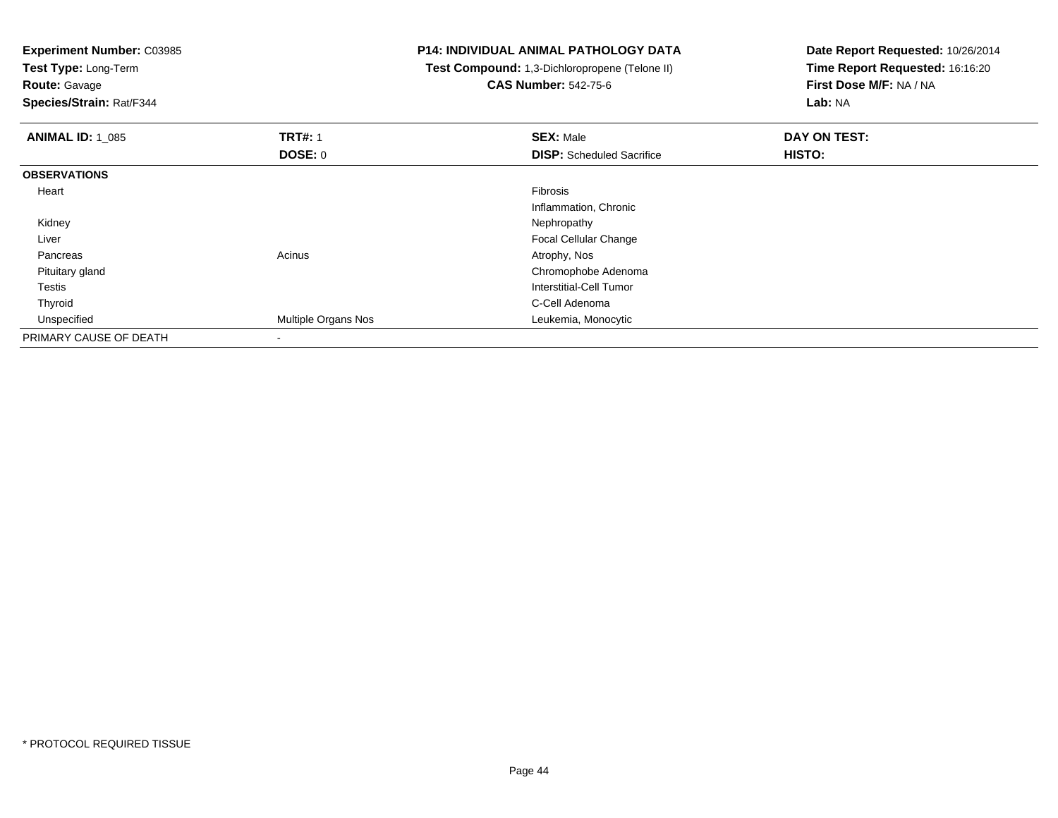**Experiment Number:** C03985
**Test Type:** Long-Term
**Route:** Gavage
**Species/Strain:** Rat/F344

**P14: INDIVIDUAL ANIMAL PATHOLOGY DATA**
**Test Compound:** 1,3-Dichloropropene (Telone II)
**CAS Number:** 542-75-6

**Date Report Requested:** 10/26/2014
**Time Report Requested:** 16:16:20
**First Dose M/F:** NA / NA
**Lab:** NA

| **ANIMAL ID:** 1_085 | **TRT#:** 1 | **SEX:** Male | **DAY ON TEST:** |
|---|---|---|---|
| | **DOSE:** 0 | **DISP:** Scheduled Sacrifice | **HISTO:** |
| **OBSERVATIONS** | | | |
| Heart | | Fibrosis | |
| | | Inflammation, Chronic | |
| Kidney | | Nephropathy | |
| Liver | | Focal Cellular Change | |
| Pancreas | Acinus | Atrophy, Nos | |
| Pituitary gland | | Chromophobe Adenoma | |
| Testis | | Interstitial-Cell Tumor | |
| Thyroid | | C-Cell Adenoma | |
| Unspecified | Multiple Organs Nos | Leukemia, Monocytic | |
| PRIMARY CAUSE OF DEATH | - | | |

* PROTOCOL REQUIRED TISSUE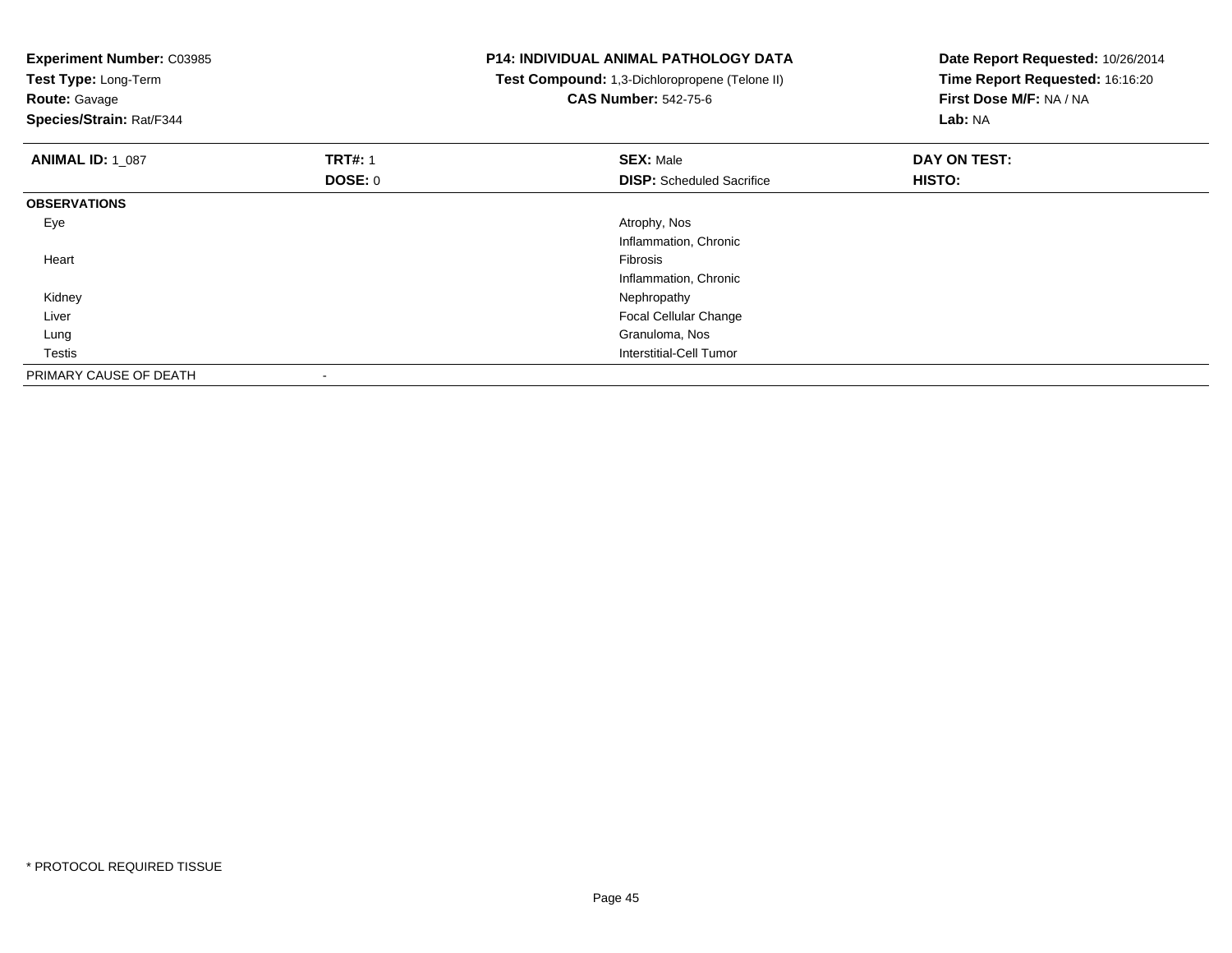**Experiment Number:** C03985
**Test Type:** Long-Term
**Route:** Gavage
**Species/Strain:** Rat/F344

**P14: INDIVIDUAL ANIMAL PATHOLOGY DATA**
**Test Compound:** 1,3-Dichloropropene (Telone II)
**CAS Number:** 542-75-6

**Date Report Requested:** 10/26/2014
**Time Report Requested:** 16:16:20
**First Dose M/F:** NA / NA
**Lab:** NA

| **ANIMAL ID:** 1_087 | **TRT#:** 1 | **SEX:** Male | **DAY ON TEST:** |
|---|---|---|---|
| | **DOSE:** 0 | **DISP:** Scheduled Sacrifice | **HISTO:** |
| **OBSERVATIONS** | | | |
| Eye | | Atrophy, Nos | |
| | | Inflammation, Chronic | |
| Heart | | Fibrosis | |
| | | Inflammation, Chronic | |
| Kidney | | Nephropathy | |
| Liver | | Focal Cellular Change | |
| Lung | | Granuloma, Nos | |
| Testis | | Interstitial-Cell Tumor | |
| PRIMARY CAUSE OF DEATH | - | | |

* PROTOCOL REQUIRED TISSUE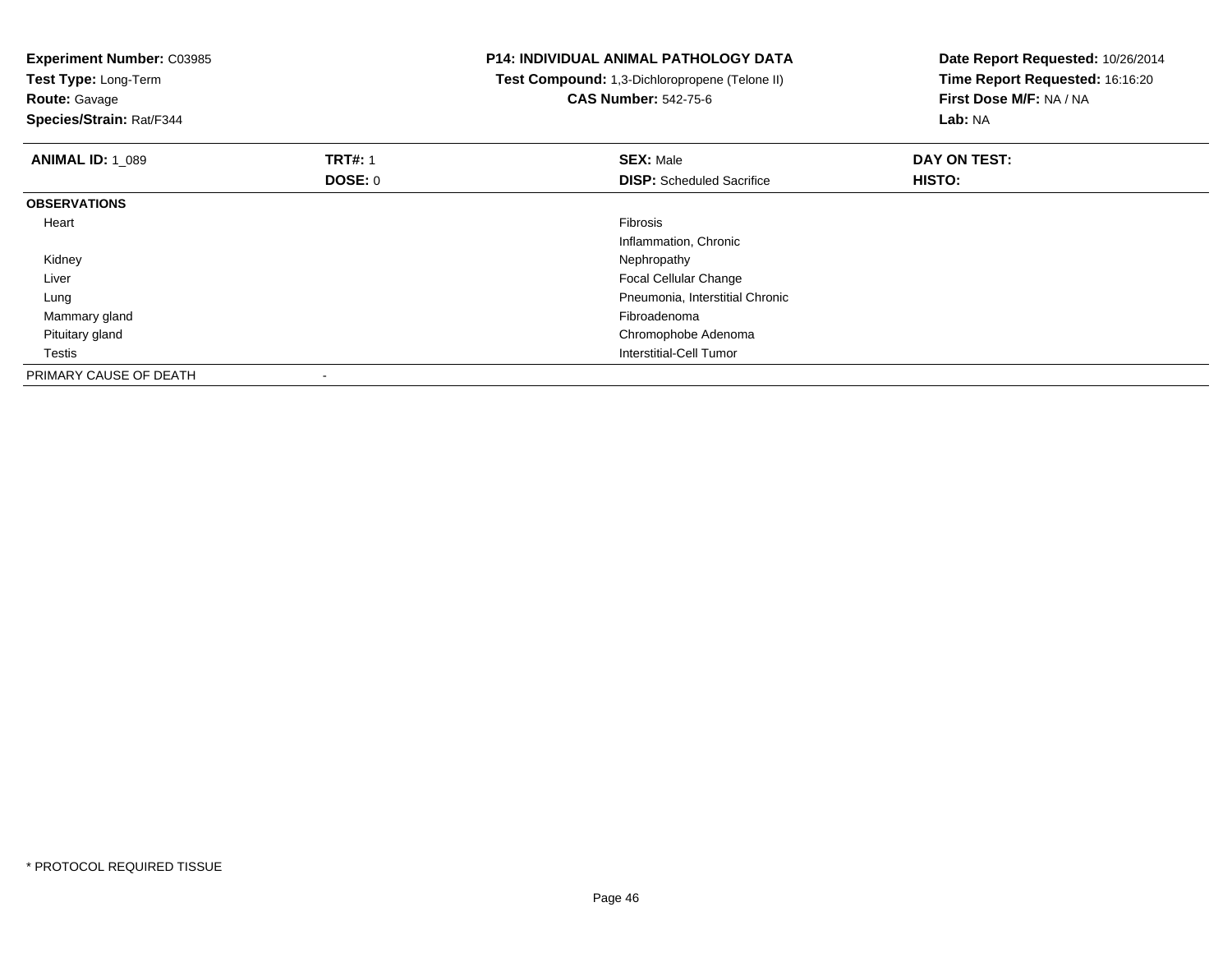**Experiment Number:** C03985
**Test Type:** Long-Term
**Route:** Gavage
**Species/Strain:** Rat/F344

**P14: INDIVIDUAL ANIMAL PATHOLOGY DATA**
**Test Compound:** 1,3-Dichloropropene (Telone II)
**CAS Number:** 542-75-6

**Date Report Requested:** 10/26/2014
**Time Report Requested:** 16:16:20
**First Dose M/F:** NA / NA
**Lab:** NA

| **ANIMAL ID:** 1_089 | **TRT#:** 1 | **SEX:** Male | **DAY ON TEST:** |
|---|---|---|---|
| | **DOSE:** 0 | **DISP:** Scheduled Sacrifice | **HISTO:** |
| **OBSERVATIONS** | | | |
| Heart | | Fibrosis | |
| | | Inflammation, Chronic | |
| Kidney | | Nephropathy | |
| Liver | | Focal Cellular Change | |
| Lung | | Pneumonia, Interstitial Chronic | |
| Mammary gland | | Fibroadenoma | |
| Pituitary gland | | Chromophobe Adenoma | |
| Testis | | Interstitial-Cell Tumor | |
| PRIMARY CAUSE OF DEATH | - | | |

* PROTOCOL REQUIRED TISSUE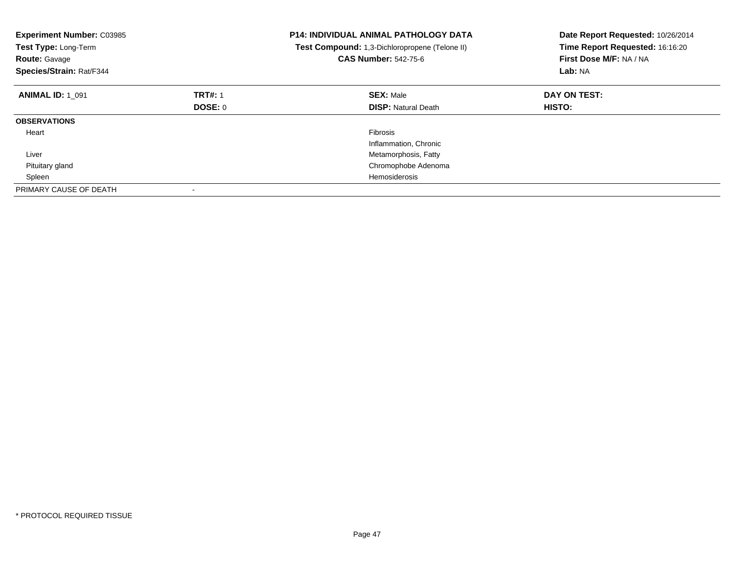**Experiment Number:** C03985
**Test Type:** Long-Term
**Route:** Gavage
**Species/Strain:** Rat/F344

**P14: INDIVIDUAL ANIMAL PATHOLOGY DATA**
**Test Compound:** 1,3-Dichloropropene (Telone II)
**CAS Number:** 542-75-6

**Date Report Requested:** 10/26/2014
**Time Report Requested:** 16:16:20
**First Dose M/F:** NA / NA
**Lab:** NA

| **ANIMAL ID:** 1_091 | **TRT#:** 1 | **SEX:** Male | **DAY ON TEST:** |
|---|---|---|---|
| | **DOSE:** 0 | **DISP:** Natural Death | **HISTO:** |
| **OBSERVATIONS** | | | |
| Heart | | Fibrosis | |
| | | Inflammation, Chronic | |
| Liver | | Metamorphosis, Fatty | |
| Pituitary gland | | Chromophobe Adenoma | |
| Spleen | | Hemosiderosis | |
| PRIMARY CAUSE OF DEATH | - | | |

* PROTOCOL REQUIRED TISSUE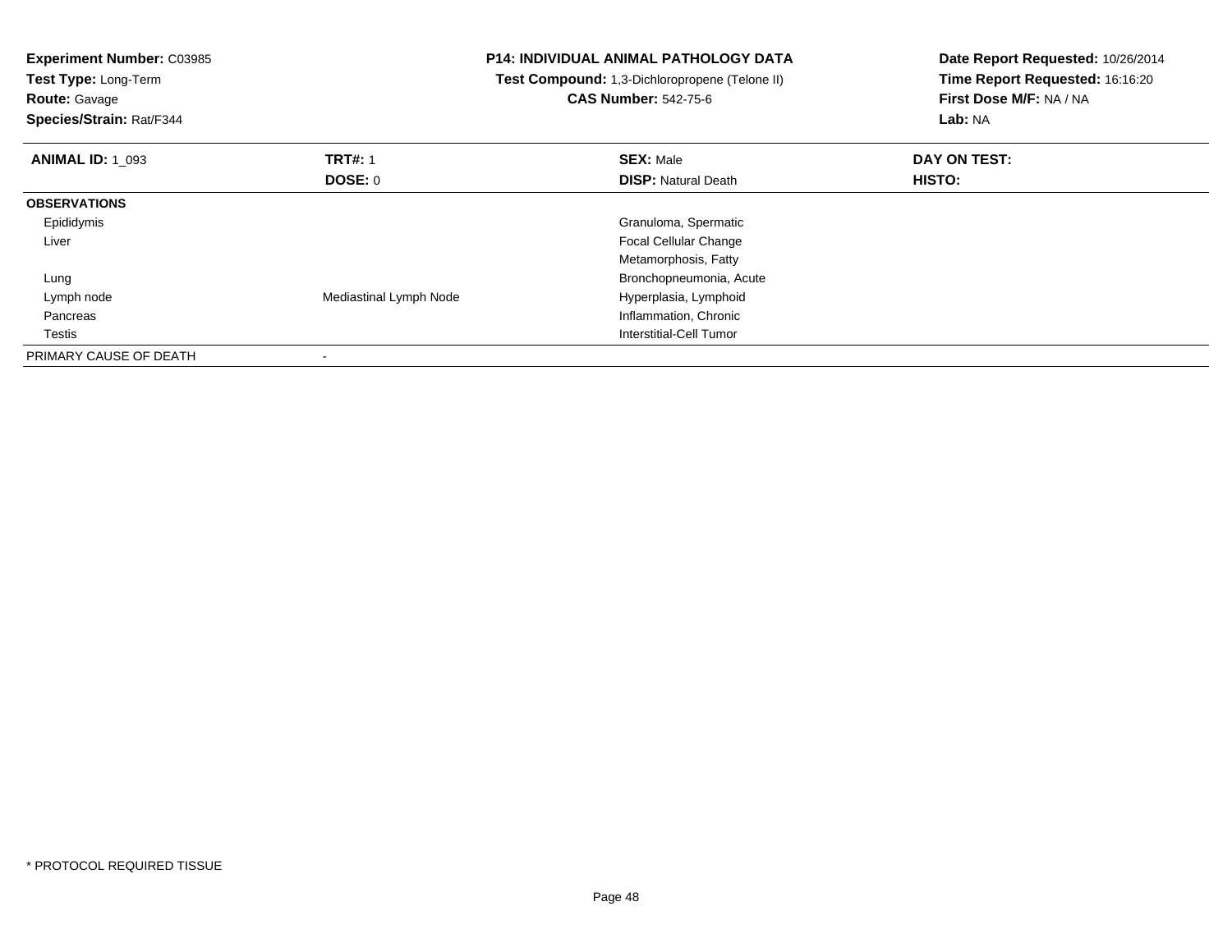**Experiment Number:** C03985
**Test Type:** Long-Term
**Route:** Gavage
**Species/Strain:** Rat/F344

**P14: INDIVIDUAL ANIMAL PATHOLOGY DATA**
**Test Compound:** 1,3-Dichloropropene (Telone II)
**CAS Number:** 542-75-6

**Date Report Requested:** 10/26/2014
**Time Report Requested:** 16:16:20
**First Dose M/F:** NA / NA
**Lab:** NA

| **ANIMAL ID:** 1_093 | **TRT#:** 1 | **SEX:** Male | **DAY ON TEST:** |
|---|---|---|---|
| | **DOSE:** 0 | **DISP:** Natural Death | **HISTO:** |
| **OBSERVATIONS** | | | |
| Epididymis | | Granuloma, Spermatic | |
| Liver | | Focal Cellular Change | |
| | | Metamorphosis, Fatty | |
| Lung | | Bronchopneumonia, Acute | |
| Lymph node | Mediastinal Lymph Node | Hyperplasia, Lymphoid | |
| Pancreas | | Inflammation, Chronic | |
| Testis | | Interstitial-Cell Tumor | |
| PRIMARY CAUSE OF DEATH | - | | |

* PROTOCOL REQUIRED TISSUE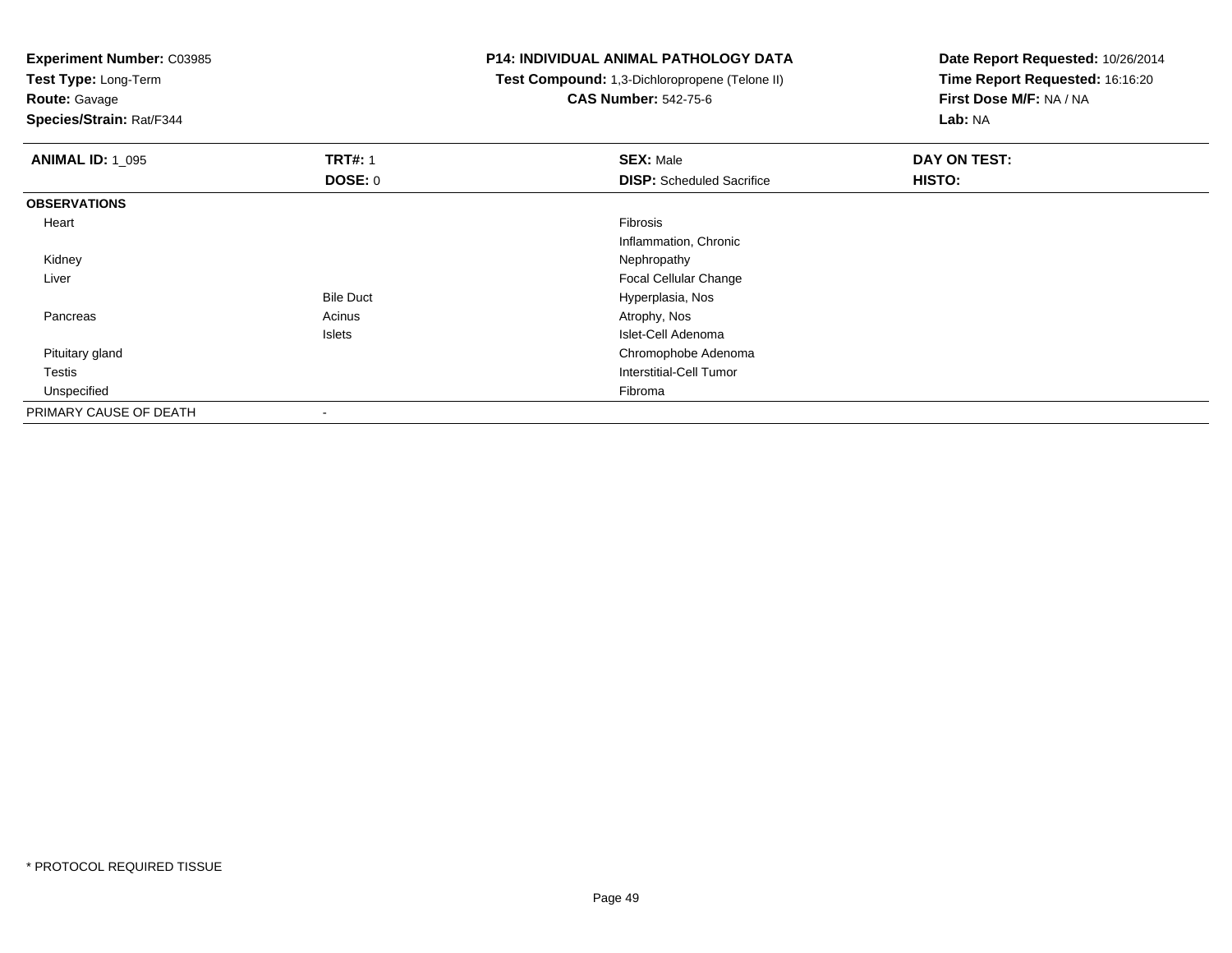**Experiment Number:** C03985
**Test Type:** Long-Term
**Route:** Gavage
**Species/Strain:** Rat/F344

**P14: INDIVIDUAL ANIMAL PATHOLOGY DATA**
**Test Compound:** 1,3-Dichloropropene (Telone II)
**CAS Number:** 542-75-6

**Date Report Requested:** 10/26/2014
**Time Report Requested:** 16:16:20
**First Dose M/F:** NA / NA
**Lab:** NA

| **ANIMAL ID:** 1_095 | **TRT#:** 1 | **SEX:** Male | **DAY ON TEST:** |
|---|---|---|---|
| | **DOSE:** 0 | **DISP:** Scheduled Sacrifice | **HISTO:** |
| **OBSERVATIONS** | | | |
| Heart | | Fibrosis | |
| | | Inflammation, Chronic | |
| Kidney | | Nephropathy | |
| Liver | | Focal Cellular Change | |
| | Bile Duct | Hyperplasia, Nos | |
| Pancreas | Acinus | Atrophy, Nos | |
| | Islets | Islet-Cell Adenoma | |
| Pituitary gland | | Chromophobe Adenoma | |
| Testis | | Interstitial-Cell Tumor | |
| Unspecified | | Fibroma | |
| PRIMARY CAUSE OF DEATH | - | | |

* PROTOCOL REQUIRED TISSUE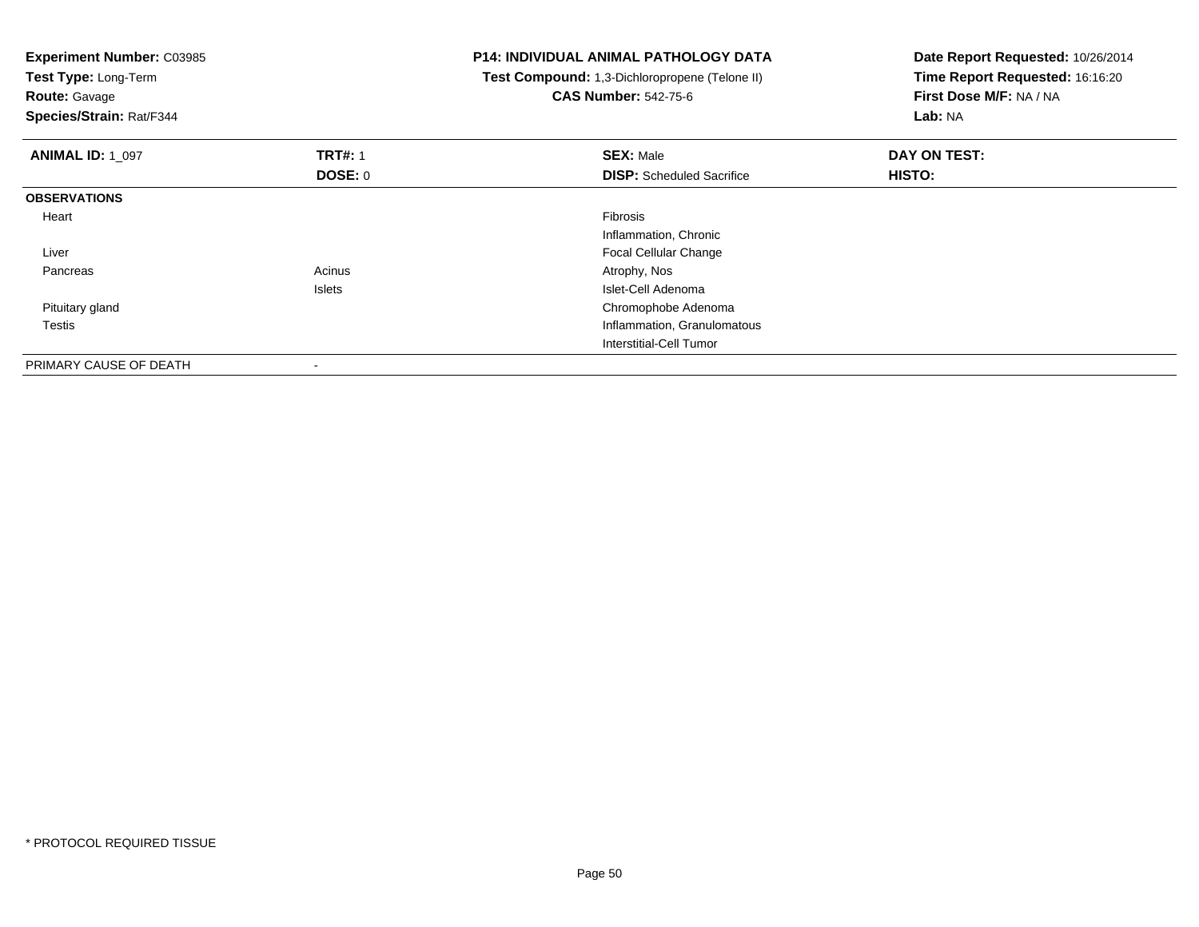**Experiment Number:** C03985
**Test Type:** Long-Term
**Route:** Gavage
**Species/Strain:** Rat/F344

**P14: INDIVIDUAL ANIMAL PATHOLOGY DATA**
**Test Compound:** 1,3-Dichloropropene (Telone II)
**CAS Number:** 542-75-6

**Date Report Requested:** 10/26/2014
**Time Report Requested:** 16:16:20
**First Dose M/F:** NA / NA
**Lab:** NA

| **ANIMAL ID:** 1_097 | **TRT#:** 1 | **SEX:** Male | **DAY ON TEST:** |
|---|---|---|---|
| | **DOSE:** 0 | **DISP:** Scheduled Sacrifice | **HISTO:** |
| **OBSERVATIONS** | | | |
| Heart | | Fibrosis | |
| | | Inflammation, Chronic | |
| Liver | | Focal Cellular Change | |
| Pancreas | Acinus | Atrophy, Nos | |
| | Islets | Islet-Cell Adenoma | |
| Pituitary gland | | Chromophobe Adenoma | |
| Testis | | Inflammation, Granulomatous | |
| | | Interstitial-Cell Tumor | |
| PRIMARY CAUSE OF DEATH | - | | |

* PROTOCOL REQUIRED TISSUE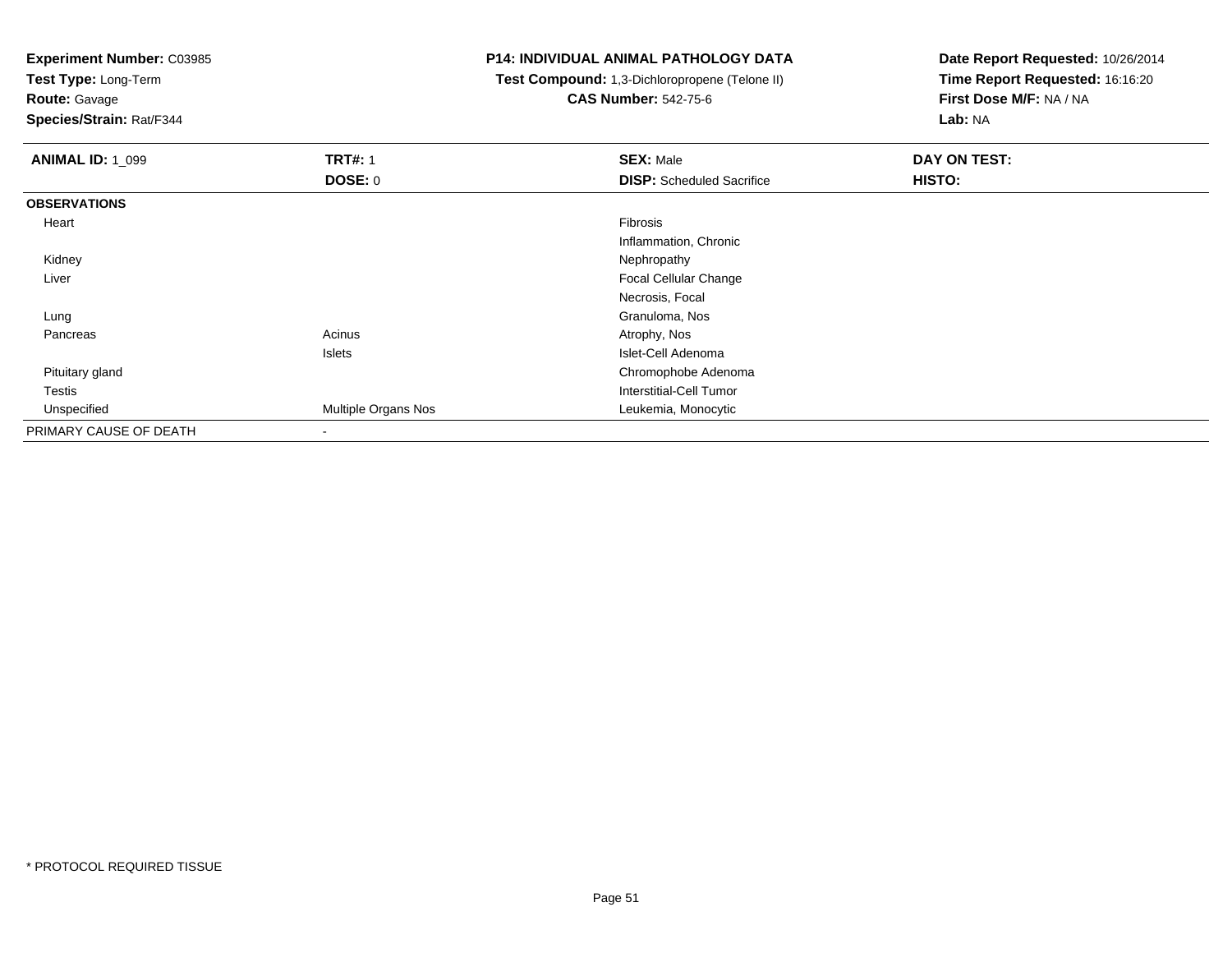**Experiment Number:** C03985
**Test Type:** Long-Term
**Route:** Gavage
**Species/Strain:** Rat/F344

**P14: INDIVIDUAL ANIMAL PATHOLOGY DATA**
**Test Compound:** 1,3-Dichloropropene (Telone II)
**CAS Number:** 542-75-6

**Date Report Requested:** 10/26/2014
**Time Report Requested:** 16:16:20
**First Dose M/F:** NA / NA
**Lab:** NA

| **ANIMAL ID:** 1_099 | **TRT#:** 1 | **SEX:** Male | **DAY ON TEST:** |
|---|---|---|---|
| | **DOSE:** 0 | **DISP:** Scheduled Sacrifice | **HISTO:** |
| **OBSERVATIONS** | | | |
| Heart | | Fibrosis | |
| | | Inflammation, Chronic | |
| Kidney | | Nephropathy | |
| Liver | | Focal Cellular Change | |
| | | Necrosis, Focal | |
| Lung | | Granuloma, Nos | |
| Pancreas | Acinus | Atrophy, Nos | |
| | Islets | Islet-Cell Adenoma | |
| Pituitary gland | | Chromophobe Adenoma | |
| Testis | | Interstitial-Cell Tumor | |
| Unspecified | Multiple Organs Nos | Leukemia, Monocytic | |
| PRIMARY CAUSE OF DEATH | - | | |

\* PROTOCOL REQUIRED TISSUE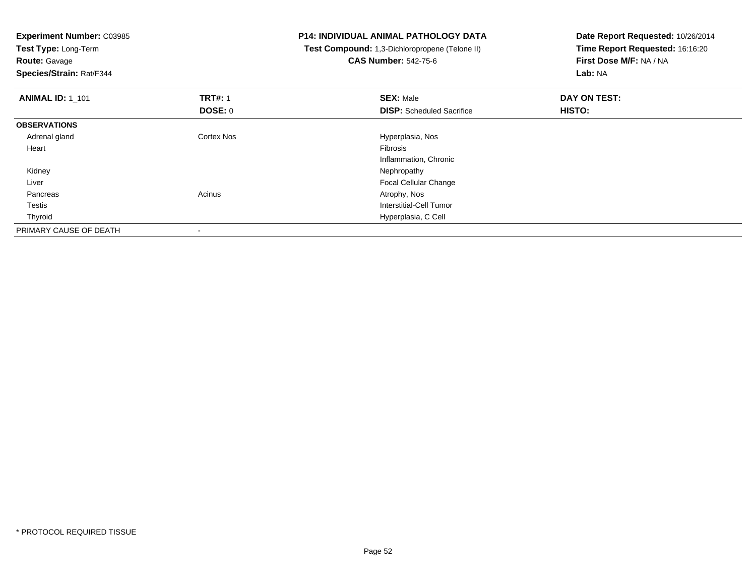**Experiment Number:** C03985
**Test Type:** Long-Term
**Route:** Gavage
**Species/Strain:** Rat/F344

**P14: INDIVIDUAL ANIMAL PATHOLOGY DATA**
**Test Compound:** 1,3-Dichloropropene (Telone II)
**CAS Number:** 542-75-6

**Date Report Requested:** 10/26/2014
**Time Report Requested:** 16:16:20
**First Dose M/F:** NA / NA
**Lab:** NA

| **ANIMAL ID:** 1_101 | **TRT#:** 1 | **SEX:** Male | **DAY ON TEST:** |
|---|---|---|---|
| | **DOSE:** 0 | **DISP:** Scheduled Sacrifice | **HISTO:** |
| **OBSERVATIONS** | | | |
| Adrenal gland | Cortex Nos | Hyperplasia, Nos | |
| Heart | | Fibrosis | |
| | | Inflammation, Chronic | |
| Kidney | | Nephropathy | |
| Liver | | Focal Cellular Change | |
| Pancreas | Acinus | Atrophy, Nos | |
| Testis | | Interstitial-Cell Tumor | |
| Thyroid | | Hyperplasia, C Cell | |
| PRIMARY CAUSE OF DEATH | - | | |

\* PROTOCOL REQUIRED TISSUE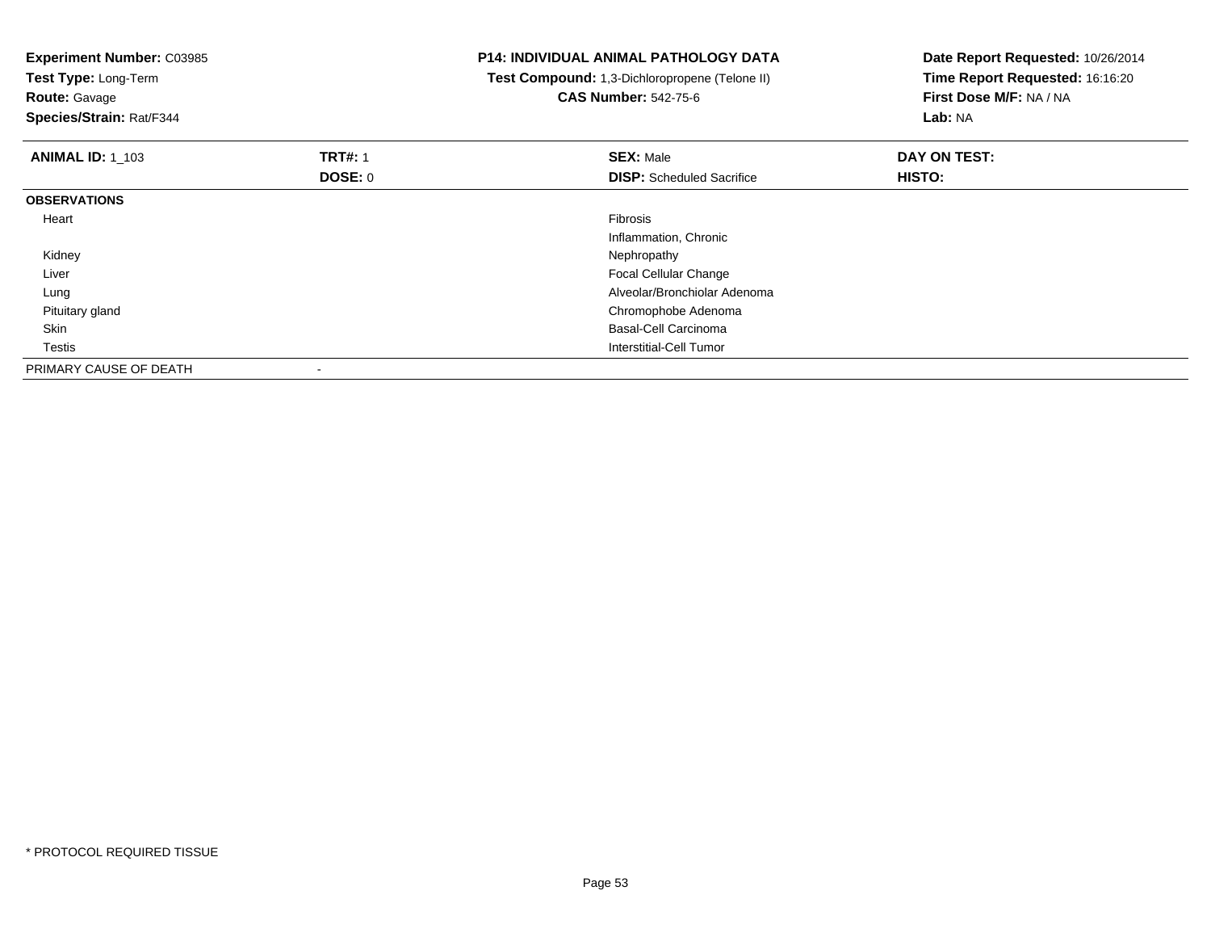**Experiment Number:** C03985
**Test Type:** Long-Term
**Route:** Gavage
**Species/Strain:** Rat/F344

# P14: INDIVIDUAL ANIMAL PATHOLOGY DATA

**Test Compound:** 1,3-Dichloropropene (Telone II)
**CAS Number:** 542-75-6

**Date Report Requested:** 10/26/2014
**Time Report Requested:** 16:16:20
**First Dose M/F:** NA / NA
**Lab:** NA

| **ANIMAL ID:** 1_103 | **TRT#:** 1 | **SEX:** Male | **DAY ON TEST:** |
|---|---|---|---|
| | **DOSE:** 0 | **DISP:** Scheduled Sacrifice | **HISTO:** |
| **OBSERVATIONS** | | | |
| Heart | | Fibrosis | |
| | | Inflammation, Chronic | |
| Kidney | | Nephropathy | |
| Liver | | Focal Cellular Change | |
| Lung | | Alveolar/Bronchiolar Adenoma | |
| Pituitary gland | | Chromophobe Adenoma | |
| Skin | | Basal-Cell Carcinoma | |
| Testis | | Interstitial-Cell Tumor | |
| PRIMARY CAUSE OF DEATH | - | | |

* PROTOCOL REQUIRED TISSUE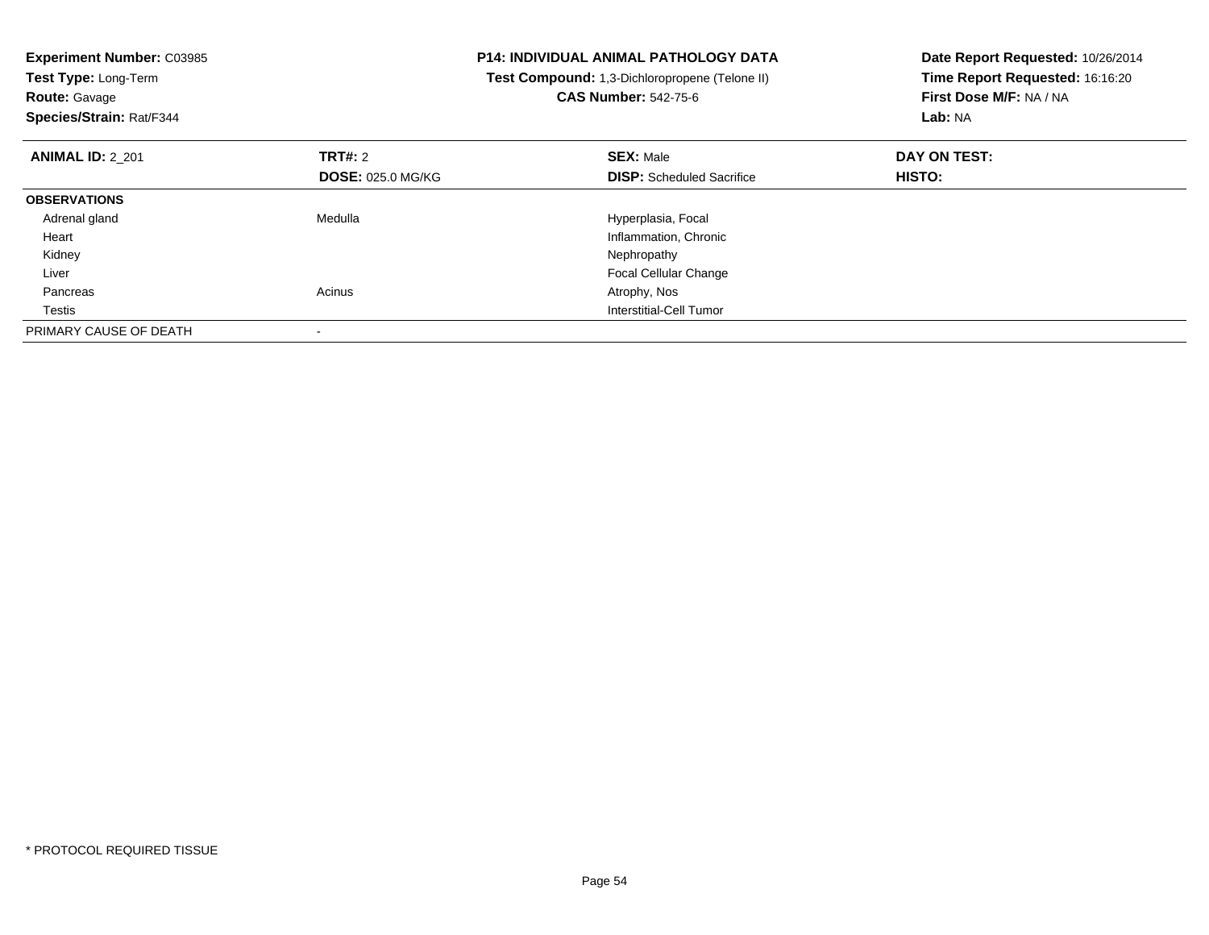**Experiment Number:** C03985
**Test Type:** Long-Term
**Route:** Gavage
**Species/Strain:** Rat/F344

**P14: INDIVIDUAL ANIMAL PATHOLOGY DATA**
**Test Compound:** 1,3-Dichloropropene (Telone II)
**CAS Number:** 542-75-6

**Date Report Requested:** 10/26/2014
**Time Report Requested:** 16:16:20
**First Dose M/F:** NA / NA
**Lab:** NA

| **ANIMAL ID:** 2_201 | **TRT#:** 2 | **SEX:** Male | **DAY ON TEST:** |
|---|---|---|---|
| | **DOSE:** 025.0 MG/KG | **DISP:** Scheduled Sacrifice | **HISTO:** |
| **OBSERVATIONS** | | | |
| Adrenal gland | Medulla | Hyperplasia, Focal | |
| Heart | | Inflammation, Chronic | |
| Kidney | | Nephropathy | |
| Liver | | Focal Cellular Change | |
| Pancreas | Acinus | Atrophy, Nos | |
| Testis | | Interstitial-Cell Tumor | |
| PRIMARY CAUSE OF DEATH | - | | |

* PROTOCOL REQUIRED TISSUE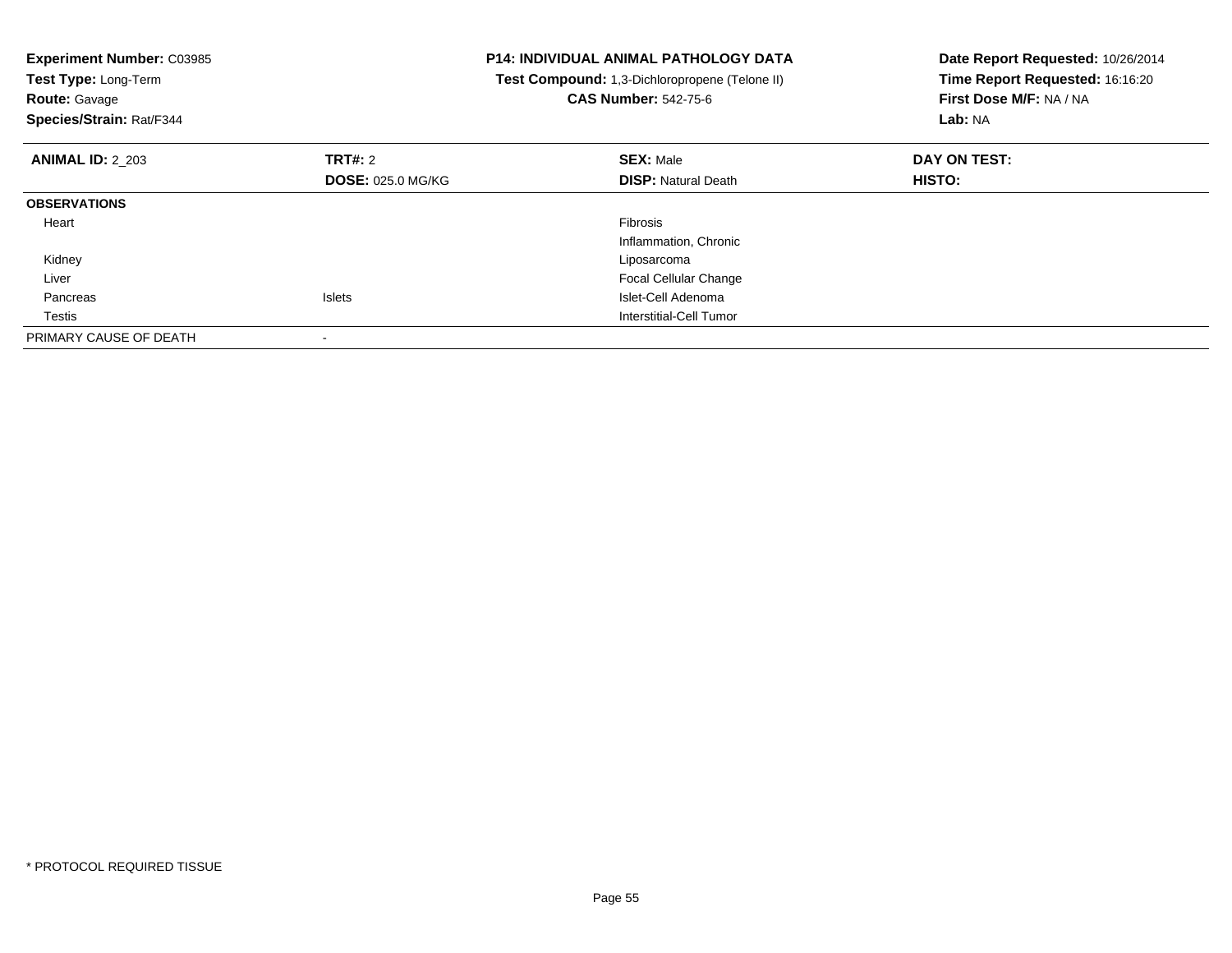**Experiment Number:** C03985
**Test Type:** Long-Term
**Route:** Gavage
**Species/Strain:** Rat/F344

**P14: INDIVIDUAL ANIMAL PATHOLOGY DATA**
**Test Compound:** 1,3-Dichloropropene (Telone II)
**CAS Number:** 542-75-6

**Date Report Requested:** 10/26/2014
**Time Report Requested:** 16:16:20
**First Dose M/F:** NA / NA
**Lab:** NA

| **ANIMAL ID:** 2_203 | **TRT#:** 2 | **SEX:** Male | **DAY ON TEST:** |
|---|---|---|---|
| | **DOSE:** 025.0 MG/KG | **DISP:** Natural Death | **HISTO:** |
| **OBSERVATIONS** | | | |
| Heart | | Fibrosis | |
| | | Inflammation, Chronic | |
| Kidney | | Liposarcoma | |
| Liver | | Focal Cellular Change | |
| Pancreas | Islets | Islet-Cell Adenoma | |
| Testis | | Interstitial-Cell Tumor | |
| PRIMARY CAUSE OF DEATH | - | | |

* PROTOCOL REQUIRED TISSUE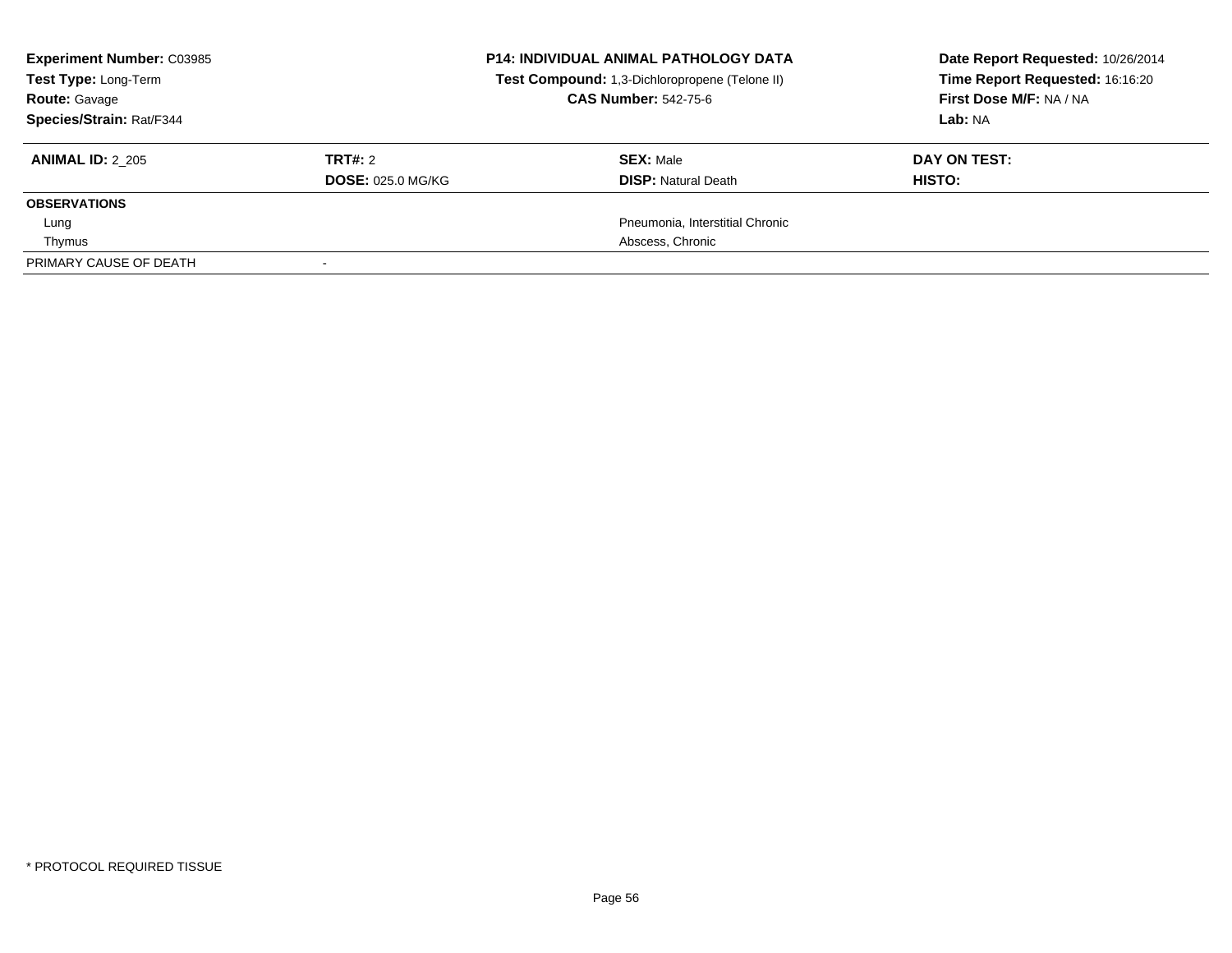**Experiment Number:** C03985
**Test Type:** Long-Term
**Route:** Gavage
**Species/Strain:** Rat/F344

**P14: INDIVIDUAL ANIMAL PATHOLOGY DATA**
**Test Compound:** 1,3-Dichloropropene (Telone II)
**CAS Number:** 542-75-6

**Date Report Requested:** 10/26/2014
**Time Report Requested:** 16:16:20
**First Dose M/F:** NA / NA
**Lab:** NA

| **ANIMAL ID:** 2_205 | **TRT#:** 2 | **SEX:** Male | **DAY ON TEST:** |
|---|---|---|---|
| | **DOSE:** 025.0 MG/KG | **DISP:** Natural Death | **HISTO:** |
| **OBSERVATIONS** | | | |
| Lung | | Pneumonia, Interstitial Chronic | |
| Thymus | | Abscess, Chronic | |
| PRIMARY CAUSE OF DEATH | - | | |

* PROTOCOL REQUIRED TISSUE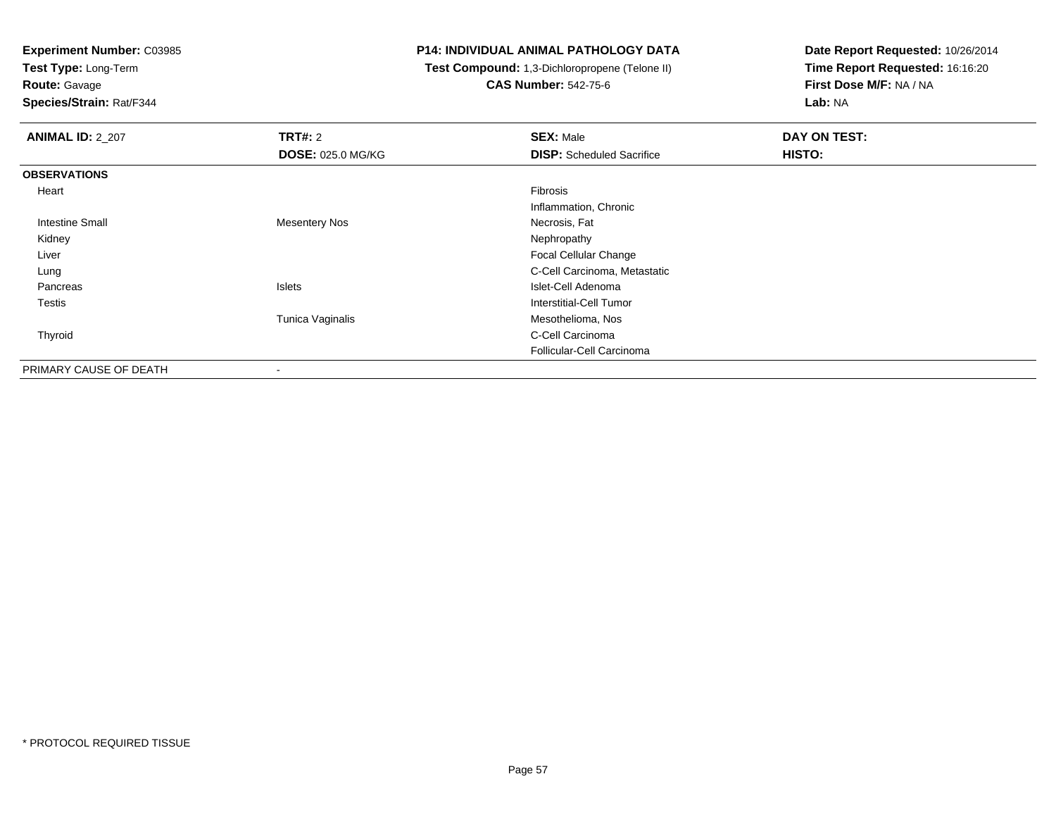**Experiment Number:** C03985
**Test Type:** Long-Term
**Route:** Gavage
**Species/Strain:** Rat/F344

# P14: INDIVIDUAL ANIMAL PATHOLOGY DATA

**Test Compound:** 1,3-Dichloropropene (Telone II)
**CAS Number:** 542-75-6

**Date Report Requested:** 10/26/2014
**Time Report Requested:** 16:16:20
**First Dose M/F:** NA / NA
**Lab:** NA

| **ANIMAL ID:** 2_207 | **TRT#:** 2 | **SEX:** Male | **DAY ON TEST:** |
|---|---|---|---|
| | **DOSE:** 025.0 MG/KG | **DISP:** Scheduled Sacrifice | **HISTO:** |
| **OBSERVATIONS** | | | |
| Heart | | Fibrosis | |
| | | Inflammation, Chronic | |
| Intestine Small | Mesentery Nos | Necrosis, Fat | |
| Kidney | | Nephropathy | |
| Liver | | Focal Cellular Change | |
| Lung | | C-Cell Carcinoma, Metastatic | |
| Pancreas | Islets | Islet-Cell Adenoma | |
| Testis | | Interstitial-Cell Tumor | |
| | Tunica Vaginalis | Mesothelioma, Nos | |
| Thyroid | | C-Cell Carcinoma | |
| | | Follicular-Cell Carcinoma | |
| PRIMARY CAUSE OF DEATH | - | | |

* PROTOCOL REQUIRED TISSUE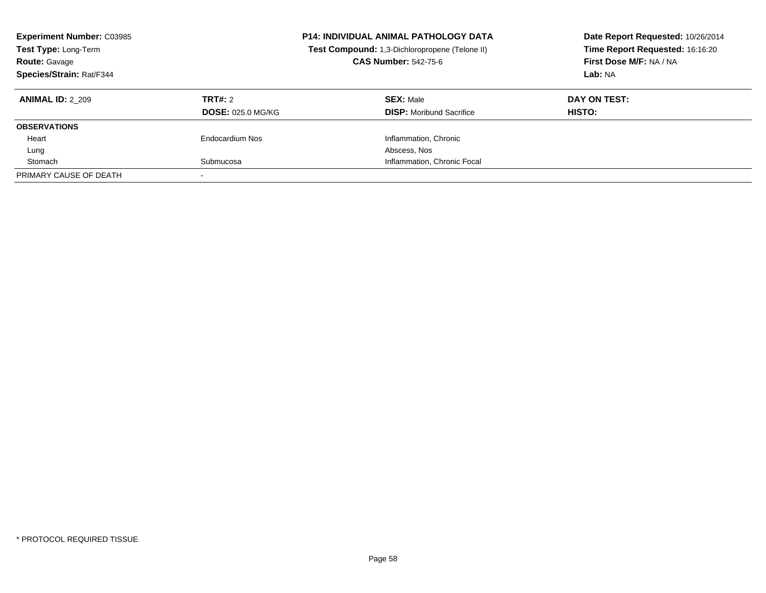**Experiment Number:** C03985
**Test Type:** Long-Term
**Route:** Gavage
**Species/Strain:** Rat/F344

**P14: INDIVIDUAL ANIMAL PATHOLOGY DATA**
**Test Compound:** 1,3-Dichloropropene (Telone II)
**CAS Number:** 542-75-6

**Date Report Requested:** 10/26/2014
**Time Report Requested:** 16:16:20
**First Dose M/F:** NA / NA
**Lab:** NA

| **ANIMAL ID:** 2_209 | **TRT#:** 2 | **SEX:** Male | **DAY ON TEST:** |
|---|---|---|---|
| | **DOSE:** 025.0 MG/KG | **DISP:** Moribund Sacrifice | **HISTO:** |
| **OBSERVATIONS** | | | |
| Heart | Endocardium Nos | Inflammation, Chronic | |
| Lung | | Abscess, Nos | |
| Stomach | Submucosa | Inflammation, Chronic Focal | |
| PRIMARY CAUSE OF DEATH | - | | |

* PROTOCOL REQUIRED TISSUE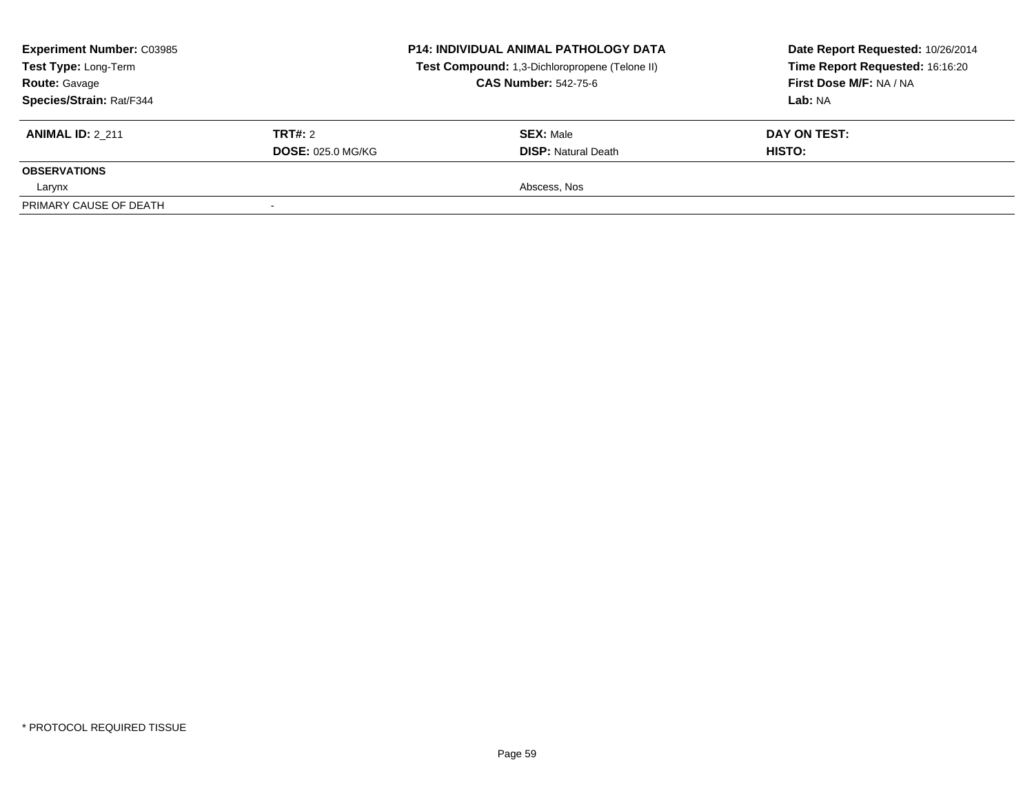**Experiment Number:** C03985
**Test Type:** Long-Term
**Route:** Gavage
**Species/Strain:** Rat/F344

**P14: INDIVIDUAL ANIMAL PATHOLOGY DATA**
**Test Compound:** 1,3-Dichloropropene (Telone II)
**CAS Number:** 542-75-6

**Date Report Requested:** 10/26/2014
**Time Report Requested:** 16:16:20
**First Dose M/F:** NA / NA
**Lab:** NA

| **ANIMAL ID:** 2_211 | **TRT#:** 2 | **SEX:** Male | **DAY ON TEST:** |
|---|---|---|---|
| | **DOSE:** 025.0 MG/KG | **DISP:** Natural Death | **HISTO:** |
| **OBSERVATIONS** | | | |
| Larynx | | Abscess, Nos | |
| PRIMARY CAUSE OF DEATH | - | | |

* PROTOCOL REQUIRED TISSUE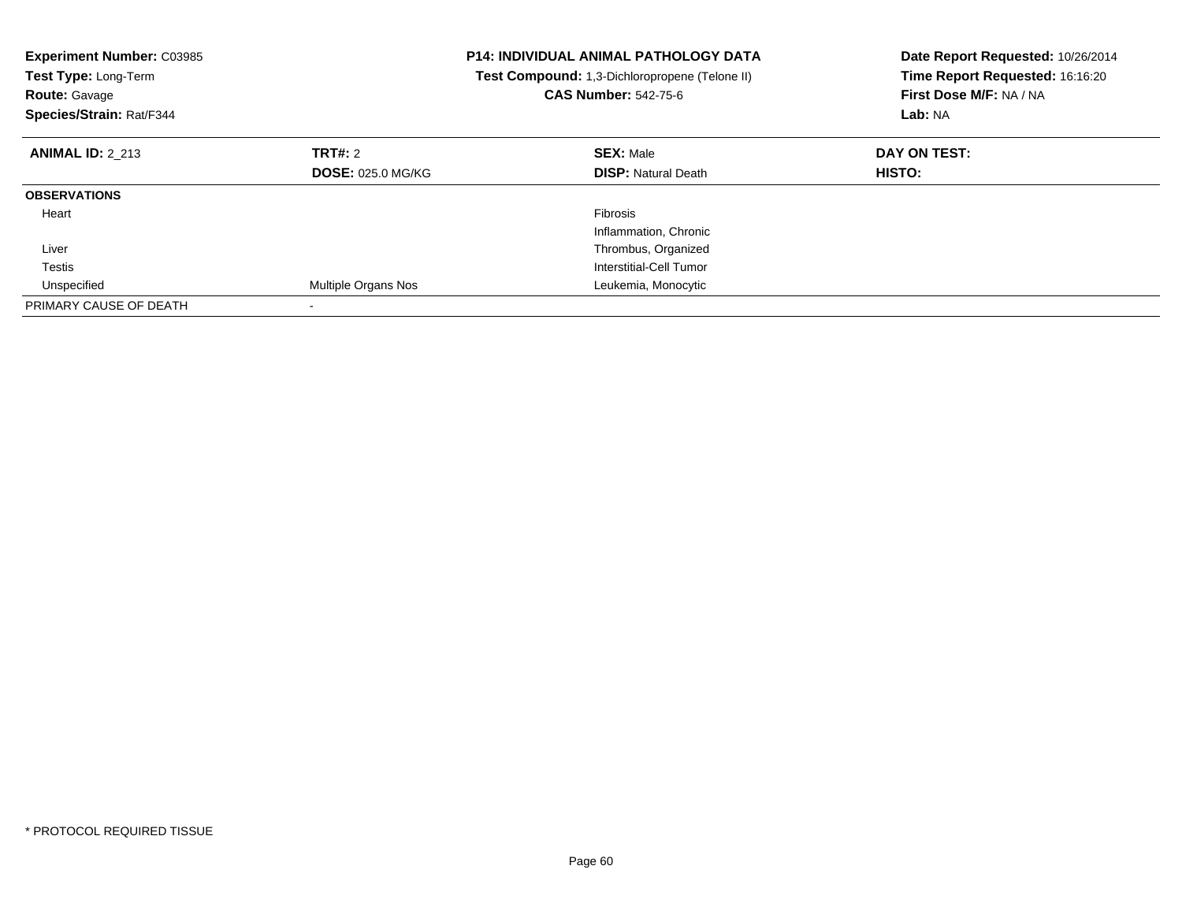**Experiment Number:** C03985
**Test Type:** Long-Term
**Route:** Gavage
**Species/Strain:** Rat/F344

**P14: INDIVIDUAL ANIMAL PATHOLOGY DATA**
**Test Compound:** 1,3-Dichloropropene (Telone II)
**CAS Number:** 542-75-6

**Date Report Requested:** 10/26/2014
**Time Report Requested:** 16:16:20
**First Dose M/F:** NA / NA
**Lab:** NA

| **ANIMAL ID:** 2_213 | **TRT#:** 2 | **SEX:** Male | **DAY ON TEST:** |
|---|---|---|---|
| | **DOSE:** 025.0 MG/KG | **DISP:** Natural Death | **HISTO:** |
| **OBSERVATIONS** | | | |
| Heart | | Fibrosis | |
| | | Inflammation, Chronic | |
| Liver | | Thrombus, Organized | |
| Testis | | Interstitial-Cell Tumor | |
| Unspecified | Multiple Organs Nos | Leukemia, Monocytic | |
| PRIMARY CAUSE OF DEATH | - | | |

* PROTOCOL REQUIRED TISSUE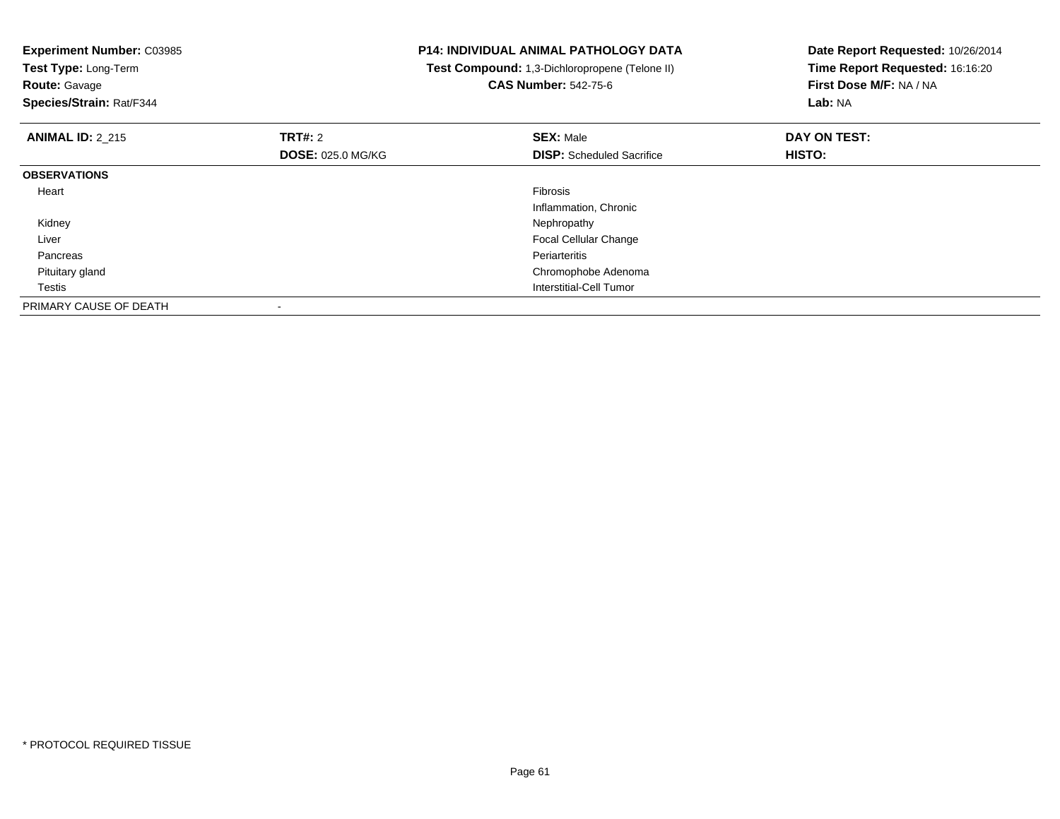**Experiment Number:** C03985
**Test Type:** Long-Term
**Route:** Gavage
**Species/Strain:** Rat/F344

**P14: INDIVIDUAL ANIMAL PATHOLOGY DATA**
**Test Compound:** 1,3-Dichloropropene (Telone II)
**CAS Number:** 542-75-6

**Date Report Requested:** 10/26/2014
**Time Report Requested:** 16:16:20
**First Dose M/F:** NA / NA
**Lab:** NA

| **ANIMAL ID:** 2_215 | **TRT#:** 2 | **SEX:** Male | **DAY ON TEST:** |
|---|---|---|---|
| | **DOSE:** 025.0 MG/KG | **DISP:** Scheduled Sacrifice | **HISTO:** |
| **OBSERVATIONS** | | | |
| Heart | | Fibrosis | |
| | | Inflammation, Chronic | |
| Kidney | | Nephropathy | |
| Liver | | Focal Cellular Change | |
| Pancreas | | Periarteritis | |
| Pituitary gland | | Chromophobe Adenoma | |
| Testis | | Interstitial-Cell Tumor | |
| PRIMARY CAUSE OF DEATH | - | | |

* PROTOCOL REQUIRED TISSUE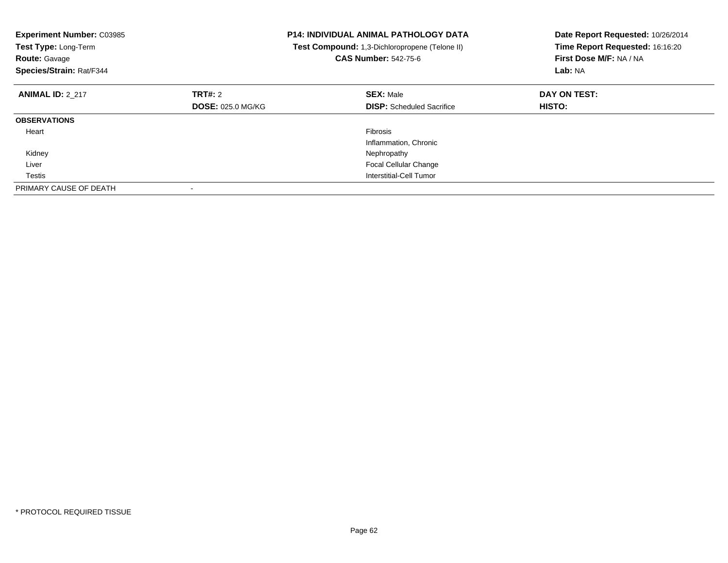**Experiment Number:** C03985
**Test Type:** Long-Term
**Route:** Gavage
**Species/Strain:** Rat/F344

**P14: INDIVIDUAL ANIMAL PATHOLOGY DATA**
**Test Compound:** 1,3-Dichloropropene (Telone II)
**CAS Number:** 542-75-6

**Date Report Requested:** 10/26/2014
**Time Report Requested:** 16:16:20
**First Dose M/F:** NA / NA
**Lab:** NA

| **ANIMAL ID:** 2_217 | **TRT#:** 2 | **SEX:** Male | **DAY ON TEST:** |
|---|---|---|---|
| | **DOSE:** 025.0 MG/KG | **DISP:** Scheduled Sacrifice | **HISTO:** |
| **OBSERVATIONS** | | | |
| Heart | | Fibrosis | |
| | | Inflammation, Chronic | |
| Kidney | | Nephropathy | |
| Liver | | Focal Cellular Change | |
| Testis | | Interstitial-Cell Tumor | |
| PRIMARY CAUSE OF DEATH | - | | |

* PROTOCOL REQUIRED TISSUE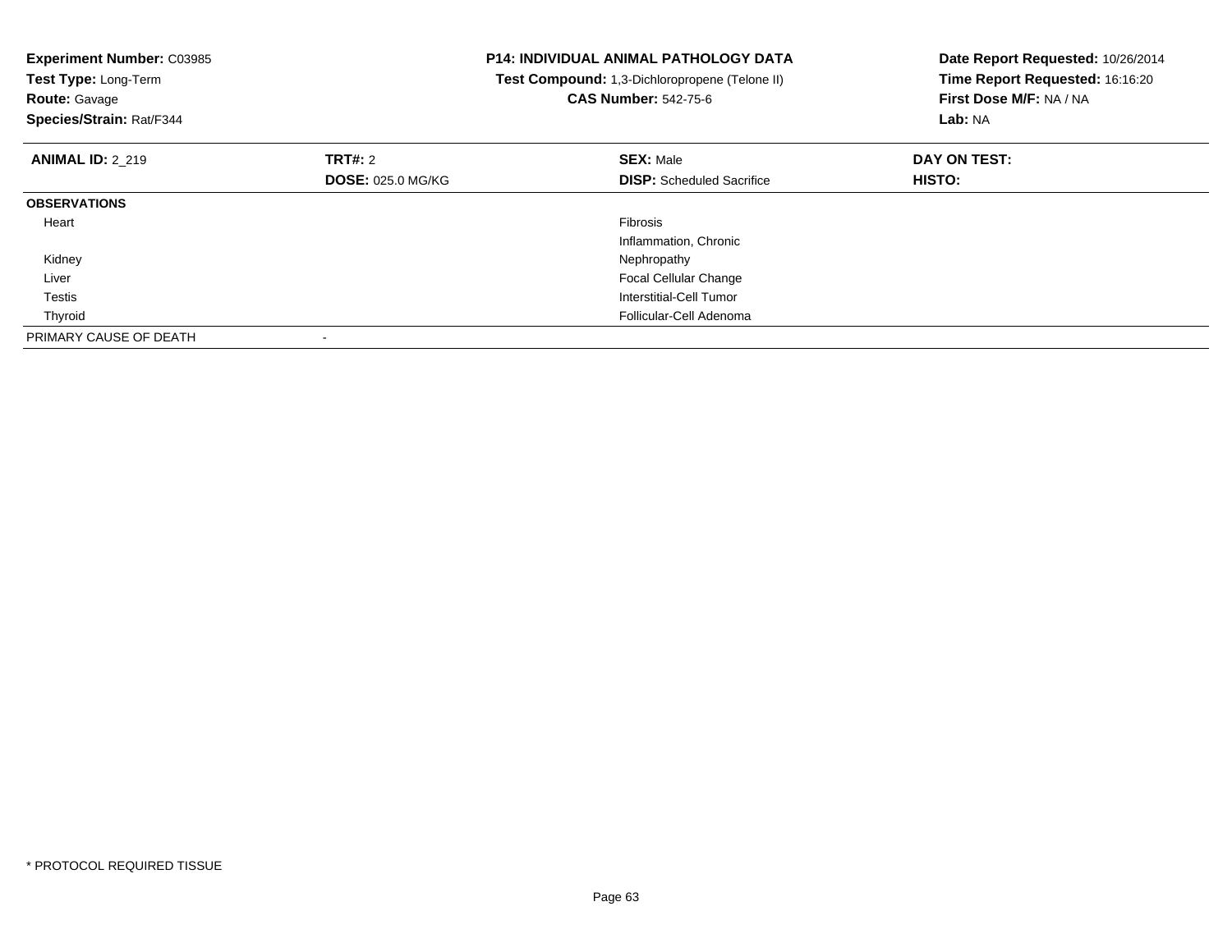**Experiment Number:** C03985
**Test Type:** Long-Term
**Route:** Gavage
**Species/Strain:** Rat/F344

**P14: INDIVIDUAL ANIMAL PATHOLOGY DATA**
**Test Compound:** 1,3-Dichloropropene (Telone II)
**CAS Number:** 542-75-6

**Date Report Requested:** 10/26/2014
**Time Report Requested:** 16:16:20
**First Dose M/F:** NA / NA
**Lab:** NA

| **ANIMAL ID:** 2_219 | **TRT#:** 2 | **SEX:** Male | **DAY ON TEST:** |
|---|---|---|---|
| | **DOSE:** 025.0 MG/KG | **DISP:** Scheduled Sacrifice | **HISTO:** |
| **OBSERVATIONS** | | | |
| Heart | | Fibrosis | |
| | | Inflammation, Chronic | |
| Kidney | | Nephropathy | |
| Liver | | Focal Cellular Change | |
| Testis | | Interstitial-Cell Tumor | |
| Thyroid | | Follicular-Cell Adenoma | |
| PRIMARY CAUSE OF DEATH | - | | |

* PROTOCOL REQUIRED TISSUE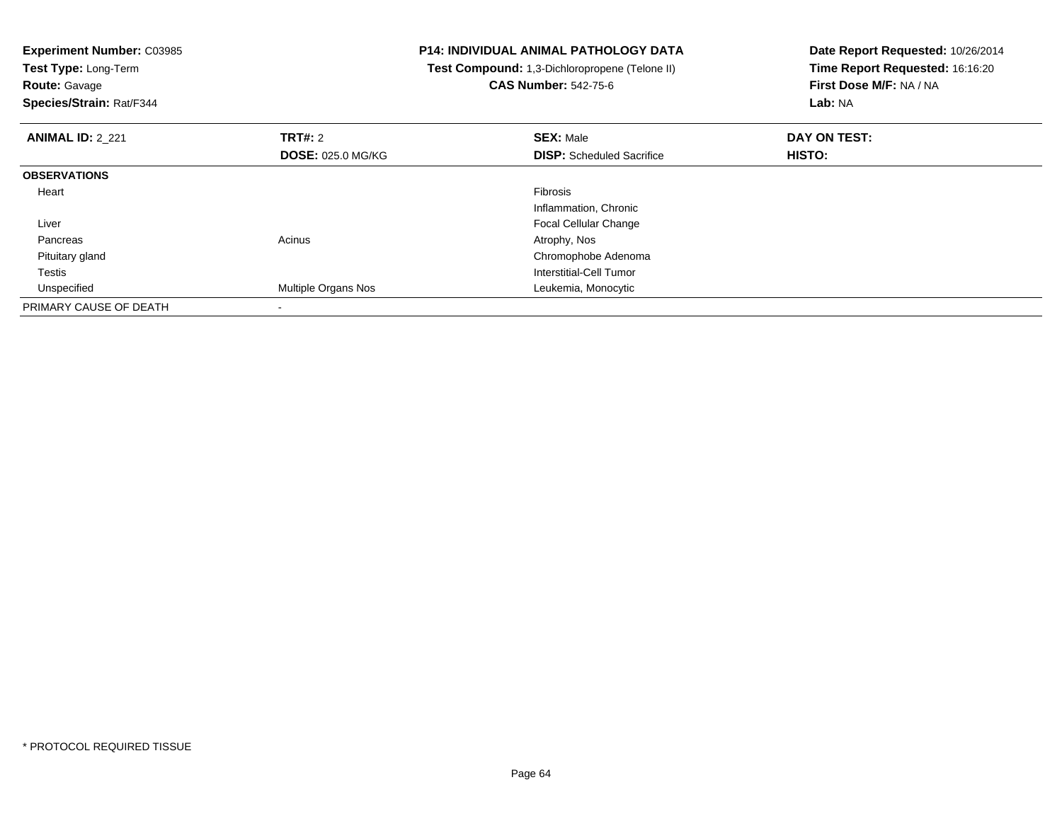**Experiment Number:** C03985
**Test Type:** Long-Term
**Route:** Gavage
**Species/Strain:** Rat/F344

**P14: INDIVIDUAL ANIMAL PATHOLOGY DATA**
**Test Compound:** 1,3-Dichloropropene (Telone II)
**CAS Number:** 542-75-6

**Date Report Requested:** 10/26/2014
**Time Report Requested:** 16:16:20
**First Dose M/F:** NA / NA
**Lab:** NA

| **ANIMAL ID:** 2_221 | **TRT#:** 2 | **SEX:** Male | **DAY ON TEST:** |
|---|---|---|---|
| | **DOSE:** 025.0 MG/KG | **DISP:** Scheduled Sacrifice | **HISTO:** |
| **OBSERVATIONS** | | | |
| Heart | | Fibrosis | |
| | | Inflammation, Chronic | |
| Liver | | Focal Cellular Change | |
| Pancreas | Acinus | Atrophy, Nos | |
| Pituitary gland | | Chromophobe Adenoma | |
| Testis | | Interstitial-Cell Tumor | |
| Unspecified | Multiple Organs Nos | Leukemia, Monocytic | |
| PRIMARY CAUSE OF DEATH | - | | |

* PROTOCOL REQUIRED TISSUE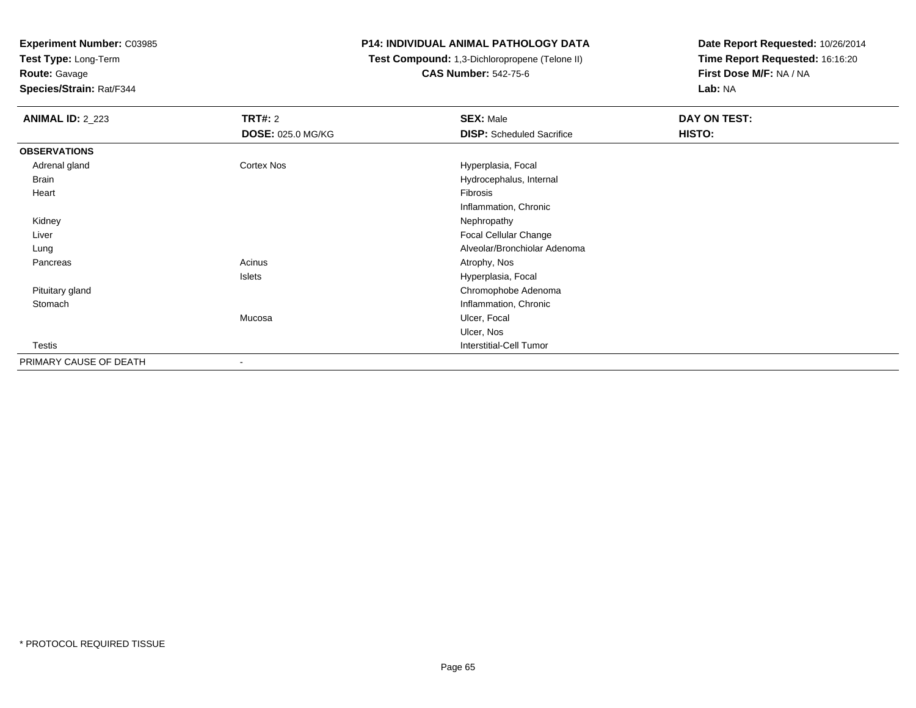**Experiment Number:** C03985
**Test Type:** Long-Term
**Route:** Gavage
**Species/Strain:** Rat/F344

**P14: INDIVIDUAL ANIMAL PATHOLOGY DATA**
**Test Compound:** 1,3-Dichloropropene (Telone II)
**CAS Number:** 542-75-6

**Date Report Requested:** 10/26/2014
**Time Report Requested:** 16:16:20
**First Dose M/F:** NA / NA
**Lab:** NA

| **ANIMAL ID:** 2_223 | **TRT#:** 2 | **SEX:** Male | **DAY ON TEST:** |
|---|---|---|---|
| | **DOSE:** 025.0 MG/KG | **DISP:** Scheduled Sacrifice | **HISTO:** |
| **OBSERVATIONS** | | | |
| Adrenal gland | Cortex Nos | Hyperplasia, Focal | |
| Brain | | Hydrocephalus, Internal | |
| Heart | | Fibrosis | |
| | | Inflammation, Chronic | |
| Kidney | | Nephropathy | |
| Liver | | Focal Cellular Change | |
| Lung | | Alveolar/Bronchiolar Adenoma | |
| Pancreas | Acinus | Atrophy, Nos | |
| | Islets | Hyperplasia, Focal | |
| Pituitary gland | | Chromophobe Adenoma | |
| Stomach | | Inflammation, Chronic | |
| | Mucosa | Ulcer, Focal | |
| | | Ulcer, Nos | |
| Testis | | Interstitial-Cell Tumor | |
| PRIMARY CAUSE OF DEATH | - | | |

\* PROTOCOL REQUIRED TISSUE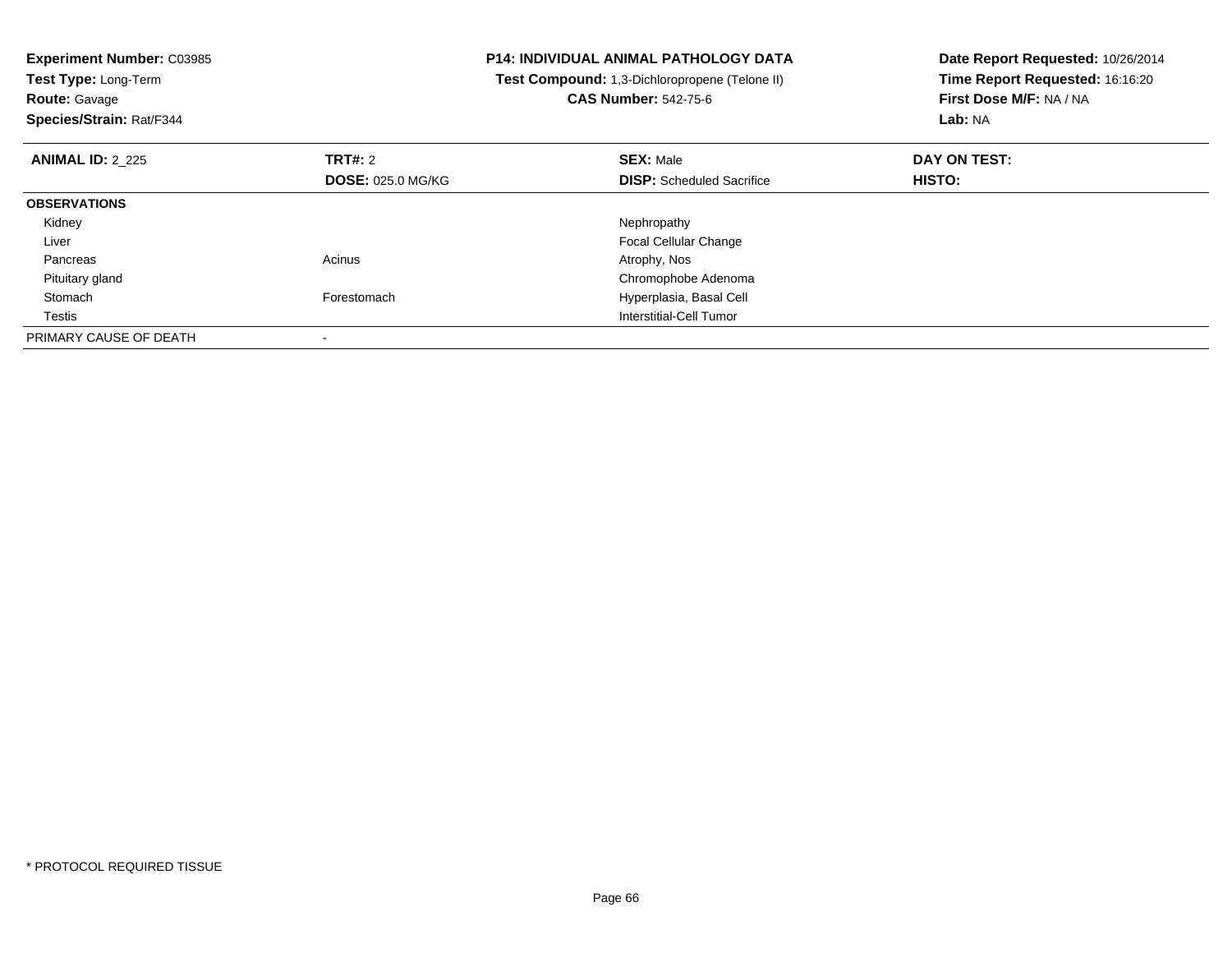**Experiment Number:** C03985
**Test Type:** Long-Term
**Route:** Gavage
**Species/Strain:** Rat/F344

**P14: INDIVIDUAL ANIMAL PATHOLOGY DATA**
**Test Compound:** 1,3-Dichloropropene (Telone II)
**CAS Number:** 542-75-6

**Date Report Requested:** 10/26/2014
**Time Report Requested:** 16:16:20
**First Dose M/F:** NA / NA
**Lab:** NA

| **ANIMAL ID:** 2_225 | **TRT#:** 2 | **SEX:** Male | **DAY ON TEST:** |
|---|---|---|---|
| | **DOSE:** 025.0 MG/KG | **DISP:** Scheduled Sacrifice | **HISTO:** |
| **OBSERVATIONS** | | | |
| Kidney | | Nephropathy | |
| Liver | | Focal Cellular Change | |
| Pancreas | Acinus | Atrophy, Nos | |
| Pituitary gland | | Chromophobe Adenoma | |
| Stomach | Forestomach | Hyperplasia, Basal Cell | |
| Testis | | Interstitial-Cell Tumor | |
| PRIMARY CAUSE OF DEATH | - | | |

* PROTOCOL REQUIRED TISSUE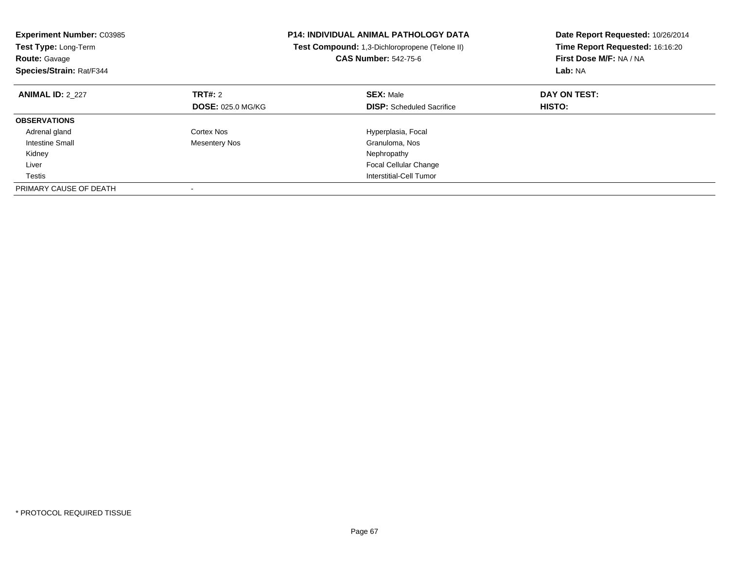**Experiment Number:** C03985
**Test Type:** Long-Term
**Route:** Gavage
**Species/Strain:** Rat/F344

**P14: INDIVIDUAL ANIMAL PATHOLOGY DATA**
**Test Compound:** 1,3-Dichloropropene (Telone II)
**CAS Number:** 542-75-6

**Date Report Requested:** 10/26/2014
**Time Report Requested:** 16:16:20
**First Dose M/F:** NA / NA
**Lab:** NA

| **ANIMAL ID:** 2_227 | **TRT#:** 2 | **SEX:** Male | **DAY ON TEST:** |
|---|---|---|---|
| | **DOSE:** 025.0 MG/KG | **DISP:** Scheduled Sacrifice | **HISTO:** |
| **OBSERVATIONS** | | | |
| Adrenal gland | Cortex Nos | Hyperplasia, Focal | |
| Intestine Small | Mesentery Nos | Granuloma, Nos | |
| Kidney | | Nephropathy | |
| Liver | | Focal Cellular Change | |
| Testis | | Interstitial-Cell Tumor | |
| PRIMARY CAUSE OF DEATH | - | | |

* PROTOCOL REQUIRED TISSUE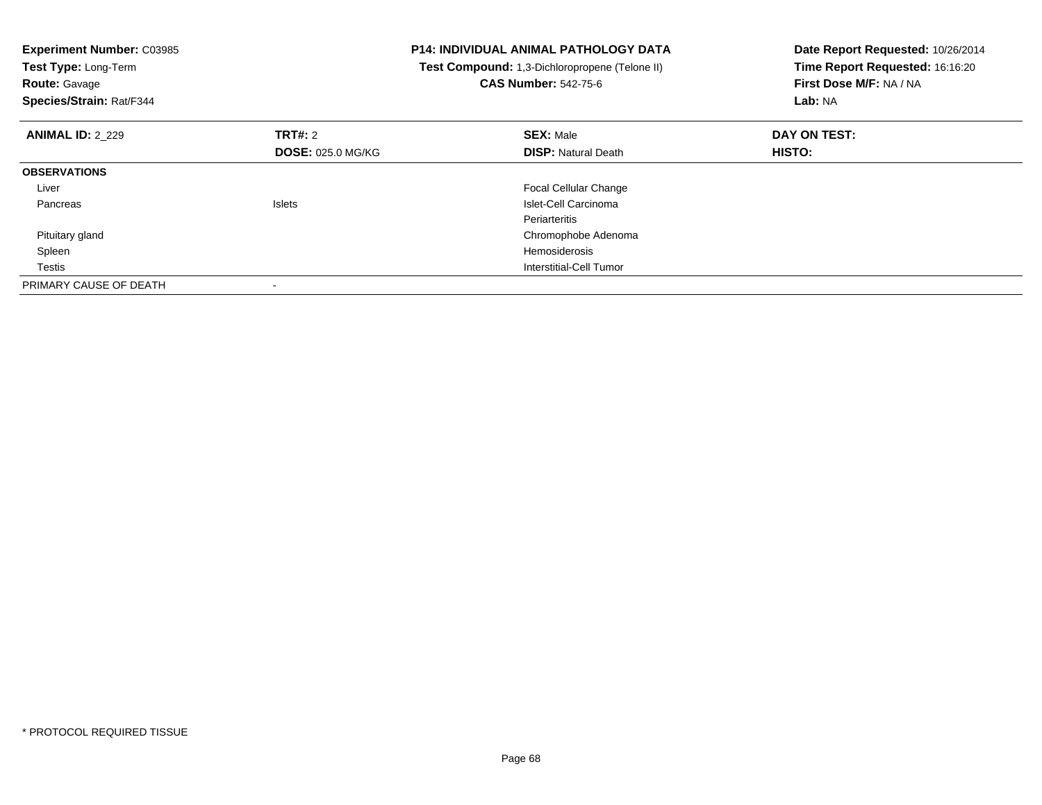**Experiment Number:** C03985
**Test Type:** Long-Term
**Route:** Gavage
**Species/Strain:** Rat/F344

**P14: INDIVIDUAL ANIMAL PATHOLOGY DATA**
**Test Compound:** 1,3-Dichloropropene (Telone II)
**CAS Number:** 542-75-6

**Date Report Requested:** 10/26/2014
**Time Report Requested:** 16:16:20
**First Dose M/F:** NA / NA
**Lab:** NA

| **ANIMAL ID:** 2_229 | **TRT#:** 2 | **SEX:** Male | **DAY ON TEST:** |
|---|---|---|---|
| | **DOSE:** 025.0 MG/KG | **DISP:** Natural Death | **HISTO:** |
| **OBSERVATIONS** | | | |
| Liver | | Focal Cellular Change | |
| Pancreas | Islets | Islet-Cell Carcinoma | |
| | | Periarteritis | |
| Pituitary gland | | Chromophobe Adenoma | |
| Spleen | | Hemosiderosis | |
| Testis | | Interstitial-Cell Tumor | |
| PRIMARY CAUSE OF DEATH | - | | |

* PROTOCOL REQUIRED TISSUE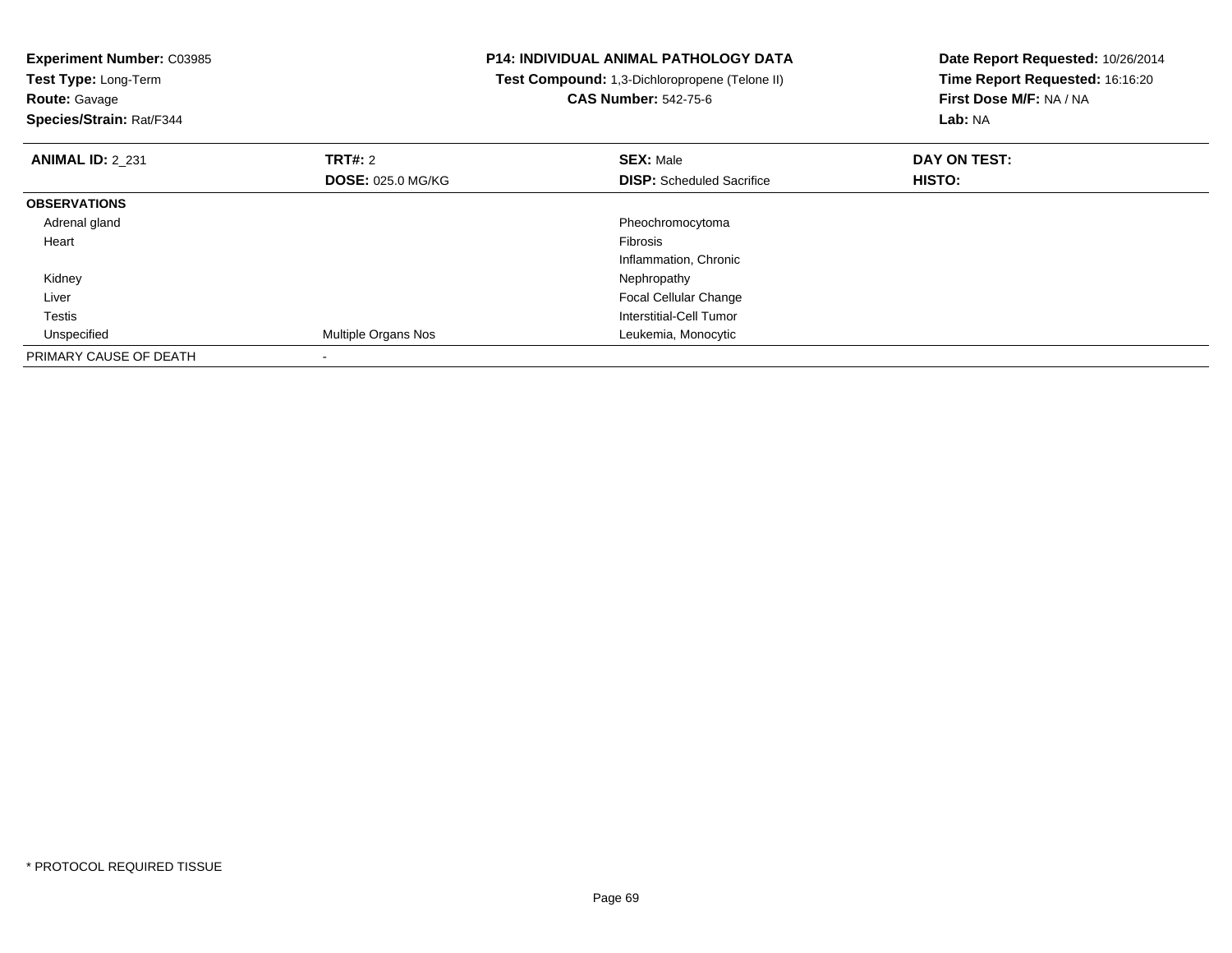**Experiment Number:** C03985
**Test Type:** Long-Term
**Route:** Gavage
**Species/Strain:** Rat/F344

**P14: INDIVIDUAL ANIMAL PATHOLOGY DATA**
**Test Compound:** 1,3-Dichloropropene (Telone II)
**CAS Number:** 542-75-6

**Date Report Requested:** 10/26/2014
**Time Report Requested:** 16:16:20
**First Dose M/F:** NA / NA
**Lab:** NA

| **ANIMAL ID:** 2_231 | **TRT#:** 2 | **SEX:** Male | **DAY ON TEST:** |
|---|---|---|---|
| | **DOSE:** 025.0 MG/KG | **DISP:** Scheduled Sacrifice | **HISTO:** |
| **OBSERVATIONS** | | | |
| Adrenal gland | | Pheochromocytoma | |
| Heart | | Fibrosis | |
| | | Inflammation, Chronic | |
| Kidney | | Nephropathy | |
| Liver | | Focal Cellular Change | |
| Testis | | Interstitial-Cell Tumor | |
| Unspecified | Multiple Organs Nos | Leukemia, Monocytic | |
| PRIMARY CAUSE OF DEATH | - | | |

* PROTOCOL REQUIRED TISSUE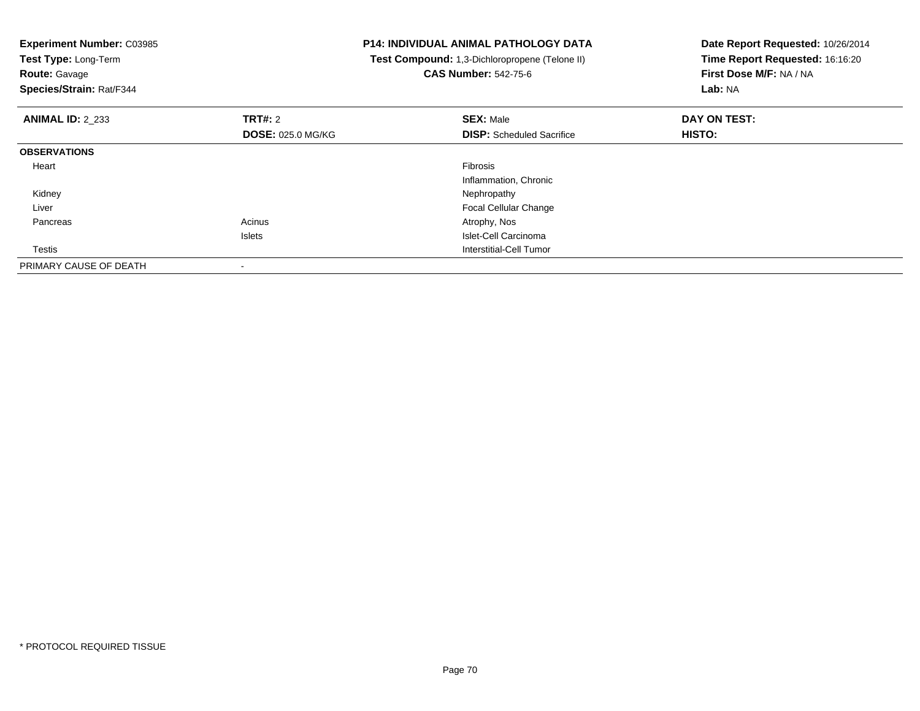**Experiment Number:** C03985
**Test Type:** Long-Term
**Route:** Gavage
**Species/Strain:** Rat/F344

**P14: INDIVIDUAL ANIMAL PATHOLOGY DATA**
**Test Compound:** 1,3-Dichloropropene (Telone II)
**CAS Number:** 542-75-6

**Date Report Requested:** 10/26/2014
**Time Report Requested:** 16:16:20
**First Dose M/F:** NA / NA
**Lab:** NA

| **ANIMAL ID:** 2_233 | **TRT#:** 2 | **SEX:** Male | **DAY ON TEST:** |
|---|---|---|---|
| | **DOSE:** 025.0 MG/KG | **DISP:** Scheduled Sacrifice | **HISTO:** |
| **OBSERVATIONS** | | | |
| Heart | | Fibrosis | |
| | | Inflammation, Chronic | |
| Kidney | | Nephropathy | |
| Liver | | Focal Cellular Change | |
| Pancreas | Acinus | Atrophy, Nos | |
| | Islets | Islet-Cell Carcinoma | |
| Testis | | Interstitial-Cell Tumor | |
| PRIMARY CAUSE OF DEATH | - | | |

* PROTOCOL REQUIRED TISSUE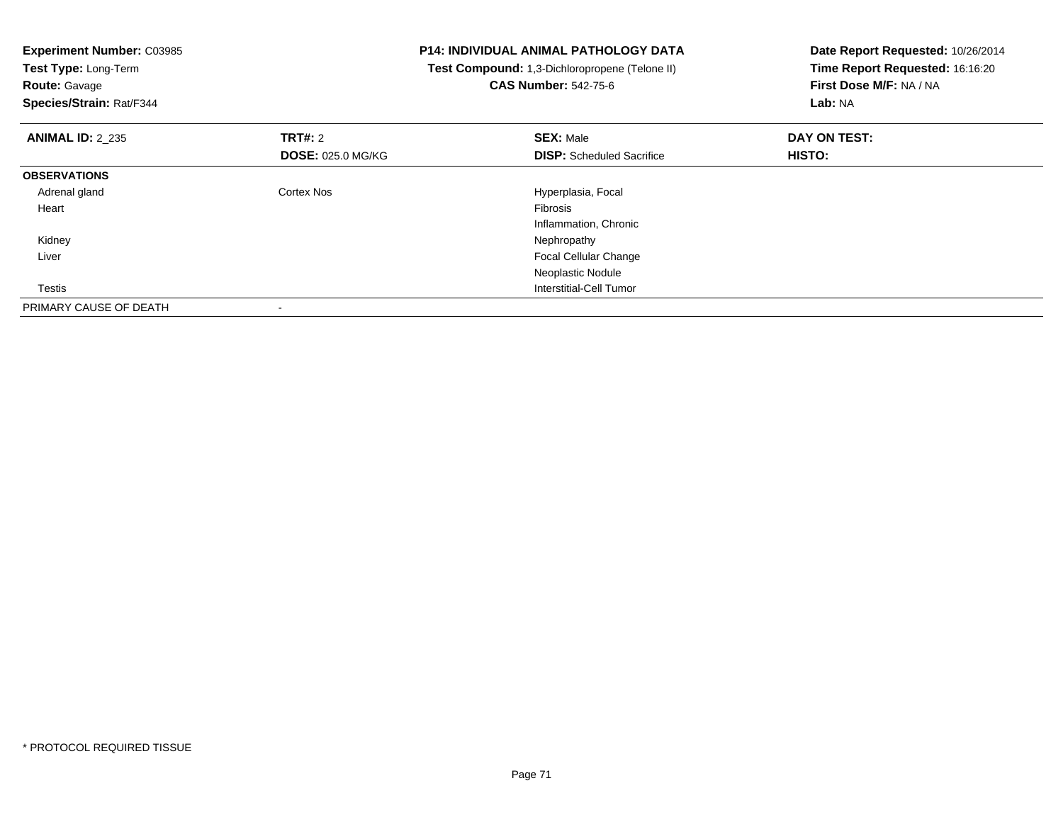**Experiment Number:** C03985
**Test Type:** Long-Term
**Route:** Gavage
**Species/Strain:** Rat/F344

**P14: INDIVIDUAL ANIMAL PATHOLOGY DATA**
**Test Compound:** 1,3-Dichloropropene (Telone II)
**CAS Number:** 542-75-6

**Date Report Requested:** 10/26/2014
**Time Report Requested:** 16:16:20
**First Dose M/F:** NA / NA
**Lab:** NA

| **ANIMAL ID:** 2_235 | **TRT#:** 2 | **SEX:** Male | **DAY ON TEST:** |
|---|---|---|---|
| | **DOSE:** 025.0 MG/KG | **DISP:** Scheduled Sacrifice | **HISTO:** |
| **OBSERVATIONS** | | | |
| Adrenal gland | Cortex Nos | Hyperplasia, Focal | |
| Heart | | Fibrosis | |
| | | Inflammation, Chronic | |
| Kidney | | Nephropathy | |
| Liver | | Focal Cellular Change | |
| | | Neoplastic Nodule | |
| Testis | | Interstitial-Cell Tumor | |
| PRIMARY CAUSE OF DEATH | - | | |

* PROTOCOL REQUIRED TISSUE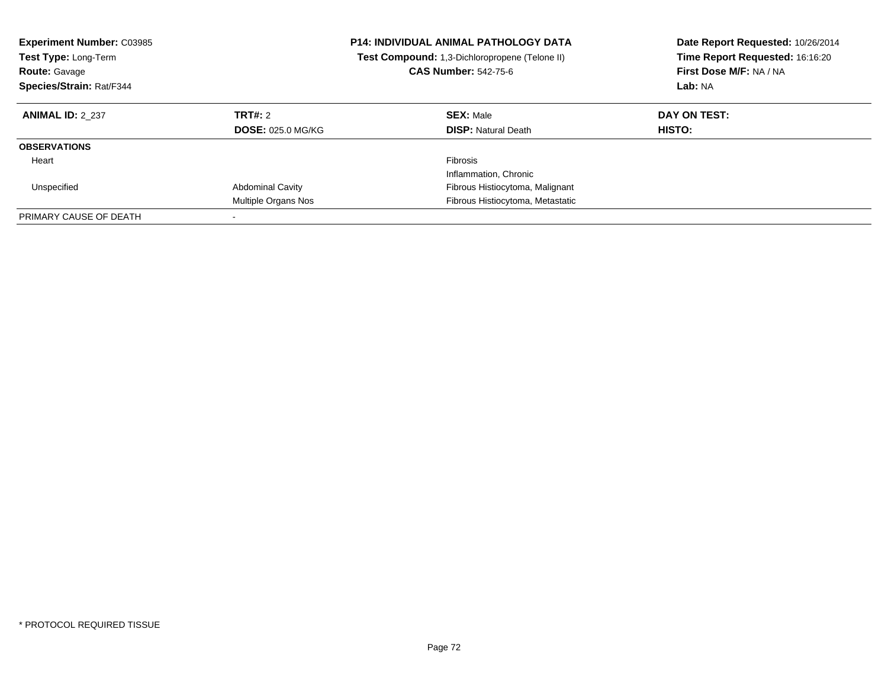**Experiment Number:** C03985
**Test Type:** Long-Term
**Route:** Gavage
**Species/Strain:** Rat/F344

**P14: INDIVIDUAL ANIMAL PATHOLOGY DATA**
**Test Compound:** 1,3-Dichloropropene (Telone II)
**CAS Number:** 542-75-6

**Date Report Requested:** 10/26/2014
**Time Report Requested:** 16:16:20
**First Dose M/F:** NA / NA
**Lab:** NA

| **ANIMAL ID:** 2_237 | **TRT#:** 2 | **SEX:** Male | **DAY ON TEST:** |
|---|---|---|---|
| | **DOSE:** 025.0 MG/KG | **DISP:** Natural Death | **HISTO:** |
| **OBSERVATIONS** | | | |
| Heart | | Fibrosis | |
| | | Inflammation, Chronic | |
| Unspecified | Abdominal Cavity | Fibrous Histiocytoma, Malignant | |
| | Multiple Organs Nos | Fibrous Histiocytoma, Metastatic | |
| PRIMARY CAUSE OF DEATH | - | | |

* PROTOCOL REQUIRED TISSUE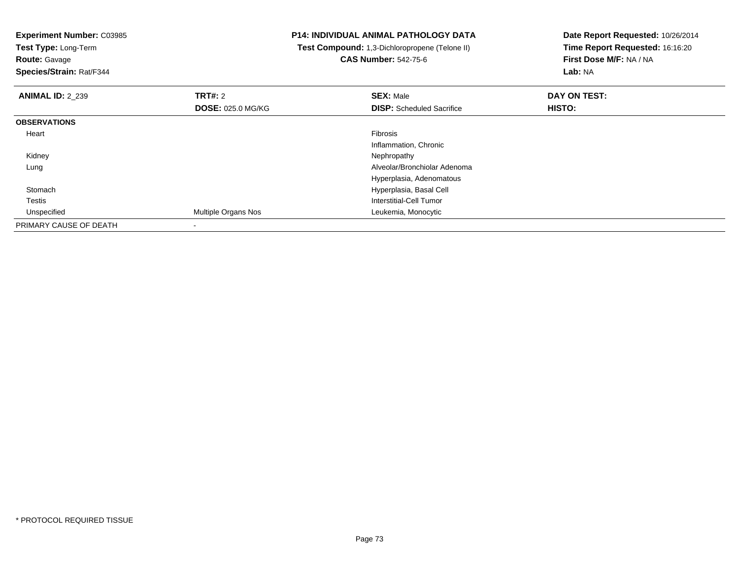**Experiment Number:** C03985
**Test Type:** Long-Term
**Route:** Gavage
**Species/Strain:** Rat/F344

**P14: INDIVIDUAL ANIMAL PATHOLOGY DATA**
**Test Compound:** 1,3-Dichloropropene (Telone II)
**CAS Number:** 542-75-6

**Date Report Requested:** 10/26/2014
**Time Report Requested:** 16:16:20
**First Dose M/F:** NA / NA
**Lab:** NA

| **ANIMAL ID:** 2_239 | **TRT#:** 2 | **SEX:** Male | **DAY ON TEST:** |
|---|---|---|---|
| | **DOSE:** 025.0 MG/KG | **DISP:** Scheduled Sacrifice | **HISTO:** |
| **OBSERVATIONS** | | | |
| Heart | | Fibrosis | |
| | | Inflammation, Chronic | |
| Kidney | | Nephropathy | |
| Lung | | Alveolar/Bronchiolar Adenoma | |
| | | Hyperplasia, Adenomatous | |
| Stomach | | Hyperplasia, Basal Cell | |
| Testis | | Interstitial-Cell Tumor | |
| Unspecified | Multiple Organs Nos | Leukemia, Monocytic | |
| PRIMARY CAUSE OF DEATH | - | | |

* PROTOCOL REQUIRED TISSUE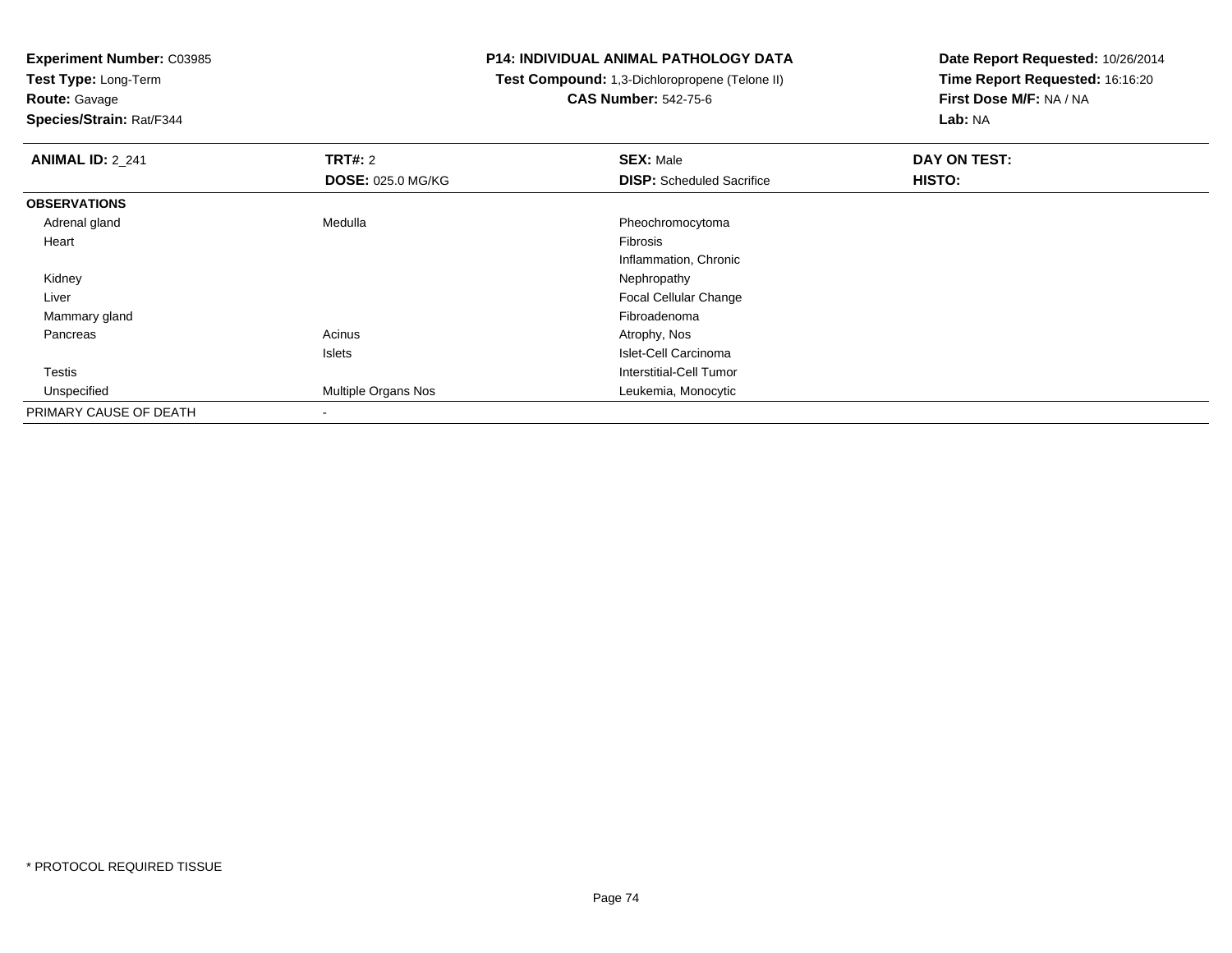**Experiment Number:** C03985
**Test Type:** Long-Term
**Route:** Gavage
**Species/Strain:** Rat/F344

**P14: INDIVIDUAL ANIMAL PATHOLOGY DATA**
**Test Compound:** 1,3-Dichloropropene (Telone II)
**CAS Number:** 542-75-6

**Date Report Requested:** 10/26/2014
**Time Report Requested:** 16:16:20
**First Dose M/F:** NA / NA
**Lab:** NA

| **ANIMAL ID:** 2_241 | **TRT#:** 2 | **SEX:** Male | **DAY ON TEST:** |
|---|---|---|---|
| | **DOSE:** 025.0 MG/KG | **DISP:** Scheduled Sacrifice | **HISTO:** |
| **OBSERVATIONS** | | | |
| Adrenal gland | Medulla | Pheochromocytoma | |
| Heart | | Fibrosis | |
| | | Inflammation, Chronic | |
| Kidney | | Nephropathy | |
| Liver | | Focal Cellular Change | |
| Mammary gland | | Fibroadenoma | |
| Pancreas | Acinus | Atrophy, Nos | |
| | Islets | Islet-Cell Carcinoma | |
| Testis | | Interstitial-Cell Tumor | |
| Unspecified | Multiple Organs Nos | Leukemia, Monocytic | |
| PRIMARY CAUSE OF DEATH | - | | |

\* PROTOCOL REQUIRED TISSUE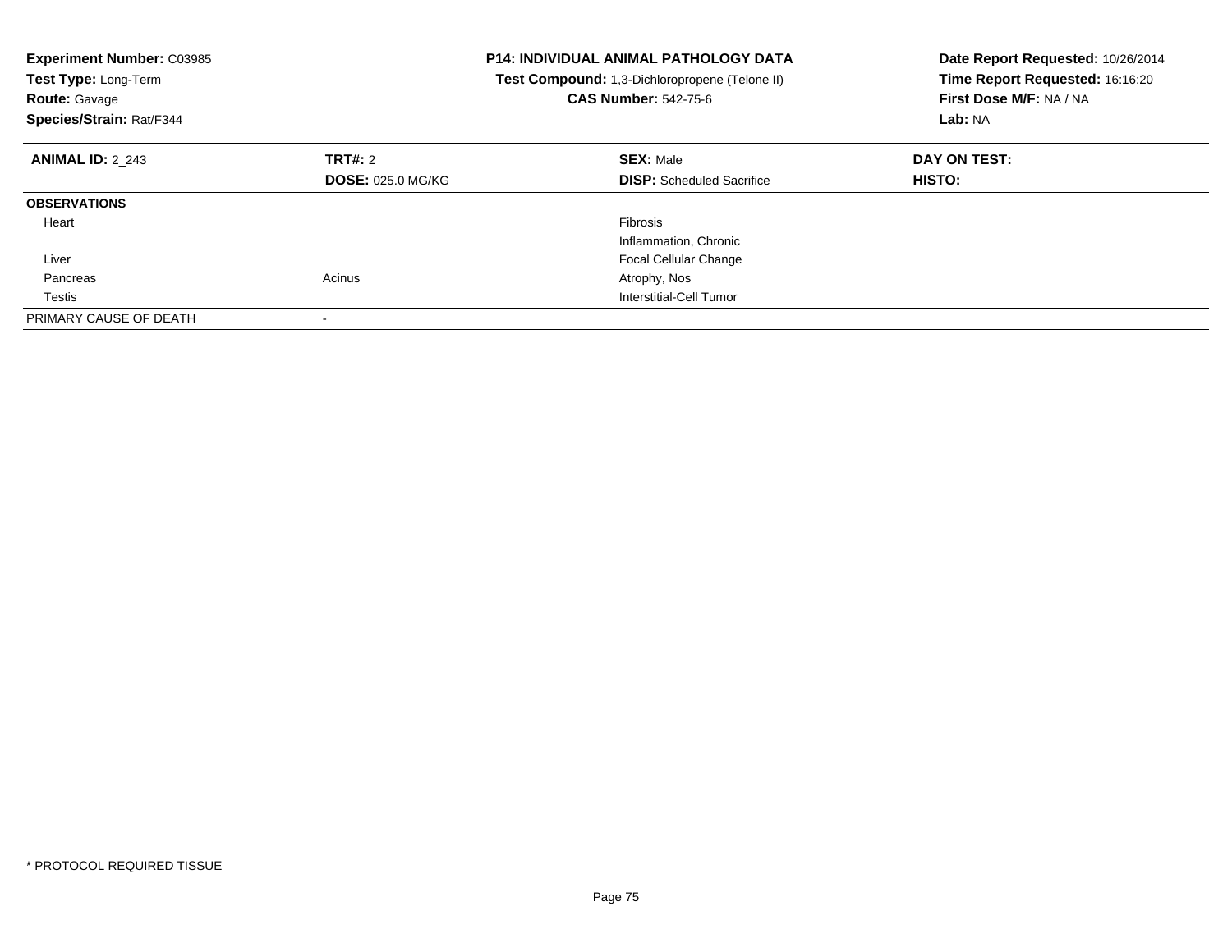**Experiment Number:** C03985
**Test Type:** Long-Term
**Route:** Gavage
**Species/Strain:** Rat/F344

**P14: INDIVIDUAL ANIMAL PATHOLOGY DATA**
**Test Compound:** 1,3-Dichloropropene (Telone II)
**CAS Number:** 542-75-6

**Date Report Requested:** 10/26/2014
**Time Report Requested:** 16:16:20
**First Dose M/F:** NA / NA
**Lab:** NA

| **ANIMAL ID:** 2_243 | **TRT#:** 2 | **SEX:** Male | **DAY ON TEST:** |
|---|---|---|---|
| | **DOSE:** 025.0 MG/KG | **DISP:** Scheduled Sacrifice | **HISTO:** |
| **OBSERVATIONS** | | | |
| Heart | | Fibrosis | |
| | | Inflammation, Chronic | |
| Liver | | Focal Cellular Change | |
| Pancreas | Acinus | Atrophy, Nos | |
| Testis | | Interstitial-Cell Tumor | |
| PRIMARY CAUSE OF DEATH | - | | |

* PROTOCOL REQUIRED TISSUE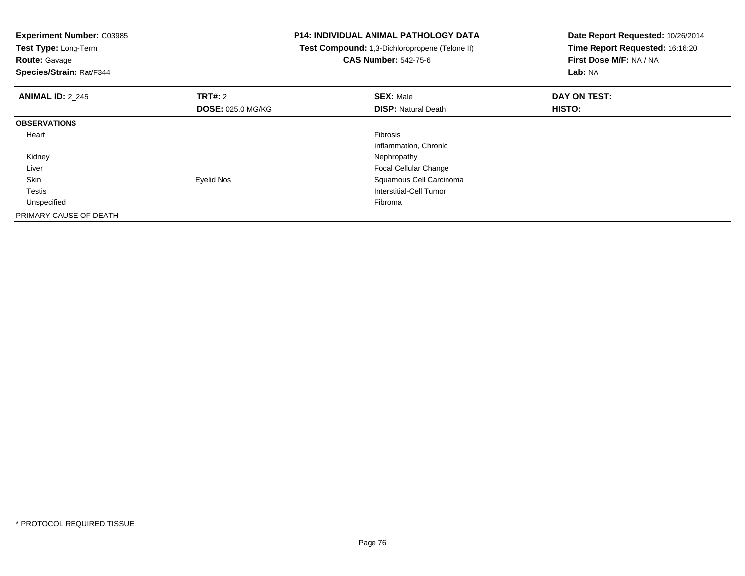**Experiment Number:** C03985
**Test Type:** Long-Term
**Route:** Gavage
**Species/Strain:** Rat/F344

**P14: INDIVIDUAL ANIMAL PATHOLOGY DATA**
**Test Compound:** 1,3-Dichloropropene (Telone II)
**CAS Number:** 542-75-6

**Date Report Requested:** 10/26/2014
**Time Report Requested:** 16:16:20
**First Dose M/F:** NA / NA
**Lab:** NA

| **ANIMAL ID:** 2_245 | **TRT#:** 2 | **SEX:** Male | **DAY ON TEST:** |
|---|---|---|---|
| | **DOSE:** 025.0 MG/KG | **DISP:** Natural Death | **HISTO:** |
| **OBSERVATIONS** | | | |
| Heart | | Fibrosis | |
| | | Inflammation, Chronic | |
| Kidney | | Nephropathy | |
| Liver | | Focal Cellular Change | |
| Skin | Eyelid Nos | Squamous Cell Carcinoma | |
| Testis | | Interstitial-Cell Tumor | |
| Unspecified | | Fibroma | |
| PRIMARY CAUSE OF DEATH | - | | |

* PROTOCOL REQUIRED TISSUE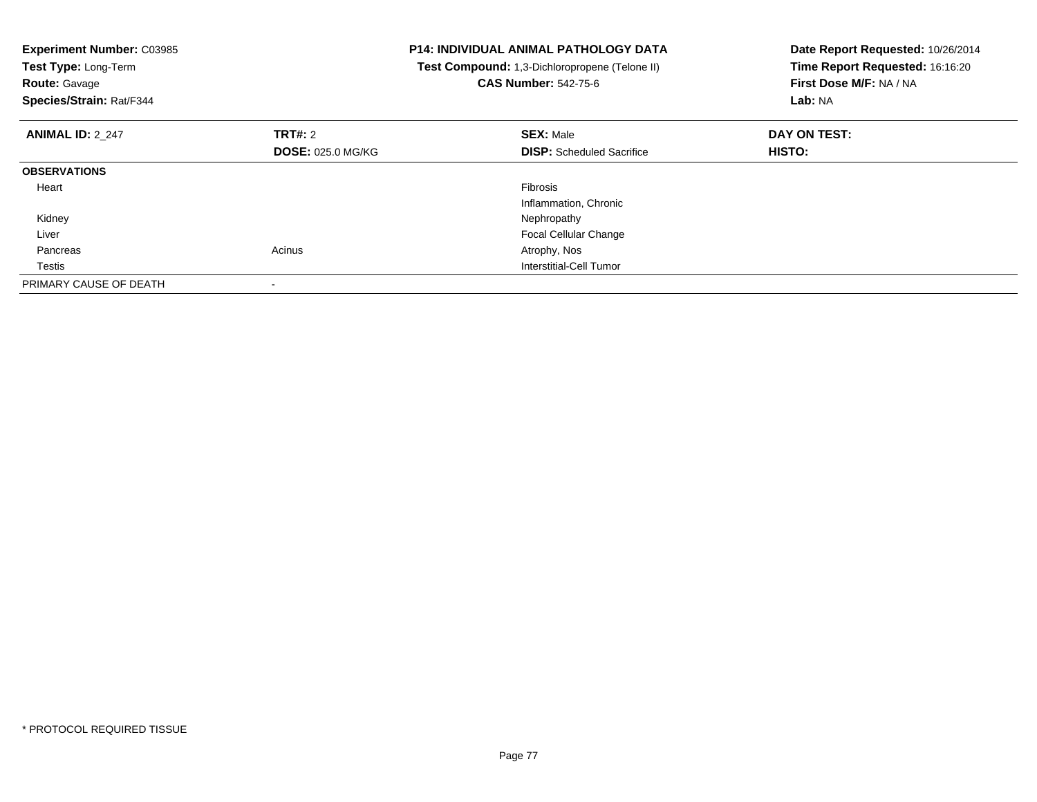**Experiment Number:** C03985
**Test Type:** Long-Term
**Route:** Gavage
**Species/Strain:** Rat/F344

**P14: INDIVIDUAL ANIMAL PATHOLOGY DATA**
**Test Compound:** 1,3-Dichloropropene (Telone II)
**CAS Number:** 542-75-6

**Date Report Requested:** 10/26/2014
**Time Report Requested:** 16:16:20
**First Dose M/F:** NA / NA
**Lab:** NA

| **ANIMAL ID:** 2_247 | **TRT#:** 2 | **SEX:** Male | **DAY ON TEST:** |
|---|---|---|---|
| | **DOSE:** 025.0 MG/KG | **DISP:** Scheduled Sacrifice | **HISTO:** |
| **OBSERVATIONS** | | | |
| Heart | | Fibrosis | |
| | | Inflammation, Chronic | |
| Kidney | | Nephropathy | |
| Liver | | Focal Cellular Change | |
| Pancreas | Acinus | Atrophy, Nos | |
| Testis | | Interstitial-Cell Tumor | |
| PRIMARY CAUSE OF DEATH | - | | |

\* PROTOCOL REQUIRED TISSUE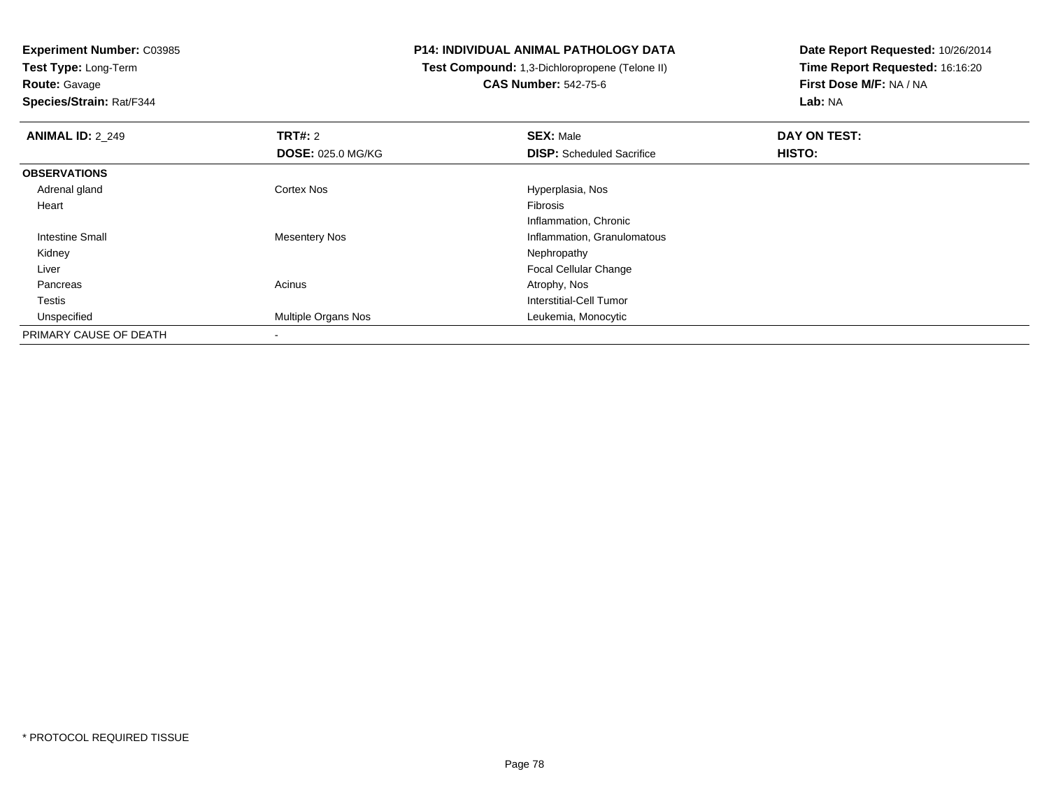**Experiment Number:** C03985
**Test Type:** Long-Term
**Route:** Gavage
**Species/Strain:** Rat/F344

**P14: INDIVIDUAL ANIMAL PATHOLOGY DATA**
**Test Compound:** 1,3-Dichloropropene (Telone II)
**CAS Number:** 542-75-6

**Date Report Requested:** 10/26/2014
**Time Report Requested:** 16:16:20
**First Dose M/F:** NA / NA
**Lab:** NA

| **ANIMAL ID:** 2_249 | **TRT#:** 2 | **SEX:** Male | **DAY ON TEST:** |
|---|---|---|---|
| | **DOSE:** 025.0 MG/KG | **DISP:** Scheduled Sacrifice | **HISTO:** |
| **OBSERVATIONS** | | | |
| Adrenal gland | Cortex Nos | Hyperplasia, Nos | |
| Heart | | Fibrosis | |
| | | Inflammation, Chronic | |
| Intestine Small | Mesentery Nos | Inflammation, Granulomatous | |
| Kidney | | Nephropathy | |
| Liver | | Focal Cellular Change | |
| Pancreas | Acinus | Atrophy, Nos | |
| Testis | | Interstitial-Cell Tumor | |
| Unspecified | Multiple Organs Nos | Leukemia, Monocytic | |
| PRIMARY CAUSE OF DEATH | - | | |

* PROTOCOL REQUIRED TISSUE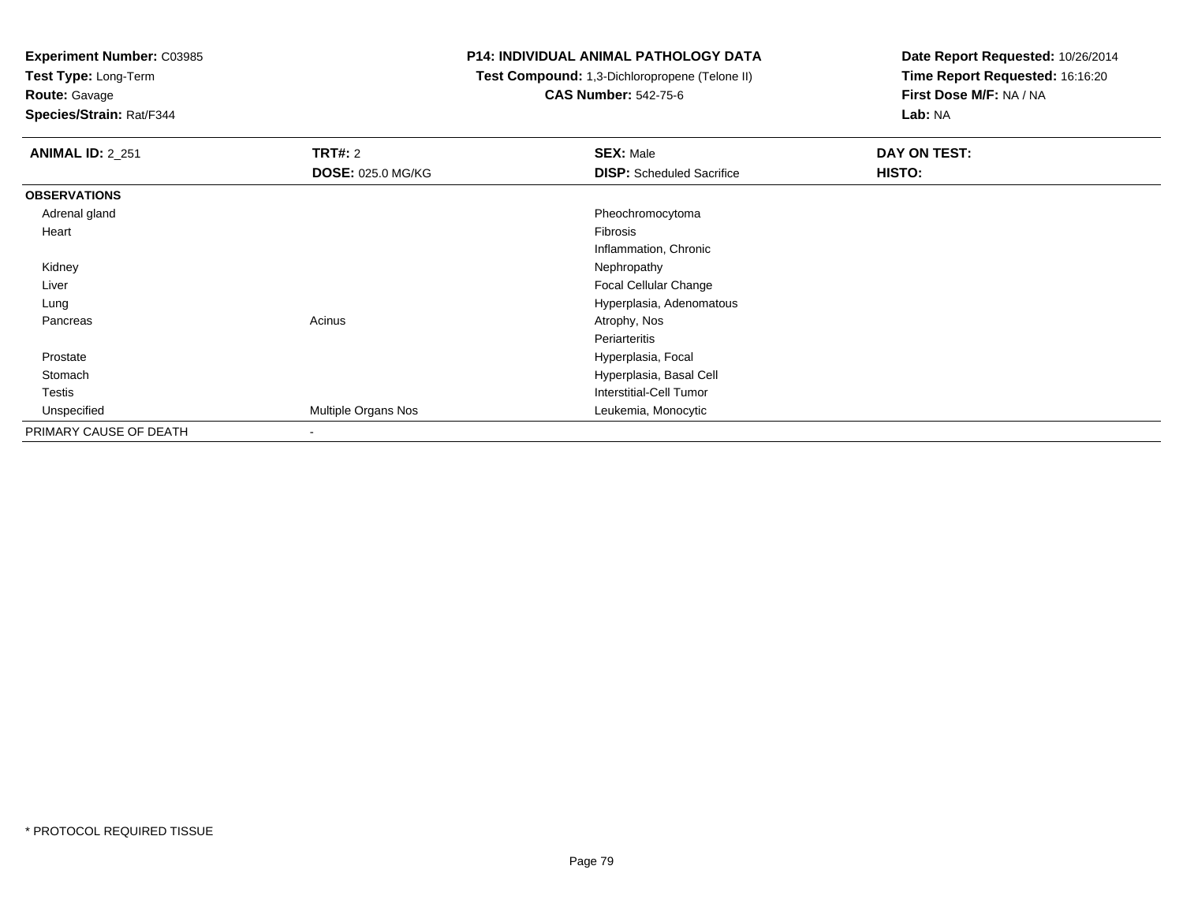**Experiment Number:** C03985
**Test Type:** Long-Term
**Route:** Gavage
**Species/Strain:** Rat/F344

**P14: INDIVIDUAL ANIMAL PATHOLOGY DATA**
**Test Compound:** 1,3-Dichloropropene (Telone II)
**CAS Number:** 542-75-6

**Date Report Requested:** 10/26/2014
**Time Report Requested:** 16:16:20
**First Dose M/F:** NA / NA
**Lab:** NA

| **ANIMAL ID:** 2_251 | **TRT#:** 2 | **SEX:** Male | **DAY ON TEST:** |
|---|---|---|---|
| | **DOSE:** 025.0 MG/KG | **DISP:** Scheduled Sacrifice | **HISTO:** |
| **OBSERVATIONS** | | | |
| Adrenal gland | | Pheochromocytoma | |
| Heart | | Fibrosis | |
| | | Inflammation, Chronic | |
| Kidney | | Nephropathy | |
| Liver | | Focal Cellular Change | |
| Lung | | Hyperplasia, Adenomatous | |
| Pancreas | Acinus | Atrophy, Nos | |
| | | Periarteritis | |
| Prostate | | Hyperplasia, Focal | |
| Stomach | | Hyperplasia, Basal Cell | |
| Testis | | Interstitial-Cell Tumor | |
| Unspecified | Multiple Organs Nos | Leukemia, Monocytic | |
| PRIMARY CAUSE OF DEATH | - | | |

* PROTOCOL REQUIRED TISSUE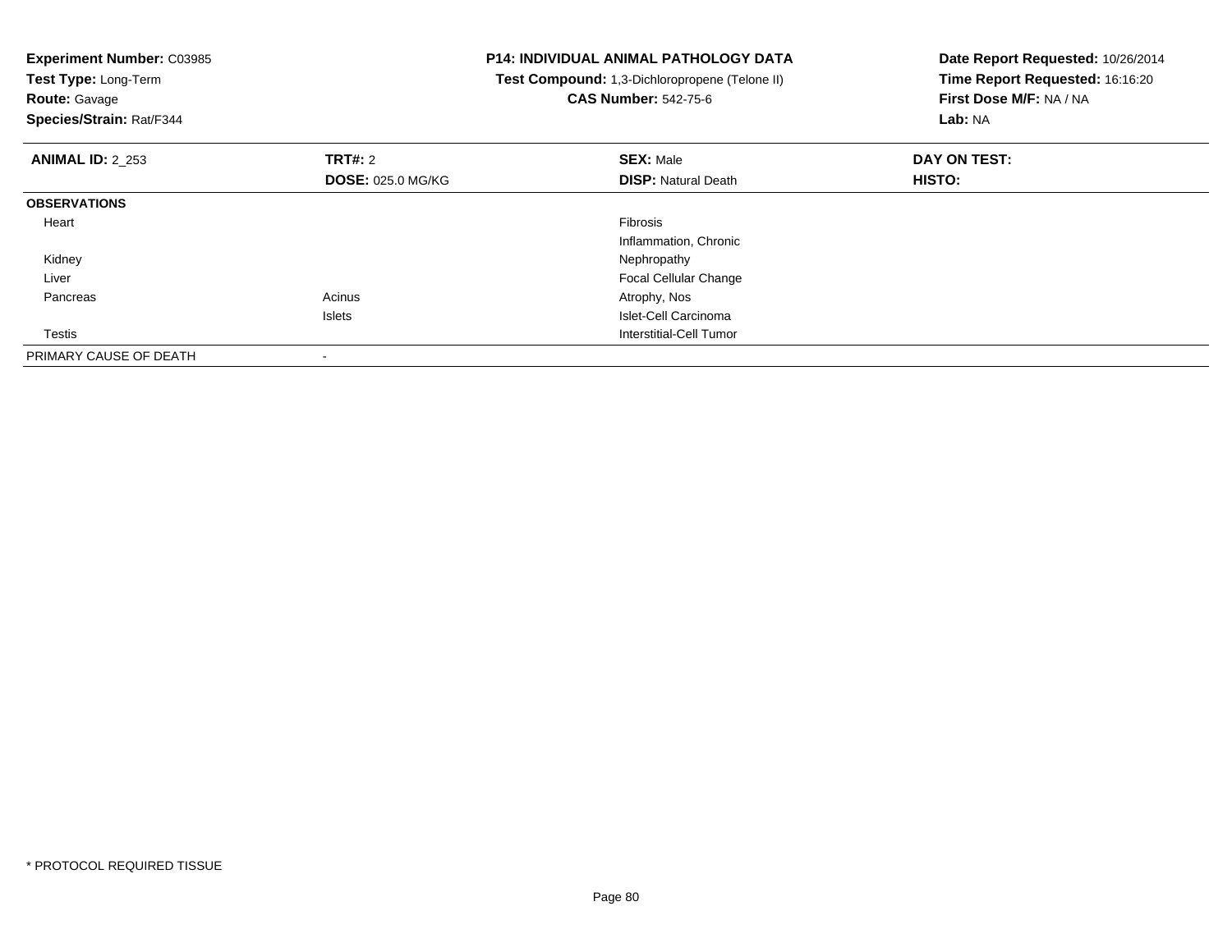**Experiment Number:** C03985
**Test Type:** Long-Term
**Route:** Gavage
**Species/Strain:** Rat/F344

**P14: INDIVIDUAL ANIMAL PATHOLOGY DATA**
**Test Compound:** 1,3-Dichloropropene (Telone II)
**CAS Number:** 542-75-6

**Date Report Requested:** 10/26/2014
**Time Report Requested:** 16:16:20
**First Dose M/F:** NA / NA
**Lab:** NA

| **ANIMAL ID:** 2_253 | **TRT#:** 2<br>**DOSE:** 025.0 MG/KG | **SEX:** Male<br>**DISP:** Natural Death | **DAY ON TEST:**<br>**HISTO:** |
|---|---|---|---|
| **OBSERVATIONS** | | | |
| Heart | | Fibrosis | |
| | | Inflammation, Chronic | |
| Kidney | | Nephropathy | |
| Liver | | Focal Cellular Change | |
| Pancreas | Acinus | Atrophy, Nos | |
| | Islets | Islet-Cell Carcinoma | |
| Testis | | Interstitial-Cell Tumor | |
| PRIMARY CAUSE OF DEATH | - | | |

* PROTOCOL REQUIRED TISSUE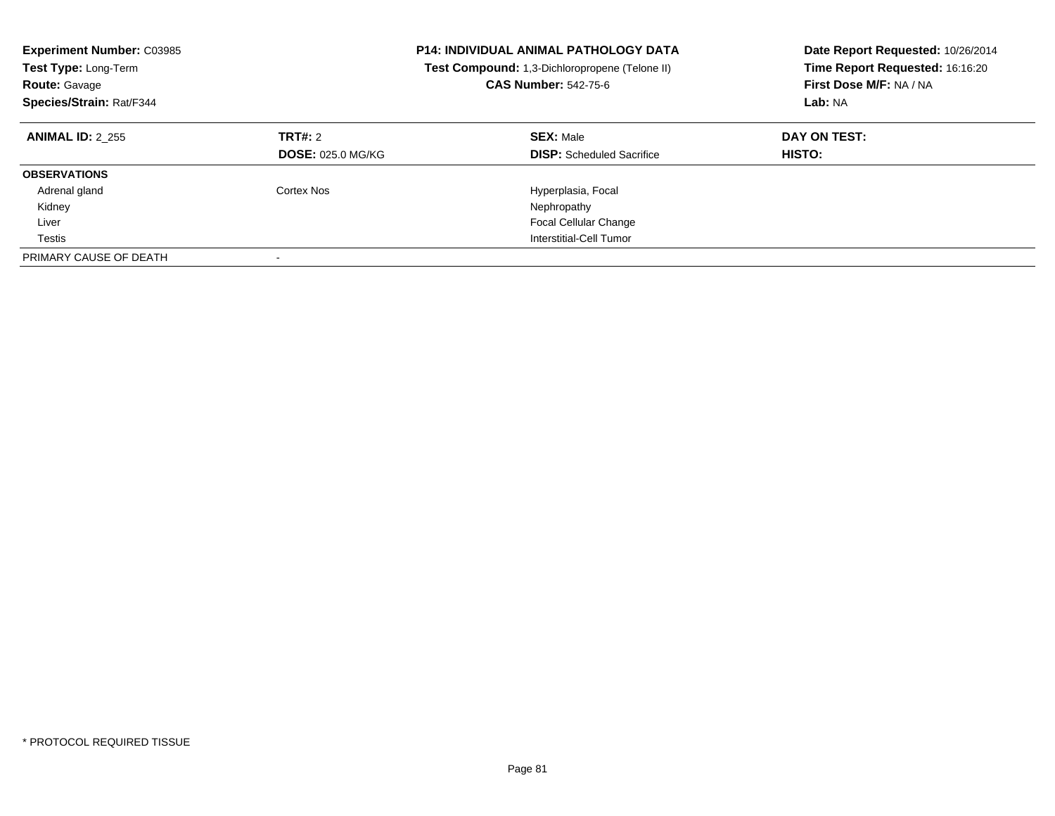**Experiment Number:** C03985
**Test Type:** Long-Term
**Route:** Gavage
**Species/Strain:** Rat/F344

**P14: INDIVIDUAL ANIMAL PATHOLOGY DATA**
**Test Compound:** 1,3-Dichloropropene (Telone II)
**CAS Number:** 542-75-6

**Date Report Requested:** 10/26/2014
**Time Report Requested:** 16:16:20
**First Dose M/F:** NA / NA
**Lab:** NA

| **ANIMAL ID:** 2_255 | **TRT#:** 2 | **SEX:** Male | **DAY ON TEST:** |
|---|---|---|---|
| | **DOSE:** 025.0 MG/KG | **DISP:** Scheduled Sacrifice | **HISTO:** |
| **OBSERVATIONS** | | | |
| Adrenal gland | Cortex Nos | Hyperplasia, Focal | |
| Kidney | | Nephropathy | |
| Liver | | Focal Cellular Change | |
| Testis | | Interstitial-Cell Tumor | |
| PRIMARY CAUSE OF DEATH | - | | |

* PROTOCOL REQUIRED TISSUE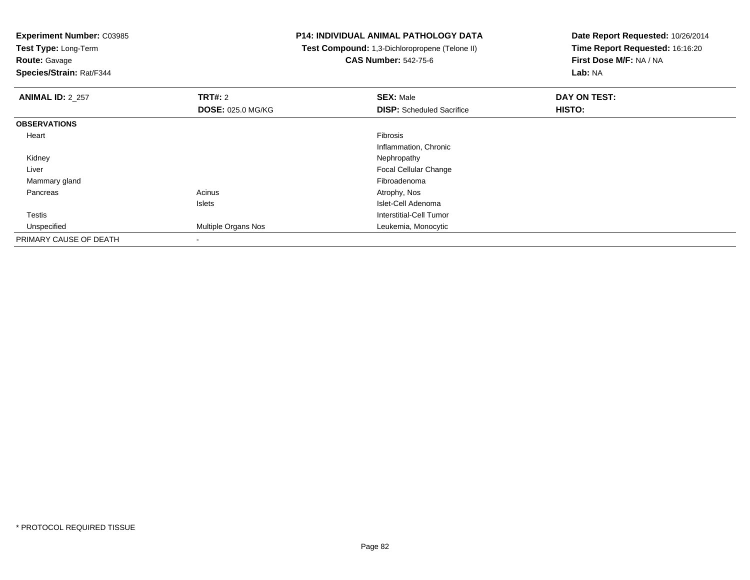**Experiment Number:** C03985
**Test Type:** Long-Term
**Route:** Gavage
**Species/Strain:** Rat/F344

**P14: INDIVIDUAL ANIMAL PATHOLOGY DATA**
**Test Compound:** 1,3-Dichloropropene (Telone II)
**CAS Number:** 542-75-6

**Date Report Requested:** 10/26/2014
**Time Report Requested:** 16:16:20
**First Dose M/F:** NA / NA
**Lab:** NA

| **ANIMAL ID:** 2_257 | **TRT#:** 2 | **SEX:** Male | **DAY ON TEST:** |
|---|---|---|---|
| | **DOSE:** 025.0 MG/KG | **DISP:** Scheduled Sacrifice | **HISTO:** |
| **OBSERVATIONS** | | | |
| Heart | | Fibrosis | |
| | | Inflammation, Chronic | |
| Kidney | | Nephropathy | |
| Liver | | Focal Cellular Change | |
| Mammary gland | | Fibroadenoma | |
| Pancreas | Acinus | Atrophy, Nos | |
| | Islets | Islet-Cell Adenoma | |
| Testis | | Interstitial-Cell Tumor | |
| Unspecified | Multiple Organs Nos | Leukemia, Monocytic | |
| PRIMARY CAUSE OF DEATH | - | | |

\* PROTOCOL REQUIRED TISSUE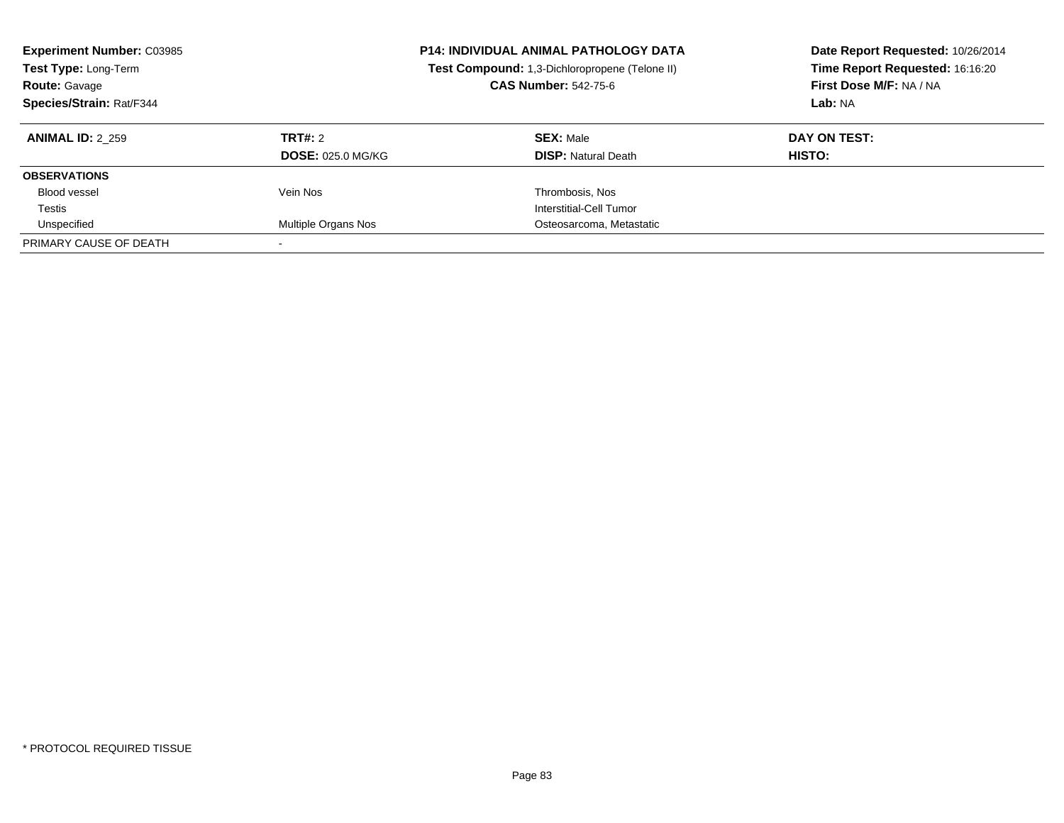**Experiment Number:** C03985
**Test Type:** Long-Term
**Route:** Gavage
**Species/Strain:** Rat/F344

**P14: INDIVIDUAL ANIMAL PATHOLOGY DATA**
**Test Compound:** 1,3-Dichloropropene (Telone II)
**CAS Number:** 542-75-6

**Date Report Requested:** 10/26/2014
**Time Report Requested:** 16:16:20
**First Dose M/F:** NA / NA
**Lab:** NA

| **ANIMAL ID:** 2_259 | **TRT#:** 2 | **SEX:** Male | **DAY ON TEST:** |
|---|---|---|---|
| | **DOSE:** 025.0 MG/KG | **DISP:** Natural Death | **HISTO:** |
| **OBSERVATIONS** | | | |
| Blood vessel | Vein Nos | Thrombosis, Nos | |
| Testis | | Interstitial-Cell Tumor | |
| Unspecified | Multiple Organs Nos | Osteosarcoma, Metastatic | |
| PRIMARY CAUSE OF DEATH | - | | |

* PROTOCOL REQUIRED TISSUE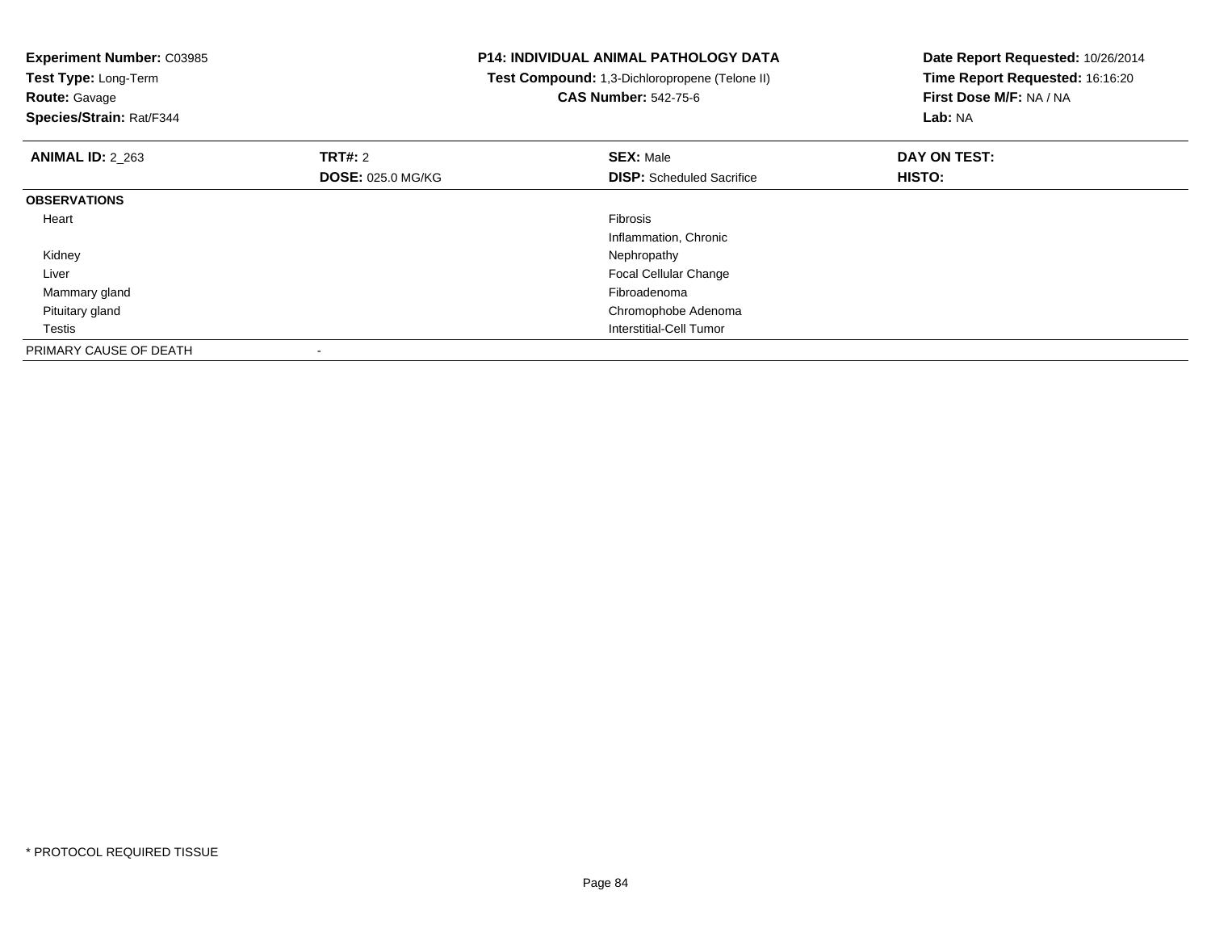**Experiment Number:** C03985
**Test Type:** Long-Term
**Route:** Gavage
**Species/Strain:** Rat/F344

**P14: INDIVIDUAL ANIMAL PATHOLOGY DATA**
**Test Compound:** 1,3-Dichloropropene (Telone II)
**CAS Number:** 542-75-6

**Date Report Requested:** 10/26/2014
**Time Report Requested:** 16:16:20
**First Dose M/F:** NA / NA
**Lab:** NA

| **ANIMAL ID:** 2_263 | **TRT#:** 2 | **SEX:** Male | **DAY ON TEST:** |
|---|---|---|---|
| | **DOSE:** 025.0 MG/KG | **DISP:** Scheduled Sacrifice | **HISTO:** |
| **OBSERVATIONS** | | | |
| Heart | | Fibrosis | |
| | | Inflammation, Chronic | |
| Kidney | | Nephropathy | |
| Liver | | Focal Cellular Change | |
| Mammary gland | | Fibroadenoma | |
| Pituitary gland | | Chromophobe Adenoma | |
| Testis | | Interstitial-Cell Tumor | |
| PRIMARY CAUSE OF DEATH | - | | |

* PROTOCOL REQUIRED TISSUE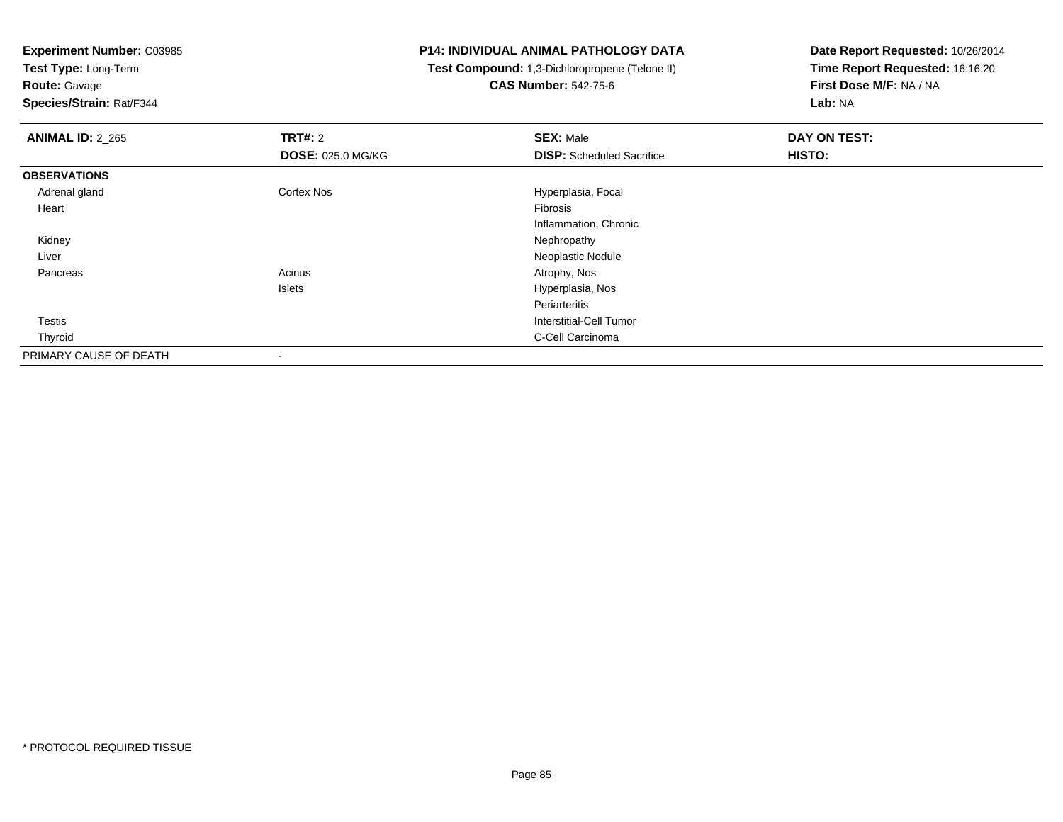**Experiment Number:** C03985
**Test Type:** Long-Term
**Route:** Gavage
**Species/Strain:** Rat/F344

**P14: INDIVIDUAL ANIMAL PATHOLOGY DATA**
**Test Compound:** 1,3-Dichloropropene (Telone II)
**CAS Number:** 542-75-6

**Date Report Requested:** 10/26/2014
**Time Report Requested:** 16:16:20
**First Dose M/F:** NA / NA
**Lab:** NA

| **ANIMAL ID:** 2_265 | **TRT#:** 2 | **SEX:** Male | **DAY ON TEST:** |
|---|---|---|---|
| | **DOSE:** 025.0 MG/KG | **DISP:** Scheduled Sacrifice | **HISTO:** |
| **OBSERVATIONS** | | | |
| Adrenal gland | Cortex Nos | Hyperplasia, Focal | |
| Heart | | Fibrosis | |
| | | Inflammation, Chronic | |
| Kidney | | Nephropathy | |
| Liver | | Neoplastic Nodule | |
| Pancreas | Acinus | Atrophy, Nos | |
| | Islets | Hyperplasia, Nos | |
| | | Periarteritis | |
| Testis | | Interstitial-Cell Tumor | |
| Thyroid | | C-Cell Carcinoma | |
| PRIMARY CAUSE OF DEATH | - | | |

* PROTOCOL REQUIRED TISSUE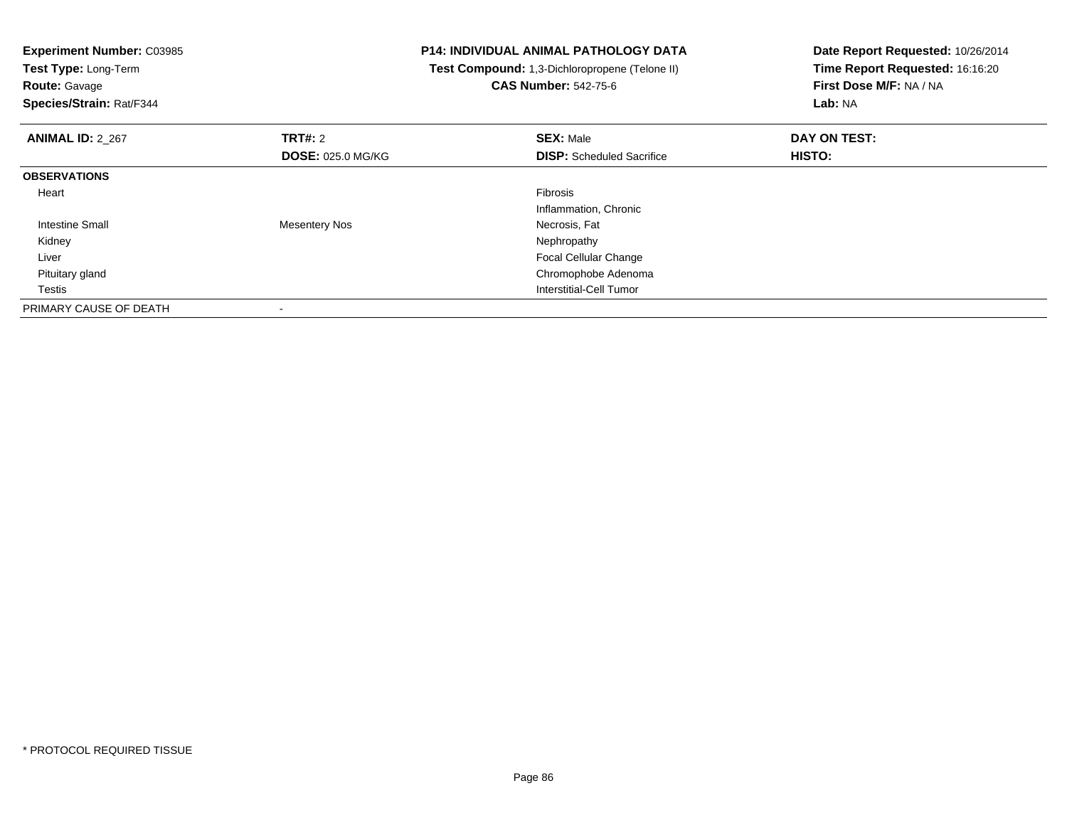**Experiment Number:** C03985
**Test Type:** Long-Term
**Route:** Gavage
**Species/Strain:** Rat/F344

**P14: INDIVIDUAL ANIMAL PATHOLOGY DATA**
**Test Compound:** 1,3-Dichloropropene (Telone II)
**CAS Number:** 542-75-6

**Date Report Requested:** 10/26/2014
**Time Report Requested:** 16:16:20
**First Dose M/F:** NA / NA
**Lab:** NA

| **ANIMAL ID:** 2_267 | **TRT#:** 2 | **SEX:** Male | **DAY ON TEST:** |
|---|---|---|---|
| | **DOSE:** 025.0 MG/KG | **DISP:** Scheduled Sacrifice | **HISTO:** |
| **OBSERVATIONS** | | | |
| Heart | | Fibrosis | |
| | | Inflammation, Chronic | |
| Intestine Small | Mesentery Nos | Necrosis, Fat | |
| Kidney | | Nephropathy | |
| Liver | | Focal Cellular Change | |
| Pituitary gland | | Chromophobe Adenoma | |
| Testis | | Interstitial-Cell Tumor | |
| PRIMARY CAUSE OF DEATH | - | | |

* PROTOCOL REQUIRED TISSUE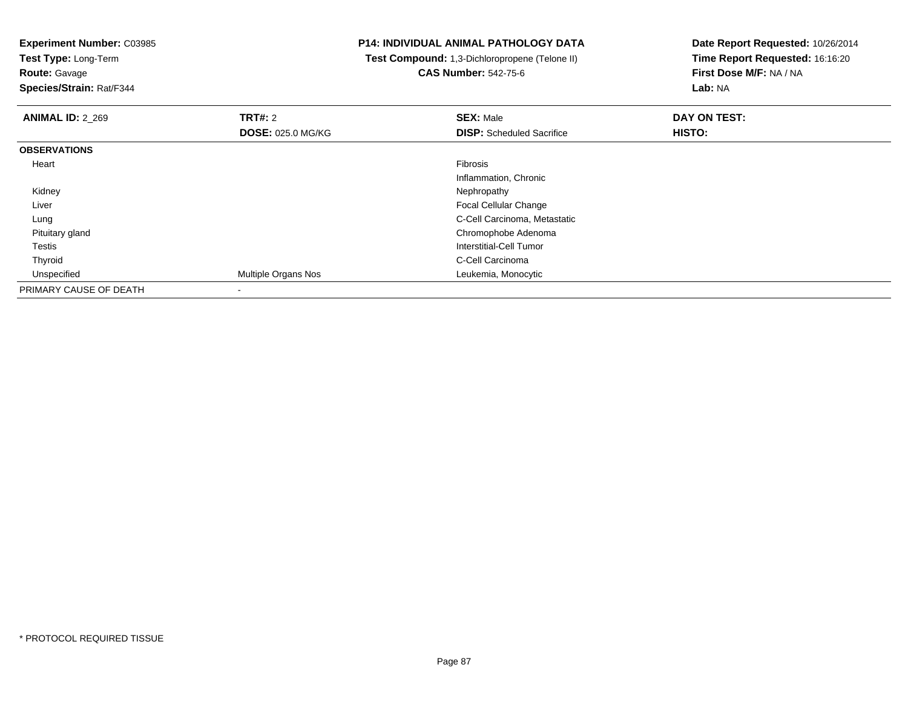**Experiment Number:** C03985
**Test Type:** Long-Term
**Route:** Gavage
**Species/Strain:** Rat/F344

**P14: INDIVIDUAL ANIMAL PATHOLOGY DATA**
**Test Compound:** 1,3-Dichloropropene (Telone II)
**CAS Number:** 542-75-6

**Date Report Requested:** 10/26/2014
**Time Report Requested:** 16:16:20
**First Dose M/F:** NA / NA
**Lab:** NA

| **ANIMAL ID:** 2_269 | **TRT#:** 2 | **SEX:** Male | **DAY ON TEST:** |
|---|---|---|---|
| | **DOSE:** 025.0 MG/KG | **DISP:** Scheduled Sacrifice | **HISTO:** |
| **OBSERVATIONS** | | | |
| Heart | | Fibrosis | |
| | | Inflammation, Chronic | |
| Kidney | | Nephropathy | |
| Liver | | Focal Cellular Change | |
| Lung | | C-Cell Carcinoma, Metastatic | |
| Pituitary gland | | Chromophobe Adenoma | |
| Testis | | Interstitial-Cell Tumor | |
| Thyroid | | C-Cell Carcinoma | |
| Unspecified | Multiple Organs Nos | Leukemia, Monocytic | |
| PRIMARY CAUSE OF DEATH | - | | |

* PROTOCOL REQUIRED TISSUE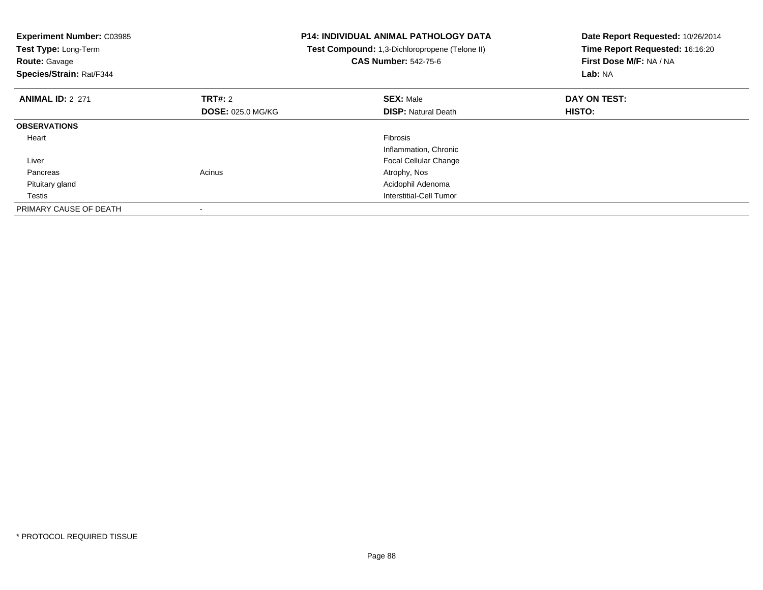**Experiment Number:** C03985
**Test Type:** Long-Term
**Route:** Gavage
**Species/Strain:** Rat/F344

**P14: INDIVIDUAL ANIMAL PATHOLOGY DATA**
**Test Compound:** 1,3-Dichloropropene (Telone II)
**CAS Number:** 542-75-6

**Date Report Requested:** 10/26/2014
**Time Report Requested:** 16:16:20
**First Dose M/F:** NA / NA
**Lab:** NA

| **ANIMAL ID:** 2_271 | **TRT#:** 2 | **SEX:** Male | **DAY ON TEST:** |
|---|---|---|---|
| | **DOSE:** 025.0 MG/KG | **DISP:** Natural Death | **HISTO:** |
| **OBSERVATIONS** | | | |
| Heart | | Fibrosis | |
| | | Inflammation, Chronic | |
| Liver | | Focal Cellular Change | |
| Pancreas | Acinus | Atrophy, Nos | |
| Pituitary gland | | Acidophil Adenoma | |
| Testis | | Interstitial-Cell Tumor | |
| PRIMARY CAUSE OF DEATH | - | | |

* PROTOCOL REQUIRED TISSUE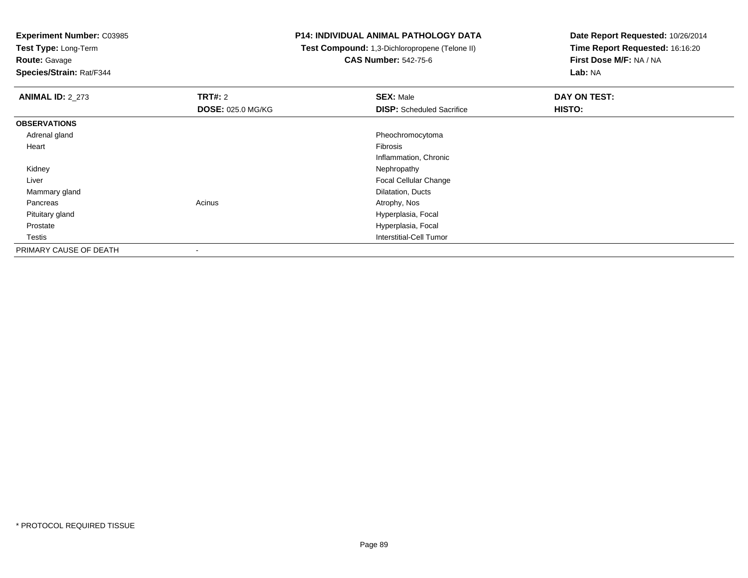**Experiment Number:** C03985
**Test Type:** Long-Term
**Route:** Gavage
**Species/Strain:** Rat/F344

**P14: INDIVIDUAL ANIMAL PATHOLOGY DATA**
**Test Compound:** 1,3-Dichloropropene (Telone II)
**CAS Number:** 542-75-6

**Date Report Requested:** 10/26/2014
**Time Report Requested:** 16:16:20
**First Dose M/F:** NA / NA
**Lab:** NA

| **ANIMAL ID:** 2_273 | **TRT#:** 2 | **SEX:** Male | **DAY ON TEST:** |
|---|---|---|---|
| | **DOSE:** 025.0 MG/KG | **DISP:** Scheduled Sacrifice | **HISTO:** |
| **OBSERVATIONS** | | | |
| Adrenal gland | | Pheochromocytoma | |
| Heart | | Fibrosis | |
| | | Inflammation, Chronic | |
| Kidney | | Nephropathy | |
| Liver | | Focal Cellular Change | |
| Mammary gland | | Dilatation, Ducts | |
| Pancreas | Acinus | Atrophy, Nos | |
| Pituitary gland | | Hyperplasia, Focal | |
| Prostate | | Hyperplasia, Focal | |
| Testis | | Interstitial-Cell Tumor | |
| PRIMARY CAUSE OF DEATH | - | | |

* PROTOCOL REQUIRED TISSUE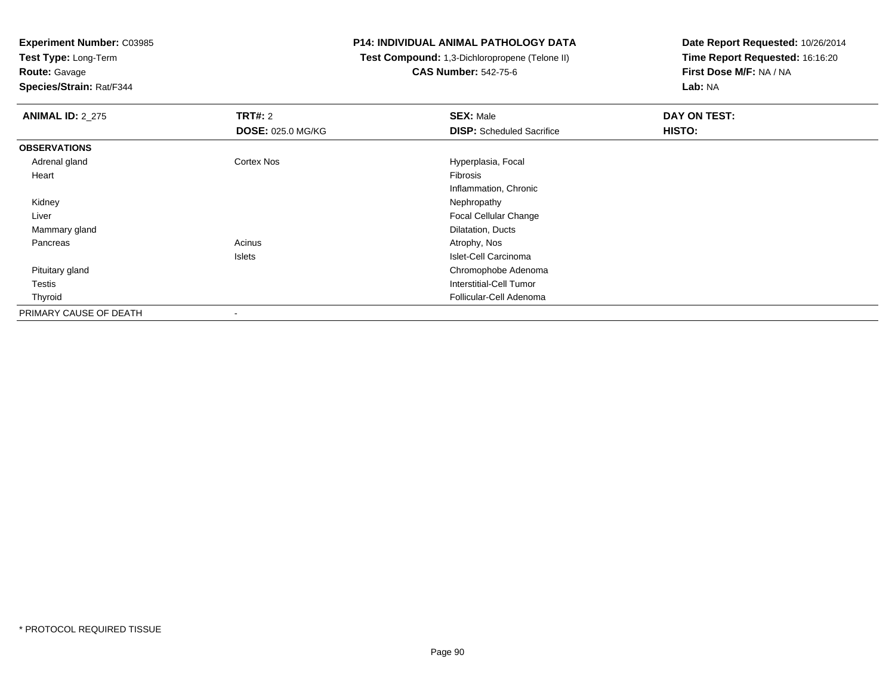**Experiment Number:** C03985
**Test Type:** Long-Term
**Route:** Gavage
**Species/Strain:** Rat/F344

**P14: INDIVIDUAL ANIMAL PATHOLOGY DATA**
**Test Compound:** 1,3-Dichloropropene (Telone II)
**CAS Number:** 542-75-6

**Date Report Requested:** 10/26/2014
**Time Report Requested:** 16:16:20
**First Dose M/F:** NA / NA
**Lab:** NA

| **ANIMAL ID:** 2_275 | **TRT#:** 2 | **SEX:** Male | **DAY ON TEST:** |
|---|---|---|---|
| | **DOSE:** 025.0 MG/KG | **DISP:** Scheduled Sacrifice | **HISTO:** |
| **OBSERVATIONS** | | | |
| Adrenal gland | Cortex Nos | Hyperplasia, Focal | |
| Heart | | Fibrosis | |
| | | Inflammation, Chronic | |
| Kidney | | Nephropathy | |
| Liver | | Focal Cellular Change | |
| Mammary gland | | Dilatation, Ducts | |
| Pancreas | Acinus | Atrophy, Nos | |
| | Islets | Islet-Cell Carcinoma | |
| Pituitary gland | | Chromophobe Adenoma | |
| Testis | | Interstitial-Cell Tumor | |
| Thyroid | | Follicular-Cell Adenoma | |
| PRIMARY CAUSE OF DEATH | - | | |

* PROTOCOL REQUIRED TISSUE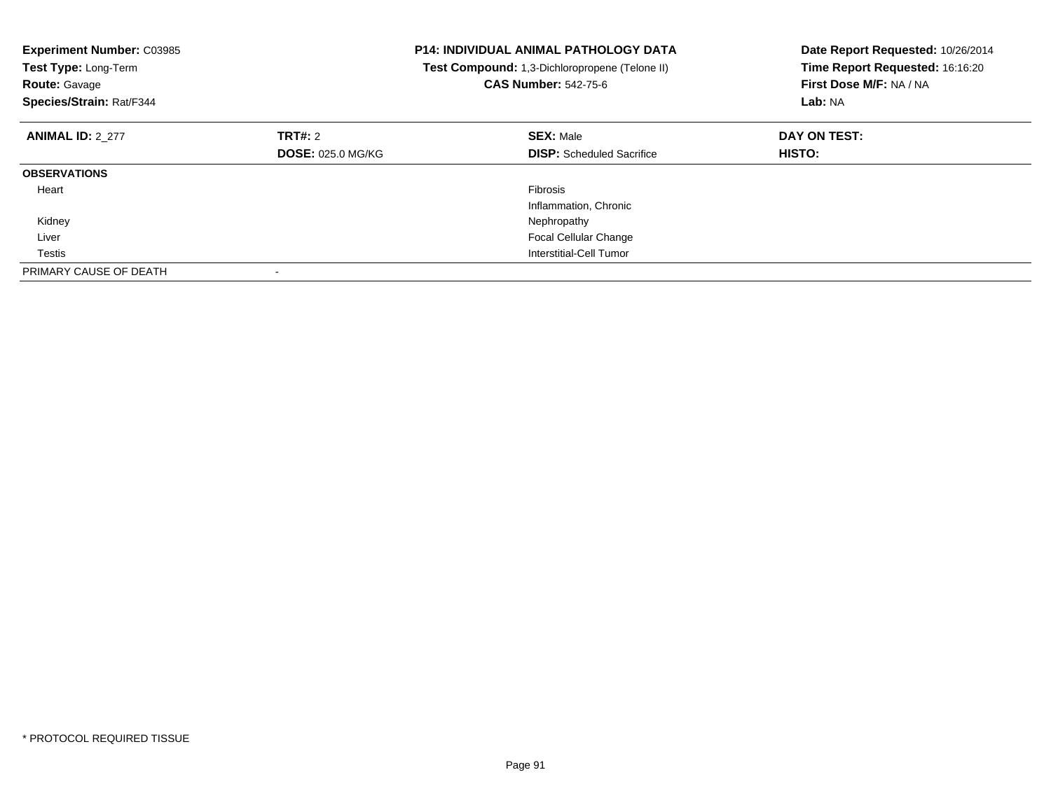**Experiment Number:** C03985
**Test Type:** Long-Term
**Route:** Gavage
**Species/Strain:** Rat/F344

**P14: INDIVIDUAL ANIMAL PATHOLOGY DATA**
**Test Compound:** 1,3-Dichloropropene (Telone II)
**CAS Number:** 542-75-6

**Date Report Requested:** 10/26/2014
**Time Report Requested:** 16:16:20
**First Dose M/F:** NA / NA
**Lab:** NA

| **ANIMAL ID:** 2_277 | **TRT#:** 2 | **SEX:** Male | **DAY ON TEST:** |
|---|---|---|---|
| | **DOSE:** 025.0 MG/KG | **DISP:** Scheduled Sacrifice | **HISTO:** |
| **OBSERVATIONS** | | | |
| Heart | | Fibrosis | |
| | | Inflammation, Chronic | |
| Kidney | | Nephropathy | |
| Liver | | Focal Cellular Change | |
| Testis | | Interstitial-Cell Tumor | |
| PRIMARY CAUSE OF DEATH | - | | |

* PROTOCOL REQUIRED TISSUE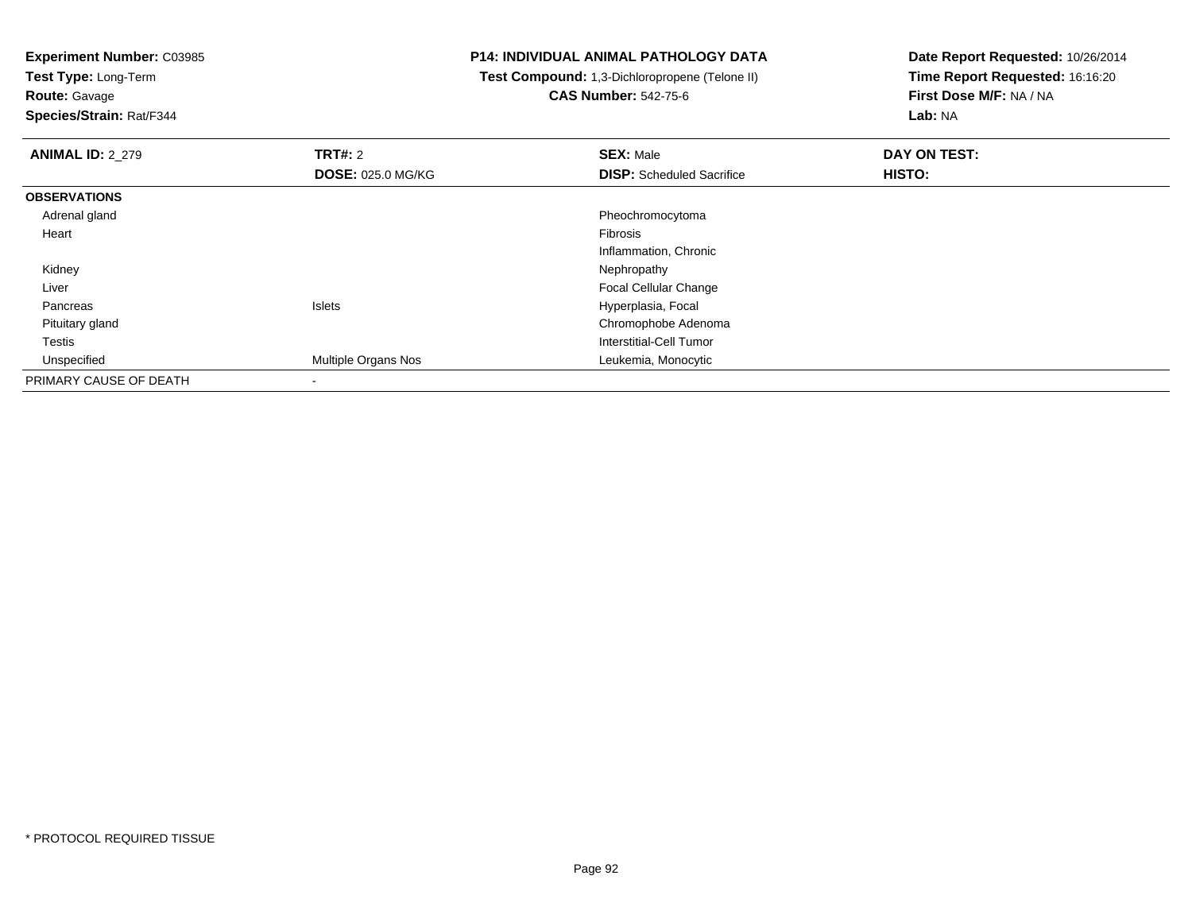**Experiment Number:** C03985
**Test Type:** Long-Term
**Route:** Gavage
**Species/Strain:** Rat/F344

**P14: INDIVIDUAL ANIMAL PATHOLOGY DATA**
**Test Compound:** 1,3-Dichloropropene (Telone II)
**CAS Number:** 542-75-6

**Date Report Requested:** 10/26/2014
**Time Report Requested:** 16:16:20
**First Dose M/F:** NA / NA
**Lab:** NA

| **ANIMAL ID:** 2_279 | **TRT#:** 2 | **SEX:** Male | **DAY ON TEST:** |
|---|---|---|---|
| | **DOSE:** 025.0 MG/KG | **DISP:** Scheduled Sacrifice | **HISTO:** |
| **OBSERVATIONS** | | | |
| Adrenal gland | | Pheochromocytoma | |
| Heart | | Fibrosis | |
| | | Inflammation, Chronic | |
| Kidney | | Nephropathy | |
| Liver | | Focal Cellular Change | |
| Pancreas | Islets | Hyperplasia, Focal | |
| Pituitary gland | | Chromophobe Adenoma | |
| Testis | | Interstitial-Cell Tumor | |
| Unspecified | Multiple Organs Nos | Leukemia, Monocytic | |
| PRIMARY CAUSE OF DEATH | - | | |

* PROTOCOL REQUIRED TISSUE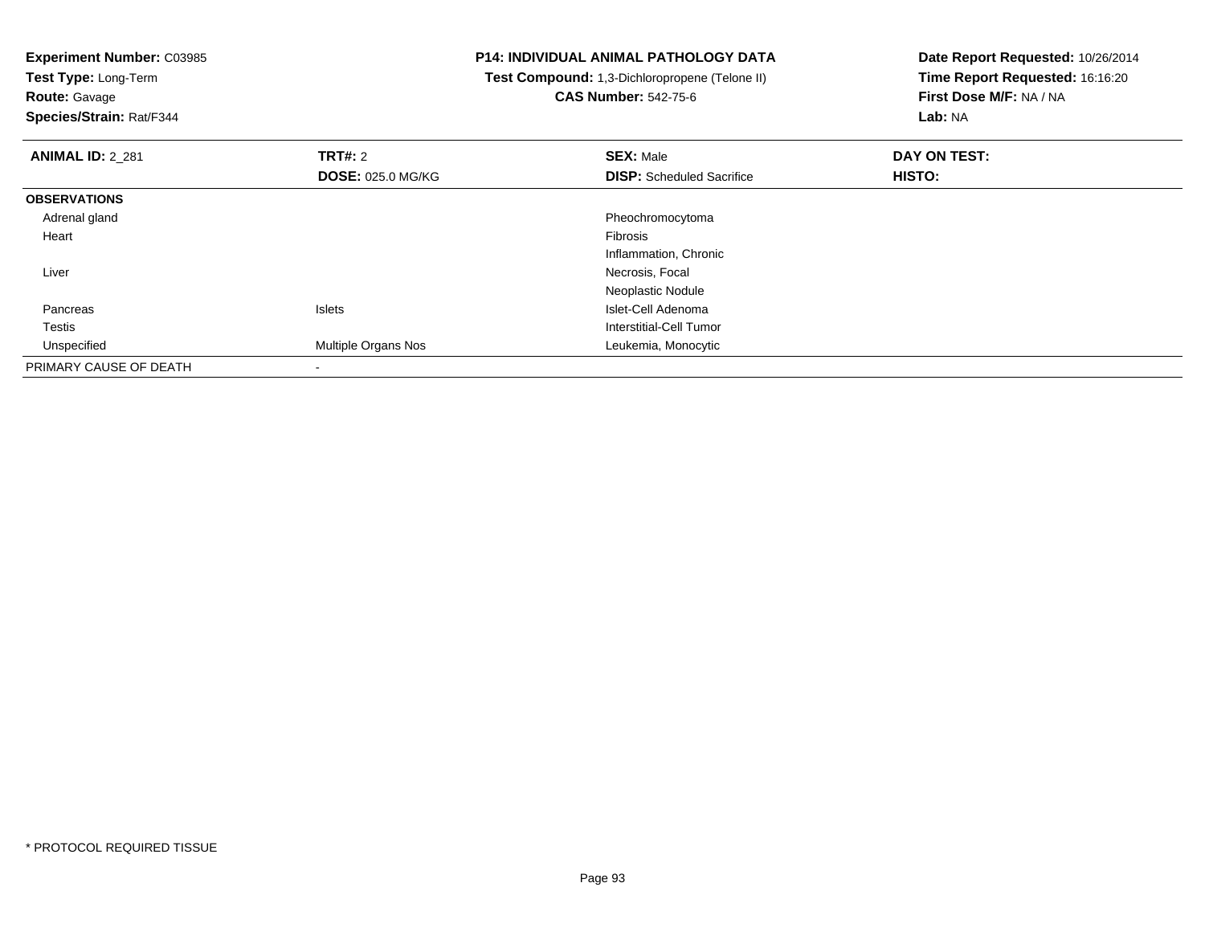**Experiment Number:** C03985
**Test Type:** Long-Term
**Route:** Gavage
**Species/Strain:** Rat/F344

**P14: INDIVIDUAL ANIMAL PATHOLOGY DATA**
**Test Compound:** 1,3-Dichloropropene (Telone II)
**CAS Number:** 542-75-6

**Date Report Requested:** 10/26/2014
**Time Report Requested:** 16:16:20
**First Dose M/F:** NA / NA
**Lab:** NA

| **ANIMAL ID:** 2_281 | **TRT#:** 2 | **SEX:** Male | **DAY ON TEST:** |
|---|---|---|---|
| | **DOSE:** 025.0 MG/KG | **DISP:** Scheduled Sacrifice | **HISTO:** |
| **OBSERVATIONS** | | | |
| Adrenal gland | | Pheochromocytoma | |
| Heart | | Fibrosis | |
| | | Inflammation, Chronic | |
| Liver | | Necrosis, Focal | |
| | | Neoplastic Nodule | |
| Pancreas | Islets | Islet-Cell Adenoma | |
| Testis | | Interstitial-Cell Tumor | |
| Unspecified | Multiple Organs Nos | Leukemia, Monocytic | |
| PRIMARY CAUSE OF DEATH | - | | |

* PROTOCOL REQUIRED TISSUE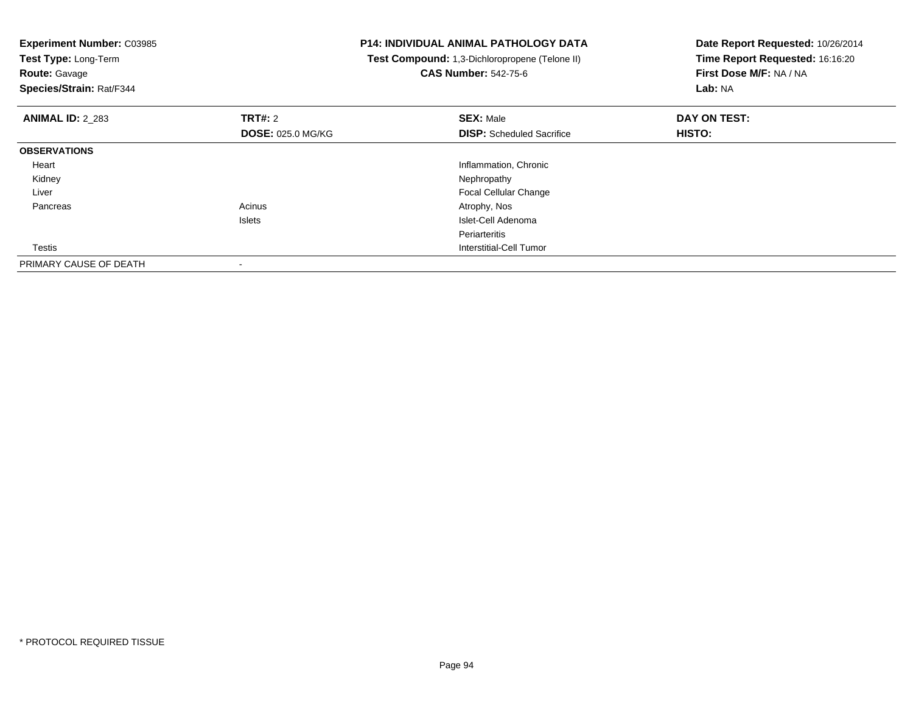**Experiment Number:** C03985
**Test Type:** Long-Term
**Route:** Gavage
**Species/Strain:** Rat/F344

**P14: INDIVIDUAL ANIMAL PATHOLOGY DATA**
**Test Compound:** 1,3-Dichloropropene (Telone II)
**CAS Number:** 542-75-6

**Date Report Requested:** 10/26/2014
**Time Report Requested:** 16:16:20
**First Dose M/F:** NA / NA
**Lab:** NA

| **ANIMAL ID:** 2_283 | **TRT#:** 2<br>**DOSE:** 025.0 MG/KG | **SEX:** Male<br>**DISP:** Scheduled Sacrifice | **DAY ON TEST:**<br>**HISTO:** |
|---|---|---|---|
| **OBSERVATIONS** | | | |
| Heart | | Inflammation, Chronic | |
| Kidney | | Nephropathy | |
| Liver | | Focal Cellular Change | |
| Pancreas | Acinus | Atrophy, Nos | |
| | Islets | Islet-Cell Adenoma | |
| | | Periarteritis | |
| Testis | | Interstitial-Cell Tumor | |
| PRIMARY CAUSE OF DEATH | - | | |

* PROTOCOL REQUIRED TISSUE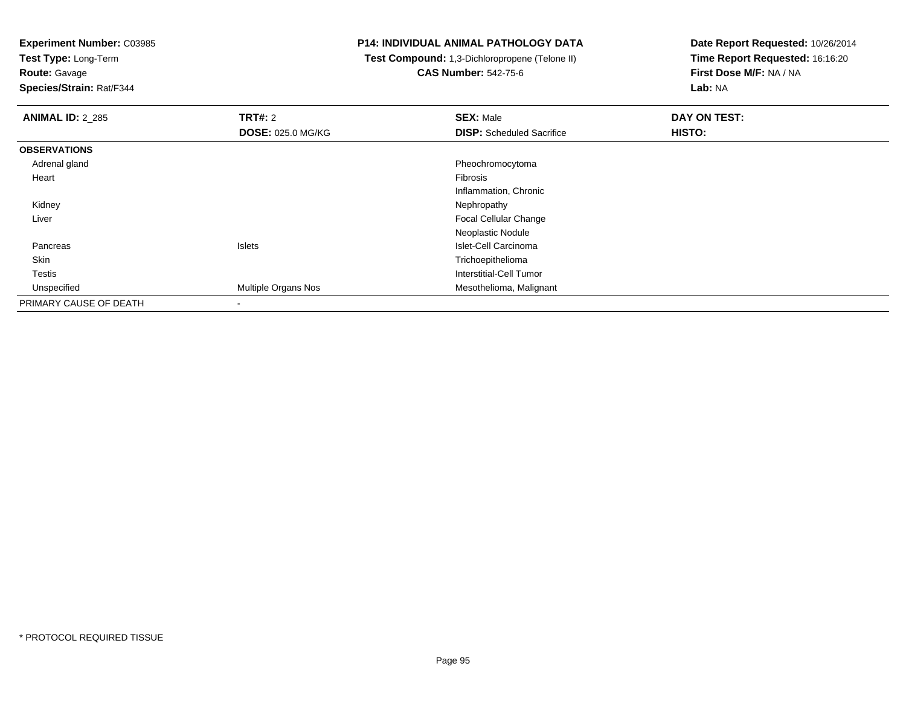**Experiment Number:** C03985
**Test Type:** Long-Term
**Route:** Gavage
**Species/Strain:** Rat/F344

**P14: INDIVIDUAL ANIMAL PATHOLOGY DATA**
**Test Compound:** 1,3-Dichloropropene (Telone II)
**CAS Number:** 542-75-6

**Date Report Requested:** 10/26/2014
**Time Report Requested:** 16:16:20
**First Dose M/F:** NA / NA
**Lab:** NA

| **ANIMAL ID:** 2_285 | **TRT#:** 2 | **SEX:** Male | **DAY ON TEST:** |
|---|---|---|---|
| | **DOSE:** 025.0 MG/KG | **DISP:** Scheduled Sacrifice | **HISTO:** |
| **OBSERVATIONS** | | | |
| Adrenal gland | | Pheochromocytoma | |
| Heart | | Fibrosis | |
| | | Inflammation, Chronic | |
| Kidney | | Nephropathy | |
| Liver | | Focal Cellular Change | |
| | | Neoplastic Nodule | |
| Pancreas | Islets | Islet-Cell Carcinoma | |
| Skin | | Trichoepithelioma | |
| Testis | | Interstitial-Cell Tumor | |
| Unspecified | Multiple Organs Nos | Mesothelioma, Malignant | |
| PRIMARY CAUSE OF DEATH | - | | |

\* PROTOCOL REQUIRED TISSUE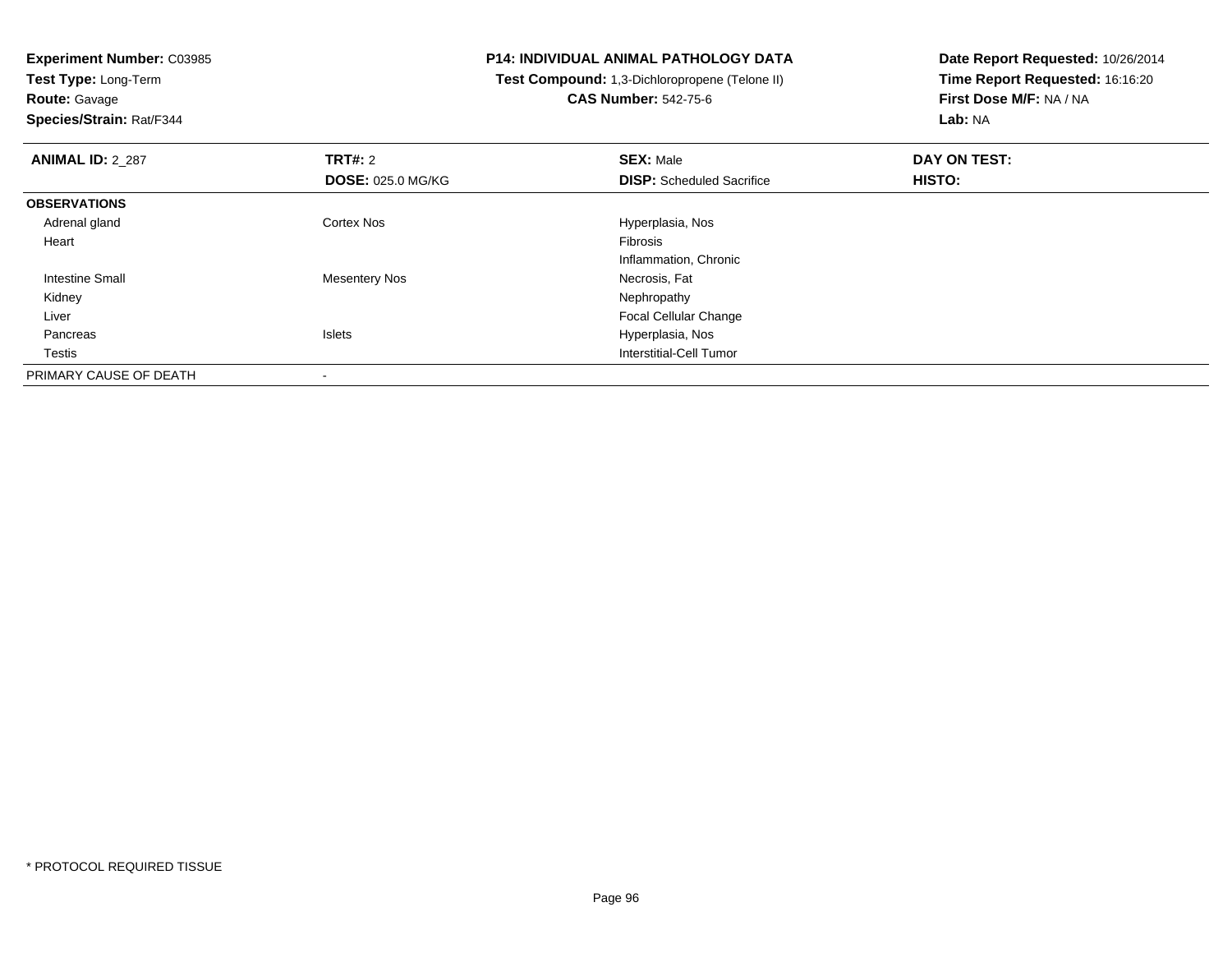**Experiment Number:** C03985
**Test Type:** Long-Term
**Route:** Gavage
**Species/Strain:** Rat/F344

**P14: INDIVIDUAL ANIMAL PATHOLOGY DATA**
**Test Compound:** 1,3-Dichloropropene (Telone II)
**CAS Number:** 542-75-6

**Date Report Requested:** 10/26/2014
**Time Report Requested:** 16:16:20
**First Dose M/F:** NA / NA
**Lab:** NA

| **ANIMAL ID:** 2_287 | **TRT#:** 2 | **SEX:** Male | **DAY ON TEST:** |
|---|---|---|---|
| | **DOSE:** 025.0 MG/KG | **DISP:** Scheduled Sacrifice | **HISTO:** |
| **OBSERVATIONS** | | | |
| Adrenal gland | Cortex Nos | Hyperplasia, Nos | |
| Heart | | Fibrosis | |
| | | Inflammation, Chronic | |
| Intestine Small | Mesentery Nos | Necrosis, Fat | |
| Kidney | | Nephropathy | |
| Liver | | Focal Cellular Change | |
| Pancreas | Islets | Hyperplasia, Nos | |
| Testis | | Interstitial-Cell Tumor | |
| PRIMARY CAUSE OF DEATH | - | | |

* PROTOCOL REQUIRED TISSUE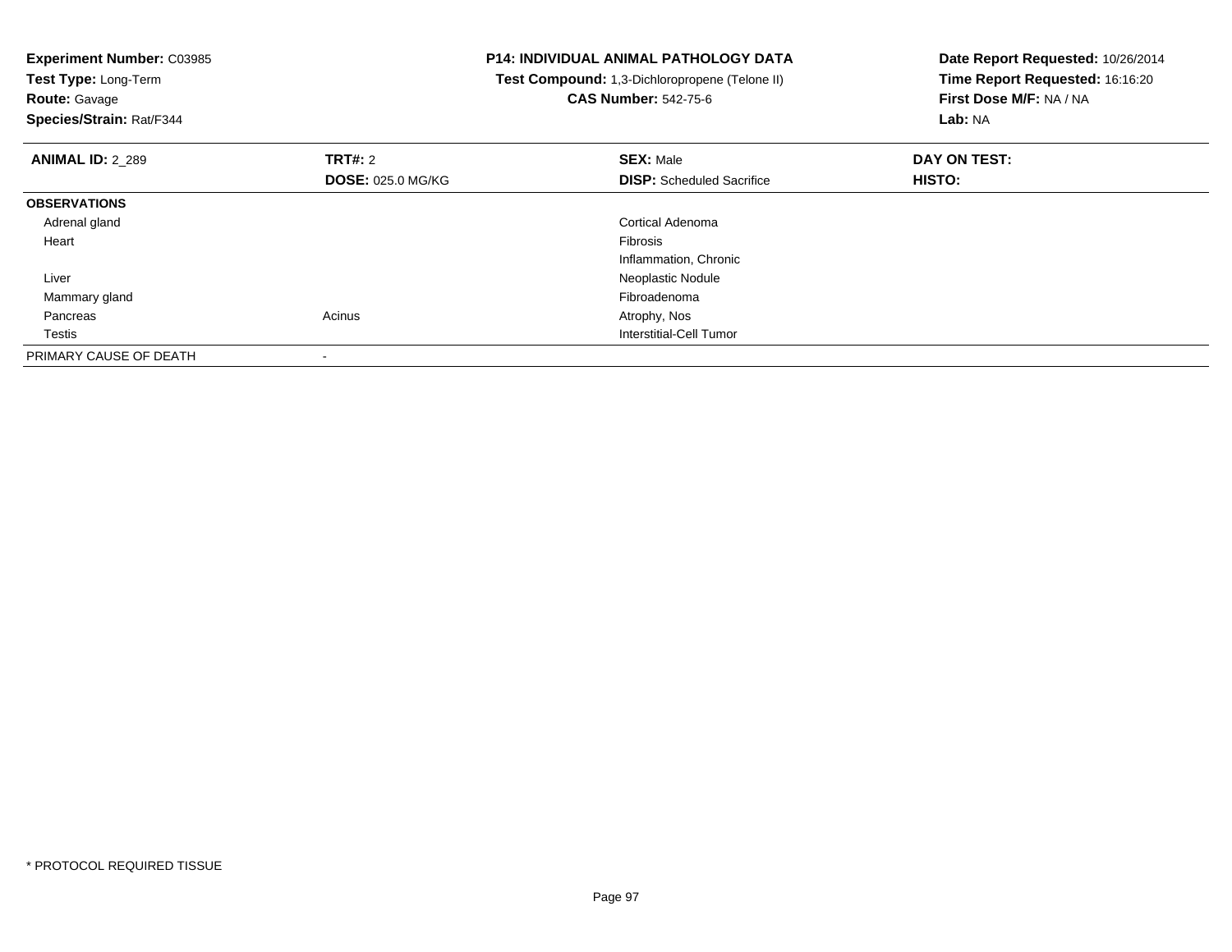**Experiment Number:** C03985
**Test Type:** Long-Term
**Route:** Gavage
**Species/Strain:** Rat/F344

**P14: INDIVIDUAL ANIMAL PATHOLOGY DATA**
**Test Compound:** 1,3-Dichloropropene (Telone II)
**CAS Number:** 542-75-6

**Date Report Requested:** 10/26/2014
**Time Report Requested:** 16:16:20
**First Dose M/F:** NA / NA
**Lab:** NA

| **ANIMAL ID:** 2_289 | **TRT#:** 2 | **SEX:** Male | **DAY ON TEST:** |
|---|---|---|---|
| | **DOSE:** 025.0 MG/KG | **DISP:** Scheduled Sacrifice | **HISTO:** |
| **OBSERVATIONS** | | | |
| Adrenal gland | | Cortical Adenoma | |
| Heart | | Fibrosis | |
| | | Inflammation, Chronic | |
| Liver | | Neoplastic Nodule | |
| Mammary gland | | Fibroadenoma | |
| Pancreas | Acinus | Atrophy, Nos | |
| Testis | | Interstitial-Cell Tumor | |
| PRIMARY CAUSE OF DEATH | - | | |

* PROTOCOL REQUIRED TISSUE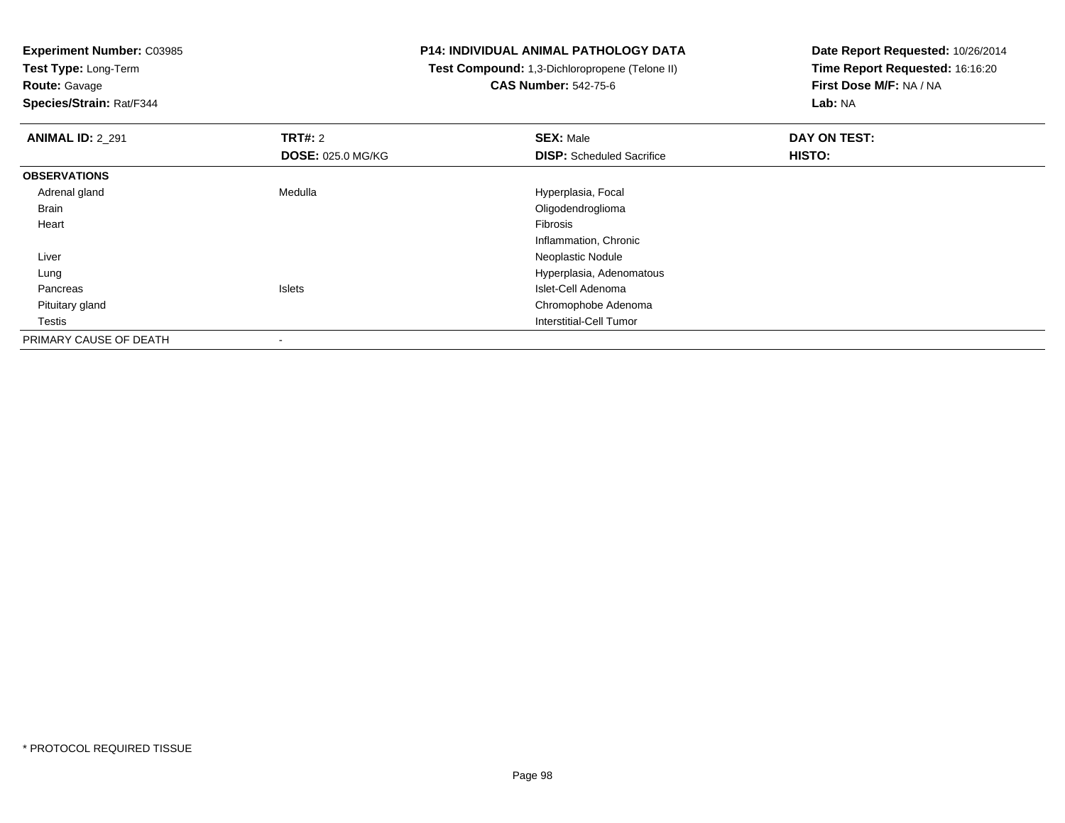**Experiment Number:** C03985
**Test Type:** Long-Term
**Route:** Gavage
**Species/Strain:** Rat/F344

**P14: INDIVIDUAL ANIMAL PATHOLOGY DATA**
**Test Compound:** 1,3-Dichloropropene (Telone II)
**CAS Number:** 542-75-6

**Date Report Requested:** 10/26/2014
**Time Report Requested:** 16:16:20
**First Dose M/F:** NA / NA
**Lab:** NA

| **ANIMAL ID:** 2_291 | **TRT#:** 2 | **SEX:** Male | **DAY ON TEST:** |
|---|---|---|---|
| | **DOSE:** 025.0 MG/KG | **DISP:** Scheduled Sacrifice | **HISTO:** |
| **OBSERVATIONS** | | | |
| Adrenal gland | Medulla | Hyperplasia, Focal | |
| Brain | | Oligodendroglioma | |
| Heart | | Fibrosis | |
| | | Inflammation, Chronic | |
| Liver | | Neoplastic Nodule | |
| Lung | | Hyperplasia, Adenomatous | |
| Pancreas | Islets | Islet-Cell Adenoma | |
| Pituitary gland | | Chromophobe Adenoma | |
| Testis | | Interstitial-Cell Tumor | |
| PRIMARY CAUSE OF DEATH | - | | |

* PROTOCOL REQUIRED TISSUE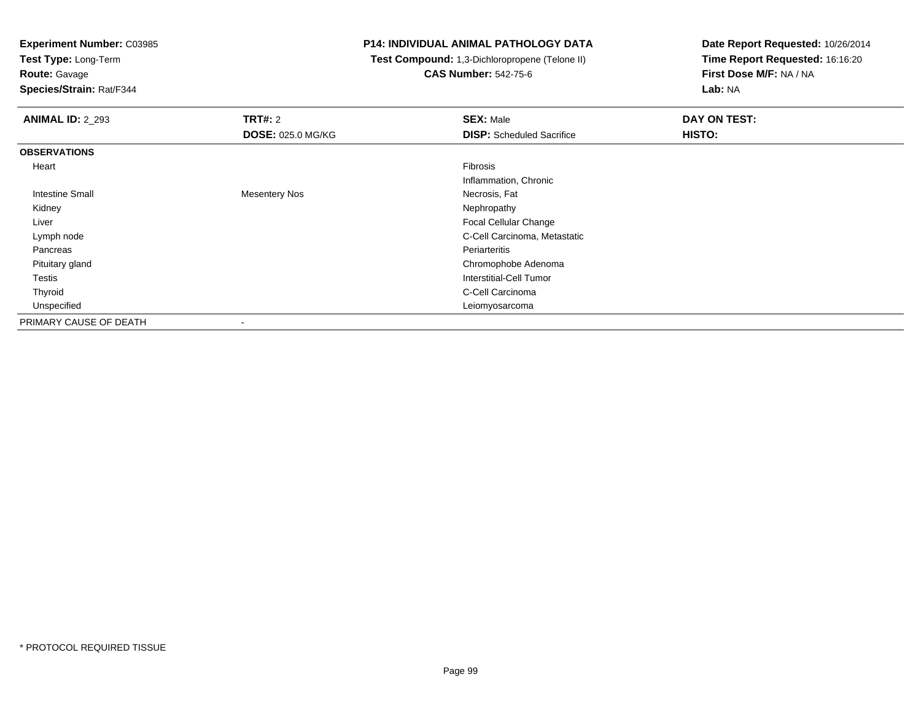**Experiment Number:** C03985
**Test Type:** Long-Term
**Route:** Gavage
**Species/Strain:** Rat/F344

**P14: INDIVIDUAL ANIMAL PATHOLOGY DATA**
**Test Compound:** 1,3-Dichloropropene (Telone II)
**CAS Number:** 542-75-6

**Date Report Requested:** 10/26/2014
**Time Report Requested:** 16:16:20
**First Dose M/F:** NA / NA
**Lab:** NA

| **ANIMAL ID:** 2_293 | **TRT#:** 2 | **SEX:** Male | **DAY ON TEST:** |
|---|---|---|---|
| | **DOSE:** 025.0 MG/KG | **DISP:** Scheduled Sacrifice | **HISTO:** |
| **OBSERVATIONS** | | | |
| Heart | | Fibrosis | |
| | | Inflammation, Chronic | |
| Intestine Small | Mesentery Nos | Necrosis, Fat | |
| Kidney | | Nephropathy | |
| Liver | | Focal Cellular Change | |
| Lymph node | | C-Cell Carcinoma, Metastatic | |
| Pancreas | | Periarteritis | |
| Pituitary gland | | Chromophobe Adenoma | |
| Testis | | Interstitial-Cell Tumor | |
| Thyroid | | C-Cell Carcinoma | |
| Unspecified | | Leiomyosarcoma | |
| PRIMARY CAUSE OF DEATH | - | | |

* PROTOCOL REQUIRED TISSUE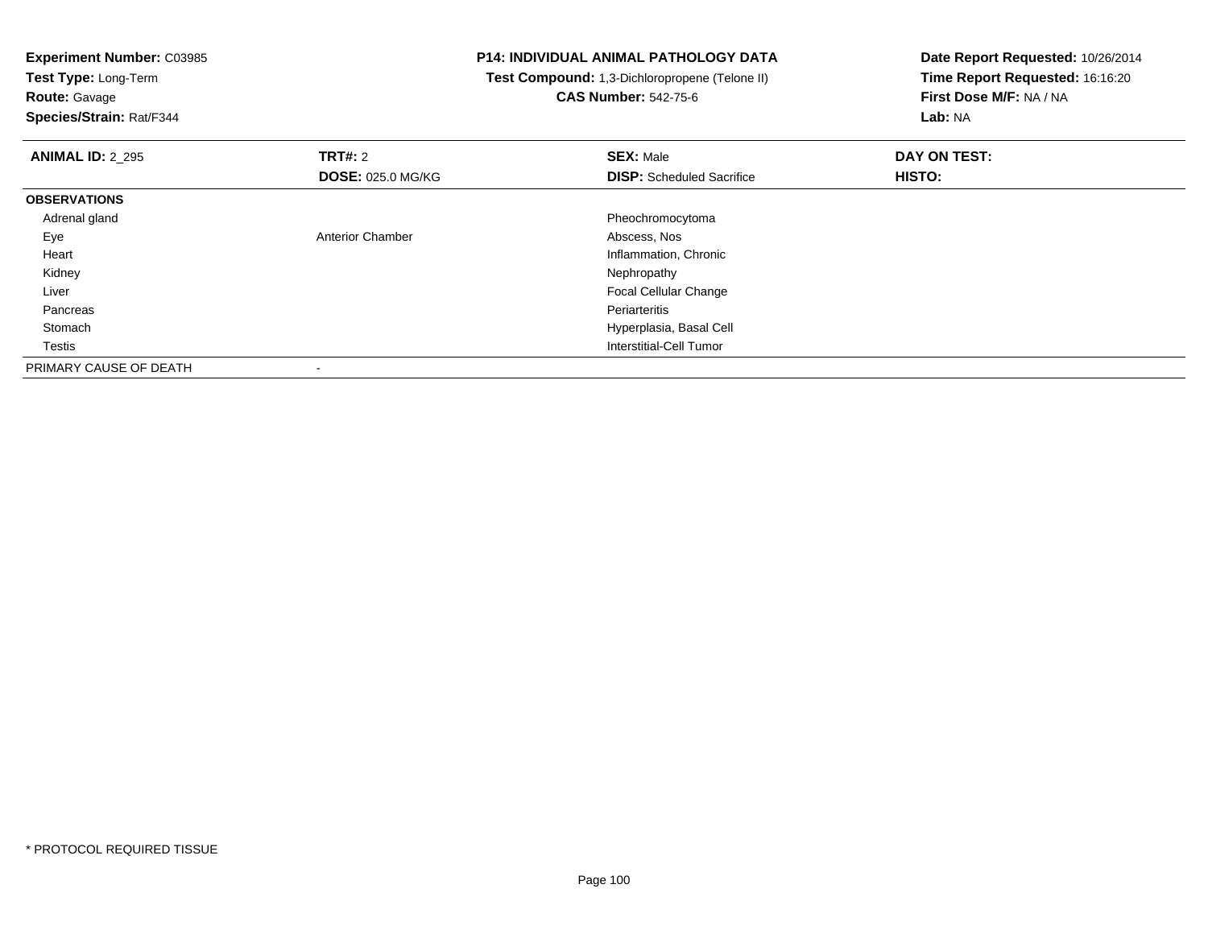**Experiment Number:** C03985
**Test Type:** Long-Term
**Route:** Gavage
**Species/Strain:** Rat/F344

**P14: INDIVIDUAL ANIMAL PATHOLOGY DATA**
**Test Compound:** 1,3-Dichloropropene (Telone II)
**CAS Number:** 542-75-6

**Date Report Requested:** 10/26/2014
**Time Report Requested:** 16:16:20
**First Dose M/F:** NA / NA
**Lab:** NA

| **ANIMAL ID:** 2_295 | **TRT#:** 2 | **SEX:** Male | **DAY ON TEST:** |
|---|---|---|---|
| | **DOSE:** 025.0 MG/KG | **DISP:** Scheduled Sacrifice | **HISTO:** |
| **OBSERVATIONS** | | | |
| Adrenal gland | | Pheochromocytoma | |
| Eye | Anterior Chamber | Abscess, Nos | |
| Heart | | Inflammation, Chronic | |
| Kidney | | Nephropathy | |
| Liver | | Focal Cellular Change | |
| Pancreas | | Periarteritis | |
| Stomach | | Hyperplasia, Basal Cell | |
| Testis | | Interstitial-Cell Tumor | |
| PRIMARY CAUSE OF DEATH | - | | |

* PROTOCOL REQUIRED TISSUE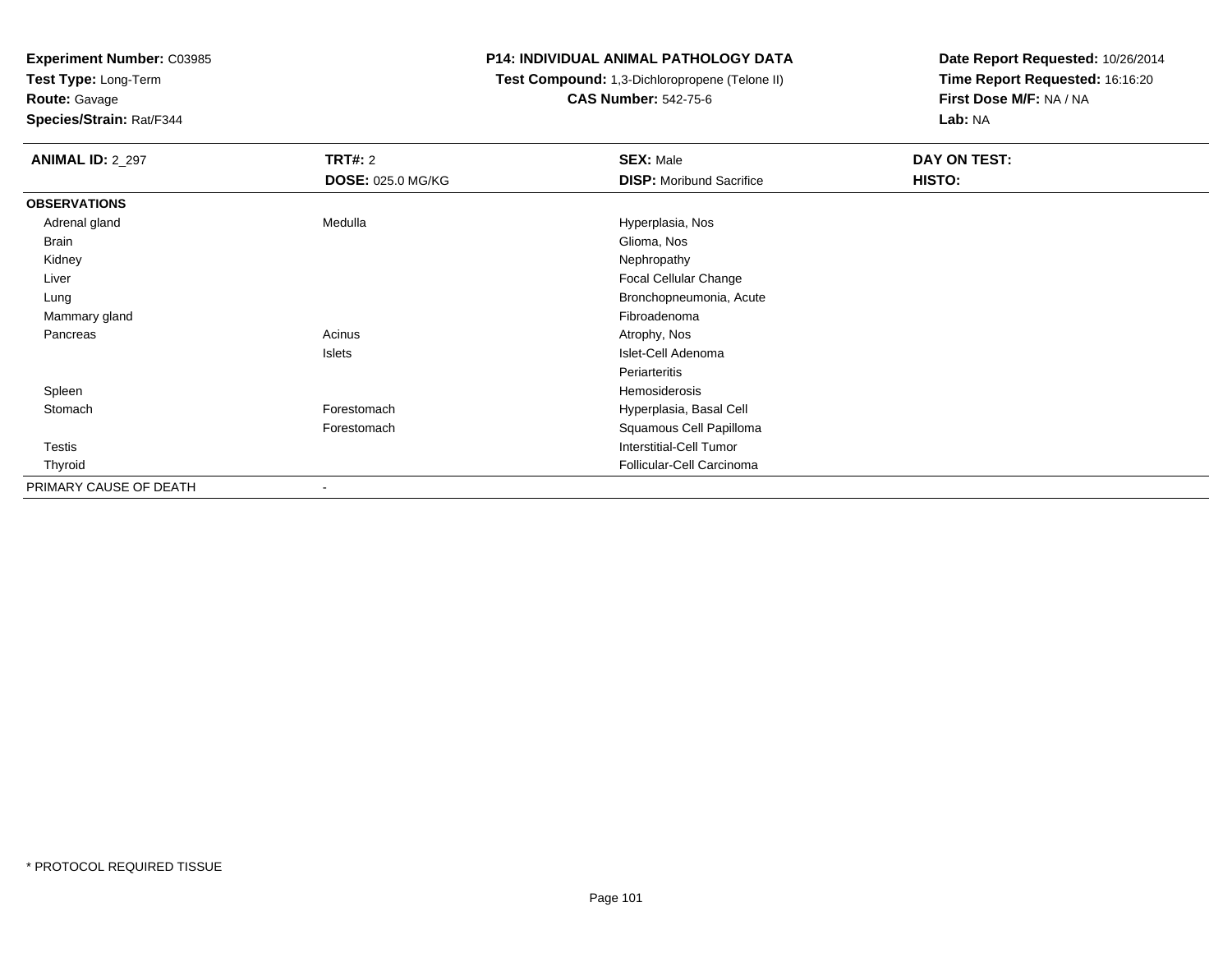**Experiment Number:** C03985
**Test Type:** Long-Term
**Route:** Gavage
**Species/Strain:** Rat/F344

**P14: INDIVIDUAL ANIMAL PATHOLOGY DATA**
**Test Compound:** 1,3-Dichloropropene (Telone II)
**CAS Number:** 542-75-6

**Date Report Requested:** 10/26/2014
**Time Report Requested:** 16:16:20
**First Dose M/F:** NA / NA
**Lab:** NA

| **ANIMAL ID:** 2_297 | **TRT#:** 2 | **SEX:** Male | **DAY ON TEST:** |
|---|---|---|---|
| | **DOSE:** 025.0 MG/KG | **DISP:** Moribund Sacrifice | **HISTO:** |
| **OBSERVATIONS** | | | |
| Adrenal gland | Medulla | Hyperplasia, Nos | |
| Brain | | Glioma, Nos | |
| Kidney | | Nephropathy | |
| Liver | | Focal Cellular Change | |
| Lung | | Bronchopneumonia, Acute | |
| Mammary gland | | Fibroadenoma | |
| Pancreas | Acinus | Atrophy, Nos | |
| | Islets | Islet-Cell Adenoma | |
| | | Periarteritis | |
| Spleen | | Hemosiderosis | |
| Stomach | Forestomach | Hyperplasia, Basal Cell | |
| | Forestomach | Squamous Cell Papilloma | |
| Testis | | Interstitial-Cell Tumor | |
| Thyroid | | Follicular-Cell Carcinoma | |
| PRIMARY CAUSE OF DEATH | - | | |

* PROTOCOL REQUIRED TISSUE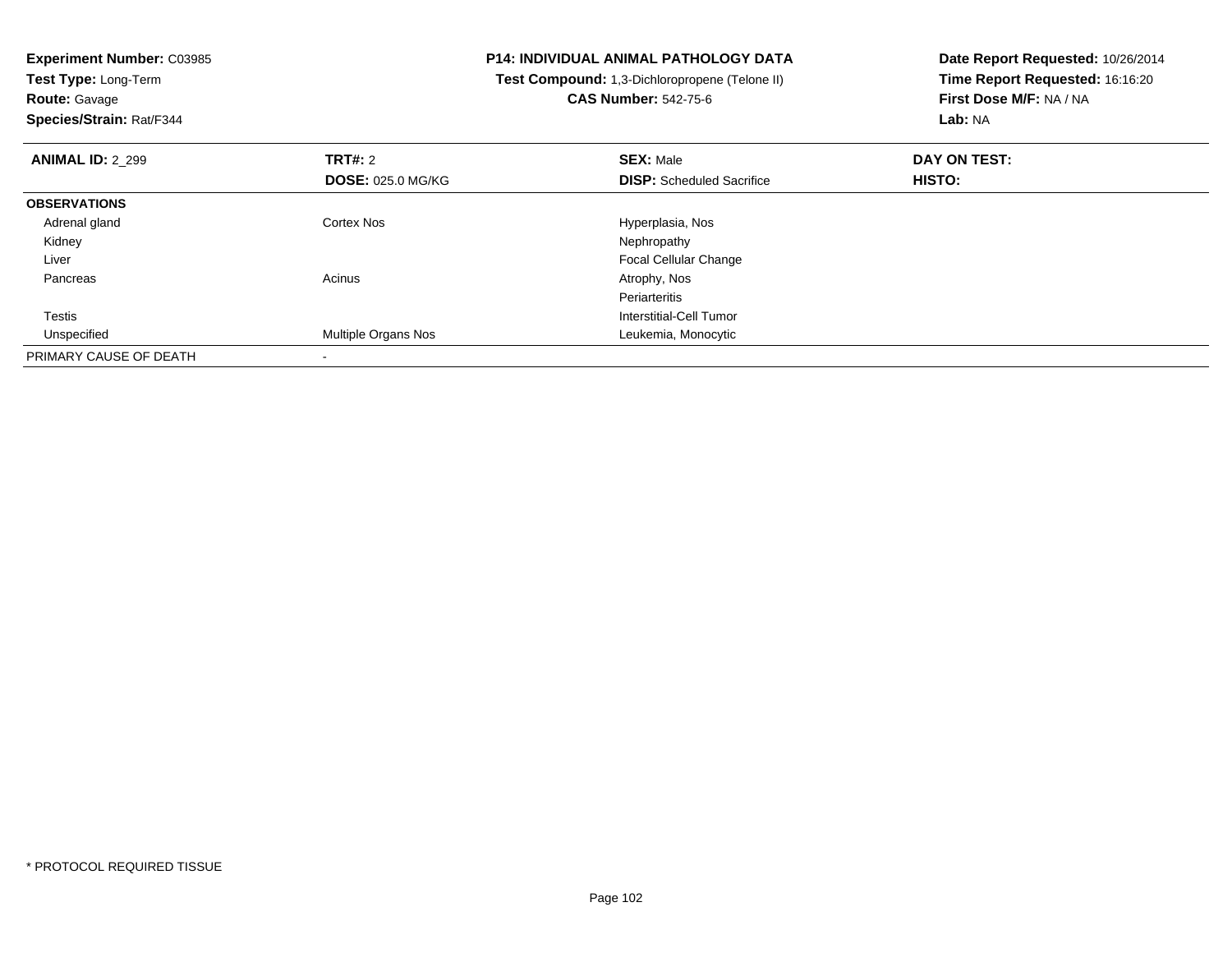**Experiment Number:** C03985
**Test Type:** Long-Term
**Route:** Gavage
**Species/Strain:** Rat/F344

**P14: INDIVIDUAL ANIMAL PATHOLOGY DATA**
**Test Compound:** 1,3-Dichloropropene (Telone II)
**CAS Number:** 542-75-6

**Date Report Requested:** 10/26/2014
**Time Report Requested:** 16:16:20
**First Dose M/F:** NA / NA
**Lab:** NA

| **ANIMAL ID:** 2_299 | **TRT#:** 2 | **SEX:** Male | **DAY ON TEST:** |
|---|---|---|---|
| | **DOSE:** 025.0 MG/KG | **DISP:** Scheduled Sacrifice | **HISTO:** |
| **OBSERVATIONS** | | | |
| Adrenal gland | Cortex Nos | Hyperplasia, Nos | |
| Kidney | | Nephropathy | |
| Liver | | Focal Cellular Change | |
| Pancreas | Acinus | Atrophy, Nos | |
| | | Periarteritis | |
| Testis | | Interstitial-Cell Tumor | |
| Unspecified | Multiple Organs Nos | Leukemia, Monocytic | |
| PRIMARY CAUSE OF DEATH | - | | |

* PROTOCOL REQUIRED TISSUE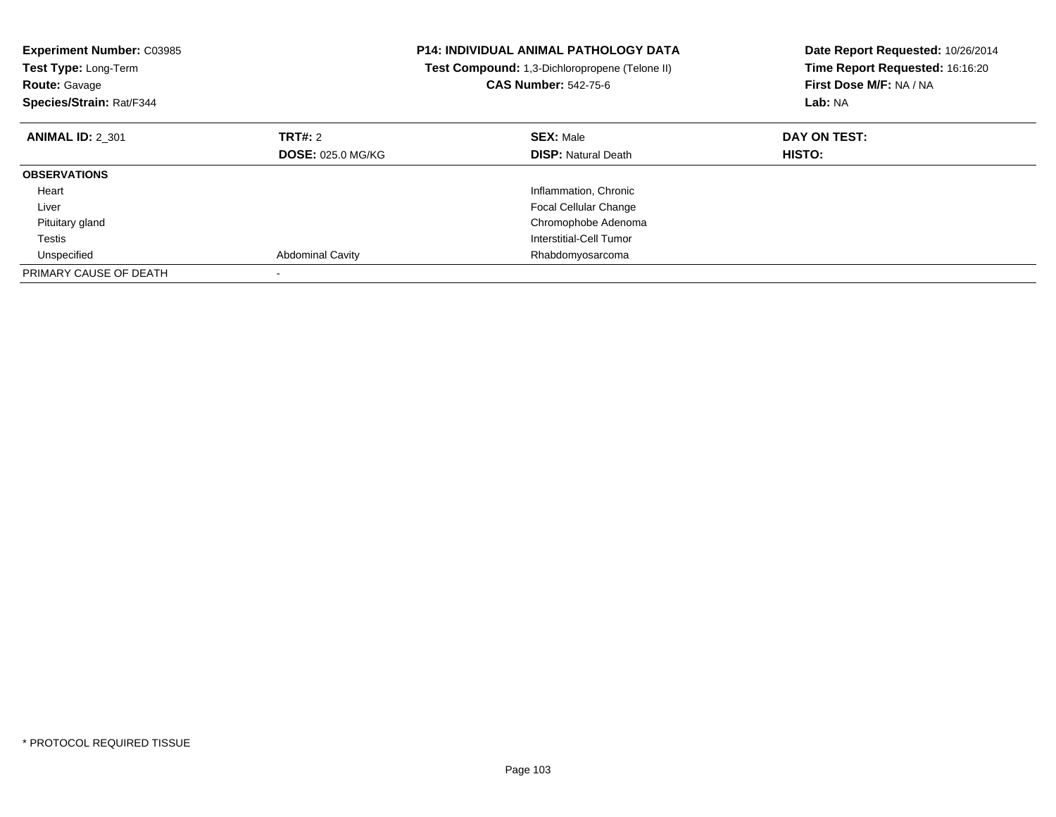**Experiment Number:** C03985
**Test Type:** Long-Term
**Route:** Gavage
**Species/Strain:** Rat/F344

**P14: INDIVIDUAL ANIMAL PATHOLOGY DATA**
**Test Compound:** 1,3-Dichloropropene (Telone II)
**CAS Number:** 542-75-6

**Date Report Requested:** 10/26/2014
**Time Report Requested:** 16:16:20
**First Dose M/F:** NA / NA
**Lab:** NA

| **ANIMAL ID:** 2_301 | **TRT#:** 2 | **SEX:** Male | **DAY ON TEST:** |
|---|---|---|---|
| | **DOSE:** 025.0 MG/KG | **DISP:** Natural Death | **HISTO:** |
| **OBSERVATIONS** | | | |
| Heart | | Inflammation, Chronic | |
| Liver | | Focal Cellular Change | |
| Pituitary gland | | Chromophobe Adenoma | |
| Testis | | Interstitial-Cell Tumor | |
| Unspecified | Abdominal Cavity | Rhabdomyosarcoma | |
| PRIMARY CAUSE OF DEATH | - | | |

* PROTOCOL REQUIRED TISSUE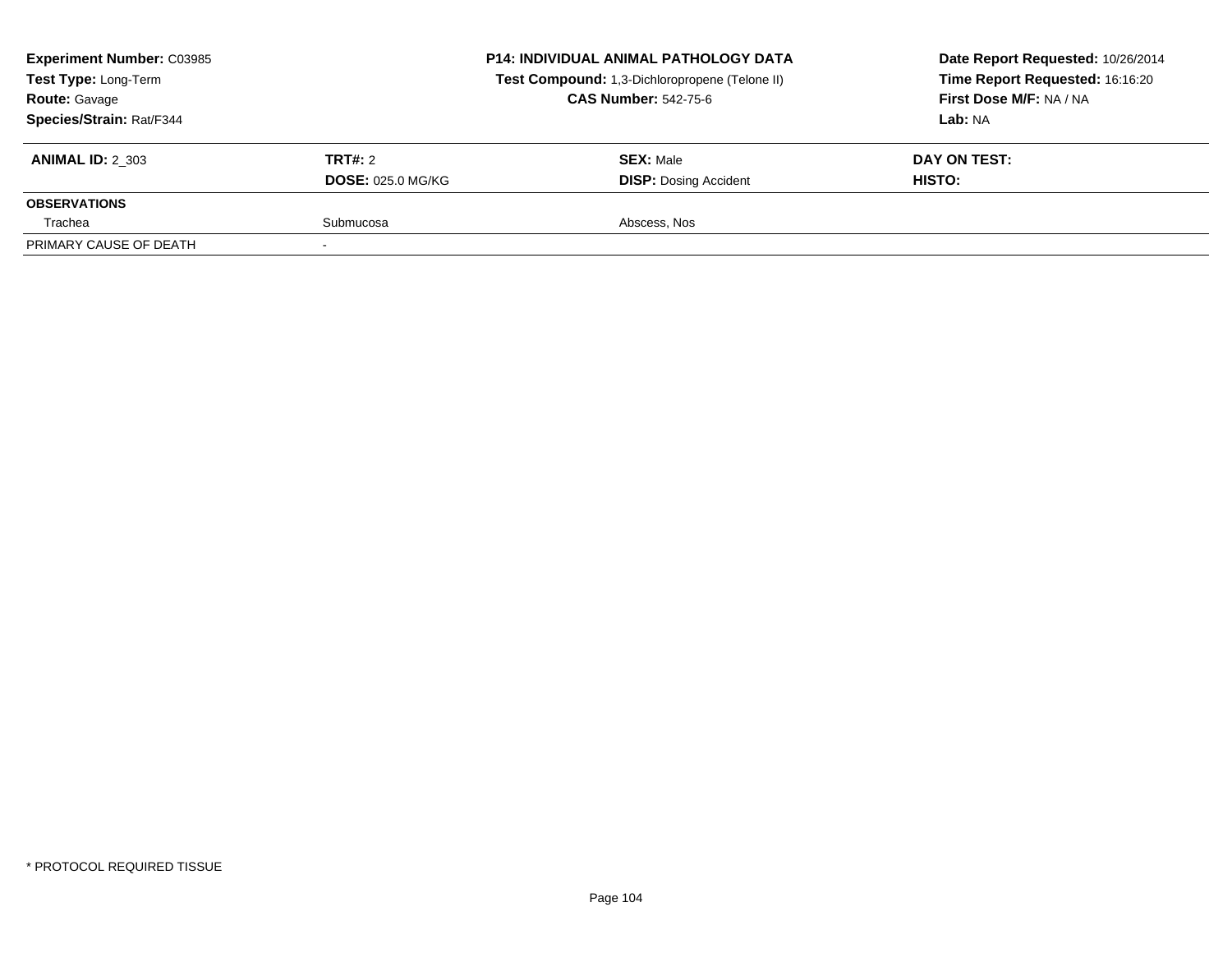**Experiment Number:** C03985
**Test Type:** Long-Term
**Route:** Gavage
**Species/Strain:** Rat/F344

**P14: INDIVIDUAL ANIMAL PATHOLOGY DATA**
**Test Compound:** 1,3-Dichloropropene (Telone II)
**CAS Number:** 542-75-6

**Date Report Requested:** 10/26/2014
**Time Report Requested:** 16:16:20
**First Dose M/F:** NA / NA
**Lab:** NA

| **ANIMAL ID:** 2_303 | **TRT#:** 2 | **SEX:** Male | **DAY ON TEST:** |
|---|---|---|---|
| | **DOSE:** 025.0 MG/KG | **DISP:** Dosing Accident | **HISTO:** |
| **OBSERVATIONS** | | | |
| Trachea | Submucosa | Abscess, Nos | |
| PRIMARY CAUSE OF DEATH | - | | |

* PROTOCOL REQUIRED TISSUE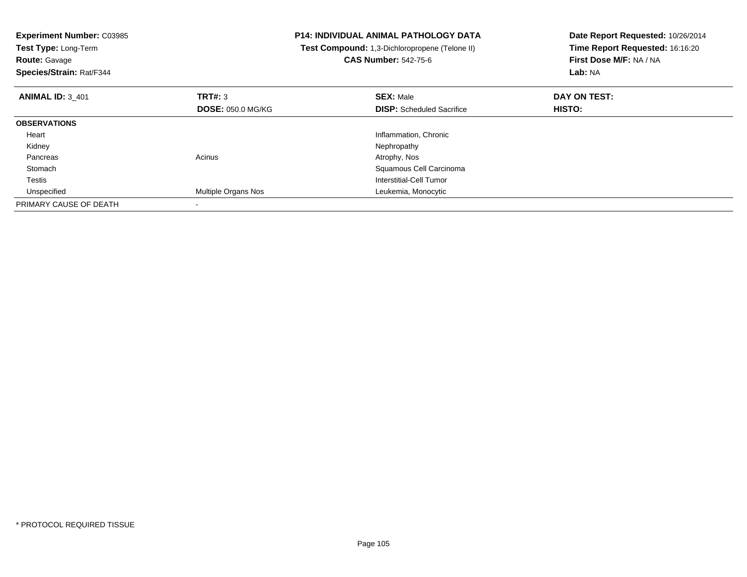**Experiment Number:** C03985
**Test Type:** Long-Term
**Route:** Gavage
**Species/Strain:** Rat/F344

**P14: INDIVIDUAL ANIMAL PATHOLOGY DATA**
**Test Compound:** 1,3-Dichloropropene (Telone II)
**CAS Number:** 542-75-6

**Date Report Requested:** 10/26/2014
**Time Report Requested:** 16:16:20
**First Dose M/F:** NA / NA
**Lab:** NA

| **ANIMAL ID:** 3_401 | **TRT#:** 3 | **SEX:** Male | **DAY ON TEST:** |
|---|---|---|---|
| | **DOSE:** 050.0 MG/KG | **DISP:** Scheduled Sacrifice | **HISTO:** |
| **OBSERVATIONS** | | | |
| Heart | | Inflammation, Chronic | |
| Kidney | | Nephropathy | |
| Pancreas | Acinus | Atrophy, Nos | |
| Stomach | | Squamous Cell Carcinoma | |
| Testis | | Interstitial-Cell Tumor | |
| Unspecified | Multiple Organs Nos | Leukemia, Monocytic | |
| PRIMARY CAUSE OF DEATH | - | | |

* PROTOCOL REQUIRED TISSUE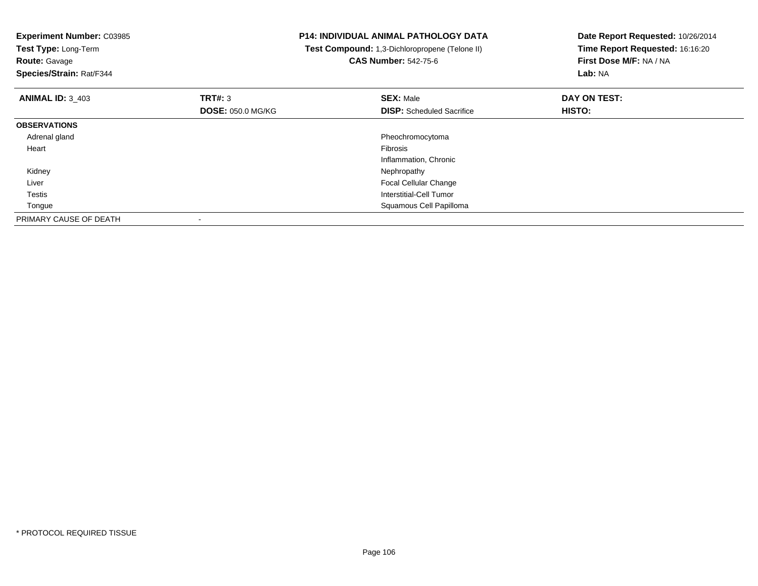**Experiment Number:** C03985
**Test Type:** Long-Term
**Route:** Gavage
**Species/Strain:** Rat/F344

**P14: INDIVIDUAL ANIMAL PATHOLOGY DATA**
**Test Compound:** 1,3-Dichloropropene (Telone II)
**CAS Number:** 542-75-6

**Date Report Requested:** 10/26/2014
**Time Report Requested:** 16:16:20
**First Dose M/F:** NA / NA
**Lab:** NA

| **ANIMAL ID:** 3_403 | **TRT#:** 3 | **SEX:** Male | **DAY ON TEST:** |
|---|---|---|---|
| | **DOSE:** 050.0 MG/KG | **DISP:** Scheduled Sacrifice | **HISTO:** |
| **OBSERVATIONS** | | | |
| Adrenal gland | | Pheochromocytoma | |
| Heart | | Fibrosis | |
| | | Inflammation, Chronic | |
| Kidney | | Nephropathy | |
| Liver | | Focal Cellular Change | |
| Testis | | Interstitial-Cell Tumor | |
| Tongue | | Squamous Cell Papilloma | |
| PRIMARY CAUSE OF DEATH | - | | |

* PROTOCOL REQUIRED TISSUE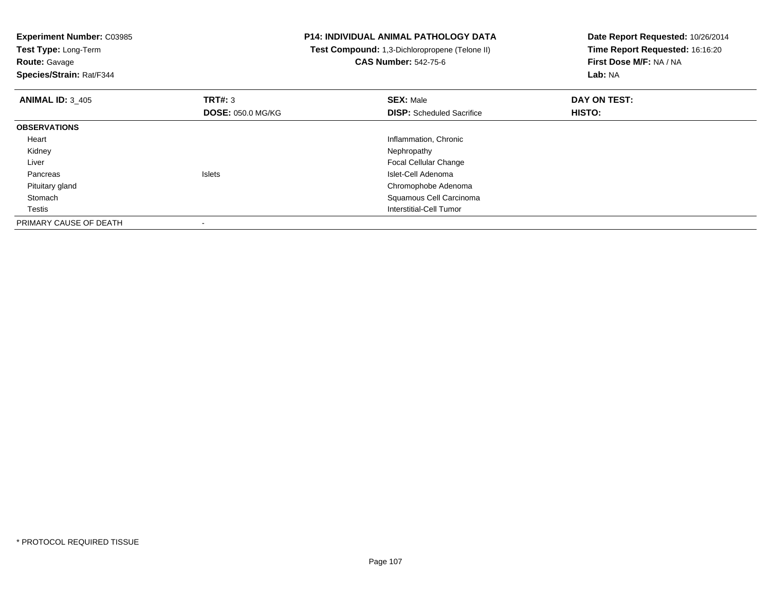**Experiment Number:** C03985
**Test Type:** Long-Term
**Route:** Gavage
**Species/Strain:** Rat/F344

**P14: INDIVIDUAL ANIMAL PATHOLOGY DATA**
**Test Compound:** 1,3-Dichloropropene (Telone II)
**CAS Number:** 542-75-6

**Date Report Requested:** 10/26/2014
**Time Report Requested:** 16:16:20
**First Dose M/F:** NA / NA
**Lab:** NA

| **ANIMAL ID:** 3_405 | **TRT#:** 3 | **SEX:** Male | **DAY ON TEST:** |
|---|---|---|---|
| | **DOSE:** 050.0 MG/KG | **DISP:** Scheduled Sacrifice | **HISTO:** |
| **OBSERVATIONS** | | | |
| Heart | | Inflammation, Chronic | |
| Kidney | | Nephropathy | |
| Liver | | Focal Cellular Change | |
| Pancreas | Islets | Islet-Cell Adenoma | |
| Pituitary gland | | Chromophobe Adenoma | |
| Stomach | | Squamous Cell Carcinoma | |
| Testis | | Interstitial-Cell Tumor | |
| PRIMARY CAUSE OF DEATH | - | | |

* PROTOCOL REQUIRED TISSUE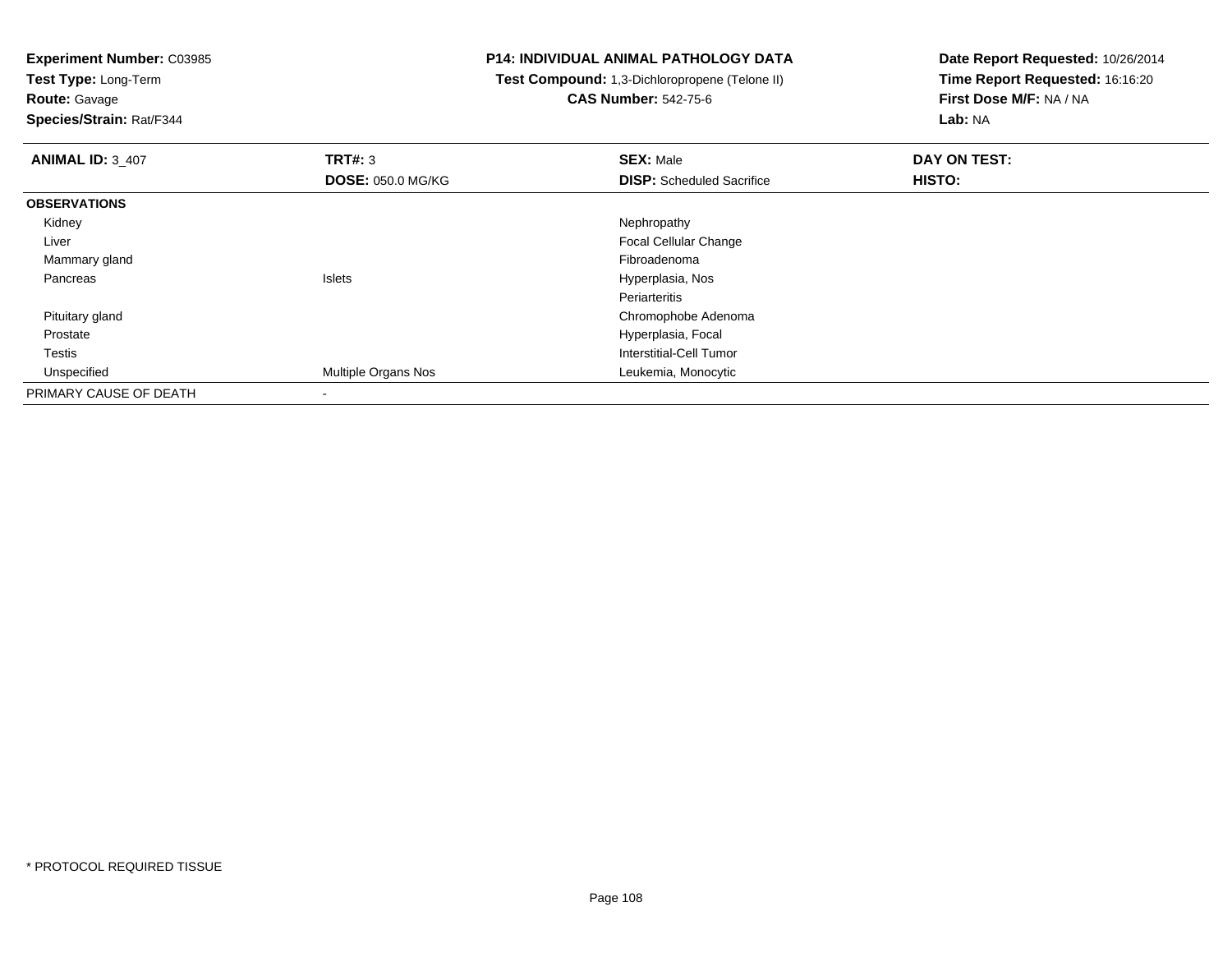**Experiment Number:** C03985
**Test Type:** Long-Term
**Route:** Gavage
**Species/Strain:** Rat/F344

**P14: INDIVIDUAL ANIMAL PATHOLOGY DATA**
**Test Compound:** 1,3-Dichloropropene (Telone II)
**CAS Number:** 542-75-6

**Date Report Requested:** 10/26/2014
**Time Report Requested:** 16:16:20
**First Dose M/F:** NA / NA
**Lab:** NA

| **ANIMAL ID:** 3_407 | **TRT#:** 3 | **SEX:** Male | **DAY ON TEST:** |
|---|---|---|---|
| | **DOSE:** 050.0 MG/KG | **DISP:** Scheduled Sacrifice | **HISTO:** |
| **OBSERVATIONS** | | | |
| Kidney | | Nephropathy | |
| Liver | | Focal Cellular Change | |
| Mammary gland | | Fibroadenoma | |
| Pancreas | Islets | Hyperplasia, Nos | |
| | | Periarteritis | |
| Pituitary gland | | Chromophobe Adenoma | |
| Prostate | | Hyperplasia, Focal | |
| Testis | | Interstitial-Cell Tumor | |
| Unspecified | Multiple Organs Nos | Leukemia, Monocytic | |
| PRIMARY CAUSE OF DEATH | - | | |

* PROTOCOL REQUIRED TISSUE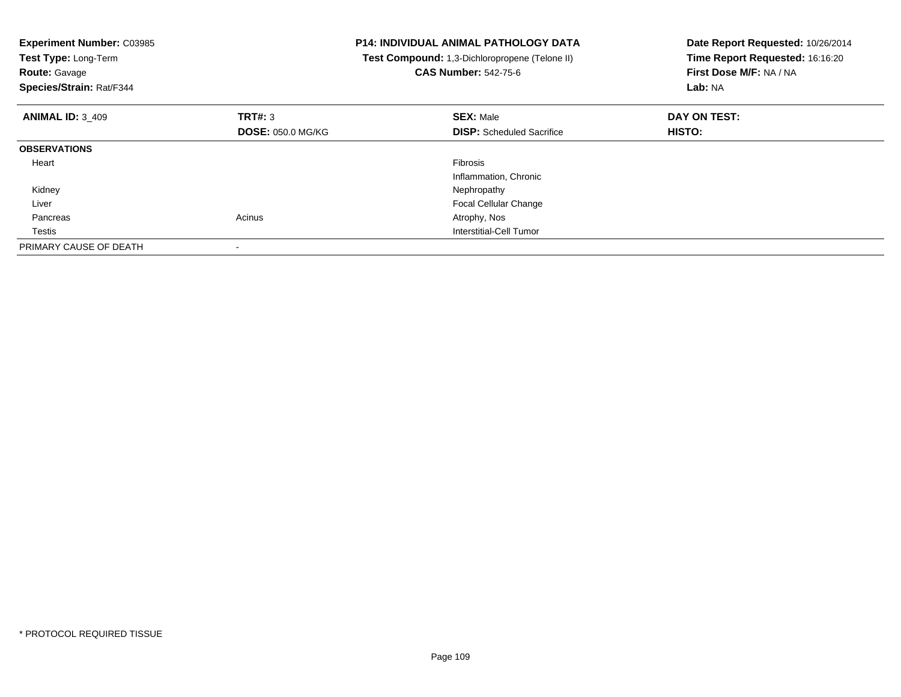**Experiment Number:** C03985
**Test Type:** Long-Term
**Route:** Gavage
**Species/Strain:** Rat/F344

**P14: INDIVIDUAL ANIMAL PATHOLOGY DATA**
**Test Compound:** 1,3-Dichloropropene (Telone II)
**CAS Number:** 542-75-6

**Date Report Requested:** 10/26/2014
**Time Report Requested:** 16:16:20
**First Dose M/F:** NA / NA
**Lab:** NA

| **ANIMAL ID:** 3_409 | **TRT#:** 3 | **SEX:** Male | **DAY ON TEST:** |
|---|---|---|---|
| | **DOSE:** 050.0 MG/KG | **DISP:** Scheduled Sacrifice | **HISTO:** |
| **OBSERVATIONS** | | | |
| Heart | | Fibrosis | |
| | | Inflammation, Chronic | |
| Kidney | | Nephropathy | |
| Liver | | Focal Cellular Change | |
| Pancreas | Acinus | Atrophy, Nos | |
| Testis | | Interstitial-Cell Tumor | |
| PRIMARY CAUSE OF DEATH | - | | |

* PROTOCOL REQUIRED TISSUE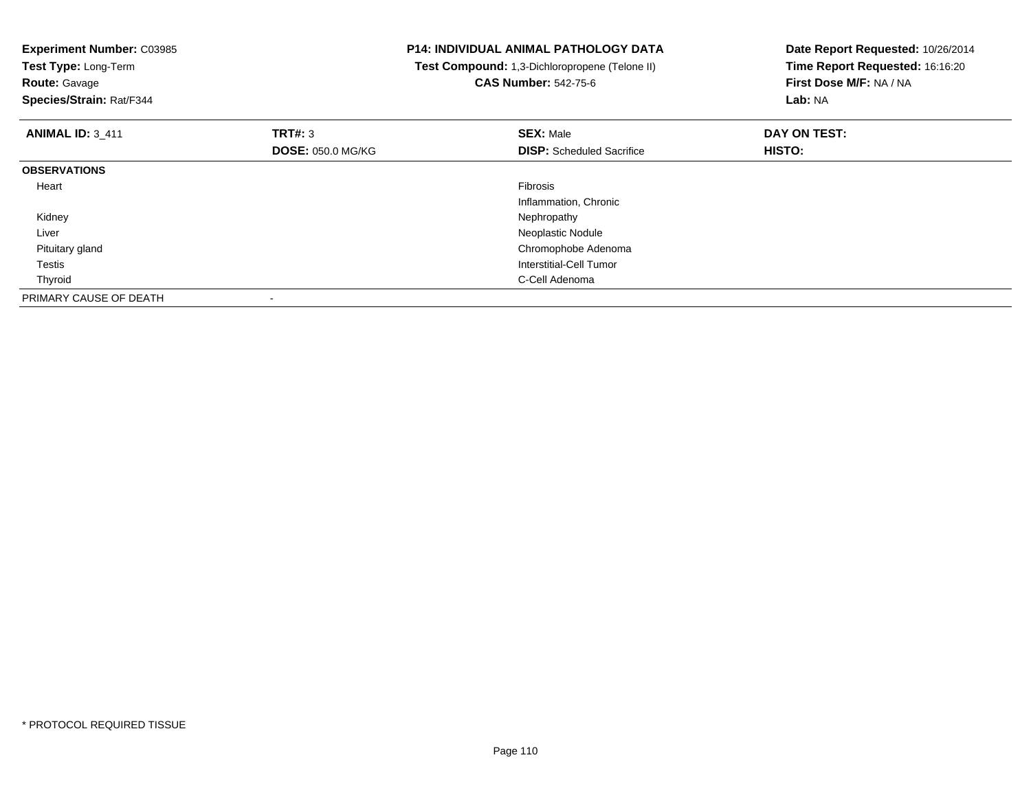**Experiment Number:** C03985
**Test Type:** Long-Term
**Route:** Gavage
**Species/Strain:** Rat/F344

**P14: INDIVIDUAL ANIMAL PATHOLOGY DATA**
**Test Compound:** 1,3-Dichloropropene (Telone II)
**CAS Number:** 542-75-6

**Date Report Requested:** 10/26/2014
**Time Report Requested:** 16:16:20
**First Dose M/F:** NA / NA
**Lab:** NA

| **ANIMAL ID:** 3_411 | **TRT#:** 3 | **SEX:** Male | **DAY ON TEST:** |
|---|---|---|---|
| | **DOSE:** 050.0 MG/KG | **DISP:** Scheduled Sacrifice | **HISTO:** |
| **OBSERVATIONS** | | | |
| Heart | | Fibrosis | |
| | | Inflammation, Chronic | |
| Kidney | | Nephropathy | |
| Liver | | Neoplastic Nodule | |
| Pituitary gland | | Chromophobe Adenoma | |
| Testis | | Interstitial-Cell Tumor | |
| Thyroid | | C-Cell Adenoma | |
| PRIMARY CAUSE OF DEATH | - | | |

* PROTOCOL REQUIRED TISSUE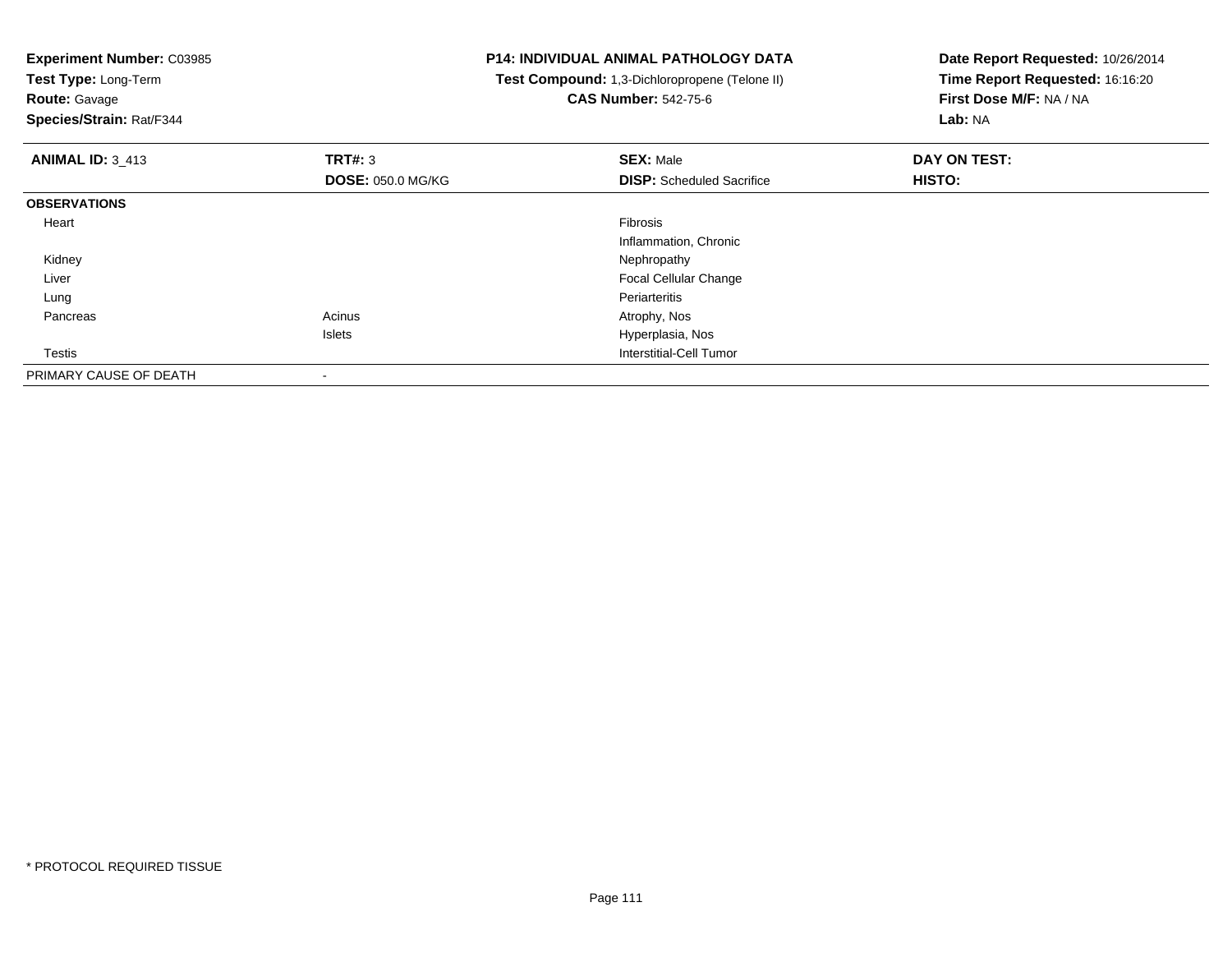**Experiment Number:** C03985
**Test Type:** Long-Term
**Route:** Gavage
**Species/Strain:** Rat/F344

**P14: INDIVIDUAL ANIMAL PATHOLOGY DATA**
**Test Compound:** 1,3-Dichloropropene (Telone II)
**CAS Number:** 542-75-6

**Date Report Requested:** 10/26/2014
**Time Report Requested:** 16:16:20
**First Dose M/F:** NA / NA
**Lab:** NA

| **ANIMAL ID:** 3_413 | **TRT#:** 3 | **SEX:** Male | **DAY ON TEST:** |
|---|---|---|---|
| | **DOSE:** 050.0 MG/KG | **DISP:** Scheduled Sacrifice | **HISTO:** |
| **OBSERVATIONS** | | | |
| Heart | | Fibrosis | |
| | | Inflammation, Chronic | |
| Kidney | | Nephropathy | |
| Liver | | Focal Cellular Change | |
| Lung | | Periarteritis | |
| Pancreas | Acinus | Atrophy, Nos | |
| | Islets | Hyperplasia, Nos | |
| Testis | | Interstitial-Cell Tumor | |
| PRIMARY CAUSE OF DEATH | - | | |

* PROTOCOL REQUIRED TISSUE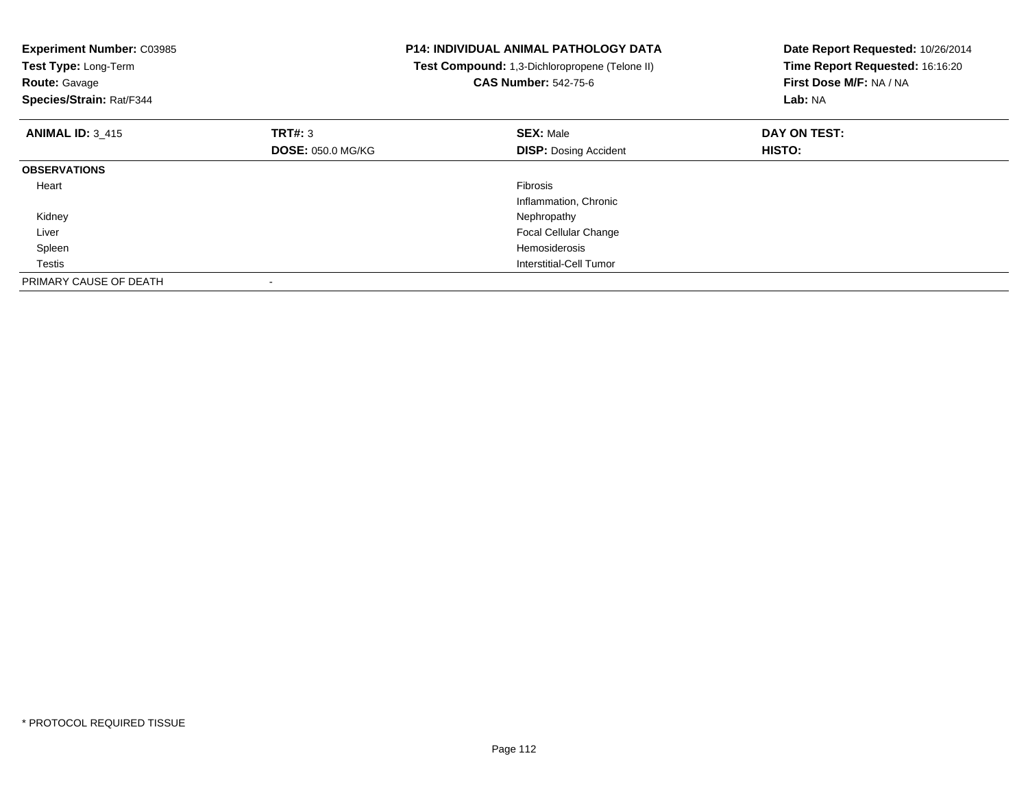**Experiment Number:** C03985
**Test Type:** Long-Term
**Route:** Gavage
**Species/Strain:** Rat/F344

**P14: INDIVIDUAL ANIMAL PATHOLOGY DATA**
**Test Compound:** 1,3-Dichloropropene (Telone II)
**CAS Number:** 542-75-6

**Date Report Requested:** 10/26/2014
**Time Report Requested:** 16:16:20
**First Dose M/F:** NA / NA
**Lab:** NA

| **ANIMAL ID:** 3_415 | **TRT#:** 3 | **SEX:** Male | **DAY ON TEST:** |
|---|---|---|---|
| | **DOSE:** 050.0 MG/KG | **DISP:** Dosing Accident | **HISTO:** |
| **OBSERVATIONS** | | | |
| Heart | | Fibrosis | |
| | | Inflammation, Chronic | |
| Kidney | | Nephropathy | |
| Liver | | Focal Cellular Change | |
| Spleen | | Hemosiderosis | |
| Testis | | Interstitial-Cell Tumor | |
| PRIMARY CAUSE OF DEATH | - | | |

* PROTOCOL REQUIRED TISSUE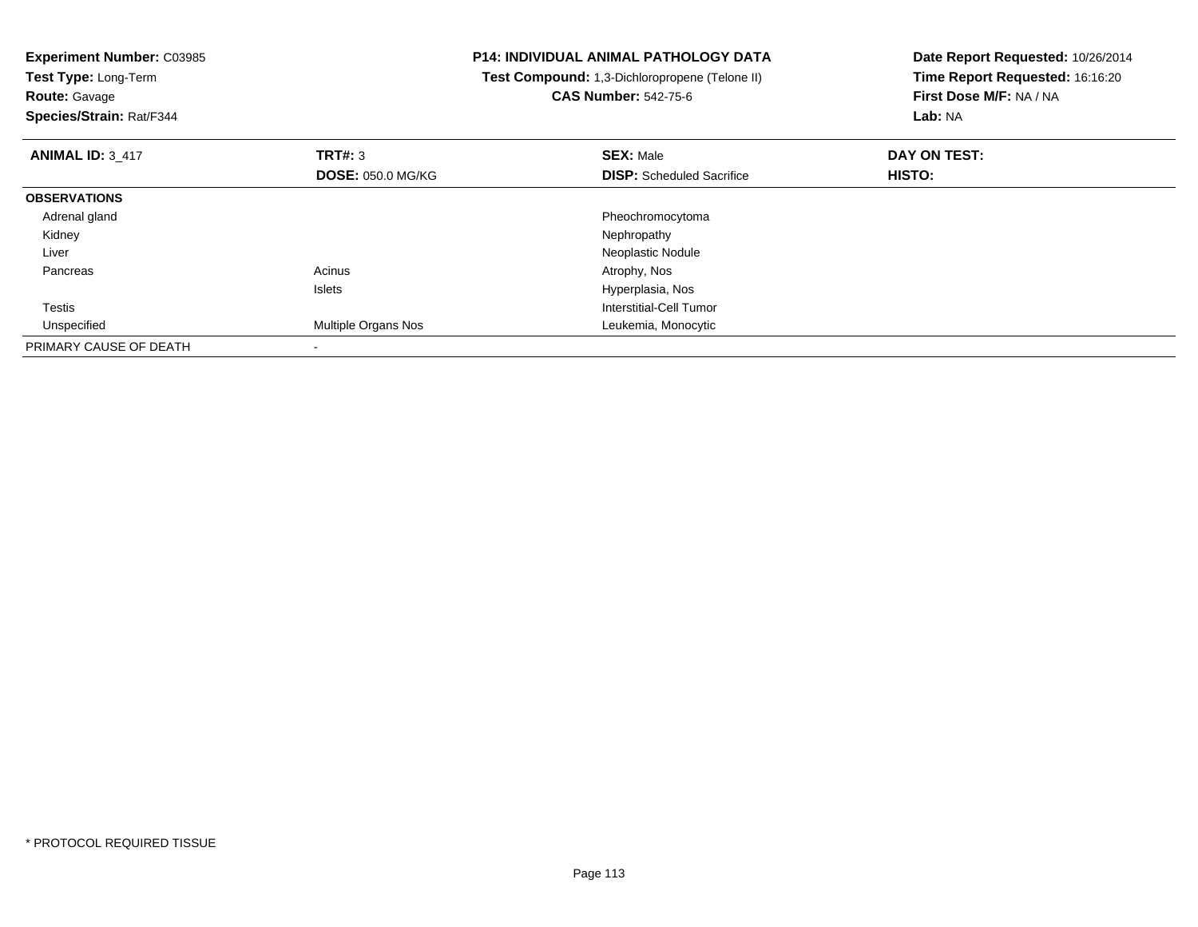**Experiment Number:** C03985
**Test Type:** Long-Term
**Route:** Gavage
**Species/Strain:** Rat/F344

**P14: INDIVIDUAL ANIMAL PATHOLOGY DATA**
**Test Compound:** 1,3-Dichloropropene (Telone II)
**CAS Number:** 542-75-6

**Date Report Requested:** 10/26/2014
**Time Report Requested:** 16:16:20
**First Dose M/F:** NA / NA
**Lab:** NA

| **ANIMAL ID:** 3_417 | **TRT#:** 3 | **SEX:** Male | **DAY ON TEST:** |
|---|---|---|---|
| | **DOSE:** 050.0 MG/KG | **DISP:** Scheduled Sacrifice | **HISTO:** |
| **OBSERVATIONS** | | | |
| Adrenal gland | | Pheochromocytoma | |
| Kidney | | Nephropathy | |
| Liver | | Neoplastic Nodule | |
| Pancreas | Acinus | Atrophy, Nos | |
| | Islets | Hyperplasia, Nos | |
| Testis | | Interstitial-Cell Tumor | |
| Unspecified | Multiple Organs Nos | Leukemia, Monocytic | |
| PRIMARY CAUSE OF DEATH | - | | |

* PROTOCOL REQUIRED TISSUE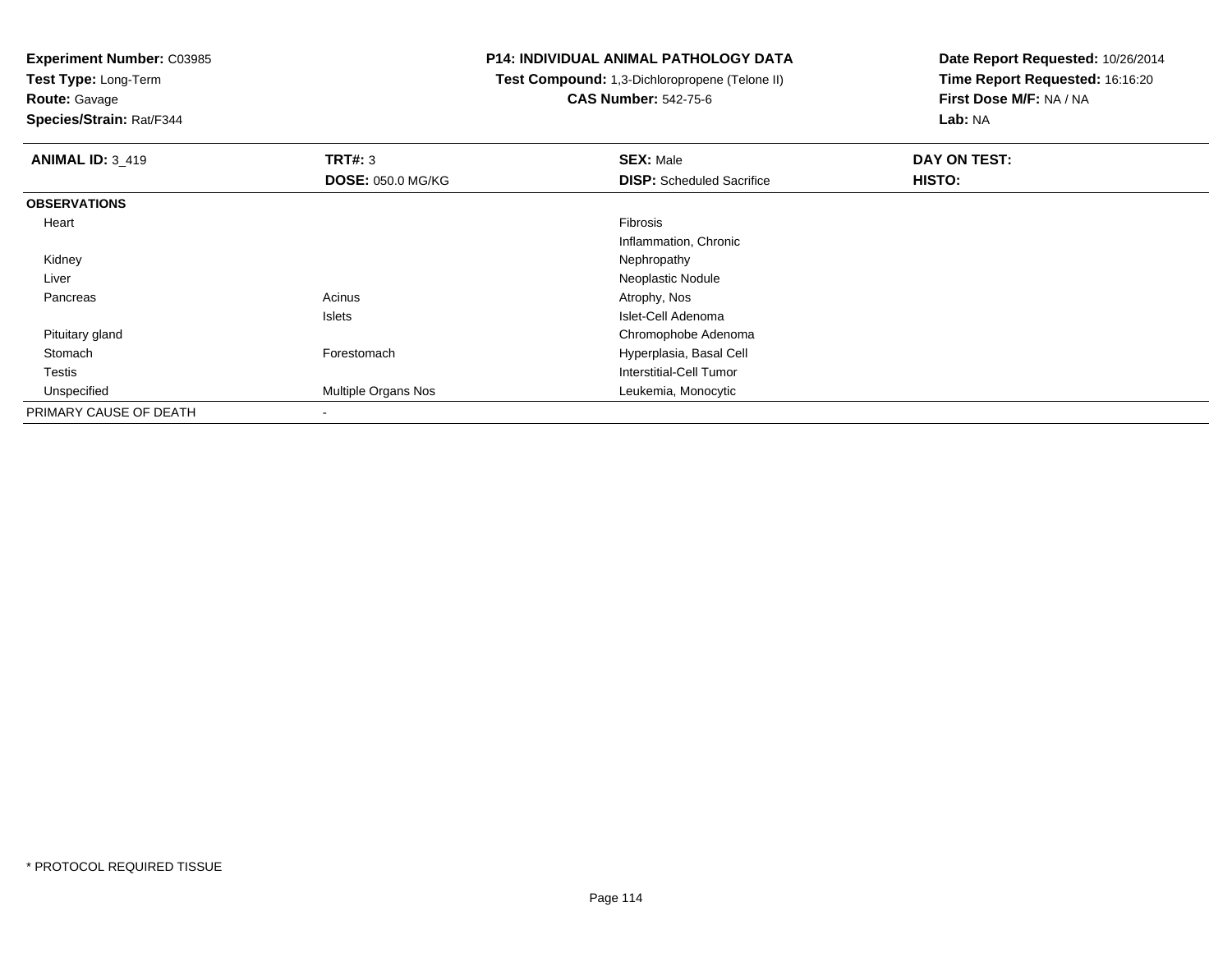**Experiment Number:** C03985
**Test Type:** Long-Term
**Route:** Gavage
**Species/Strain:** Rat/F344

**P14: INDIVIDUAL ANIMAL PATHOLOGY DATA**
**Test Compound:** 1,3-Dichloropropene (Telone II)
**CAS Number:** 542-75-6

**Date Report Requested:** 10/26/2014
**Time Report Requested:** 16:16:20
**First Dose M/F:** NA / NA
**Lab:** NA

| **ANIMAL ID:** 3_419 | **TRT#:** 3 | **SEX:** Male | **DAY ON TEST:** |
|---|---|---|---|
| | **DOSE:** 050.0 MG/KG | **DISP:** Scheduled Sacrifice | **HISTO:** |
| **OBSERVATIONS** | | | |
| Heart | | Fibrosis | |
| | | Inflammation, Chronic | |
| Kidney | | Nephropathy | |
| Liver | | Neoplastic Nodule | |
| Pancreas | Acinus | Atrophy, Nos | |
| | Islets | Islet-Cell Adenoma | |
| Pituitary gland | | Chromophobe Adenoma | |
| Stomach | Forestomach | Hyperplasia, Basal Cell | |
| Testis | | Interstitial-Cell Tumor | |
| Unspecified | Multiple Organs Nos | Leukemia, Monocytic | |
| PRIMARY CAUSE OF DEATH | - | | |

* PROTOCOL REQUIRED TISSUE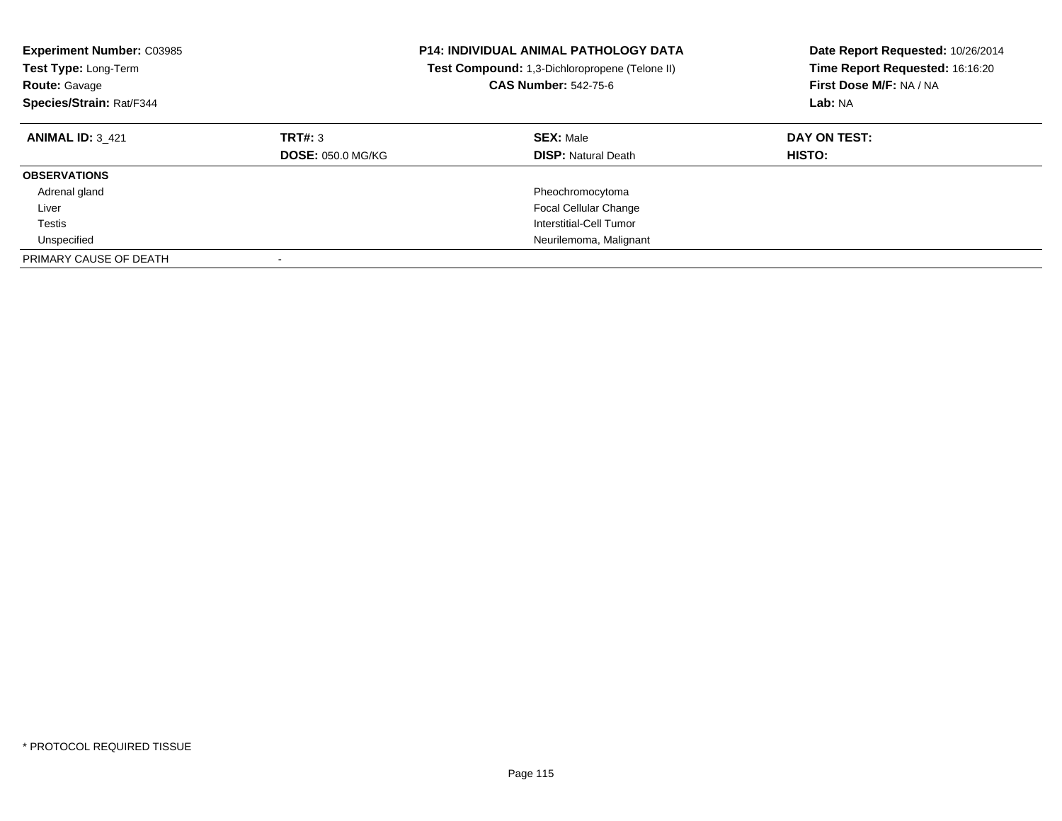**Experiment Number:** C03985
**Test Type:** Long-Term
**Route:** Gavage
**Species/Strain:** Rat/F344

**P14: INDIVIDUAL ANIMAL PATHOLOGY DATA**
**Test Compound:** 1,3-Dichloropropene (Telone II)
**CAS Number:** 542-75-6

**Date Report Requested:** 10/26/2014
**Time Report Requested:** 16:16:20
**First Dose M/F:** NA / NA
**Lab:** NA

| **ANIMAL ID:** 3_421 | **TRT#:** 3 | **SEX:** Male | **DAY ON TEST:** |
|---|---|---|---|
| | **DOSE:** 050.0 MG/KG | **DISP:** Natural Death | **HISTO:** |
| **OBSERVATIONS** | | | |
| Adrenal gland | | Pheochromocytoma | |
| Liver | | Focal Cellular Change | |
| Testis | | Interstitial-Cell Tumor | |
| Unspecified | | Neurilemoma, Malignant | |
| PRIMARY CAUSE OF DEATH | - | | |

* PROTOCOL REQUIRED TISSUE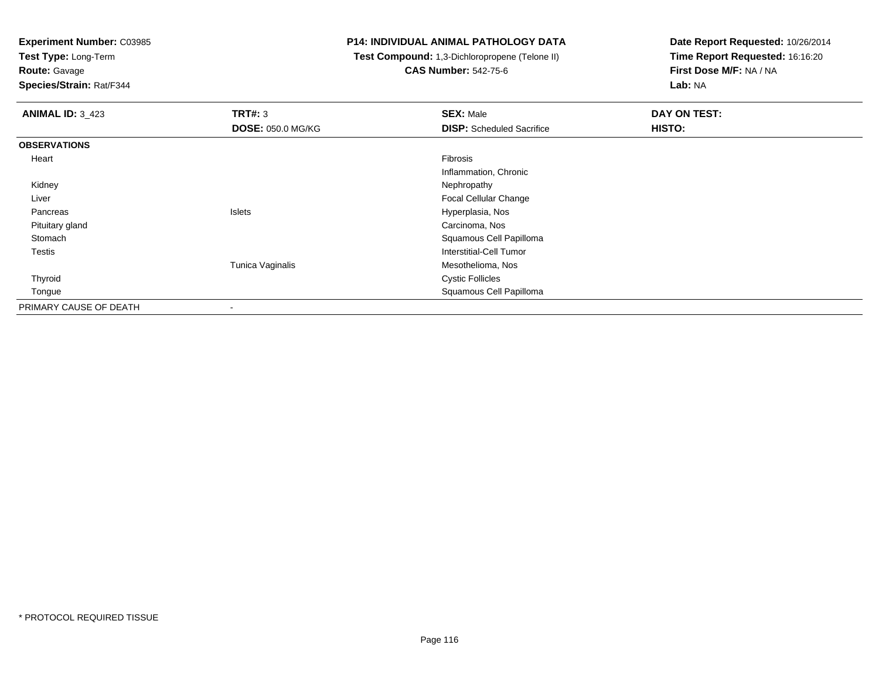**Experiment Number:** C03985
**Test Type:** Long-Term
**Route:** Gavage
**Species/Strain:** Rat/F344

**P14: INDIVIDUAL ANIMAL PATHOLOGY DATA**
**Test Compound:** 1,3-Dichloropropene (Telone II)
**CAS Number:** 542-75-6

**Date Report Requested:** 10/26/2014
**Time Report Requested:** 16:16:20
**First Dose M/F:** NA / NA
**Lab:** NA

| **ANIMAL ID:** 3_423 | **TRT#:** 3 | **SEX:** Male | **DAY ON TEST:** |
|---|---|---|---|
| | **DOSE:** 050.0 MG/KG | **DISP:** Scheduled Sacrifice | **HISTO:** |
| **OBSERVATIONS** | | | |
| Heart | | Fibrosis | |
| | | Inflammation, Chronic | |
| Kidney | | Nephropathy | |
| Liver | | Focal Cellular Change | |
| Pancreas | Islets | Hyperplasia, Nos | |
| Pituitary gland | | Carcinoma, Nos | |
| Stomach | | Squamous Cell Papilloma | |
| Testis | | Interstitial-Cell Tumor | |
| | Tunica Vaginalis | Mesothelioma, Nos | |
| Thyroid | | Cystic Follicles | |
| Tongue | | Squamous Cell Papilloma | |
| PRIMARY CAUSE OF DEATH | - | | |

* PROTOCOL REQUIRED TISSUE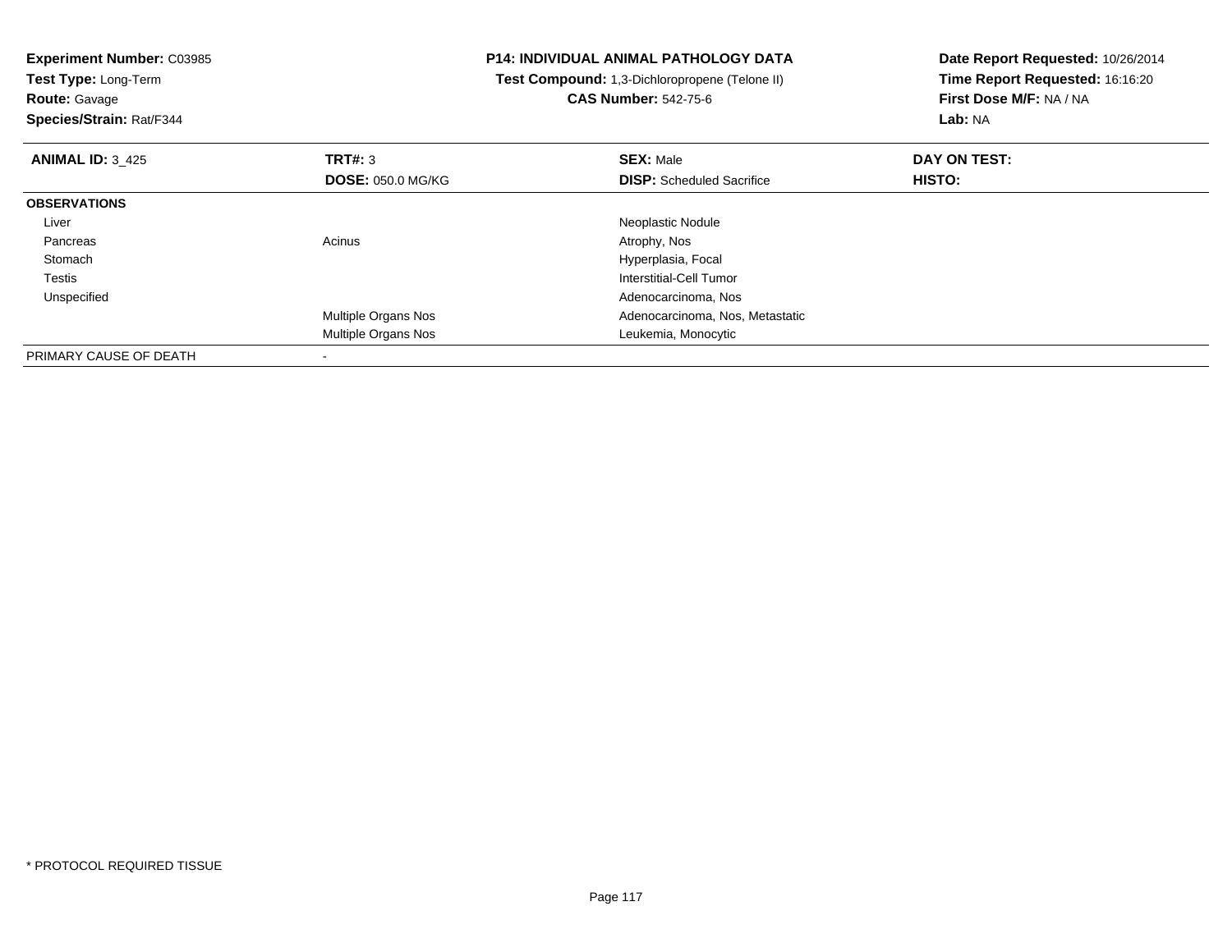**Experiment Number:** C03985
**Test Type:** Long-Term
**Route:** Gavage
**Species/Strain:** Rat/F344

**P14: INDIVIDUAL ANIMAL PATHOLOGY DATA**
**Test Compound:** 1,3-Dichloropropene (Telone II)
**CAS Number:** 542-75-6

**Date Report Requested:** 10/26/2014
**Time Report Requested:** 16:16:20
**First Dose M/F:** NA / NA
**Lab:** NA

| **ANIMAL ID:** 3_425 | **TRT#:** 3 | **SEX:** Male | **DAY ON TEST:** |
|---|---|---|---|
| | **DOSE:** 050.0 MG/KG | **DISP:** Scheduled Sacrifice | **HISTO:** |
| **OBSERVATIONS** | | | |
| Liver | | Neoplastic Nodule | |
| Pancreas | Acinus | Atrophy, Nos | |
| Stomach | | Hyperplasia, Focal | |
| Testis | | Interstitial-Cell Tumor | |
| Unspecified | | Adenocarcinoma, Nos | |
| | Multiple Organs Nos | Adenocarcinoma, Nos, Metastatic | |
| | Multiple Organs Nos | Leukemia, Monocytic | |
| PRIMARY CAUSE OF DEATH | - | | |

* PROTOCOL REQUIRED TISSUE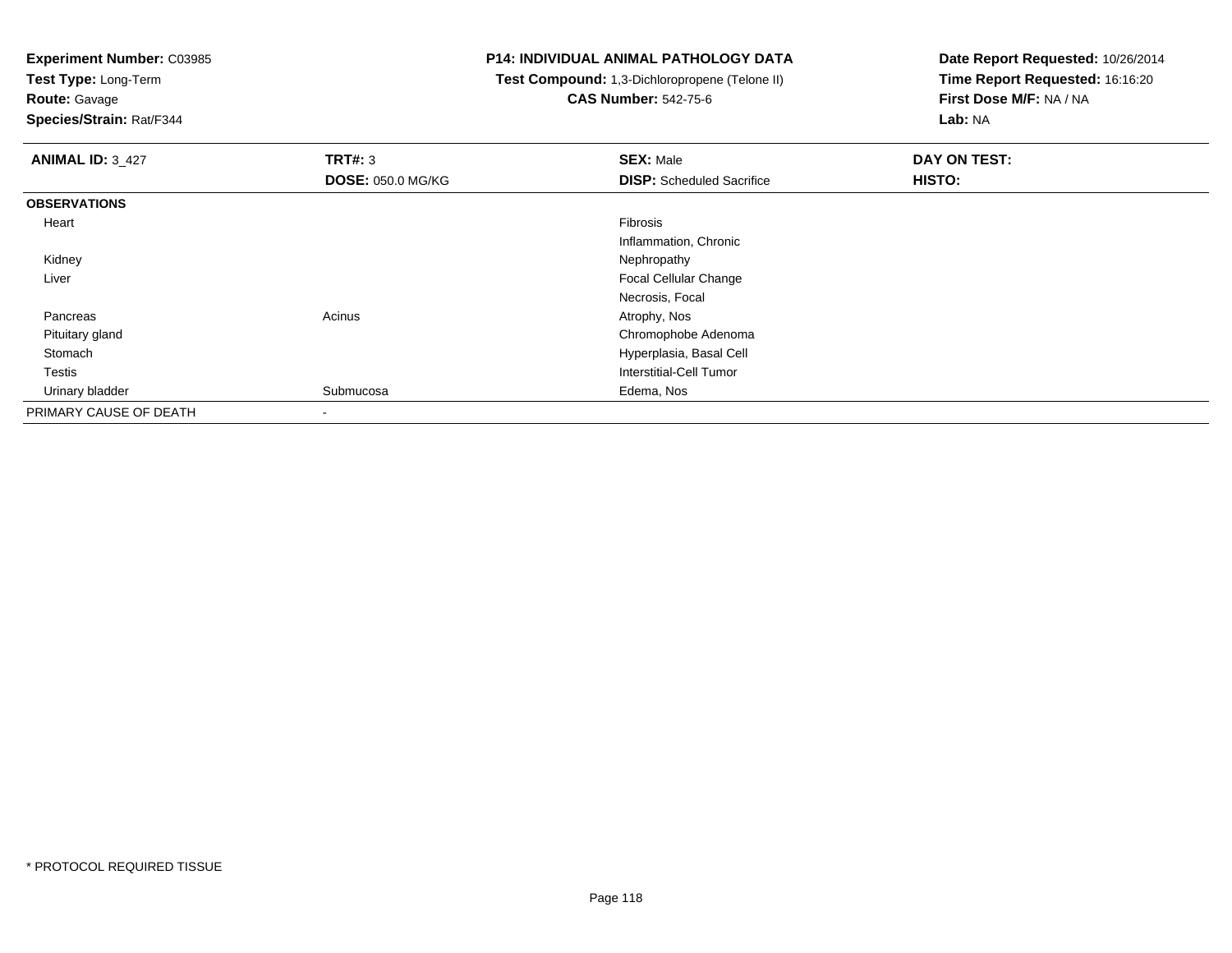**Experiment Number:** C03985
**Test Type:** Long-Term
**Route:** Gavage
**Species/Strain:** Rat/F344

**P14: INDIVIDUAL ANIMAL PATHOLOGY DATA**
**Test Compound:** 1,3-Dichloropropene (Telone II)
**CAS Number:** 542-75-6

**Date Report Requested:** 10/26/2014
**Time Report Requested:** 16:16:20
**First Dose M/F:** NA / NA
**Lab:** NA

| **ANIMAL ID:** 3_427 | **TRT#:** 3 | **SEX:** Male | **DAY ON TEST:** |
|---|---|---|---|
| | **DOSE:** 050.0 MG/KG | **DISP:** Scheduled Sacrifice | **HISTO:** |
| **OBSERVATIONS** | | | |
| Heart | | Fibrosis | |
| | | Inflammation, Chronic | |
| Kidney | | Nephropathy | |
| Liver | | Focal Cellular Change | |
| | | Necrosis, Focal | |
| Pancreas | Acinus | Atrophy, Nos | |
| Pituitary gland | | Chromophobe Adenoma | |
| Stomach | | Hyperplasia, Basal Cell | |
| Testis | | Interstitial-Cell Tumor | |
| Urinary bladder | Submucosa | Edema, Nos | |
| PRIMARY CAUSE OF DEATH | - | | |

* PROTOCOL REQUIRED TISSUE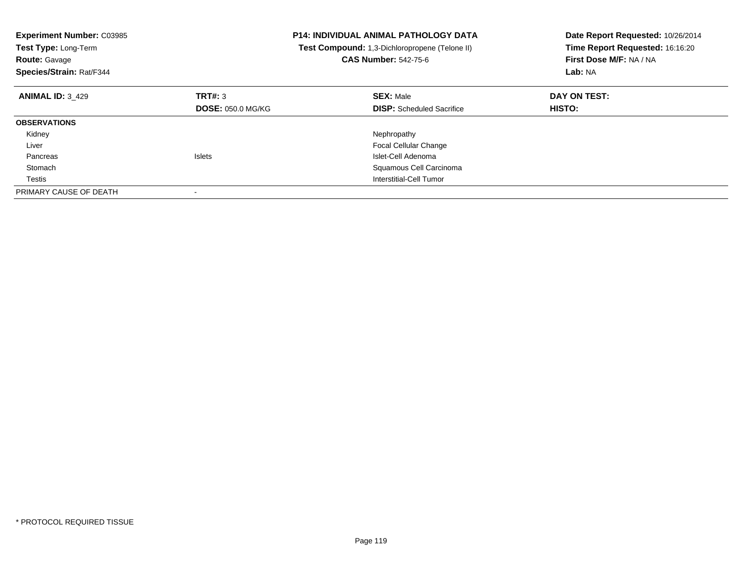**Experiment Number:** C03985
**Test Type:** Long-Term
**Route:** Gavage
**Species/Strain:** Rat/F344

**P14: INDIVIDUAL ANIMAL PATHOLOGY DATA**
**Test Compound:** 1,3-Dichloropropene (Telone II)
**CAS Number:** 542-75-6

**Date Report Requested:** 10/26/2014
**Time Report Requested:** 16:16:20
**First Dose M/F:** NA / NA
**Lab:** NA

| **ANIMAL ID:** 3_429 | **TRT#:** 3 | **SEX:** Male | **DAY ON TEST:** |
|---|---|---|---|
| | **DOSE:** 050.0 MG/KG | **DISP:** Scheduled Sacrifice | **HISTO:** |
| **OBSERVATIONS** | | | |
| Kidney | | Nephropathy | |
| Liver | | Focal Cellular Change | |
| Pancreas | Islets | Islet-Cell Adenoma | |
| Stomach | | Squamous Cell Carcinoma | |
| Testis | | Interstitial-Cell Tumor | |
| PRIMARY CAUSE OF DEATH | - | | |

* PROTOCOL REQUIRED TISSUE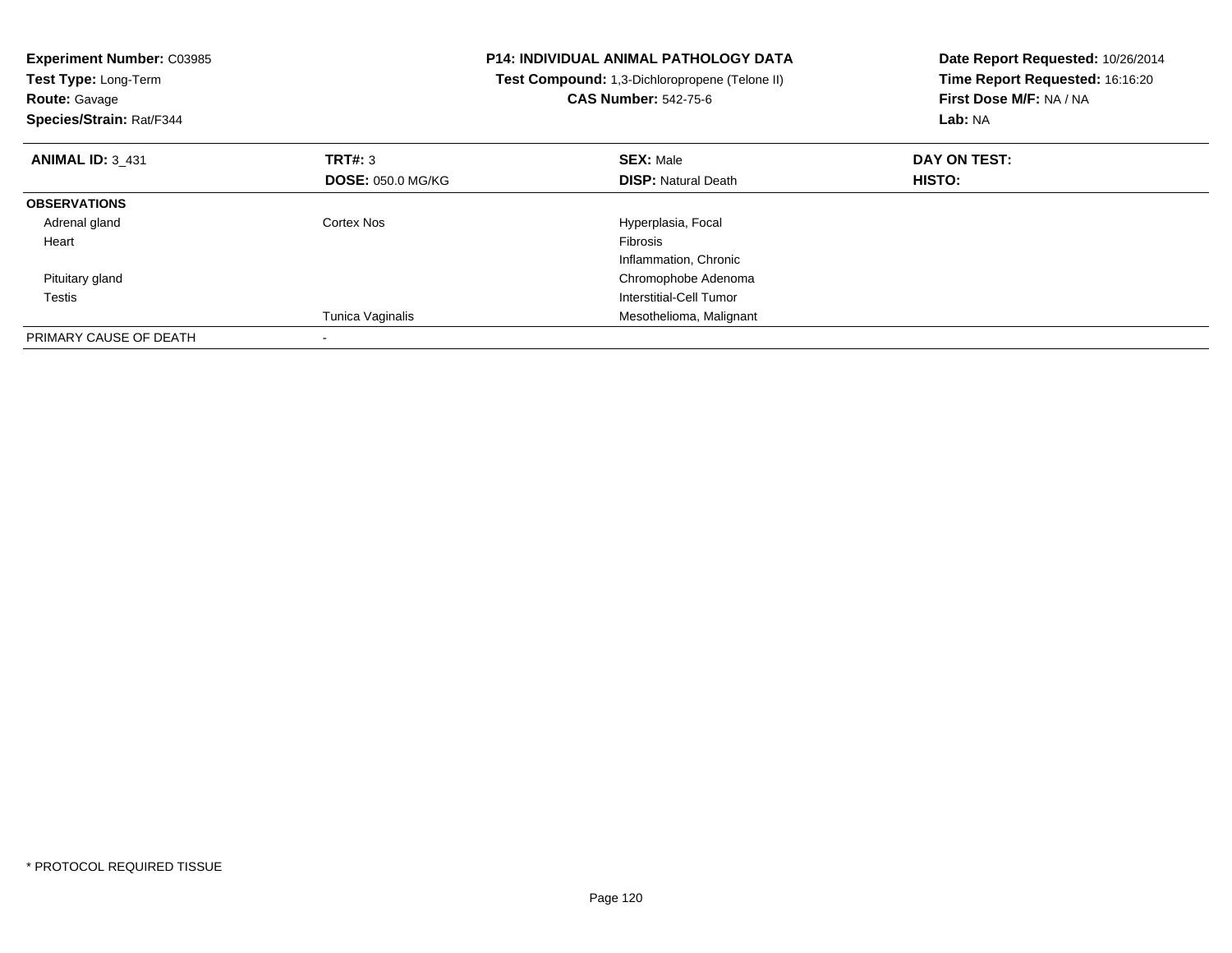**Experiment Number:** C03985
**Test Type:** Long-Term
**Route:** Gavage
**Species/Strain:** Rat/F344

**P14: INDIVIDUAL ANIMAL PATHOLOGY DATA**
**Test Compound:** 1,3-Dichloropropene (Telone II)
**CAS Number:** 542-75-6

**Date Report Requested:** 10/26/2014
**Time Report Requested:** 16:16:20
**First Dose M/F:** NA / NA
**Lab:** NA

| **ANIMAL ID:** 3_431 | **TRT#:** 3 | **SEX:** Male | **DAY ON TEST:** |
|---|---|---|---|
| | **DOSE:** 050.0 MG/KG | **DISP:** Natural Death | **HISTO:** |
| **OBSERVATIONS** | | | |
| Adrenal gland | Cortex Nos | Hyperplasia, Focal | |
| Heart | | Fibrosis | |
| | | Inflammation, Chronic | |
| Pituitary gland | | Chromophobe Adenoma | |
| Testis | | Interstitial-Cell Tumor | |
| | Tunica Vaginalis | Mesothelioma, Malignant | |
| PRIMARY CAUSE OF DEATH | - | | |

* PROTOCOL REQUIRED TISSUE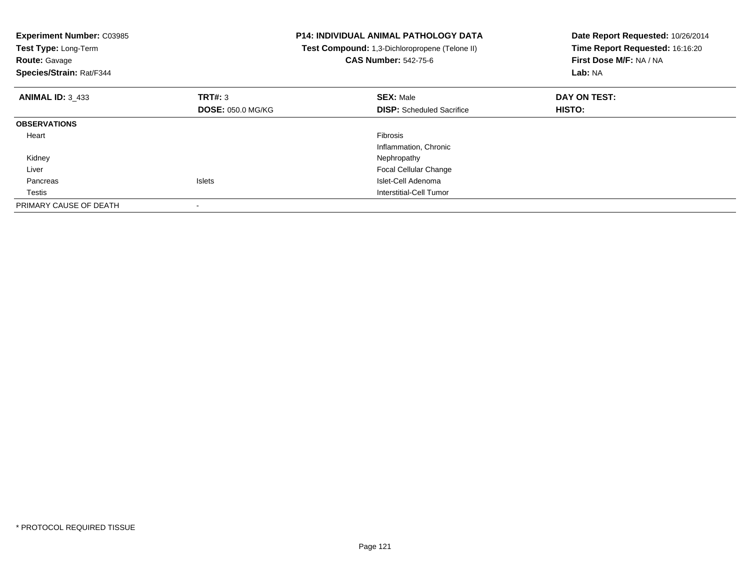**Experiment Number:** C03985
**Test Type:** Long-Term
**Route:** Gavage
**Species/Strain:** Rat/F344

**P14: INDIVIDUAL ANIMAL PATHOLOGY DATA**
**Test Compound:** 1,3-Dichloropropene (Telone II)
**CAS Number:** 542-75-6

**Date Report Requested:** 10/26/2014
**Time Report Requested:** 16:16:20
**First Dose M/F:** NA / NA
**Lab:** NA

| **ANIMAL ID:** 3_433 | **TRT#:** 3 | **SEX:** Male | **DAY ON TEST:** |
|---|---|---|---|
| | **DOSE:** 050.0 MG/KG | **DISP:** Scheduled Sacrifice | **HISTO:** |
| **OBSERVATIONS** | | | |
| Heart | | Fibrosis | |
| | | Inflammation, Chronic | |
| Kidney | | Nephropathy | |
| Liver | | Focal Cellular Change | |
| Pancreas | Islets | Islet-Cell Adenoma | |
| Testis | | Interstitial-Cell Tumor | |
| PRIMARY CAUSE OF DEATH | - | | |

* PROTOCOL REQUIRED TISSUE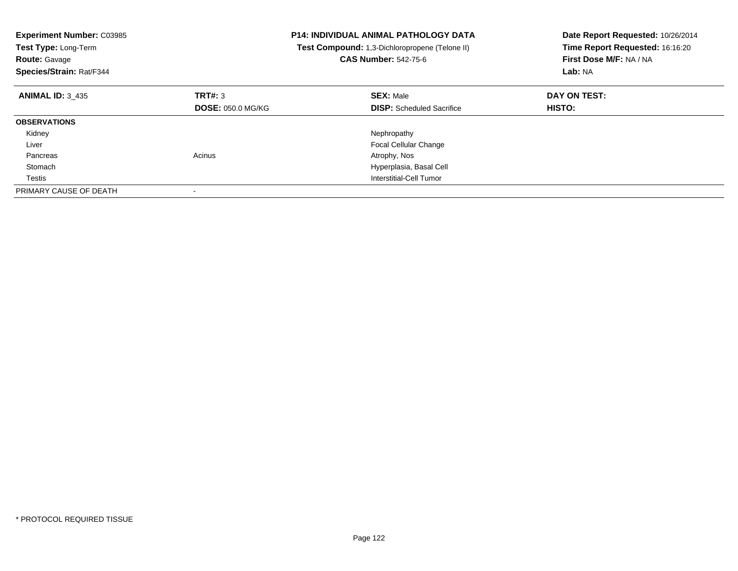**Experiment Number:** C03985
**Test Type:** Long-Term
**Route:** Gavage
**Species/Strain:** Rat/F344

**P14: INDIVIDUAL ANIMAL PATHOLOGY DATA**
**Test Compound:** 1,3-Dichloropropene (Telone II)
**CAS Number:** 542-75-6

**Date Report Requested:** 10/26/2014
**Time Report Requested:** 16:16:20
**First Dose M/F:** NA / NA
**Lab:** NA

| **ANIMAL ID:** 3_435 | **TRT#:** 3 | **SEX:** Male | **DAY ON TEST:** |
|---|---|---|---|
| | **DOSE:** 050.0 MG/KG | **DISP:** Scheduled Sacrifice | **HISTO:** |
| **OBSERVATIONS** | | | |
| Kidney | | Nephropathy | |
| Liver | | Focal Cellular Change | |
| Pancreas | Acinus | Atrophy, Nos | |
| Stomach | | Hyperplasia, Basal Cell | |
| Testis | | Interstitial-Cell Tumor | |
| PRIMARY CAUSE OF DEATH | - | | |

* PROTOCOL REQUIRED TISSUE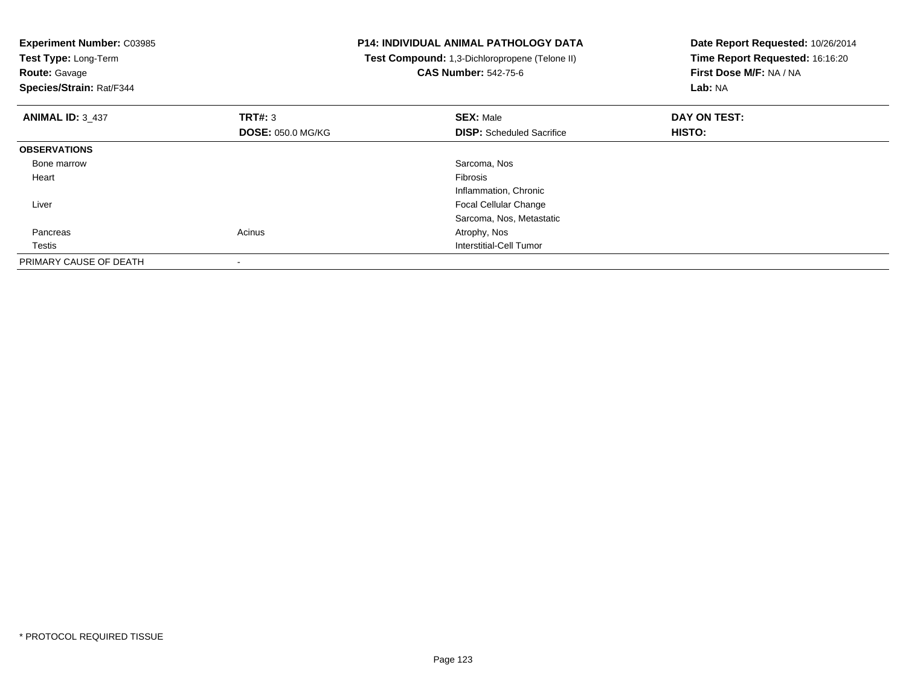**Experiment Number:** C03985
**Test Type:** Long-Term
**Route:** Gavage
**Species/Strain:** Rat/F344

**P14: INDIVIDUAL ANIMAL PATHOLOGY DATA**
**Test Compound:** 1,3-Dichloropropene (Telone II)
**CAS Number:** 542-75-6

**Date Report Requested:** 10/26/2014
**Time Report Requested:** 16:16:20
**First Dose M/F:** NA / NA
**Lab:** NA

| **ANIMAL ID:** 3_437 | **TRT#:** 3 | **SEX:** Male | **DAY ON TEST:** |
|---|---|---|---|
| | **DOSE:** 050.0 MG/KG | **DISP:** Scheduled Sacrifice | **HISTO:** |
| **OBSERVATIONS** | | | |
| Bone marrow | | Sarcoma, Nos | |
| Heart | | Fibrosis | |
| | | Inflammation, Chronic | |
| Liver | | Focal Cellular Change | |
| | | Sarcoma, Nos, Metastatic | |
| Pancreas | Acinus | Atrophy, Nos | |
| Testis | | Interstitial-Cell Tumor | |
| PRIMARY CAUSE OF DEATH | - | | |

* PROTOCOL REQUIRED TISSUE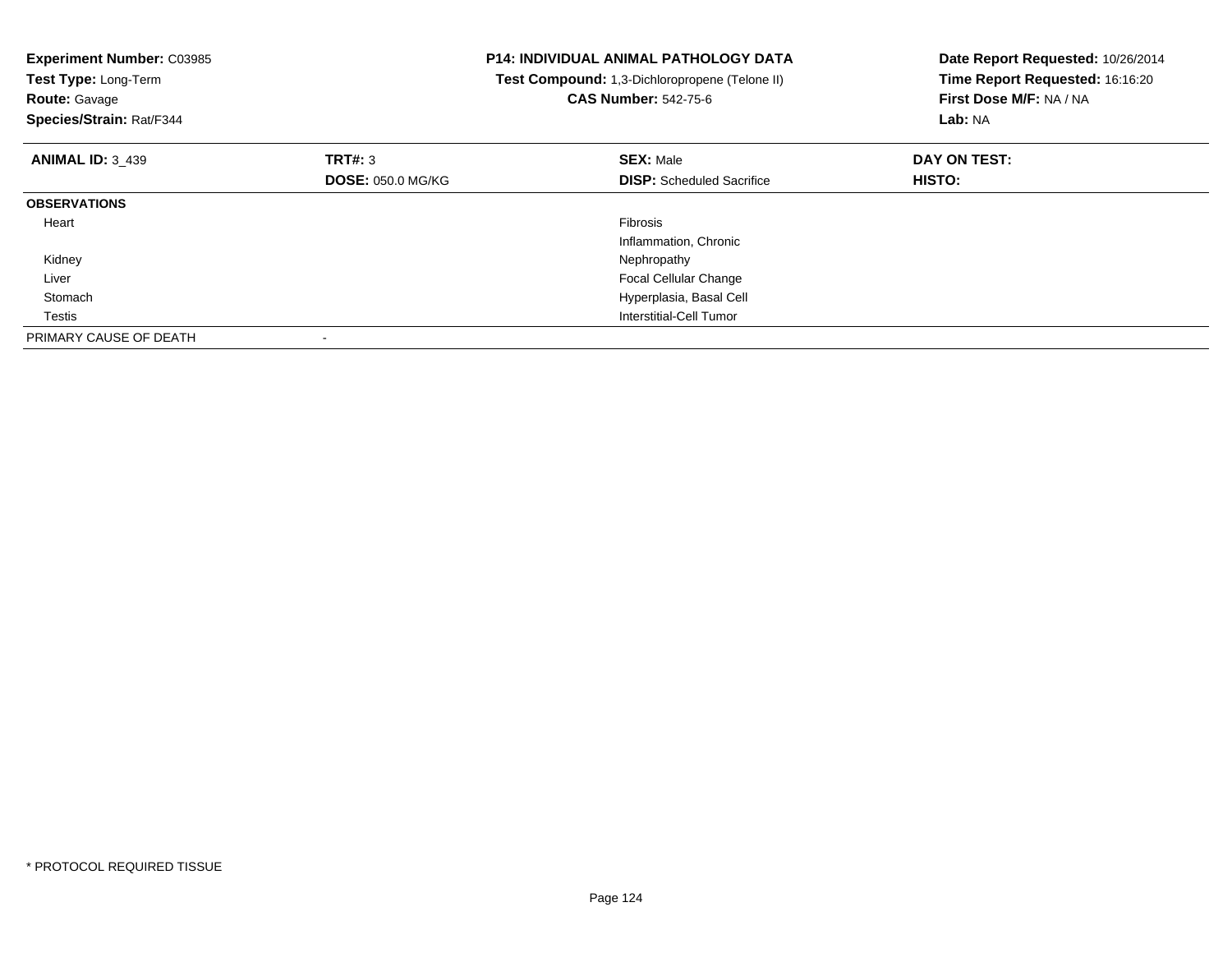**Experiment Number:** C03985
**Test Type:** Long-Term
**Route:** Gavage
**Species/Strain:** Rat/F344

**P14: INDIVIDUAL ANIMAL PATHOLOGY DATA**
**Test Compound:** 1,3-Dichloropropene (Telone II)
**CAS Number:** 542-75-6

**Date Report Requested:** 10/26/2014
**Time Report Requested:** 16:16:20
**First Dose M/F:** NA / NA
**Lab:** NA

| **ANIMAL ID:** 3_439 | **TRT#:** 3 | **SEX:** Male | **DAY ON TEST:** |
|---|---|---|---|
| | **DOSE:** 050.0 MG/KG | **DISP:** Scheduled Sacrifice | **HISTO:** |
| **OBSERVATIONS** | | | |
| Heart | | Fibrosis | |
| | | Inflammation, Chronic | |
| Kidney | | Nephropathy | |
| Liver | | Focal Cellular Change | |
| Stomach | | Hyperplasia, Basal Cell | |
| Testis | | Interstitial-Cell Tumor | |
| PRIMARY CAUSE OF DEATH | - | | |

* PROTOCOL REQUIRED TISSUE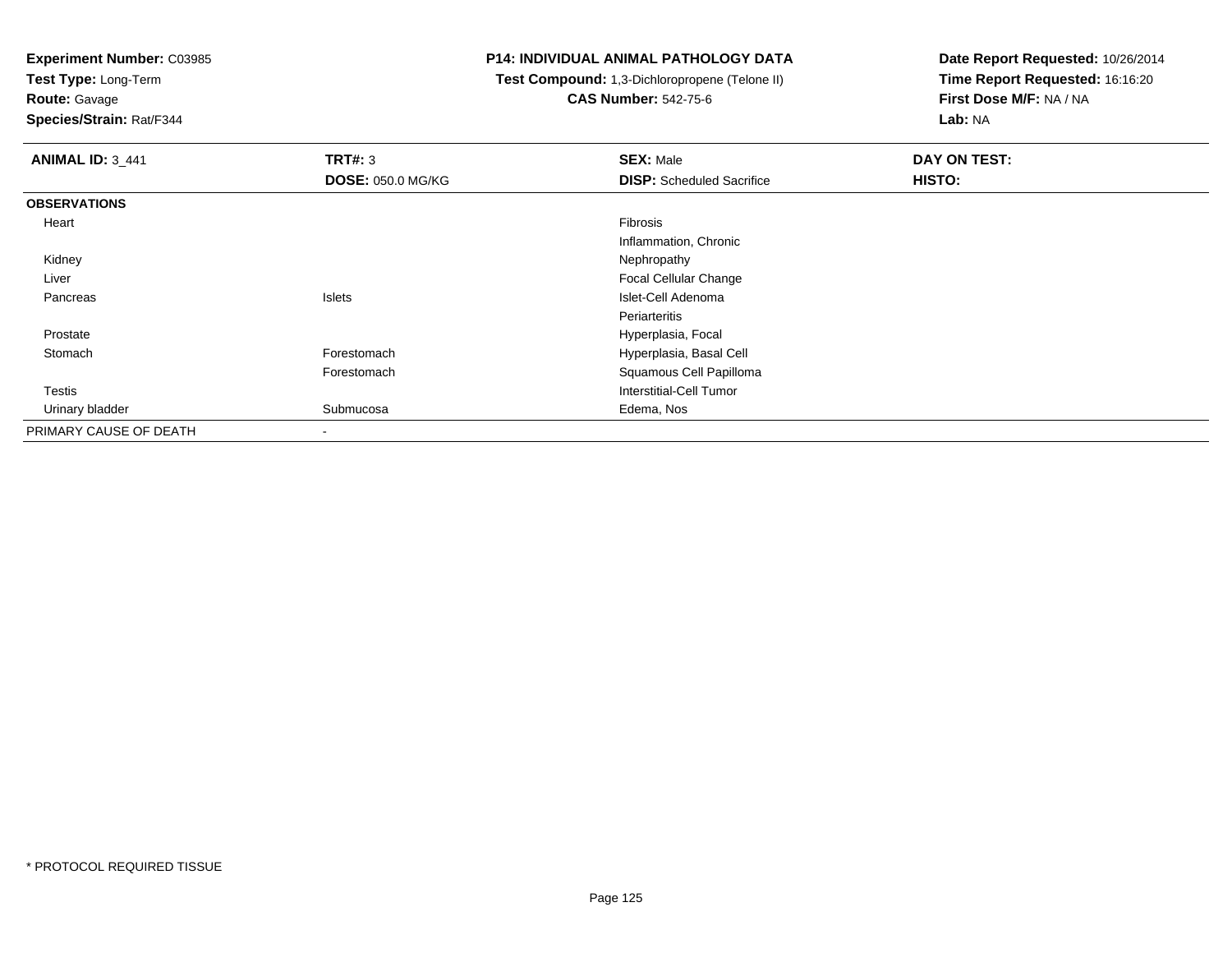**Experiment Number:** C03985
**Test Type:** Long-Term
**Route:** Gavage
**Species/Strain:** Rat/F344

**P14: INDIVIDUAL ANIMAL PATHOLOGY DATA**
**Test Compound:** 1,3-Dichloropropene (Telone II)
**CAS Number:** 542-75-6

**Date Report Requested:** 10/26/2014
**Time Report Requested:** 16:16:20
**First Dose M/F:** NA / NA
**Lab:** NA

| **ANIMAL ID:** 3_441 | **TRT#:** 3 | **SEX:** Male | **DAY ON TEST:** |
|---|---|---|---|
| | **DOSE:** 050.0 MG/KG | **DISP:** Scheduled Sacrifice | **HISTO:** |
| **OBSERVATIONS** | | | |
| Heart | | Fibrosis | |
| | | Inflammation, Chronic | |
| Kidney | | Nephropathy | |
| Liver | | Focal Cellular Change | |
| Pancreas | Islets | Islet-Cell Adenoma | |
| | | Periarteritis | |
| Prostate | | Hyperplasia, Focal | |
| Stomach | Forestomach | Hyperplasia, Basal Cell | |
| | Forestomach | Squamous Cell Papilloma | |
| Testis | | Interstitial-Cell Tumor | |
| Urinary bladder | Submucosa | Edema, Nos | |
| PRIMARY CAUSE OF DEATH | - | | |

* PROTOCOL REQUIRED TISSUE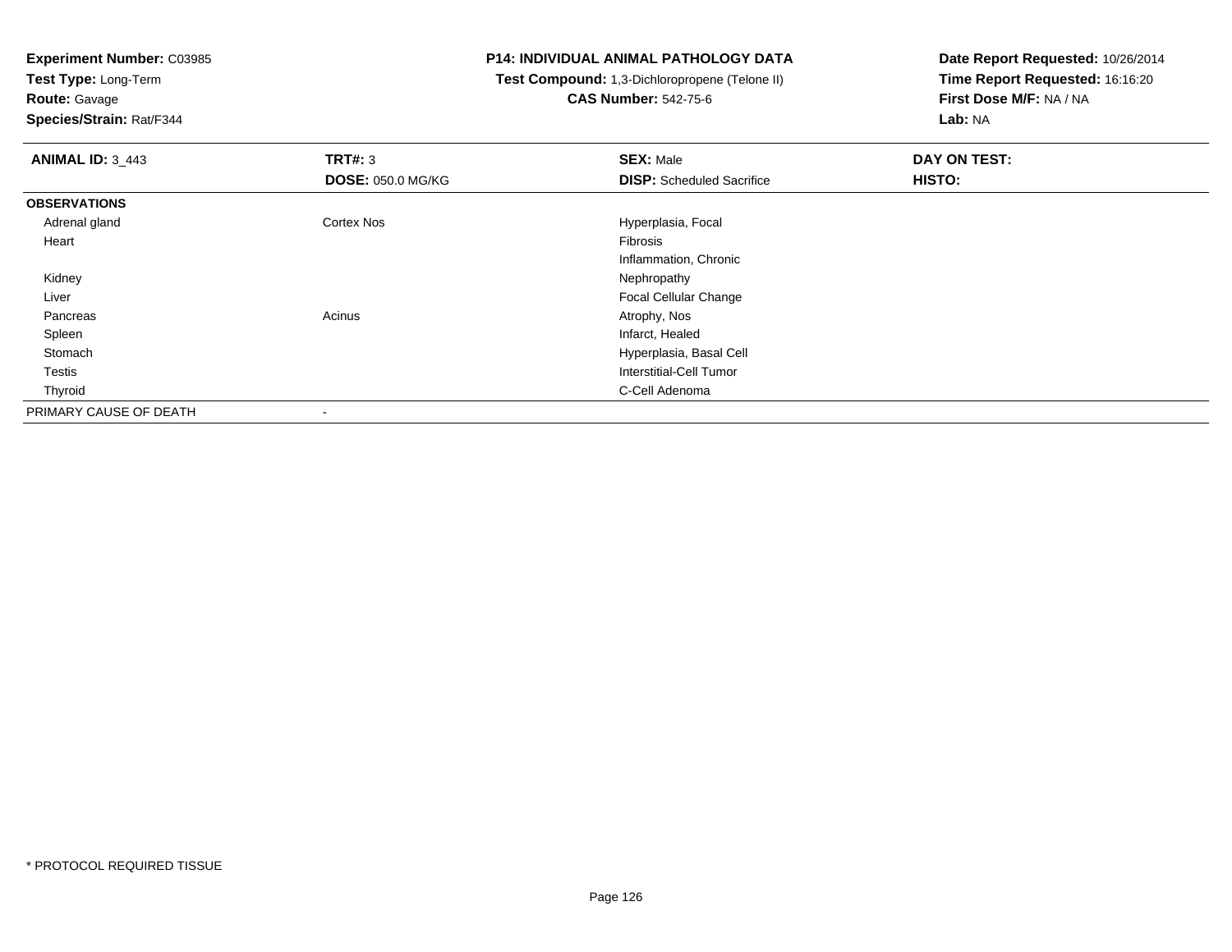**Experiment Number:** C03985
**Test Type:** Long-Term
**Route:** Gavage
**Species/Strain:** Rat/F344

**P14: INDIVIDUAL ANIMAL PATHOLOGY DATA**
**Test Compound:** 1,3-Dichloropropene (Telone II)
**CAS Number:** 542-75-6

**Date Report Requested:** 10/26/2014
**Time Report Requested:** 16:16:20
**First Dose M/F:** NA / NA
**Lab:** NA

| **ANIMAL ID:** 3_443 | **TRT#:** 3 | **SEX:** Male | **DAY ON TEST:** |
|---|---|---|---|
| | **DOSE:** 050.0 MG/KG | **DISP:** Scheduled Sacrifice | **HISTO:** |
| **OBSERVATIONS** | | | |
| Adrenal gland | Cortex Nos | Hyperplasia, Focal | |
| Heart | | Fibrosis | |
| | | Inflammation, Chronic | |
| Kidney | | Nephropathy | |
| Liver | | Focal Cellular Change | |
| Pancreas | Acinus | Atrophy, Nos | |
| Spleen | | Infarct, Healed | |
| Stomach | | Hyperplasia, Basal Cell | |
| Testis | | Interstitial-Cell Tumor | |
| Thyroid | | C-Cell Adenoma | |
| PRIMARY CAUSE OF DEATH | - | | |

* PROTOCOL REQUIRED TISSUE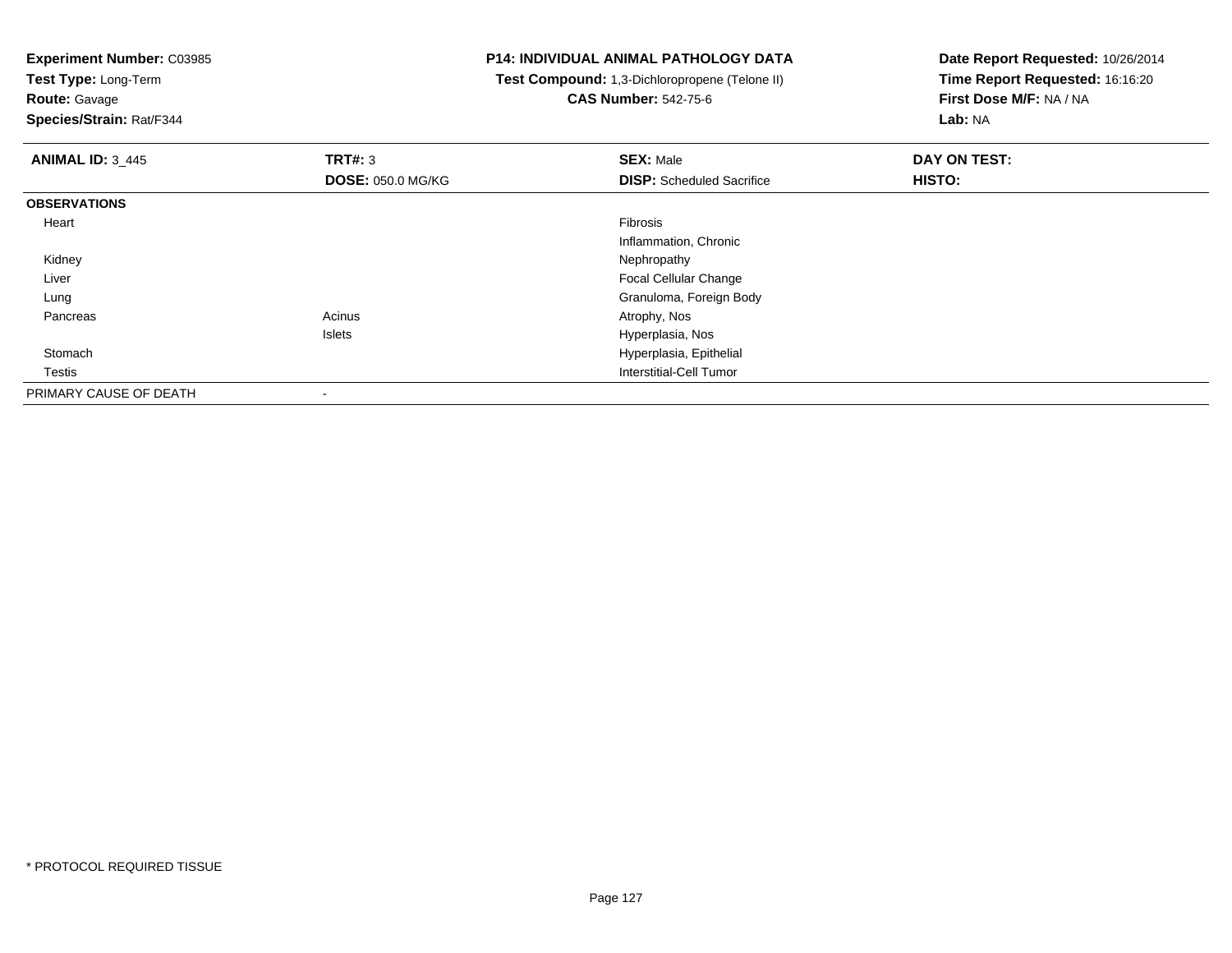**Experiment Number:** C03985
**Test Type:** Long-Term
**Route:** Gavage
**Species/Strain:** Rat/F344

**P14: INDIVIDUAL ANIMAL PATHOLOGY DATA**
**Test Compound:** 1,3-Dichloropropene (Telone II)
**CAS Number:** 542-75-6

**Date Report Requested:** 10/26/2014
**Time Report Requested:** 16:16:20
**First Dose M/F:** NA / NA
**Lab:** NA

| **ANIMAL ID:** 3_445 | **TRT#:** 3 | **SEX:** Male | **DAY ON TEST:** |
|---|---|---|---|
| | **DOSE:** 050.0 MG/KG | **DISP:** Scheduled Sacrifice | **HISTO:** |
| **OBSERVATIONS** | | | |
| Heart | | Fibrosis | |
| | | Inflammation, Chronic | |
| Kidney | | Nephropathy | |
| Liver | | Focal Cellular Change | |
| Lung | | Granuloma, Foreign Body | |
| Pancreas | Acinus | Atrophy, Nos | |
| | Islets | Hyperplasia, Nos | |
| Stomach | | Hyperplasia, Epithelial | |
| Testis | | Interstitial-Cell Tumor | |
| PRIMARY CAUSE OF DEATH | - | | |

* PROTOCOL REQUIRED TISSUE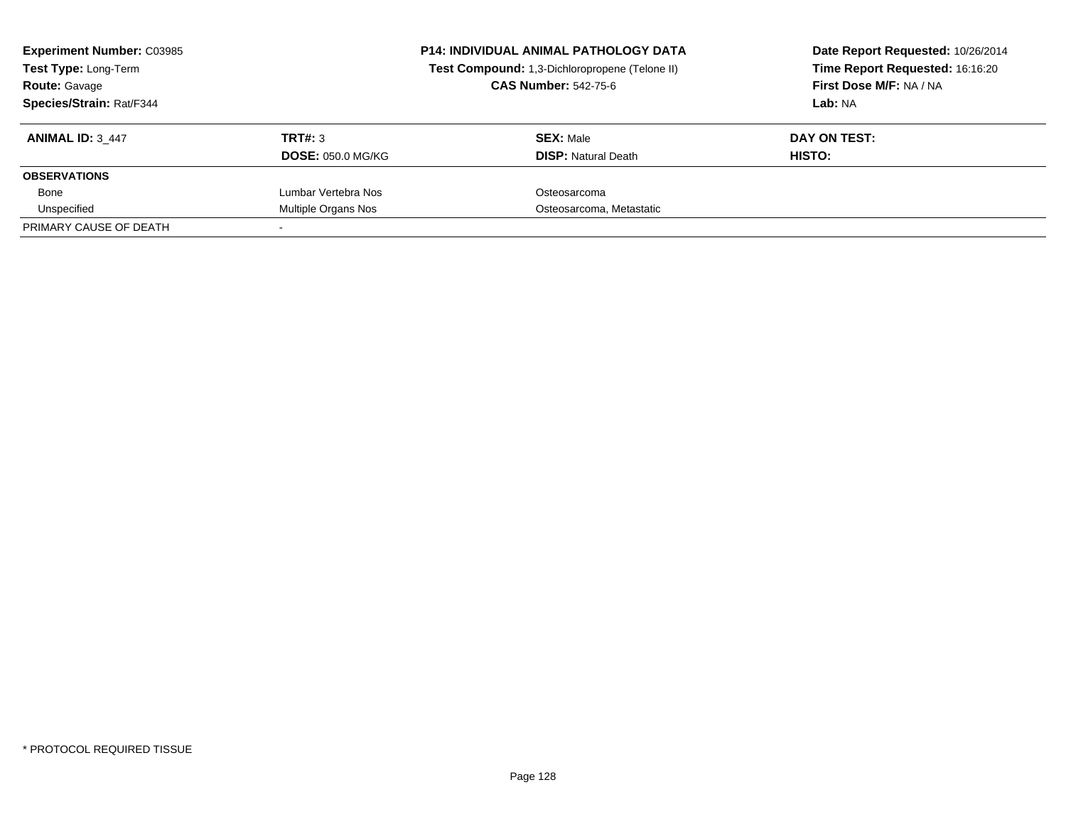**Experiment Number:** C03985
**Test Type:** Long-Term
**Route:** Gavage
**Species/Strain:** Rat/F344

**P14: INDIVIDUAL ANIMAL PATHOLOGY DATA**
**Test Compound:** 1,3-Dichloropropene (Telone II)
**CAS Number:** 542-75-6

**Date Report Requested:** 10/26/2014
**Time Report Requested:** 16:16:20
**First Dose M/F:** NA / NA
**Lab:** NA

| **ANIMAL ID:** 3_447 | **TRT#:** 3 | **SEX:** Male | **DAY ON TEST:** |
|---|---|---|---|
| | **DOSE:** 050.0 MG/KG | **DISP:** Natural Death | **HISTO:** |
| **OBSERVATIONS** | | | |
| Bone | Lumbar Vertebra Nos | Osteosarcoma | |
| Unspecified | Multiple Organs Nos | Osteosarcoma, Metastatic | |
| PRIMARY CAUSE OF DEATH | - | | |

* PROTOCOL REQUIRED TISSUE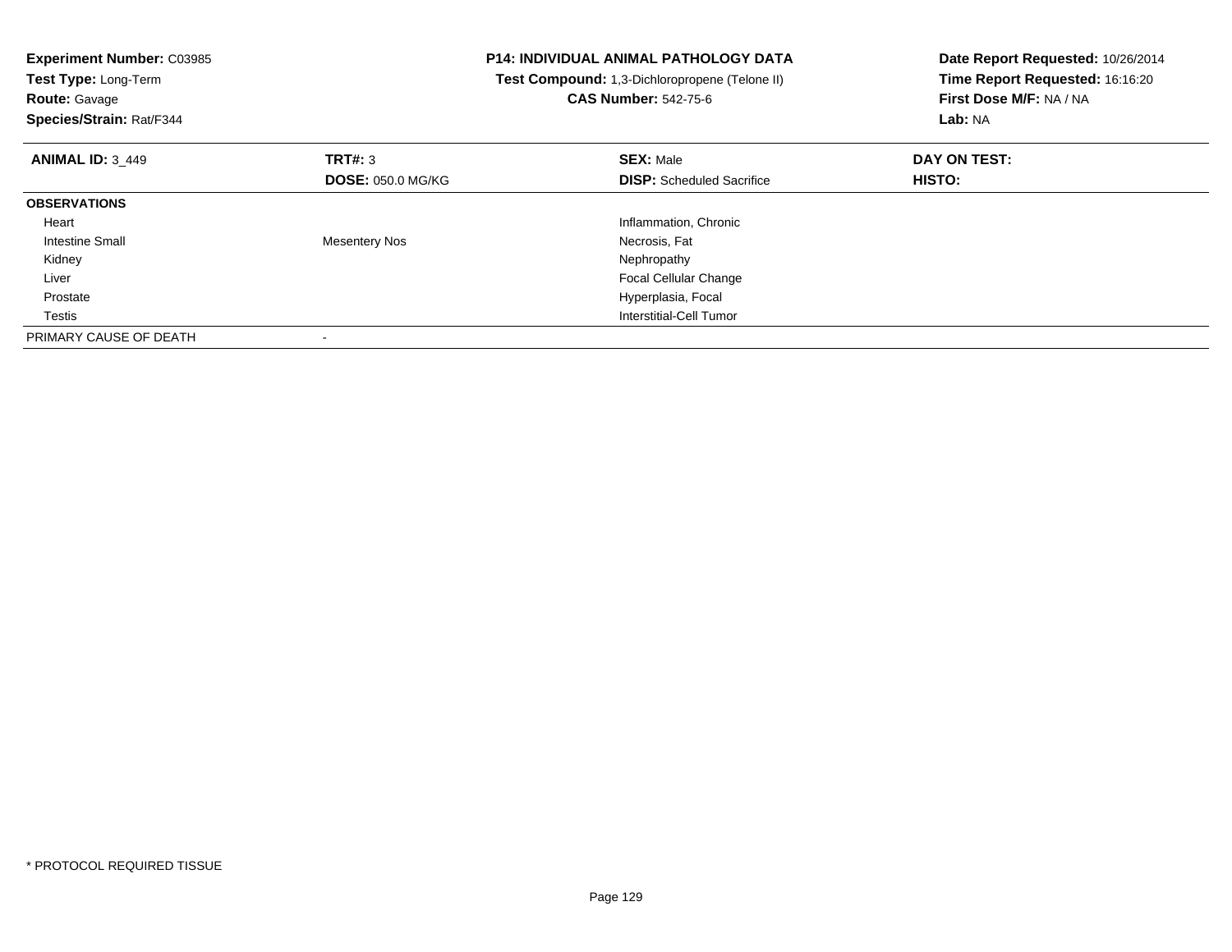**Experiment Number:** C03985
**Test Type:** Long-Term
**Route:** Gavage
**Species/Strain:** Rat/F344

**P14: INDIVIDUAL ANIMAL PATHOLOGY DATA**
**Test Compound:** 1,3-Dichloropropene (Telone II)
**CAS Number:** 542-75-6

**Date Report Requested:** 10/26/2014
**Time Report Requested:** 16:16:20
**First Dose M/F:** NA / NA
**Lab:** NA

| **ANIMAL ID:** 3_449 | **TRT#:** 3 | **SEX:** Male | **DAY ON TEST:** |
|---|---|---|---|
| | **DOSE:** 050.0 MG/KG | **DISP:** Scheduled Sacrifice | **HISTO:** |
| **OBSERVATIONS** | | | |
| Heart | | Inflammation, Chronic | |
| Intestine Small | Mesentery Nos | Necrosis, Fat | |
| Kidney | | Nephropathy | |
| Liver | | Focal Cellular Change | |
| Prostate | | Hyperplasia, Focal | |
| Testis | | Interstitial-Cell Tumor | |
| PRIMARY CAUSE OF DEATH | - | | |

* PROTOCOL REQUIRED TISSUE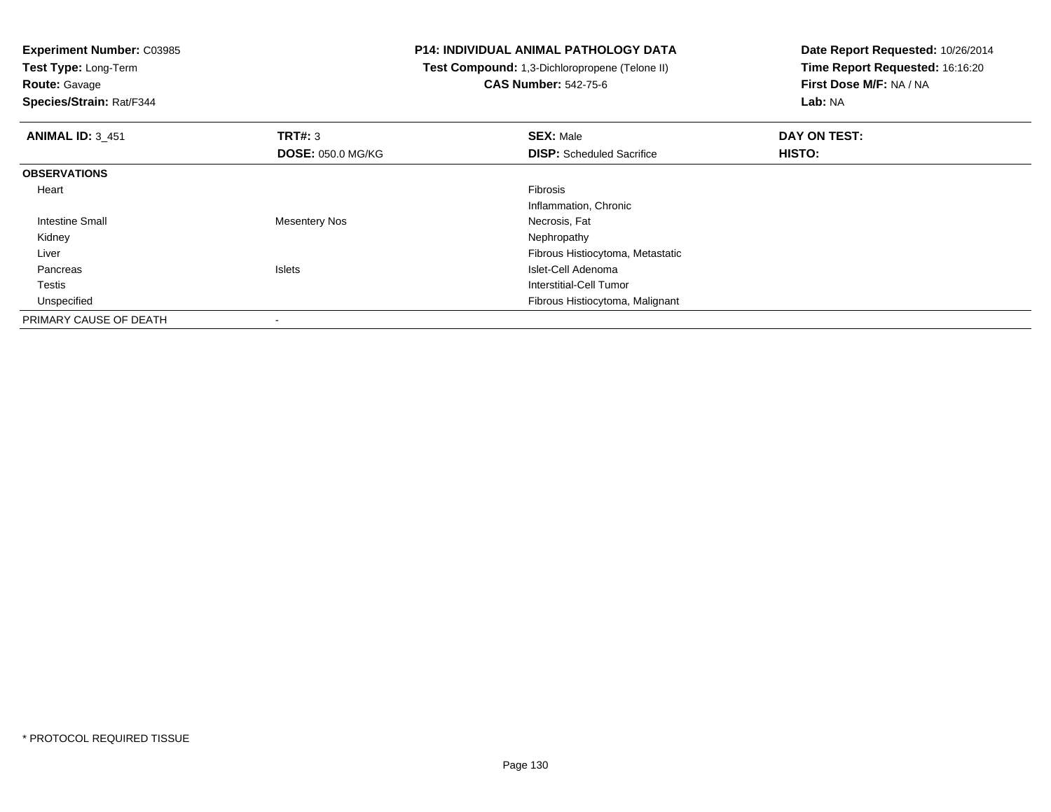**Experiment Number:** C03985
**Test Type:** Long-Term
**Route:** Gavage
**Species/Strain:** Rat/F344

**P14: INDIVIDUAL ANIMAL PATHOLOGY DATA**
**Test Compound:** 1,3-Dichloropropene (Telone II)
**CAS Number:** 542-75-6

**Date Report Requested:** 10/26/2014
**Time Report Requested:** 16:16:20
**First Dose M/F:** NA / NA
**Lab:** NA

| **ANIMAL ID:** 3_451 | **TRT#:** 3 | **SEX:** Male | **DAY ON TEST:** |
|---|---|---|---|
| | **DOSE:** 050.0 MG/KG | **DISP:** Scheduled Sacrifice | **HISTO:** |
| **OBSERVATIONS** | | | |
| Heart | | Fibrosis | |
| | | Inflammation, Chronic | |
| Intestine Small | Mesentery Nos | Necrosis, Fat | |
| Kidney | | Nephropathy | |
| Liver | | Fibrous Histiocytoma, Metastatic | |
| Pancreas | Islets | Islet-Cell Adenoma | |
| Testis | | Interstitial-Cell Tumor | |
| Unspecified | | Fibrous Histiocytoma, Malignant | |
| PRIMARY CAUSE OF DEATH | - | | |

* PROTOCOL REQUIRED TISSUE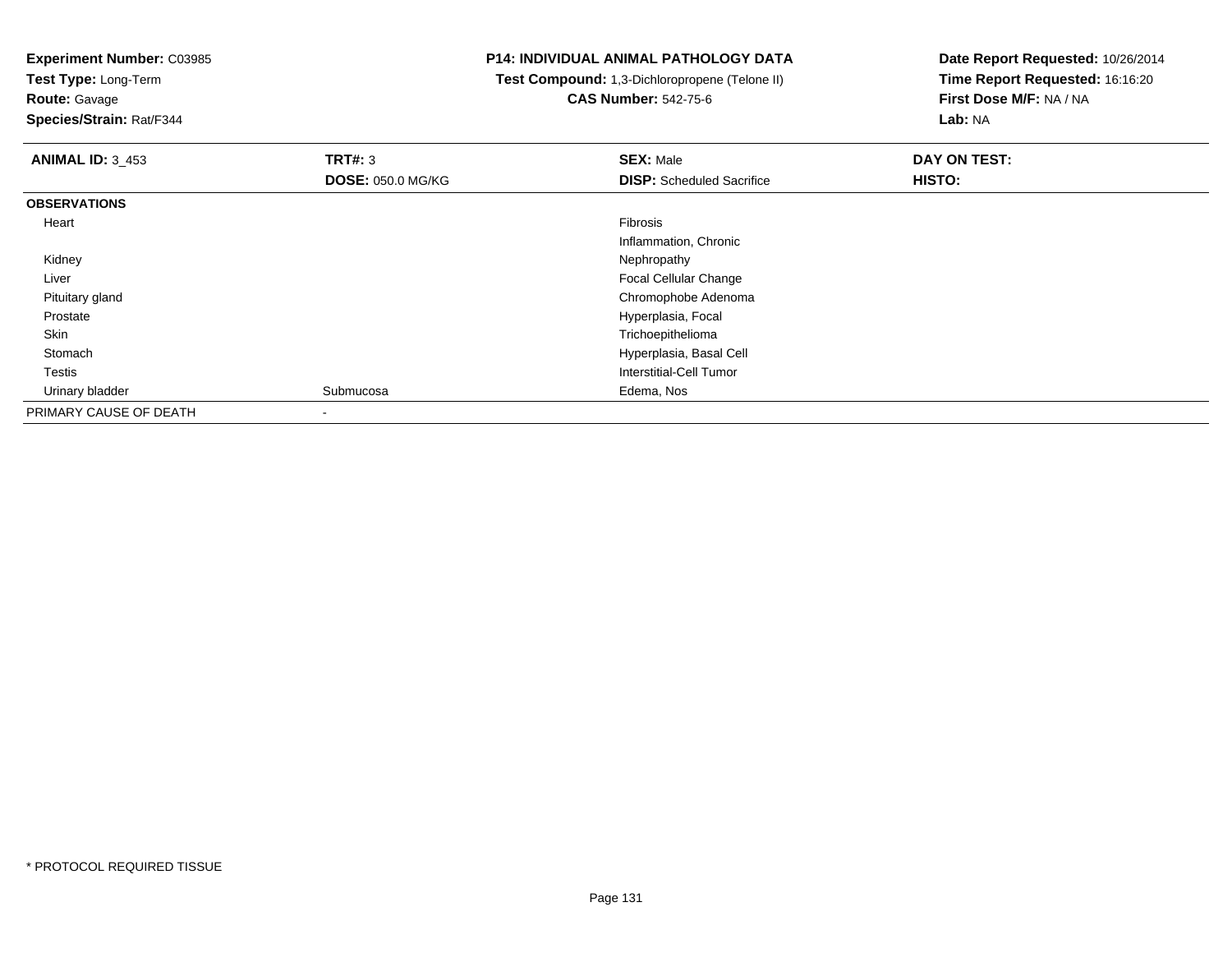**Experiment Number:** C03985
**Test Type:** Long-Term
**Route:** Gavage
**Species/Strain:** Rat/F344

**P14: INDIVIDUAL ANIMAL PATHOLOGY DATA**
**Test Compound:** 1,3-Dichloropropene (Telone II)
**CAS Number:** 542-75-6

**Date Report Requested:** 10/26/2014
**Time Report Requested:** 16:16:20
**First Dose M/F:** NA / NA
**Lab:** NA

| **ANIMAL ID:** 3_453 | **TRT#:** 3 | **SEX:** Male | **DAY ON TEST:** |
|---|---|---|---|
| | **DOSE:** 050.0 MG/KG | **DISP:** Scheduled Sacrifice | **HISTO:** |
| **OBSERVATIONS** | | | |
| Heart | | Fibrosis | |
| | | Inflammation, Chronic | |
| Kidney | | Nephropathy | |
| Liver | | Focal Cellular Change | |
| Pituitary gland | | Chromophobe Adenoma | |
| Prostate | | Hyperplasia, Focal | |
| Skin | | Trichoepithelioma | |
| Stomach | | Hyperplasia, Basal Cell | |
| Testis | | Interstitial-Cell Tumor | |
| Urinary bladder | Submucosa | Edema, Nos | |
| PRIMARY CAUSE OF DEATH | - | | |

* PROTOCOL REQUIRED TISSUE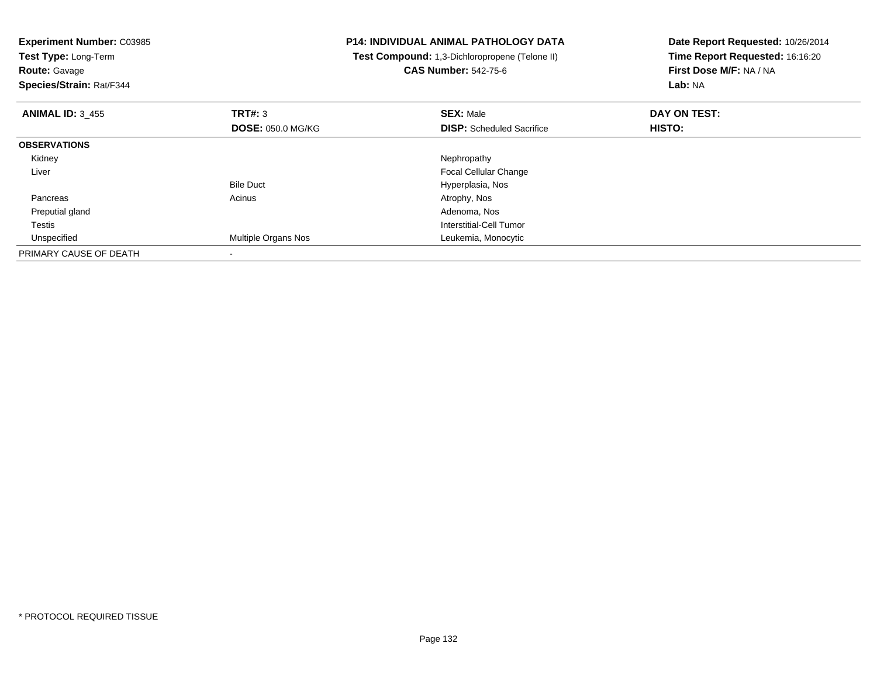**Experiment Number:** C03985
**Test Type:** Long-Term
**Route:** Gavage
**Species/Strain:** Rat/F344

**P14: INDIVIDUAL ANIMAL PATHOLOGY DATA**
**Test Compound:** 1,3-Dichloropropene (Telone II)
**CAS Number:** 542-75-6

**Date Report Requested:** 10/26/2014
**Time Report Requested:** 16:16:20
**First Dose M/F:** NA / NA
**Lab:** NA

| **ANIMAL ID:** 3_455 | **TRT#:** 3 | **SEX:** Male | **DAY ON TEST:** |
|---|---|---|---|
| | **DOSE:** 050.0 MG/KG | **DISP:** Scheduled Sacrifice | **HISTO:** |
| **OBSERVATIONS** | | | |
| Kidney | | Nephropathy | |
| Liver | | Focal Cellular Change | |
| | Bile Duct | Hyperplasia, Nos | |
| Pancreas | Acinus | Atrophy, Nos | |
| Preputial gland | | Adenoma, Nos | |
| Testis | | Interstitial-Cell Tumor | |
| Unspecified | Multiple Organs Nos | Leukemia, Monocytic | |
| PRIMARY CAUSE OF DEATH | - | | |

* PROTOCOL REQUIRED TISSUE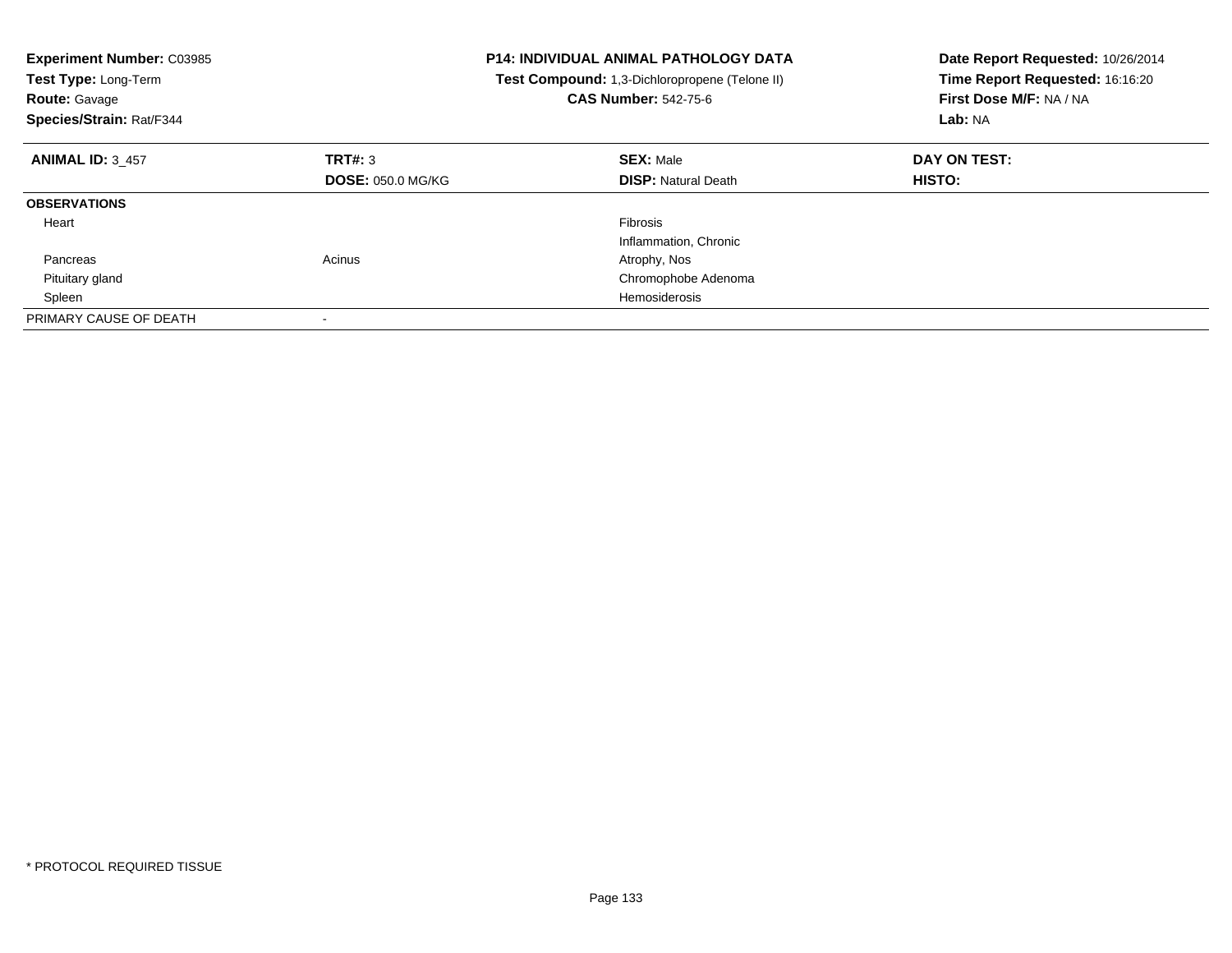**Experiment Number:** C03985
**Test Type:** Long-Term
**Route:** Gavage
**Species/Strain:** Rat/F344

**P14: INDIVIDUAL ANIMAL PATHOLOGY DATA**
**Test Compound:** 1,3-Dichloropropene (Telone II)
**CAS Number:** 542-75-6

**Date Report Requested:** 10/26/2014
**Time Report Requested:** 16:16:20
**First Dose M/F:** NA / NA
**Lab:** NA

| **ANIMAL ID:** 3_457 | **TRT#:** 3 | **SEX:** Male | **DAY ON TEST:** |
|---|---|---|---|
| | **DOSE:** 050.0 MG/KG | **DISP:** Natural Death | **HISTO:** |
| **OBSERVATIONS** | | | |
| Heart | | Fibrosis | |
| | | Inflammation, Chronic | |
| Pancreas | Acinus | Atrophy, Nos | |
| Pituitary gland | | Chromophobe Adenoma | |
| Spleen | | Hemosiderosis | |
| PRIMARY CAUSE OF DEATH | - | | |

* PROTOCOL REQUIRED TISSUE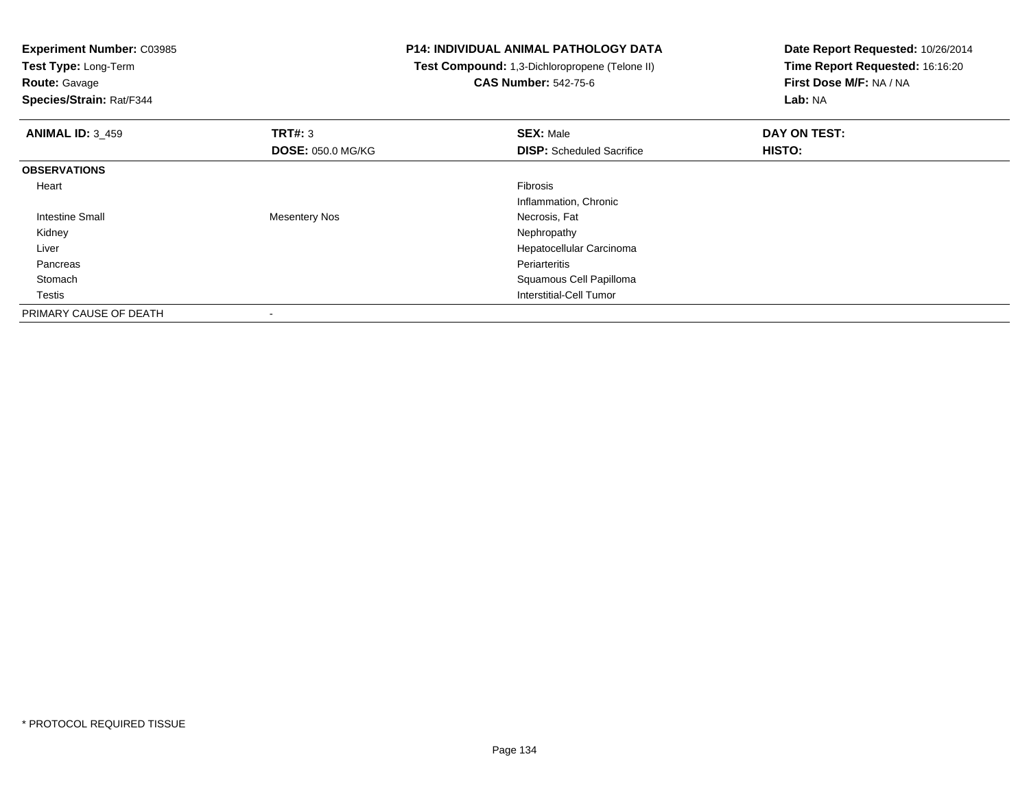**Experiment Number:** C03985
**Test Type:** Long-Term
**Route:** Gavage
**Species/Strain:** Rat/F344

**P14: INDIVIDUAL ANIMAL PATHOLOGY DATA**
**Test Compound:** 1,3-Dichloropropene (Telone II)
**CAS Number:** 542-75-6

**Date Report Requested:** 10/26/2014
**Time Report Requested:** 16:16:20
**First Dose M/F:** NA / NA
**Lab:** NA

| **ANIMAL ID:** 3_459 | **TRT#:** 3 | **SEX:** Male | **DAY ON TEST:** |
|---|---|---|---|
| | **DOSE:** 050.0 MG/KG | **DISP:** Scheduled Sacrifice | **HISTO:** |
| **OBSERVATIONS** | | | |
| Heart | | Fibrosis | |
| | | Inflammation, Chronic | |
| Intestine Small | Mesentery Nos | Necrosis, Fat | |
| Kidney | | Nephropathy | |
| Liver | | Hepatocellular Carcinoma | |
| Pancreas | | Periarteritis | |
| Stomach | | Squamous Cell Papilloma | |
| Testis | | Interstitial-Cell Tumor | |
| PRIMARY CAUSE OF DEATH | - | | |

* PROTOCOL REQUIRED TISSUE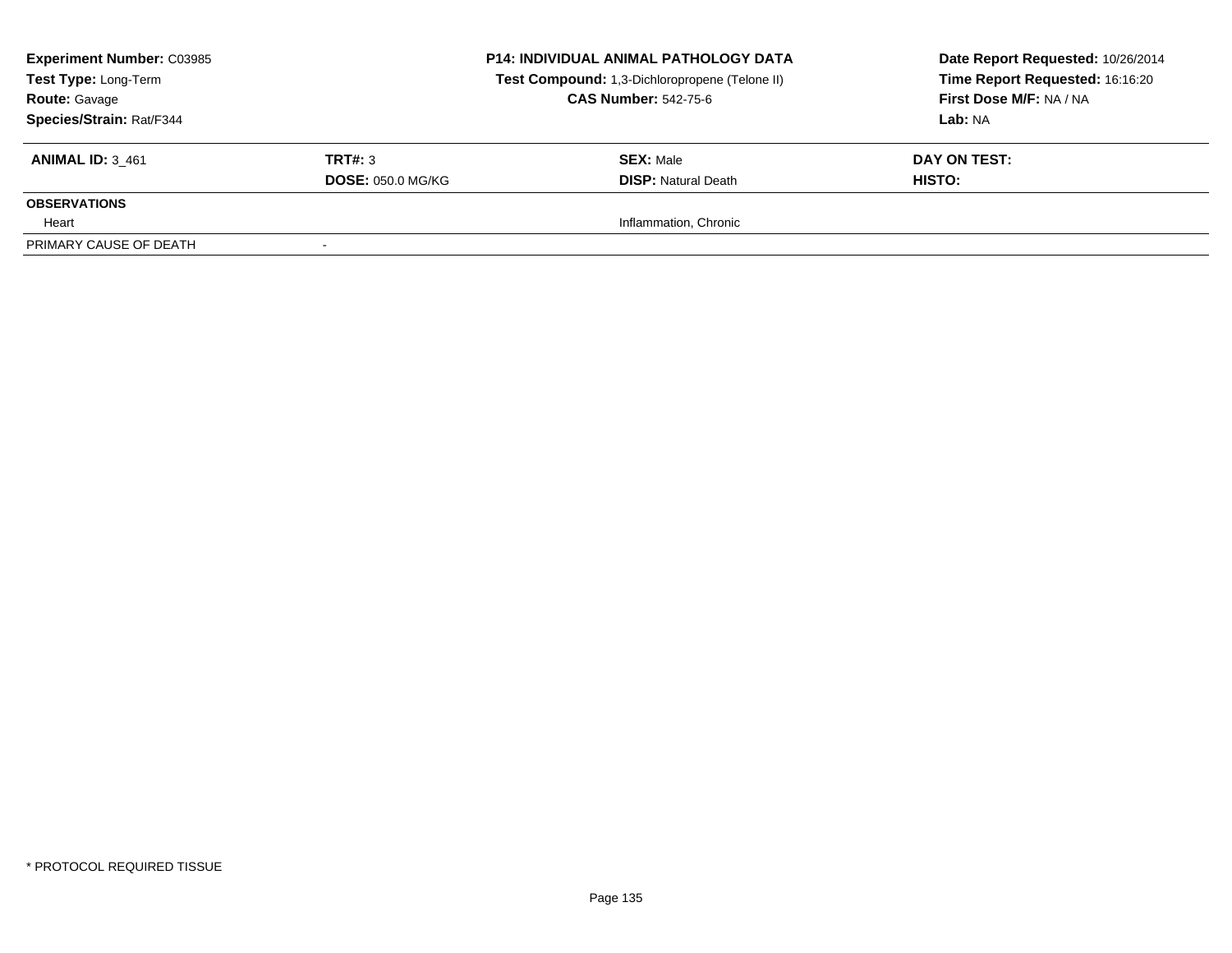| **Experiment Number:** C03985 | **P14: INDIVIDUAL ANIMAL PATHOLOGY DATA** | **Date Report Requested:** 10/26/2014 |
|---|---|---|
| **Test Type:** Long-Term | **Test Compound:** 1,3-Dichloropropene (Telone II) | **Time Report Requested:** 16:16:20 |
| **Route:** Gavage | **CAS Number:** 542-75-6 | **First Dose M/F:** NA / NA |
| **Species/Strain:** Rat/F344 | | **Lab:** NA |

| **ANIMAL ID:** 3_461 | **TRT#:** 3 | **SEX:** Male | **DAY ON TEST:** |
|---|---|---|---|
| | **DOSE:** 050.0 MG/KG | **DISP:** Natural Death | **HISTO:** |
| **OBSERVATIONS** | | | |
| Heart | | Inflammation, Chronic | |
| PRIMARY CAUSE OF DEATH | - | | |

* PROTOCOL REQUIRED TISSUE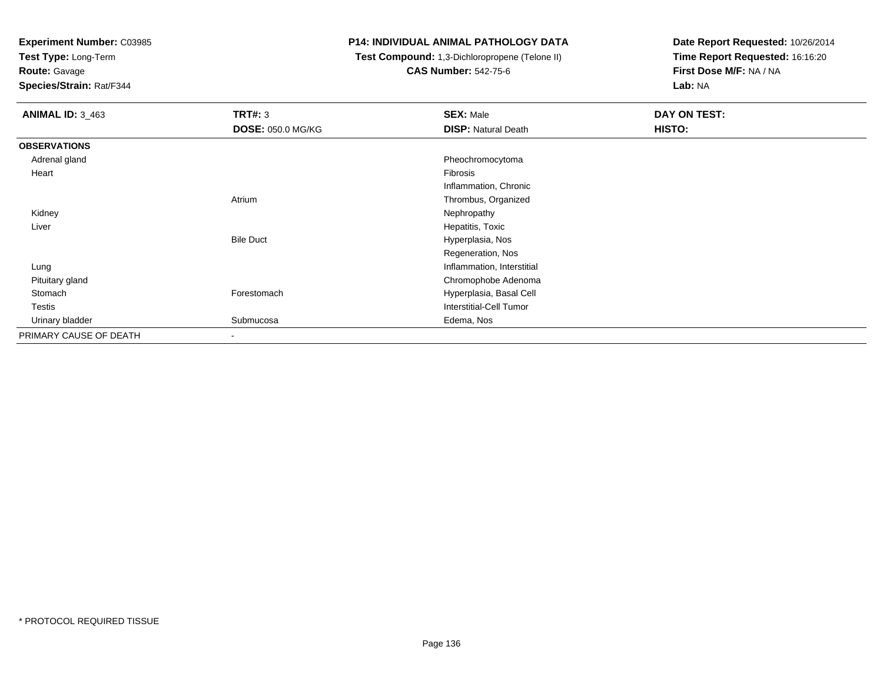**Experiment Number:** C03985
**Test Type:** Long-Term
**Route:** Gavage
**Species/Strain:** Rat/F344

**P14: INDIVIDUAL ANIMAL PATHOLOGY DATA**
**Test Compound:** 1,3-Dichloropropene (Telone II)
**CAS Number:** 542-75-6

**Date Report Requested:** 10/26/2014
**Time Report Requested:** 16:16:20
**First Dose M/F:** NA / NA
**Lab:** NA

| **ANIMAL ID:** 3_463 | **TRT#:** 3 | **SEX:** Male | **DAY ON TEST:** |
|---|---|---|---|
| | **DOSE:** 050.0 MG/KG | **DISP:** Natural Death | **HISTO:** |
| **OBSERVATIONS** | | | |
| Adrenal gland | | Pheochromocytoma | |
| Heart | | Fibrosis | |
| | | Inflammation, Chronic | |
| | Atrium | Thrombus, Organized | |
| Kidney | | Nephropathy | |
| Liver | | Hepatitis, Toxic | |
| | Bile Duct | Hyperplasia, Nos | |
| | | Regeneration, Nos | |
| Lung | | Inflammation, Interstitial | |
| Pituitary gland | | Chromophobe Adenoma | |
| Stomach | Forestomach | Hyperplasia, Basal Cell | |
| Testis | | Interstitial-Cell Tumor | |
| Urinary bladder | Submucosa | Edema, Nos | |
| PRIMARY CAUSE OF DEATH | - | | |

* PROTOCOL REQUIRED TISSUE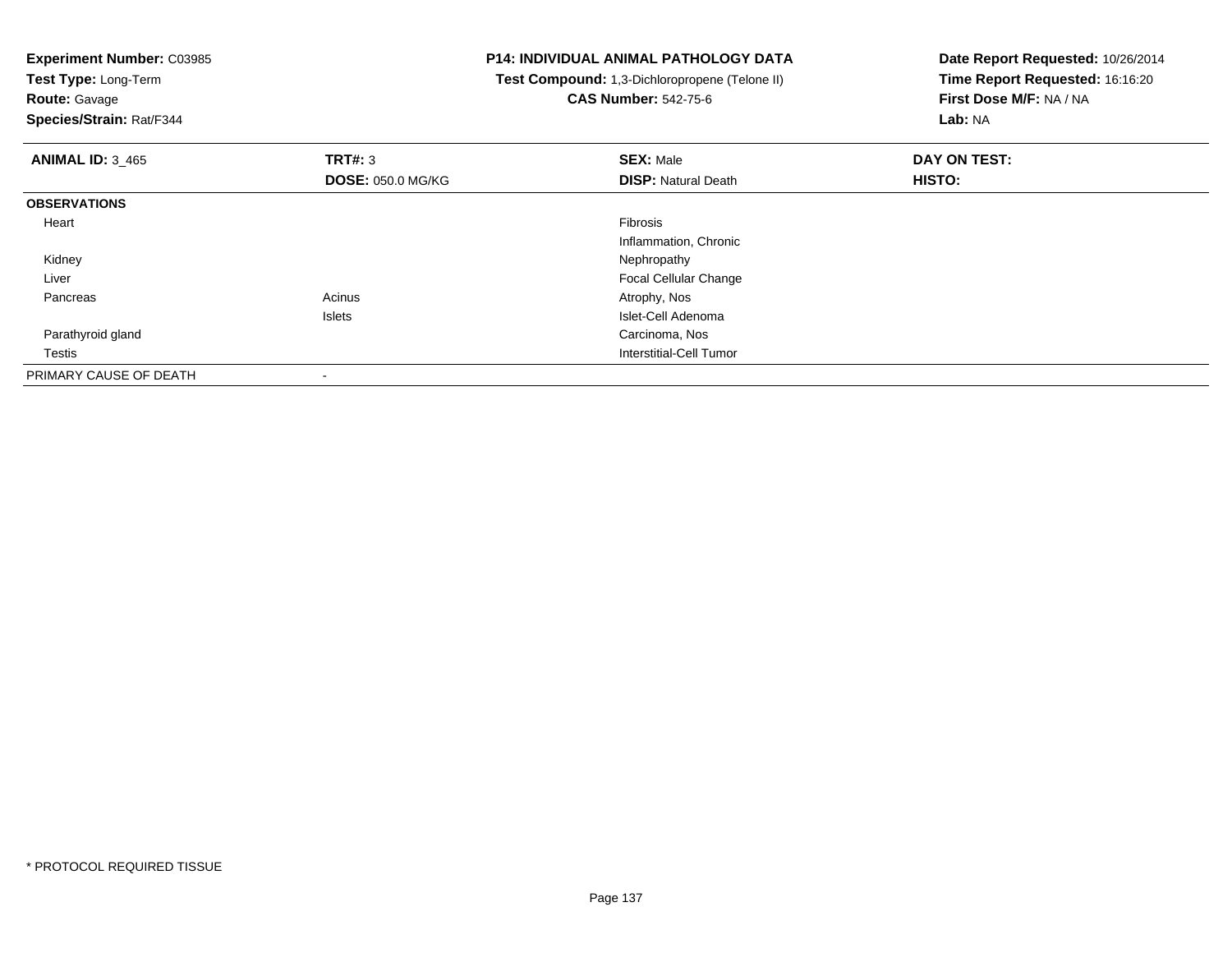**Experiment Number:** C03985
**Test Type:** Long-Term
**Route:** Gavage
**Species/Strain:** Rat/F344

**P14: INDIVIDUAL ANIMAL PATHOLOGY DATA**
**Test Compound:** 1,3-Dichloropropene (Telone II)
**CAS Number:** 542-75-6

**Date Report Requested:** 10/26/2014
**Time Report Requested:** 16:16:20
**First Dose M/F:** NA / NA
**Lab:** NA

| **ANIMAL ID:** 3_465 | **TRT#:** 3 | **SEX:** Male | **DAY ON TEST:** |
|---|---|---|---|
| | **DOSE:** 050.0 MG/KG | **DISP:** Natural Death | **HISTO:** |
| **OBSERVATIONS** | | | |
| Heart | | Fibrosis | |
| | | Inflammation, Chronic | |
| Kidney | | Nephropathy | |
| Liver | | Focal Cellular Change | |
| Pancreas | Acinus | Atrophy, Nos | |
| | Islets | Islet-Cell Adenoma | |
| Parathyroid gland | | Carcinoma, Nos | |
| Testis | | Interstitial-Cell Tumor | |
| PRIMARY CAUSE OF DEATH | - | | |

* PROTOCOL REQUIRED TISSUE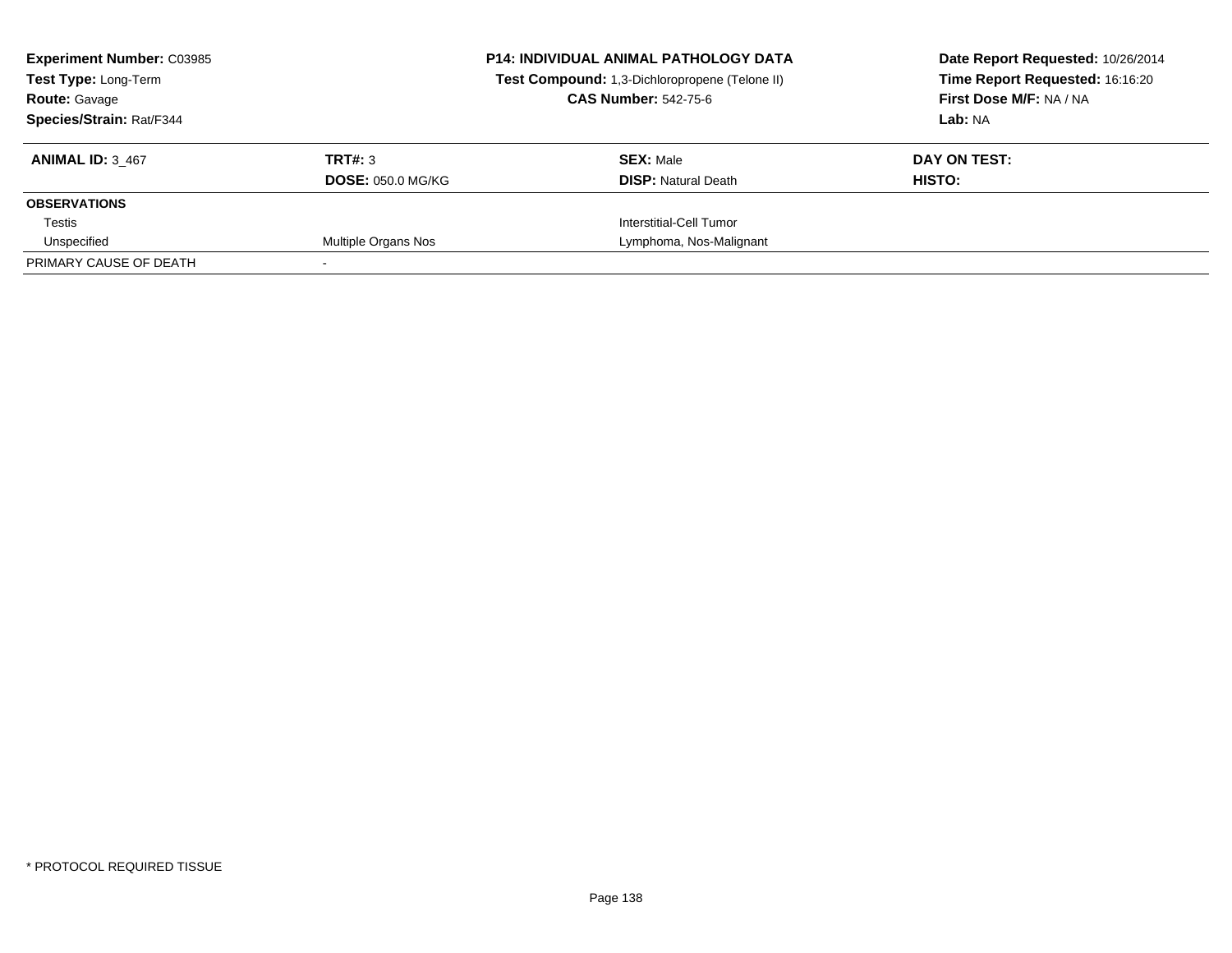| **Experiment Number:** C03985 | **P14: INDIVIDUAL ANIMAL PATHOLOGY DATA** | **Date Report Requested:** 10/26/2014 |
|---|---|---|
| **Test Type:** Long-Term | **Test Compound:** 1,3-Dichloropropene (Telone II) | **Time Report Requested:** 16:16:20 |
| **Route:** Gavage | **CAS Number:** 542-75-6 | **First Dose M/F:** NA / NA |
| **Species/Strain:** Rat/F344 | | **Lab:** NA |

| **ANIMAL ID:** 3_467 | **TRT#:** 3 | **SEX:** Male | **DAY ON TEST:** |
|---|---|---|---|
| | **DOSE:** 050.0 MG/KG | **DISP:** Natural Death | **HISTO:** |
| **OBSERVATIONS** | | | |
| Testis | | Interstitial-Cell Tumor | |
| Unspecified | Multiple Organs Nos | Lymphoma, Nos-Malignant | |
| PRIMARY CAUSE OF DEATH | - | | |

* PROTOCOL REQUIRED TISSUE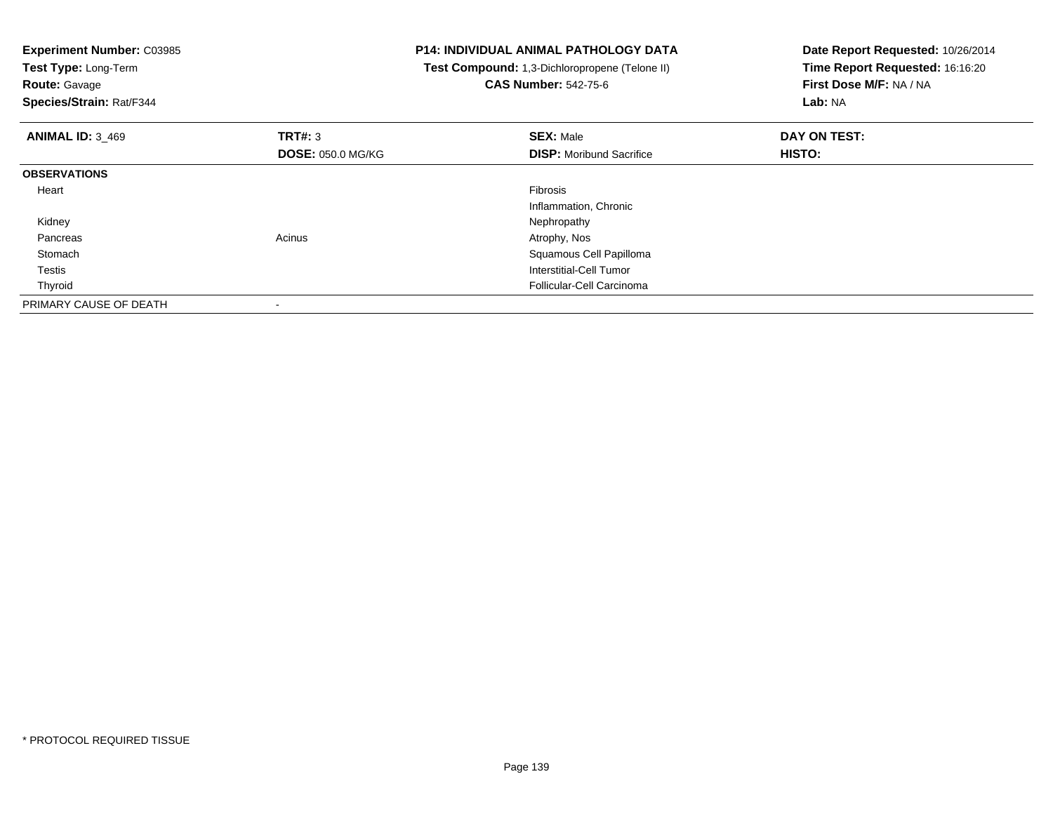**Experiment Number:** C03985
**Test Type:** Long-Term
**Route:** Gavage
**Species/Strain:** Rat/F344

**P14: INDIVIDUAL ANIMAL PATHOLOGY DATA**
**Test Compound:** 1,3-Dichloropropene (Telone II)
**CAS Number:** 542-75-6

**Date Report Requested:** 10/26/2014
**Time Report Requested:** 16:16:20
**First Dose M/F:** NA / NA
**Lab:** NA

| **ANIMAL ID:** 3_469 | **TRT#:** 3 | **SEX:** Male | **DAY ON TEST:** |
|---|---|---|---|
| | **DOSE:** 050.0 MG/KG | **DISP:** Moribund Sacrifice | **HISTO:** |
| **OBSERVATIONS** | | | |
| Heart | | Fibrosis | |
| | | Inflammation, Chronic | |
| Kidney | | Nephropathy | |
| Pancreas | Acinus | Atrophy, Nos | |
| Stomach | | Squamous Cell Papilloma | |
| Testis | | Interstitial-Cell Tumor | |
| Thyroid | | Follicular-Cell Carcinoma | |
| PRIMARY CAUSE OF DEATH | - | | |

* PROTOCOL REQUIRED TISSUE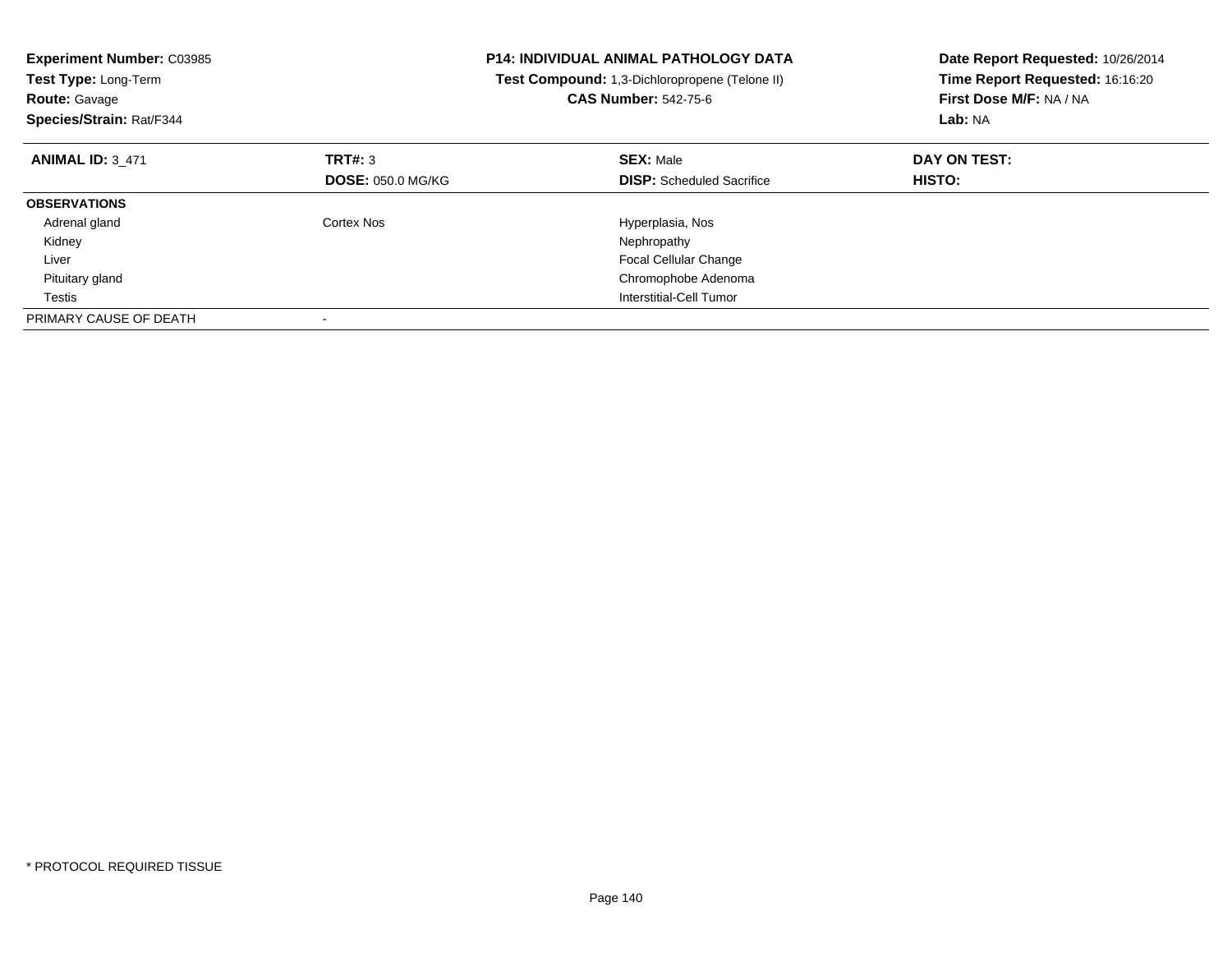**Experiment Number:** C03985
**Test Type:** Long-Term
**Route:** Gavage
**Species/Strain:** Rat/F344

**P14: INDIVIDUAL ANIMAL PATHOLOGY DATA**
**Test Compound:** 1,3-Dichloropropene (Telone II)
**CAS Number:** 542-75-6

**Date Report Requested:** 10/26/2014
**Time Report Requested:** 16:16:20
**First Dose M/F:** NA / NA
**Lab:** NA

| **ANIMAL ID:** 3_471 | **TRT#:** 3 | **SEX:** Male | **DAY ON TEST:** |
|---|---|---|---|
| | **DOSE:** 050.0 MG/KG | **DISP:** Scheduled Sacrifice | **HISTO:** |
| **OBSERVATIONS** | | | |
| Adrenal gland | Cortex Nos | Hyperplasia, Nos | |
| Kidney | | Nephropathy | |
| Liver | | Focal Cellular Change | |
| Pituitary gland | | Chromophobe Adenoma | |
| Testis | | Interstitial-Cell Tumor | |
| PRIMARY CAUSE OF DEATH | - | | |

* PROTOCOL REQUIRED TISSUE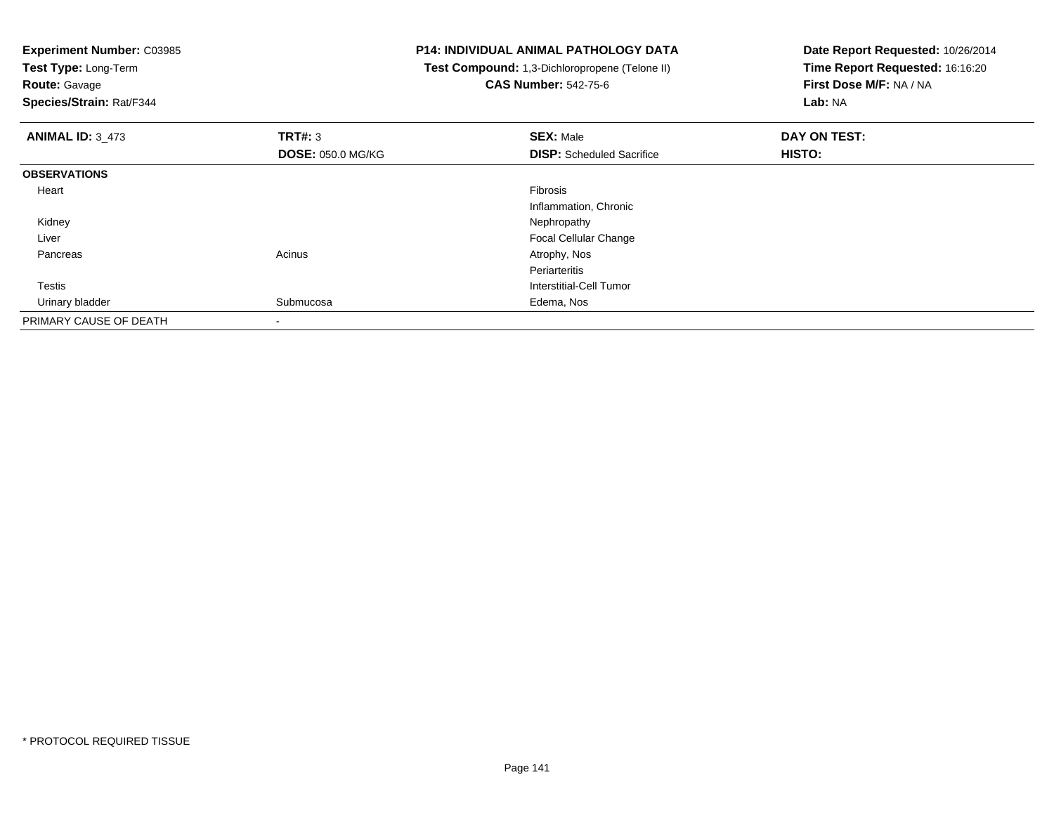**Experiment Number:** C03985
**Test Type:** Long-Term
**Route:** Gavage
**Species/Strain:** Rat/F344

**P14: INDIVIDUAL ANIMAL PATHOLOGY DATA**
**Test Compound:** 1,3-Dichloropropene (Telone II)
**CAS Number:** 542-75-6

**Date Report Requested:** 10/26/2014
**Time Report Requested:** 16:16:20
**First Dose M/F:** NA / NA
**Lab:** NA

| **ANIMAL ID:** 3_473 | **TRT#:** 3 | **SEX:** Male | **DAY ON TEST:** |
|---|---|---|---|
| | **DOSE:** 050.0 MG/KG | **DISP:** Scheduled Sacrifice | **HISTO:** |
| **OBSERVATIONS** | | | |
| Heart | | Fibrosis | |
| | | Inflammation, Chronic | |
| Kidney | | Nephropathy | |
| Liver | | Focal Cellular Change | |
| Pancreas | Acinus | Atrophy, Nos | |
| | | Periarteritis | |
| Testis | | Interstitial-Cell Tumor | |
| Urinary bladder | Submucosa | Edema, Nos | |
| PRIMARY CAUSE OF DEATH | - | | |

* PROTOCOL REQUIRED TISSUE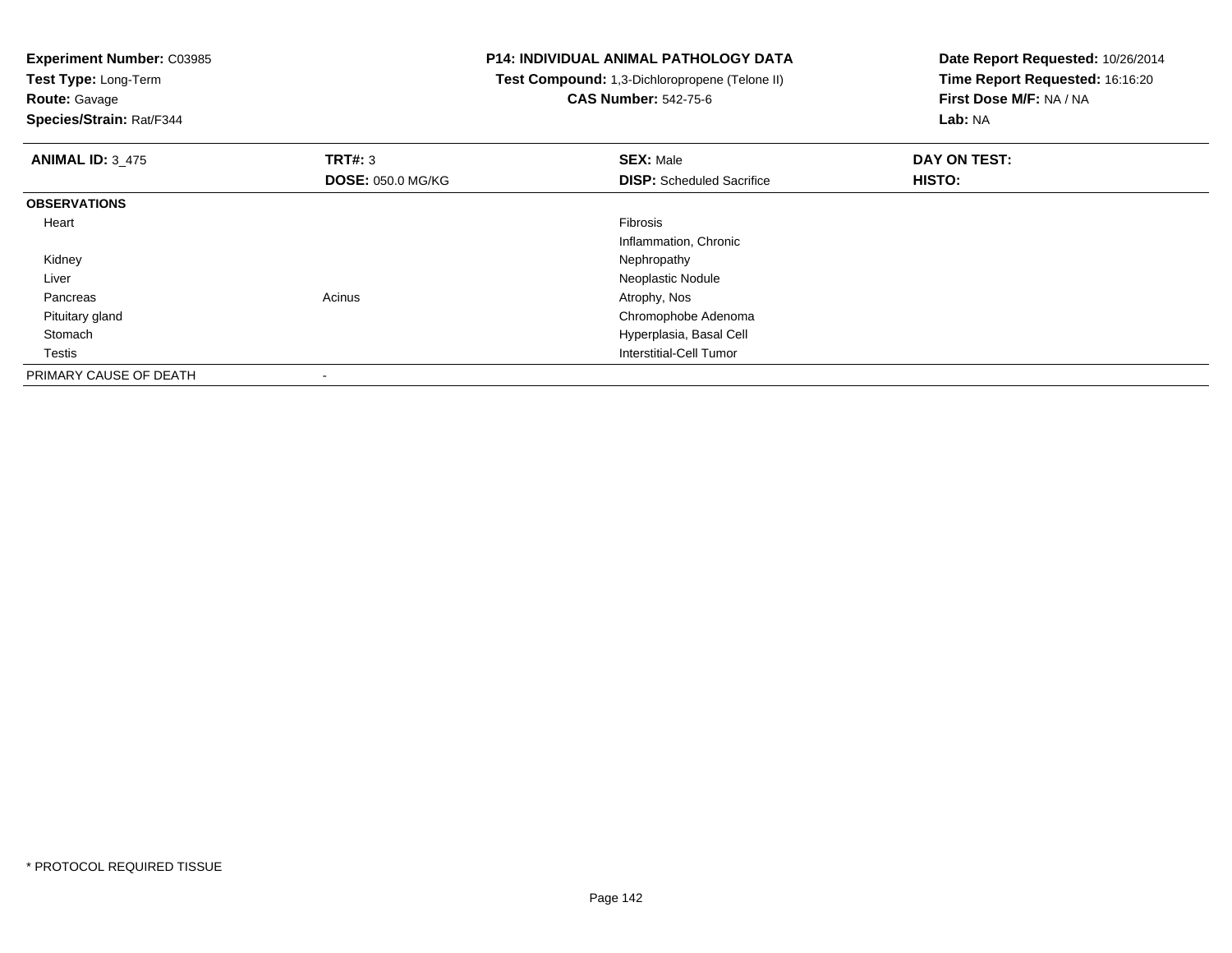**Experiment Number:** C03985
**Test Type:** Long-Term
**Route:** Gavage
**Species/Strain:** Rat/F344

**P14: INDIVIDUAL ANIMAL PATHOLOGY DATA**
**Test Compound:** 1,3-Dichloropropene (Telone II)
**CAS Number:** 542-75-6

**Date Report Requested:** 10/26/2014
**Time Report Requested:** 16:16:20
**First Dose M/F:** NA / NA
**Lab:** NA

| **ANIMAL ID:** 3_475 | **TRT#:** 3 | **SEX:** Male | **DAY ON TEST:** |
|---|---|---|---|
| | **DOSE:** 050.0 MG/KG | **DISP:** Scheduled Sacrifice | **HISTO:** |
| **OBSERVATIONS** | | | |
| Heart | | Fibrosis | |
| | | Inflammation, Chronic | |
| Kidney | | Nephropathy | |
| Liver | | Neoplastic Nodule | |
| Pancreas | Acinus | Atrophy, Nos | |
| Pituitary gland | | Chromophobe Adenoma | |
| Stomach | | Hyperplasia, Basal Cell | |
| Testis | | Interstitial-Cell Tumor | |
| PRIMARY CAUSE OF DEATH | - | | |

* PROTOCOL REQUIRED TISSUE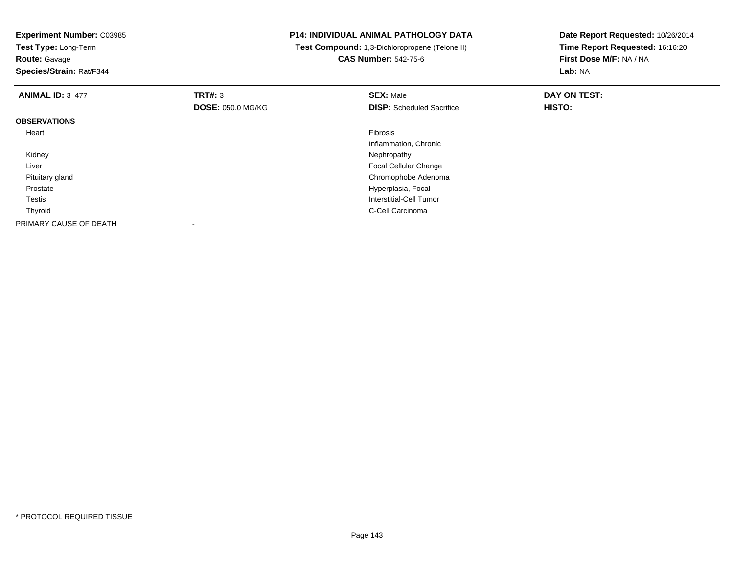**Experiment Number:** C03985
**Test Type:** Long-Term
**Route:** Gavage
**Species/Strain:** Rat/F344

**P14: INDIVIDUAL ANIMAL PATHOLOGY DATA**
**Test Compound:** 1,3-Dichloropropene (Telone II)
**CAS Number:** 542-75-6

**Date Report Requested:** 10/26/2014
**Time Report Requested:** 16:16:20
**First Dose M/F:** NA / NA
**Lab:** NA

| **ANIMAL ID:** 3_477 | **TRT#:** 3 | **SEX:** Male | **DAY ON TEST:** |
|---|---|---|---|
| | **DOSE:** 050.0 MG/KG | **DISP:** Scheduled Sacrifice | **HISTO:** |
| **OBSERVATIONS** | | | |
| Heart | | Fibrosis | |
| | | Inflammation, Chronic | |
| Kidney | | Nephropathy | |
| Liver | | Focal Cellular Change | |
| Pituitary gland | | Chromophobe Adenoma | |
| Prostate | | Hyperplasia, Focal | |
| Testis | | Interstitial-Cell Tumor | |
| Thyroid | | C-Cell Carcinoma | |
| PRIMARY CAUSE OF DEATH | - | | |

* PROTOCOL REQUIRED TISSUE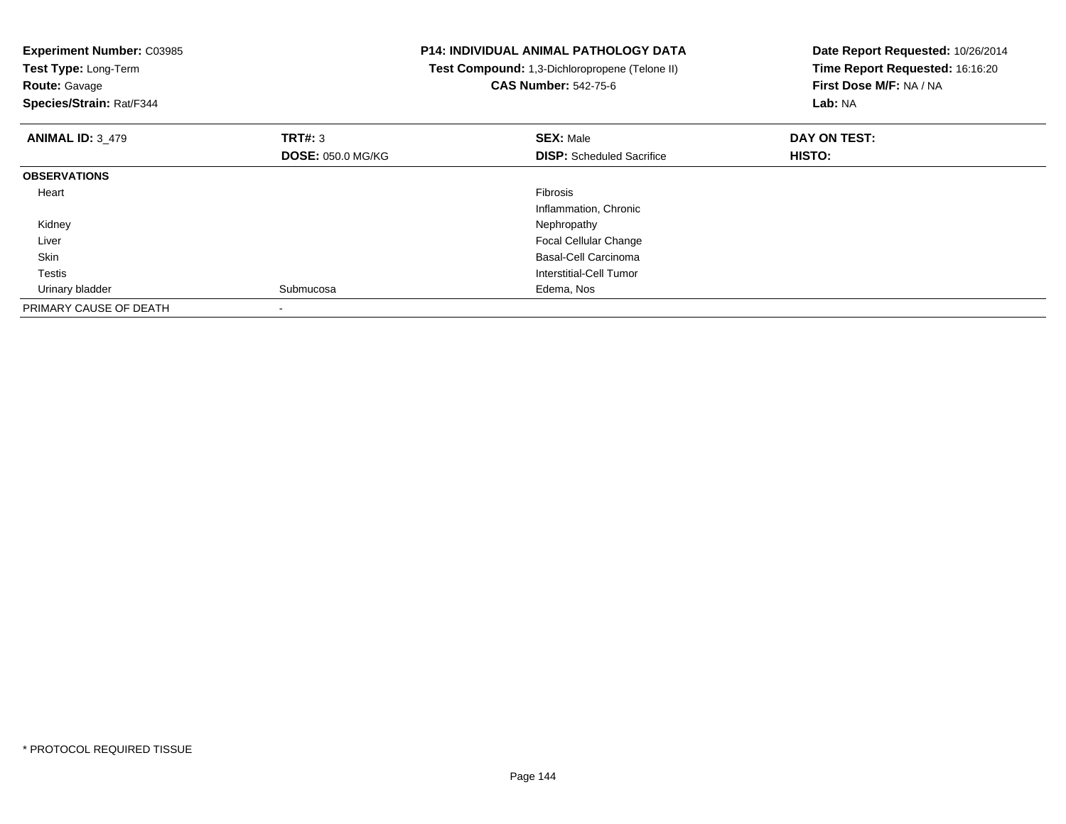**Experiment Number:** C03985
**Test Type:** Long-Term
**Route:** Gavage
**Species/Strain:** Rat/F344

**P14: INDIVIDUAL ANIMAL PATHOLOGY DATA**
**Test Compound:** 1,3-Dichloropropene (Telone II)
**CAS Number:** 542-75-6

**Date Report Requested:** 10/26/2014
**Time Report Requested:** 16:16:20
**First Dose M/F:** NA / NA
**Lab:** NA

| **ANIMAL ID:** 3_479 | **TRT#:** 3 | **SEX:** Male | **DAY ON TEST:** |
|---|---|---|---|
| | **DOSE:** 050.0 MG/KG | **DISP:** Scheduled Sacrifice | **HISTO:** |
| **OBSERVATIONS** | | | |
| Heart | | Fibrosis | |
| | | Inflammation, Chronic | |
| Kidney | | Nephropathy | |
| Liver | | Focal Cellular Change | |
| Skin | | Basal-Cell Carcinoma | |
| Testis | | Interstitial-Cell Tumor | |
| Urinary bladder | Submucosa | Edema, Nos | |
| PRIMARY CAUSE OF DEATH | - | | |

* PROTOCOL REQUIRED TISSUE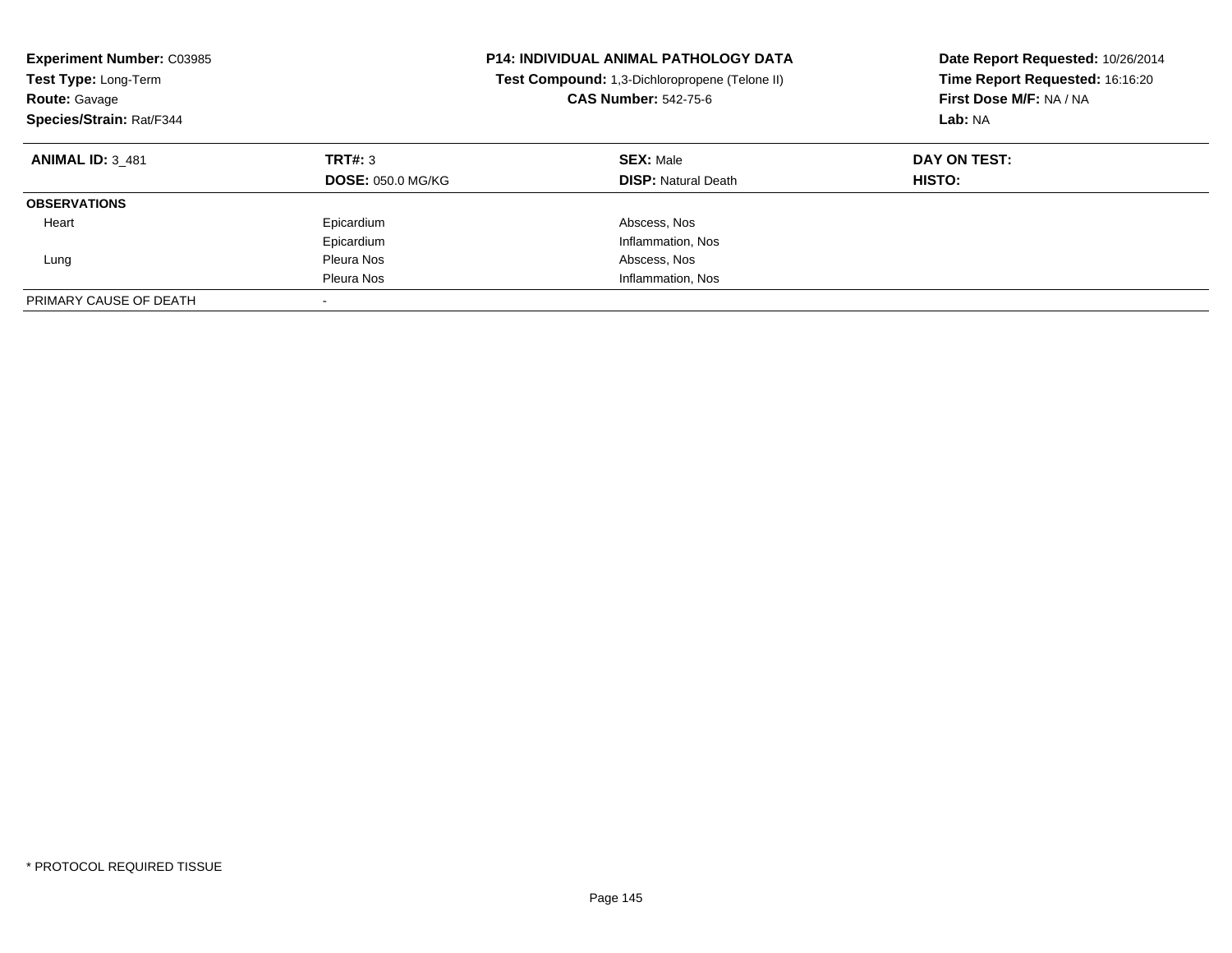**Experiment Number:** C03985
**Test Type:** Long-Term
**Route:** Gavage
**Species/Strain:** Rat/F344

**P14: INDIVIDUAL ANIMAL PATHOLOGY DATA**
**Test Compound:** 1,3-Dichloropropene (Telone II)
**CAS Number:** 542-75-6

**Date Report Requested:** 10/26/2014
**Time Report Requested:** 16:16:20
**First Dose M/F:** NA / NA
**Lab:** NA

| **ANIMAL ID:** 3_481 | **TRT#:** 3 | **SEX:** Male | **DAY ON TEST:** |
|---|---|---|---|
| | **DOSE:** 050.0 MG/KG | **DISP:** Natural Death | **HISTO:** |
| **OBSERVATIONS** | | | |
| Heart | Epicardium | Abscess, Nos | |
| | Epicardium | Inflammation, Nos | |
| Lung | Pleura Nos | Abscess, Nos | |
| | Pleura Nos | Inflammation, Nos | |
| PRIMARY CAUSE OF DEATH | - | | |

* PROTOCOL REQUIRED TISSUE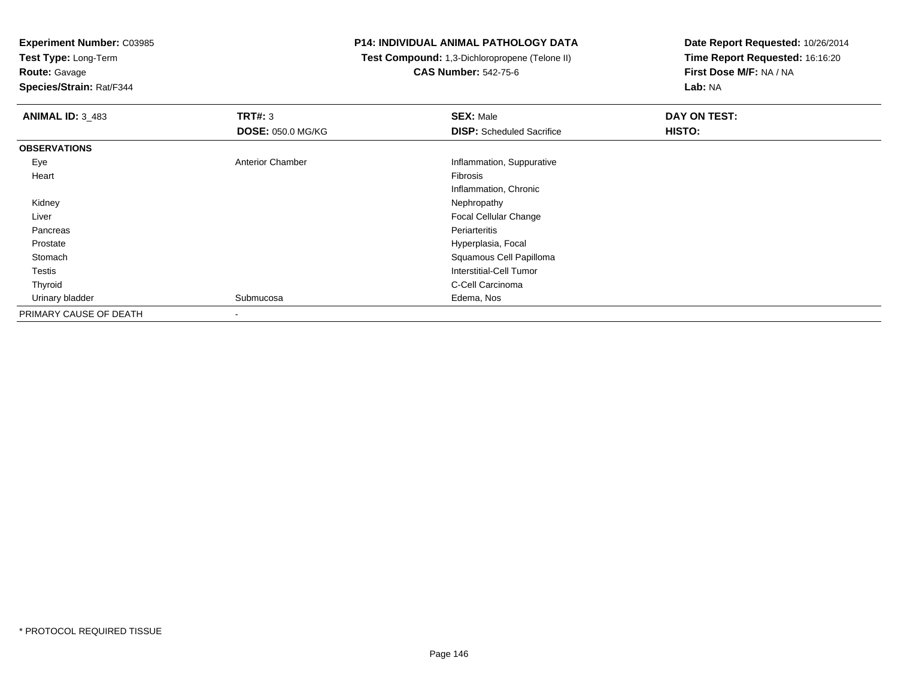**Experiment Number:** C03985
**Test Type:** Long-Term
**Route:** Gavage
**Species/Strain:** Rat/F344

**P14: INDIVIDUAL ANIMAL PATHOLOGY DATA**
**Test Compound:** 1,3-Dichloropropene (Telone II)
**CAS Number:** 542-75-6

**Date Report Requested:** 10/26/2014
**Time Report Requested:** 16:16:20
**First Dose M/F:** NA / NA
**Lab:** NA

| **ANIMAL ID:** 3_483 | **TRT#:** 3 | **SEX:** Male | **DAY ON TEST:** |
|---|---|---|---|
| | **DOSE:** 050.0 MG/KG | **DISP:** Scheduled Sacrifice | **HISTO:** |
| **OBSERVATIONS** | | | |
| Eye | Anterior Chamber | Inflammation, Suppurative | |
| Heart | | Fibrosis | |
| | | Inflammation, Chronic | |
| Kidney | | Nephropathy | |
| Liver | | Focal Cellular Change | |
| Pancreas | | Periarteritis | |
| Prostate | | Hyperplasia, Focal | |
| Stomach | | Squamous Cell Papilloma | |
| Testis | | Interstitial-Cell Tumor | |
| Thyroid | | C-Cell Carcinoma | |
| Urinary bladder | Submucosa | Edema, Nos | |
| PRIMARY CAUSE OF DEATH | - | | |

* PROTOCOL REQUIRED TISSUE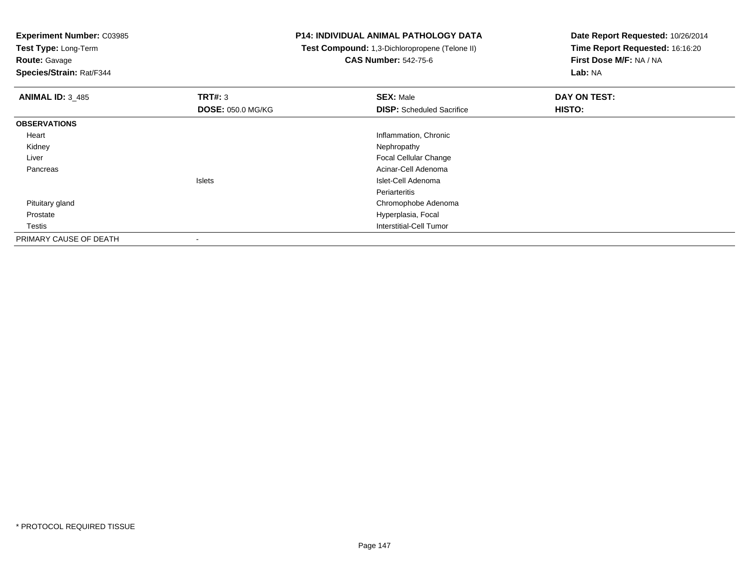**Experiment Number:** C03985
**Test Type:** Long-Term
**Route:** Gavage
**Species/Strain:** Rat/F344

**P14: INDIVIDUAL ANIMAL PATHOLOGY DATA**
**Test Compound:** 1,3-Dichloropropene (Telone II)
**CAS Number:** 542-75-6

**Date Report Requested:** 10/26/2014
**Time Report Requested:** 16:16:20
**First Dose M/F:** NA / NA
**Lab:** NA

| **ANIMAL ID:** 3_485 | **TRT#:** 3 | **SEX:** Male | **DAY ON TEST:** |
|---|---|---|---|
| | **DOSE:** 050.0 MG/KG | **DISP:** Scheduled Sacrifice | **HISTO:** |
| **OBSERVATIONS** | | | |
| Heart | | Inflammation, Chronic | |
| Kidney | | Nephropathy | |
| Liver | | Focal Cellular Change | |
| Pancreas | | Acinar-Cell Adenoma | |
| | Islets | Islet-Cell Adenoma | |
| | | Periarteritis | |
| Pituitary gland | | Chromophobe Adenoma | |
| Prostate | | Hyperplasia, Focal | |
| Testis | | Interstitial-Cell Tumor | |
| PRIMARY CAUSE OF DEATH | - | | |

\* PROTOCOL REQUIRED TISSUE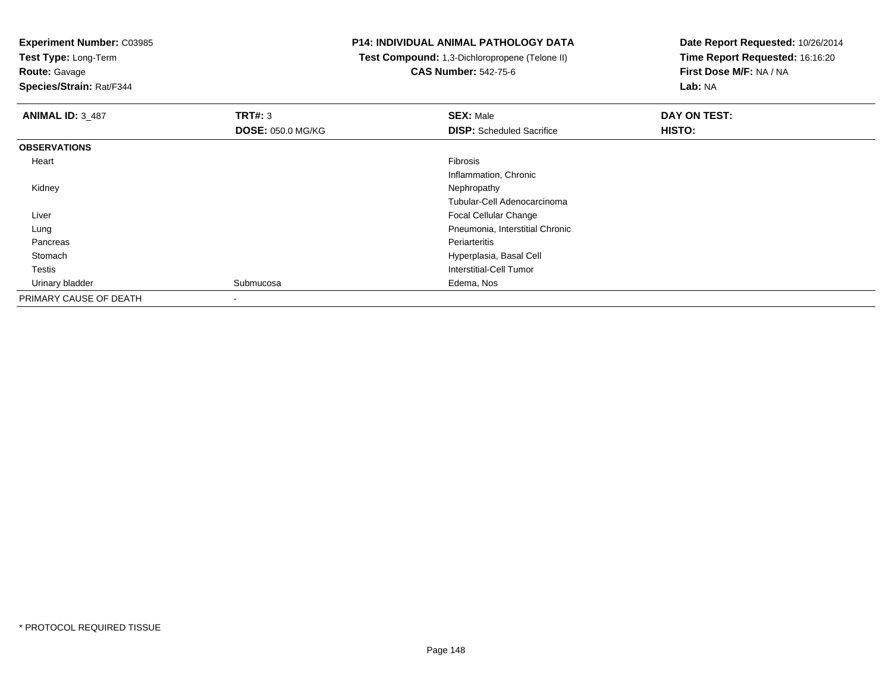**Experiment Number:** C03985
**Test Type:** Long-Term
**Route:** Gavage
**Species/Strain:** Rat/F344

**P14: INDIVIDUAL ANIMAL PATHOLOGY DATA**
**Test Compound:** 1,3-Dichloropropene (Telone II)
**CAS Number:** 542-75-6

**Date Report Requested:** 10/26/2014
**Time Report Requested:** 16:16:20
**First Dose M/F:** NA / NA
**Lab:** NA

| **ANIMAL ID:** 3_487 | **TRT#:** 3 | **SEX:** Male | **DAY ON TEST:** |
|---|---|---|---|
| | **DOSE:** 050.0 MG/KG | **DISP:** Scheduled Sacrifice | **HISTO:** |
| **OBSERVATIONS** | | | |
| Heart | | Fibrosis | |
| | | Inflammation, Chronic | |
| Kidney | | Nephropathy | |
| | | Tubular-Cell Adenocarcinoma | |
| Liver | | Focal Cellular Change | |
| Lung | | Pneumonia, Interstitial Chronic | |
| Pancreas | | Periarteritis | |
| Stomach | | Hyperplasia, Basal Cell | |
| Testis | | Interstitial-Cell Tumor | |
| Urinary bladder | Submucosa | Edema, Nos | |
| PRIMARY CAUSE OF DEATH | - | | |

* PROTOCOL REQUIRED TISSUE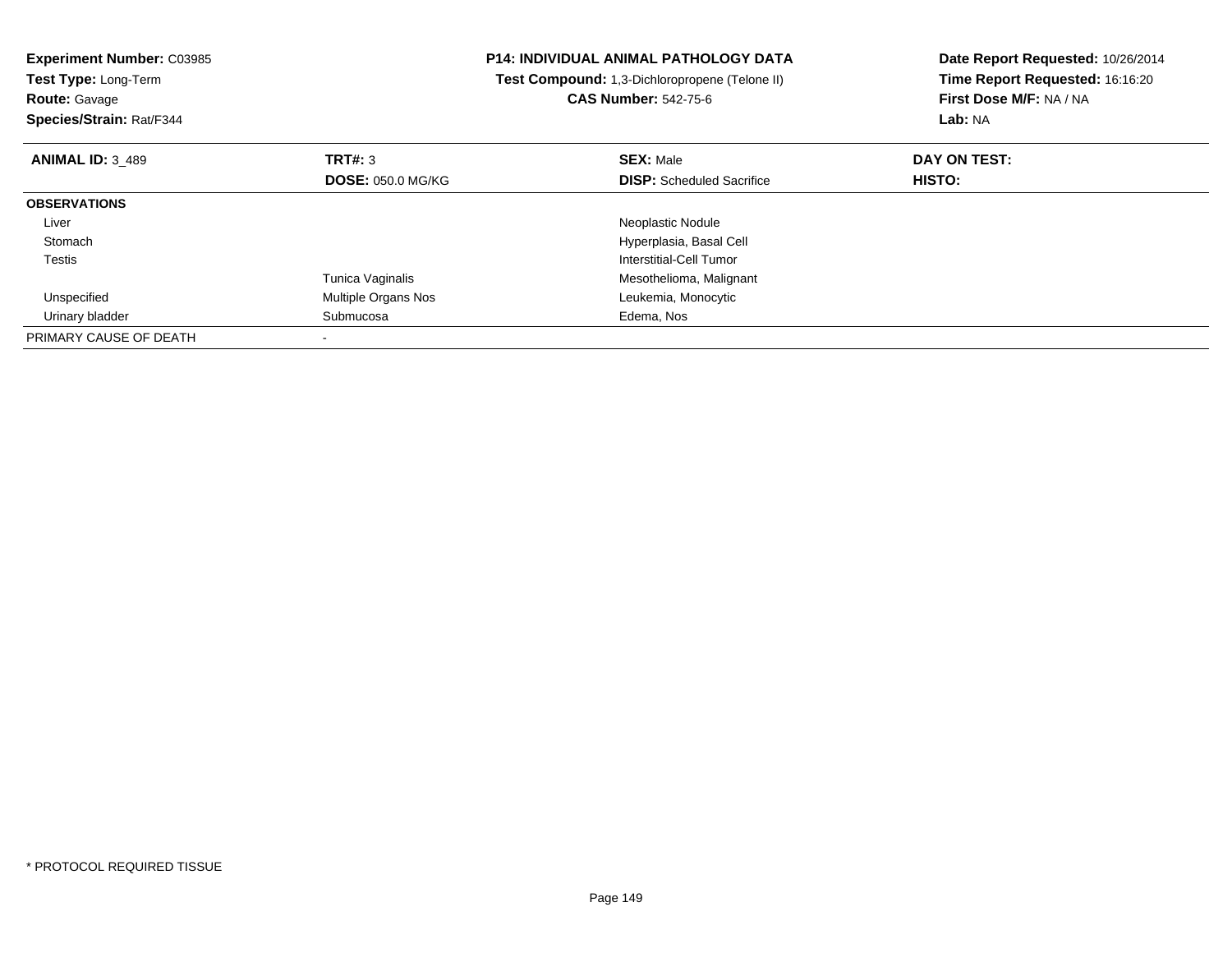**Experiment Number:** C03985
**Test Type:** Long-Term
**Route:** Gavage
**Species/Strain:** Rat/F344

**P14: INDIVIDUAL ANIMAL PATHOLOGY DATA**
**Test Compound:** 1,3-Dichloropropene (Telone II)
**CAS Number:** 542-75-6

**Date Report Requested:** 10/26/2014
**Time Report Requested:** 16:16:20
**First Dose M/F:** NA / NA
**Lab:** NA

| **ANIMAL ID:** 3_489 | **TRT#:** 3 | **SEX:** Male | **DAY ON TEST:** |
|---|---|---|---|
| | **DOSE:** 050.0 MG/KG | **DISP:** Scheduled Sacrifice | **HISTO:** |
| **OBSERVATIONS** | | | |
| Liver | | Neoplastic Nodule | |
| Stomach | | Hyperplasia, Basal Cell | |
| Testis | | Interstitial-Cell Tumor | |
| | Tunica Vaginalis | Mesothelioma, Malignant | |
| Unspecified | Multiple Organs Nos | Leukemia, Monocytic | |
| Urinary bladder | Submucosa | Edema, Nos | |
| PRIMARY CAUSE OF DEATH | - | | |

* PROTOCOL REQUIRED TISSUE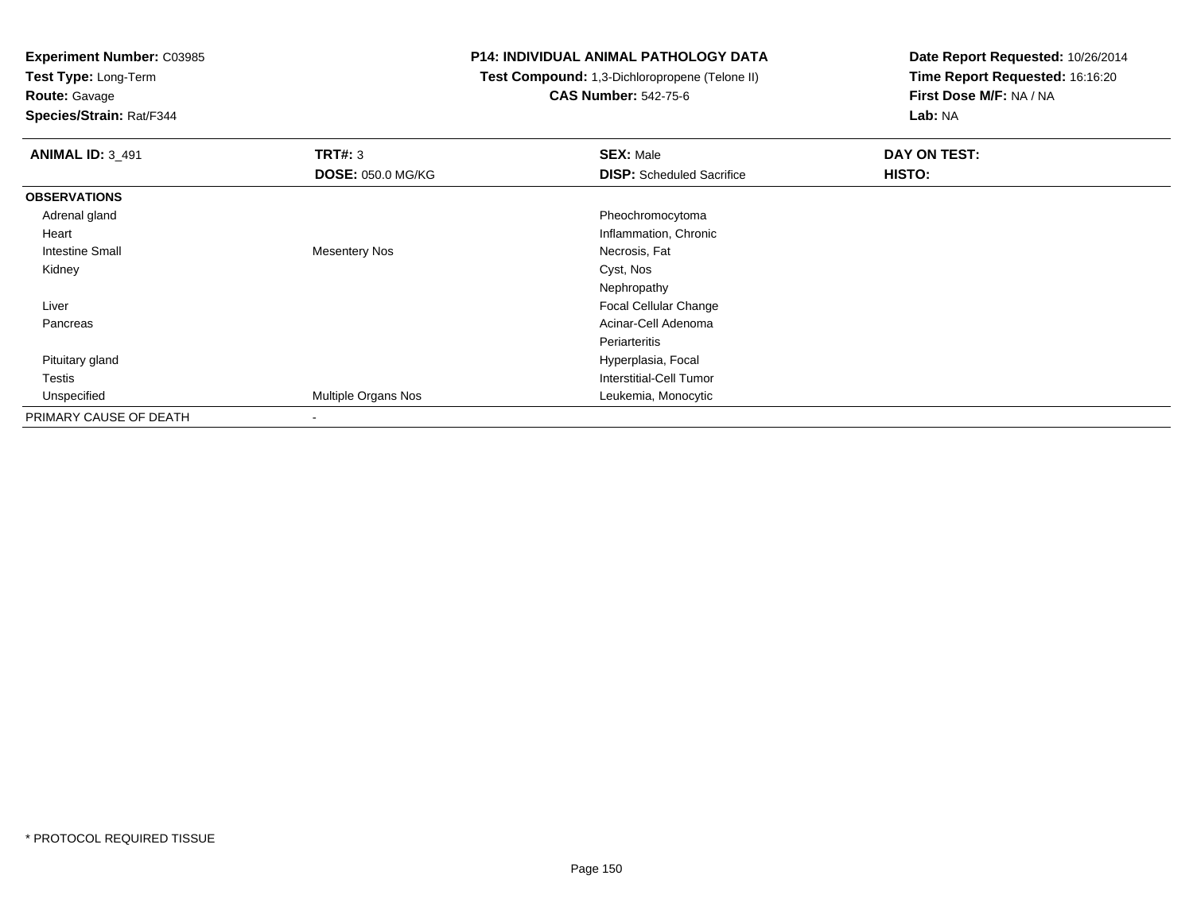**Experiment Number:** C03985
**Test Type:** Long-Term
**Route:** Gavage
**Species/Strain:** Rat/F344

**P14: INDIVIDUAL ANIMAL PATHOLOGY DATA**
**Test Compound:** 1,3-Dichloropropene (Telone II)
**CAS Number:** 542-75-6

**Date Report Requested:** 10/26/2014
**Time Report Requested:** 16:16:20
**First Dose M/F:** NA / NA
**Lab:** NA

| **ANIMAL ID:** 3_491 | **TRT#:** 3 | **SEX:** Male | **DAY ON TEST:** |
|---|---|---|---|
| | **DOSE:** 050.0 MG/KG | **DISP:** Scheduled Sacrifice | **HISTO:** |
| **OBSERVATIONS** | | | |
| Adrenal gland | | Pheochromocytoma | |
| Heart | | Inflammation, Chronic | |
| Intestine Small | Mesentery Nos | Necrosis, Fat | |
| Kidney | | Cyst, Nos | |
| | | Nephropathy | |
| Liver | | Focal Cellular Change | |
| Pancreas | | Acinar-Cell Adenoma | |
| | | Periarteritis | |
| Pituitary gland | | Hyperplasia, Focal | |
| Testis | | Interstitial-Cell Tumor | |
| Unspecified | Multiple Organs Nos | Leukemia, Monocytic | |
| PRIMARY CAUSE OF DEATH | - | | |

* PROTOCOL REQUIRED TISSUE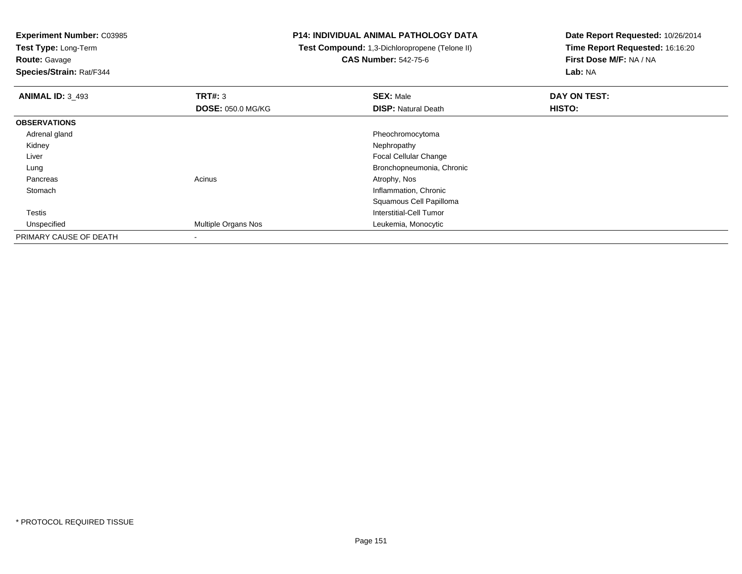**Experiment Number:** C03985
**Test Type:** Long-Term
**Route:** Gavage
**Species/Strain:** Rat/F344

**P14: INDIVIDUAL ANIMAL PATHOLOGY DATA**
**Test Compound:** 1,3-Dichloropropene (Telone II)
**CAS Number:** 542-75-6

**Date Report Requested:** 10/26/2014
**Time Report Requested:** 16:16:20
**First Dose M/F:** NA / NA
**Lab:** NA

| **ANIMAL ID:** 3_493 | **TRT#:** 3 | **SEX:** Male | **DAY ON TEST:** |
|---|---|---|---|
| | **DOSE:** 050.0 MG/KG | **DISP:** Natural Death | **HISTO:** |
| **OBSERVATIONS** | | | |
| Adrenal gland | | Pheochromocytoma | |
| Kidney | | Nephropathy | |
| Liver | | Focal Cellular Change | |
| Lung | | Bronchopneumonia, Chronic | |
| Pancreas | Acinus | Atrophy, Nos | |
| Stomach | | Inflammation, Chronic | |
| | | Squamous Cell Papilloma | |
| Testis | | Interstitial-Cell Tumor | |
| Unspecified | Multiple Organs Nos | Leukemia, Monocytic | |
| PRIMARY CAUSE OF DEATH | - | | |

* PROTOCOL REQUIRED TISSUE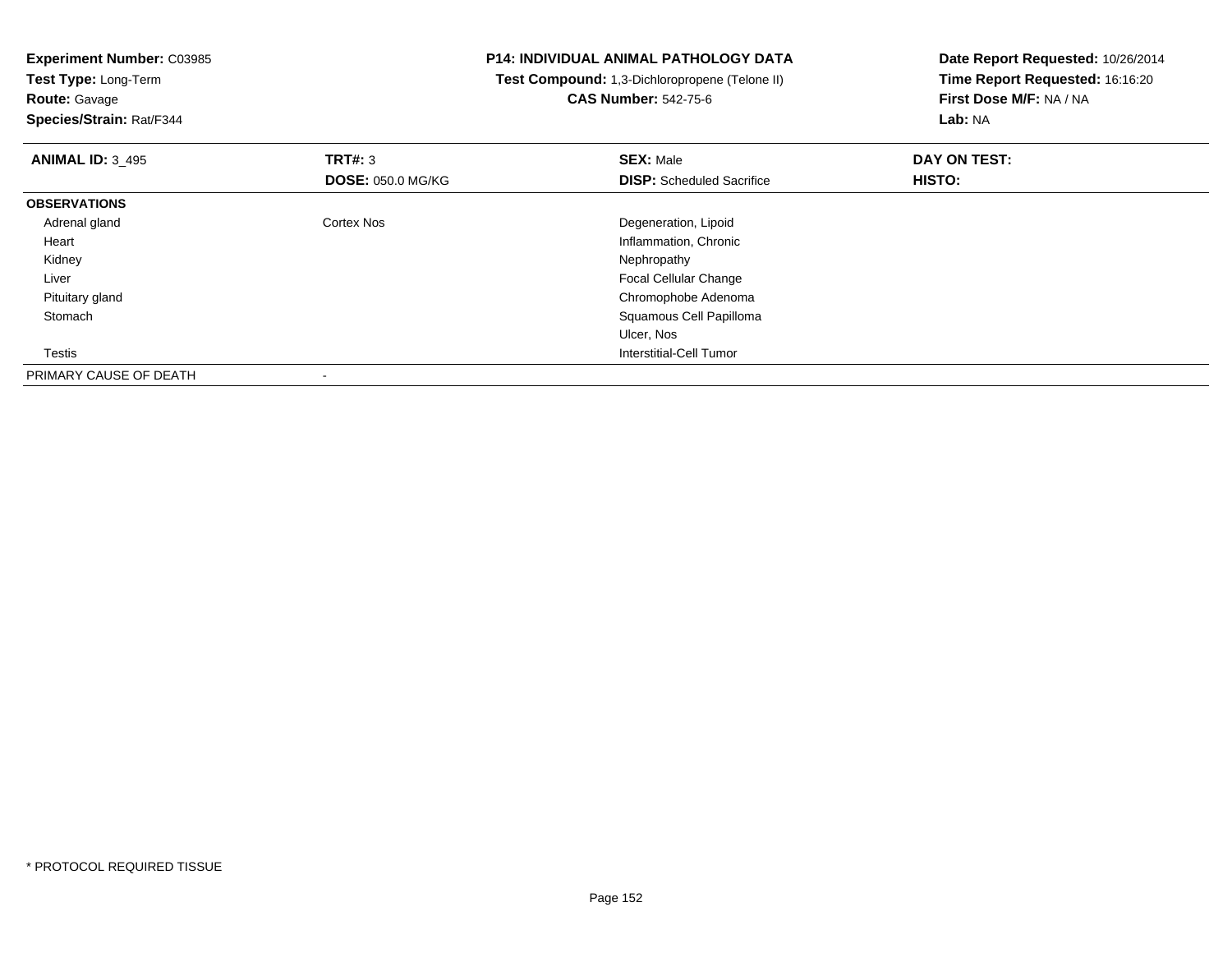**Experiment Number:** C03985
**Test Type:** Long-Term
**Route:** Gavage
**Species/Strain:** Rat/F344

**P14: INDIVIDUAL ANIMAL PATHOLOGY DATA**
**Test Compound:** 1,3-Dichloropropene (Telone II)
**CAS Number:** 542-75-6

**Date Report Requested:** 10/26/2014
**Time Report Requested:** 16:16:20
**First Dose M/F:** NA / NA
**Lab:** NA

| **ANIMAL ID:** 3_495 | **TRT#:** 3 | **SEX:** Male | **DAY ON TEST:** |
|---|---|---|---|
| | **DOSE:** 050.0 MG/KG | **DISP:** Scheduled Sacrifice | **HISTO:** |
| **OBSERVATIONS** | | | |
| Adrenal gland | Cortex Nos | Degeneration, Lipoid | |
| Heart | | Inflammation, Chronic | |
| Kidney | | Nephropathy | |
| Liver | | Focal Cellular Change | |
| Pituitary gland | | Chromophobe Adenoma | |
| Stomach | | Squamous Cell Papilloma | |
| | | Ulcer, Nos | |
| Testis | | Interstitial-Cell Tumor | |
| PRIMARY CAUSE OF DEATH | - | | |

* PROTOCOL REQUIRED TISSUE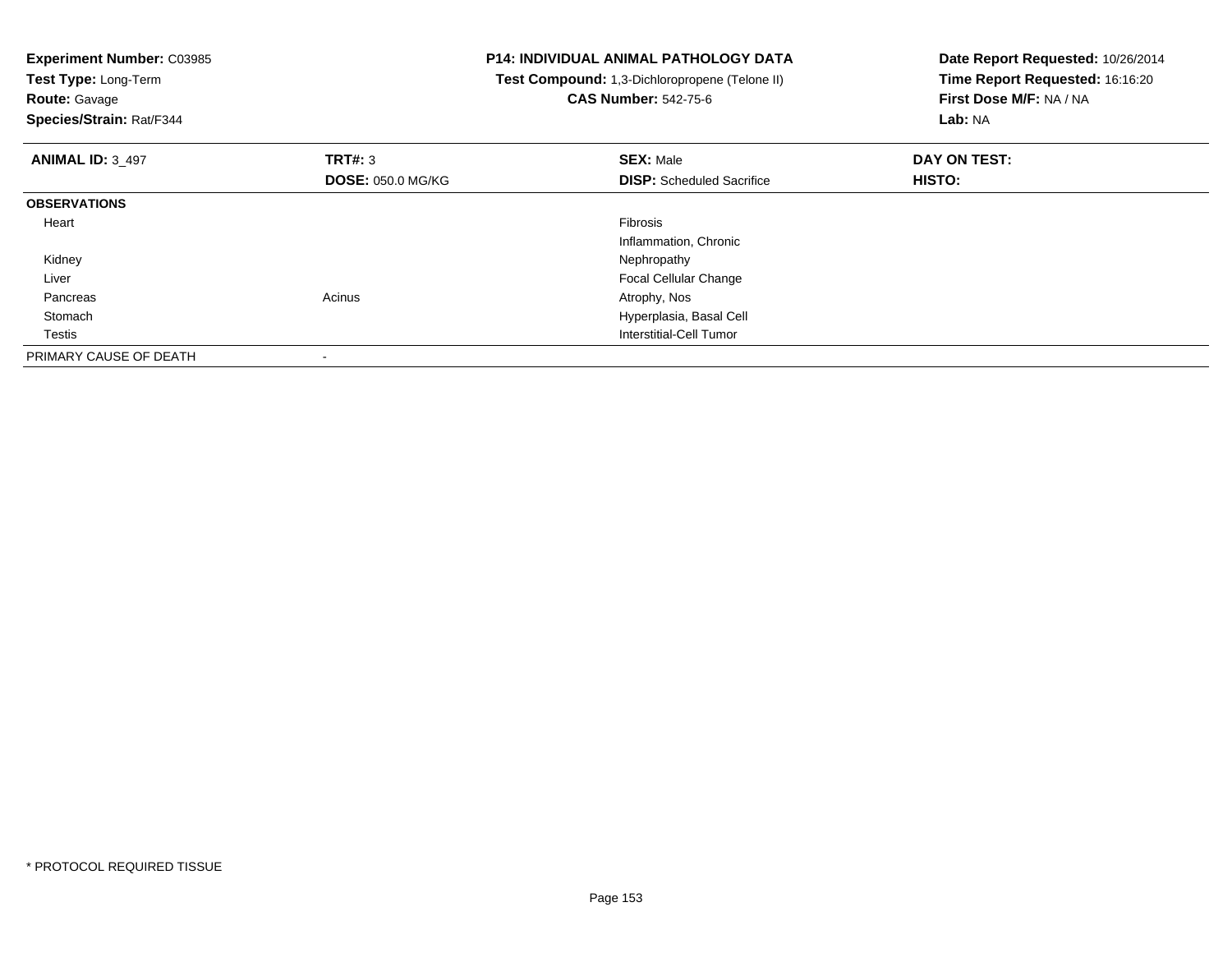**Experiment Number:** C03985
**Test Type:** Long-Term
**Route:** Gavage
**Species/Strain:** Rat/F344

**P14: INDIVIDUAL ANIMAL PATHOLOGY DATA**
**Test Compound:** 1,3-Dichloropropene (Telone II)
**CAS Number:** 542-75-6

**Date Report Requested:** 10/26/2014
**Time Report Requested:** 16:16:20
**First Dose M/F:** NA / NA
**Lab:** NA

| **ANIMAL ID:** 3_497 | **TRT#:** 3 | **SEX:** Male | **DAY ON TEST:** |
|---|---|---|---|
| | **DOSE:** 050.0 MG/KG | **DISP:** Scheduled Sacrifice | **HISTO:** |
| **OBSERVATIONS** | | | |
| Heart | | Fibrosis | |
| | | Inflammation, Chronic | |
| Kidney | | Nephropathy | |
| Liver | | Focal Cellular Change | |
| Pancreas | Acinus | Atrophy, Nos | |
| Stomach | | Hyperplasia, Basal Cell | |
| Testis | | Interstitial-Cell Tumor | |
| PRIMARY CAUSE OF DEATH | - | | |

* PROTOCOL REQUIRED TISSUE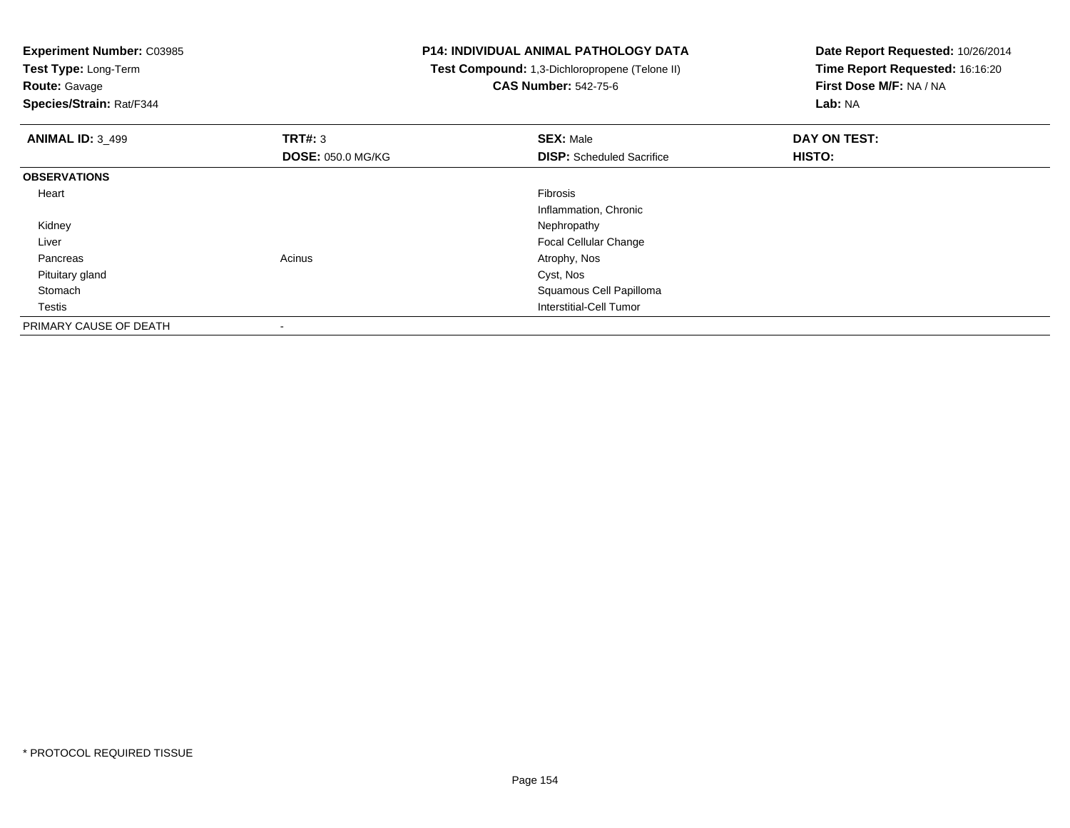**Experiment Number:** C03985
**Test Type:** Long-Term
**Route:** Gavage
**Species/Strain:** Rat/F344

**P14: INDIVIDUAL ANIMAL PATHOLOGY DATA**
**Test Compound:** 1,3-Dichloropropene (Telone II)
**CAS Number:** 542-75-6

**Date Report Requested:** 10/26/2014
**Time Report Requested:** 16:16:20
**First Dose M/F:** NA / NA
**Lab:** NA

| **ANIMAL ID:** 3_499 | **TRT#:** 3 | **SEX:** Male | **DAY ON TEST:** |
|---|---|---|---|
| | **DOSE:** 050.0 MG/KG | **DISP:** Scheduled Sacrifice | **HISTO:** |
| **OBSERVATIONS** | | | |
| Heart | | Fibrosis | |
| | | Inflammation, Chronic | |
| Kidney | | Nephropathy | |
| Liver | | Focal Cellular Change | |
| Pancreas | Acinus | Atrophy, Nos | |
| Pituitary gland | | Cyst, Nos | |
| Stomach | | Squamous Cell Papilloma | |
| Testis | | Interstitial-Cell Tumor | |
| PRIMARY CAUSE OF DEATH | - | | |

* PROTOCOL REQUIRED TISSUE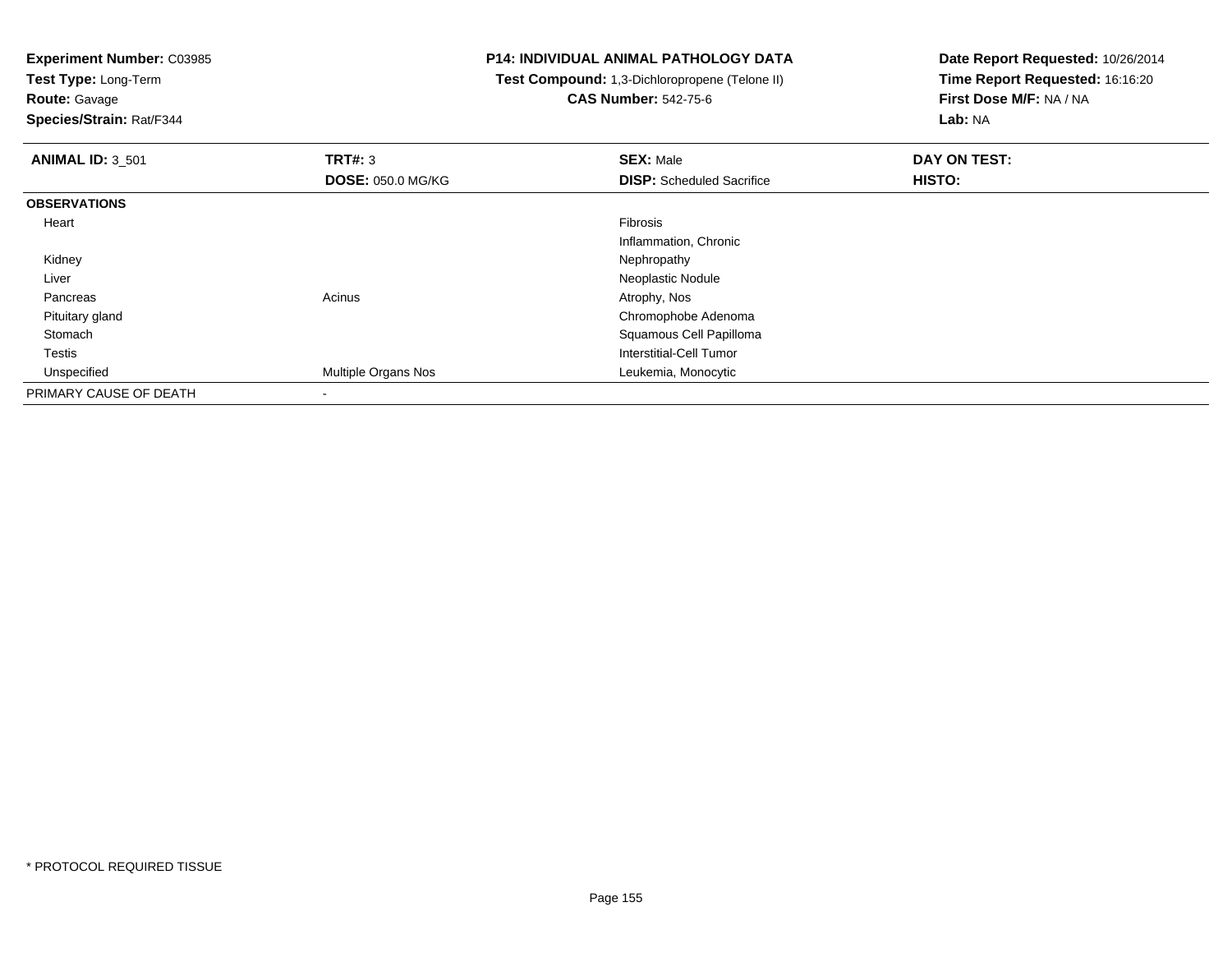**Experiment Number:** C03985
**Test Type:** Long-Term
**Route:** Gavage
**Species/Strain:** Rat/F344

**P14: INDIVIDUAL ANIMAL PATHOLOGY DATA**
**Test Compound:** 1,3-Dichloropropene (Telone II)
**CAS Number:** 542-75-6

**Date Report Requested:** 10/26/2014
**Time Report Requested:** 16:16:20
**First Dose M/F:** NA / NA
**Lab:** NA

| **ANIMAL ID:** 3_501 | **TRT#:** 3 | **SEX:** Male | **DAY ON TEST:** |
|---|---|---|---|
| | **DOSE:** 050.0 MG/KG | **DISP:** Scheduled Sacrifice | **HISTO:** |
| **OBSERVATIONS** | | | |
| Heart | | Fibrosis | |
| | | Inflammation, Chronic | |
| Kidney | | Nephropathy | |
| Liver | | Neoplastic Nodule | |
| Pancreas | Acinus | Atrophy, Nos | |
| Pituitary gland | | Chromophobe Adenoma | |
| Stomach | | Squamous Cell Papilloma | |
| Testis | | Interstitial-Cell Tumor | |
| Unspecified | Multiple Organs Nos | Leukemia, Monocytic | |
| PRIMARY CAUSE OF DEATH | - | | |

* PROTOCOL REQUIRED TISSUE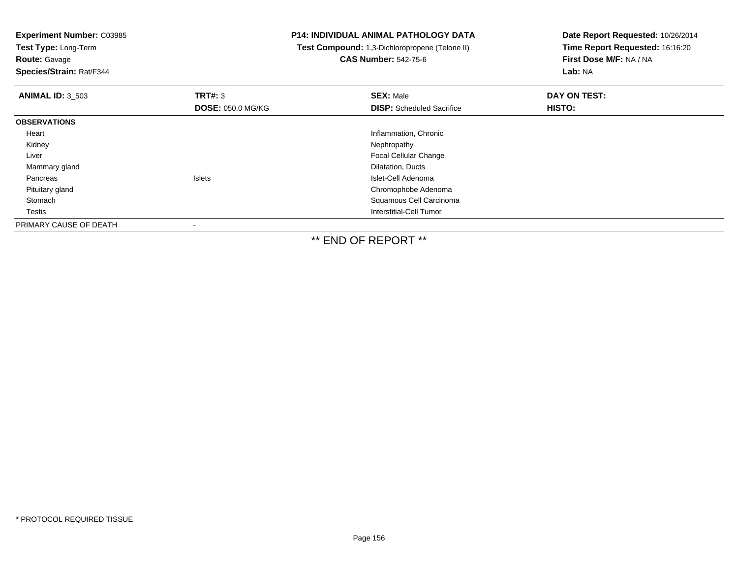**Experiment Number:** C03985
**Test Type:** Long-Term
**Route:** Gavage
**Species/Strain:** Rat/F344

**P14: INDIVIDUAL ANIMAL PATHOLOGY DATA**
**Test Compound:** 1,3-Dichloropropene (Telone II)
**CAS Number:** 542-75-6

**Date Report Requested:** 10/26/2014
**Time Report Requested:** 16:16:20
**First Dose M/F:** NA / NA
**Lab:** NA

| **ANIMAL ID:** 3_503 | **TRT#:** 3 | **SEX:** Male | **DAY ON TEST:** |
|---|---|---|---|
| | **DOSE:** 050.0 MG/KG | **DISP:** Scheduled Sacrifice | **HISTO:** |
| **OBSERVATIONS** | | | |
| Heart | | Inflammation, Chronic | |
| Kidney | | Nephropathy | |
| Liver | | Focal Cellular Change | |
| Mammary gland | | Dilatation, Ducts | |
| Pancreas | Islets | Islet-Cell Adenoma | |
| Pituitary gland | | Chromophobe Adenoma | |
| Stomach | | Squamous Cell Carcinoma | |
| Testis | | Interstitial-Cell Tumor | |
| PRIMARY CAUSE OF DEATH | - | | |

** END OF REPORT **

* PROTOCOL REQUIRED TISSUE